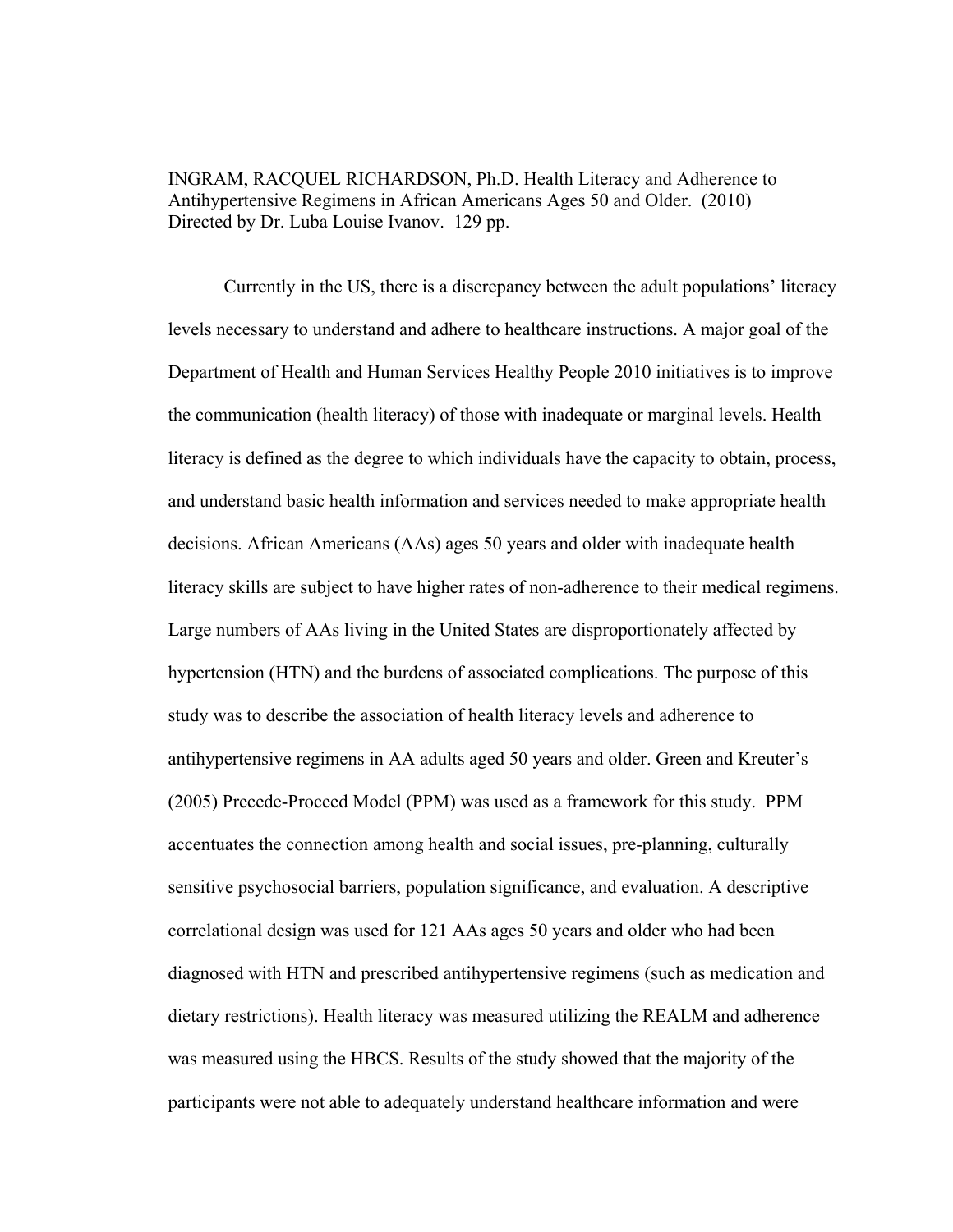INGRAM, RACQUEL RICHARDSON, Ph.D. Health Literacy and Adherence to Antihypertensive Regimens in African Americans Ages 50 and Older. (2010) Directed by Dr. Luba Louise Ivanov. 129 pp.

Currently in the US, there is a discrepancy between the adult populations' literacy levels necessary to understand and adhere to healthcare instructions. A major goal of the Department of Health and Human Services Healthy People 2010 initiatives is to improve the communication (health literacy) of those with inadequate or marginal levels. Health literacy is defined as the degree to which individuals have the capacity to obtain, process, and understand basic health information and services needed to make appropriate health decisions. African Americans (AAs) ages 50 years and older with inadequate health literacy skills are subject to have higher rates of non-adherence to their medical regimens. Large numbers of AAs living in the United States are disproportionately affected by hypertension (HTN) and the burdens of associated complications. The purpose of this study was to describe the association of health literacy levels and adherence to antihypertensive regimens in AA adults aged 50 years and older. Green and Kreuter's (2005) Precede-Proceed Model (PPM) was used as a framework for this study. PPM accentuates the connection among health and social issues, pre-planning, culturally sensitive psychosocial barriers, population significance, and evaluation. A descriptive correlational design was used for 121 AAs ages 50 years and older who had been diagnosed with HTN and prescribed antihypertensive regimens (such as medication and dietary restrictions). Health literacy was measured utilizing the REALM and adherence was measured using the HBCS. Results of the study showed that the majority of the participants were not able to adequately understand healthcare information and were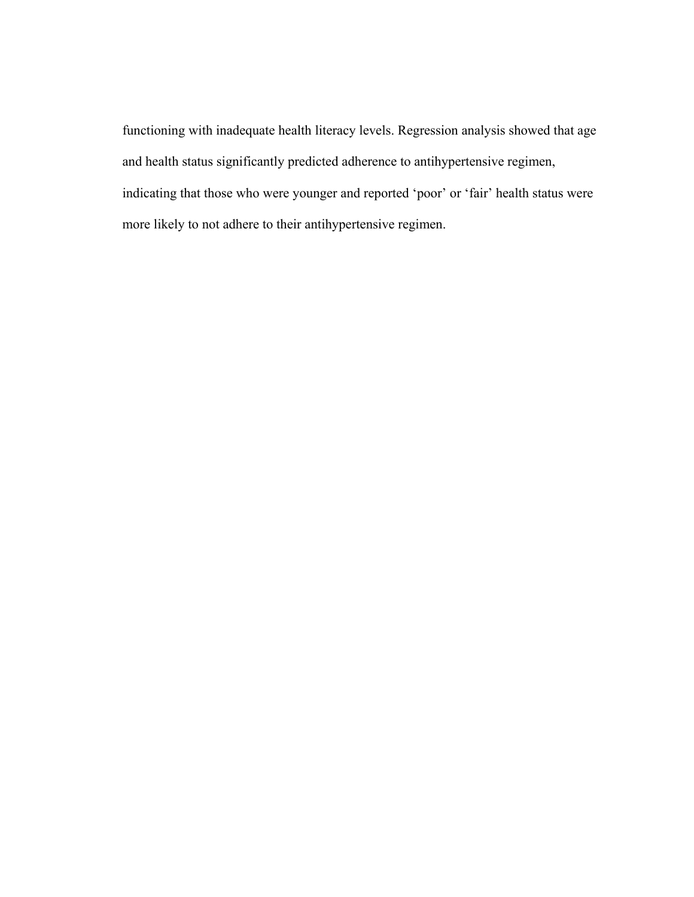functioning with inadequate health literacy levels. Regression analysis showed that age and health status significantly predicted adherence to antihypertensive regimen, indicating that those who were younger and reported ‘poor’ or ‘fair’ health status were more likely to not adhere to their antihypertensive regimen.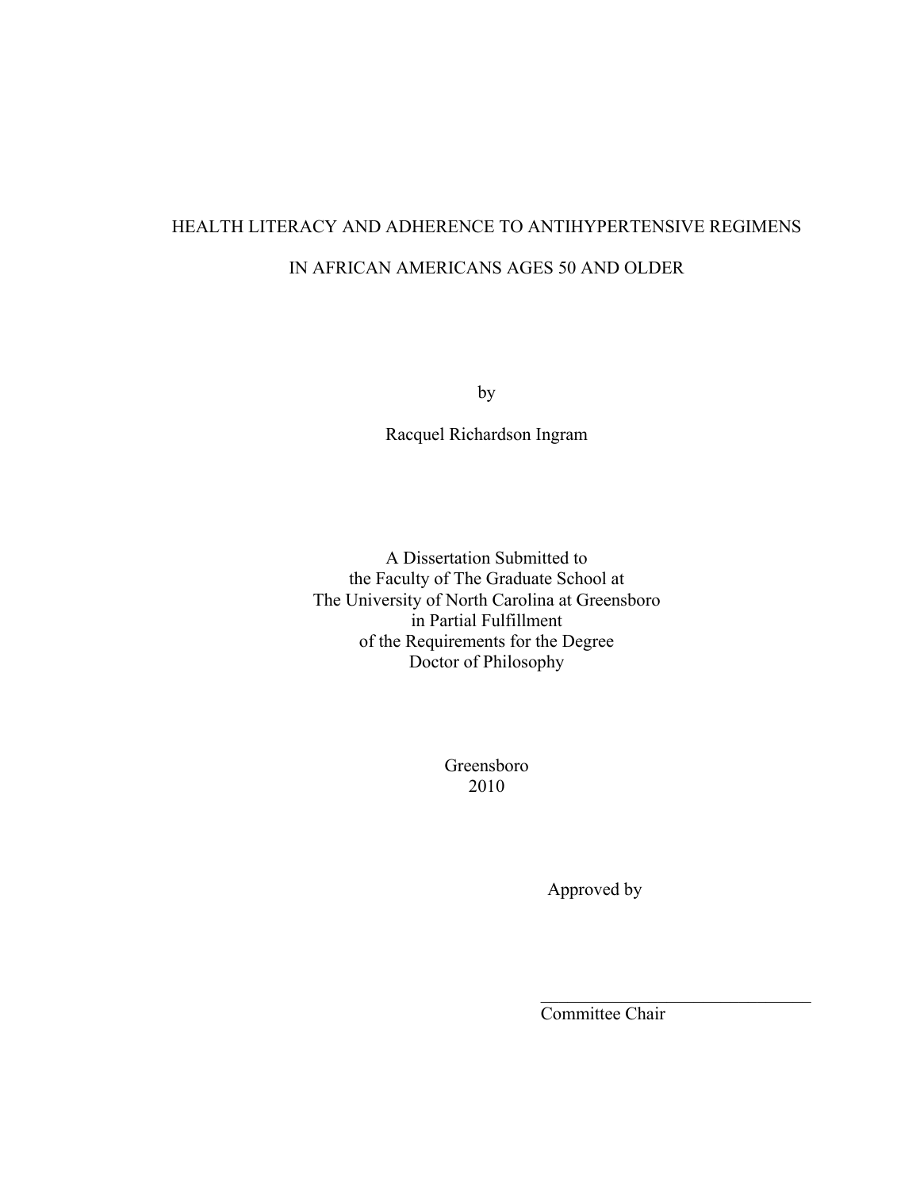HEALTH LITERACY AND ADHERENCE TO ANTIHYPERTENSIVE REGIMENS

IN AFRICAN AMERICANS AGES 50 AND OLDER

by

Racquel Richardson Ingram

A Dissertation Submitted to
the Faculty of The Graduate School at
The University of North Carolina at Greensboro
in Partial Fulfillment
of the Requirements for the Degree
Doctor of Philosophy

Greensboro
2010

Approved by

_______________________________
Committee Chair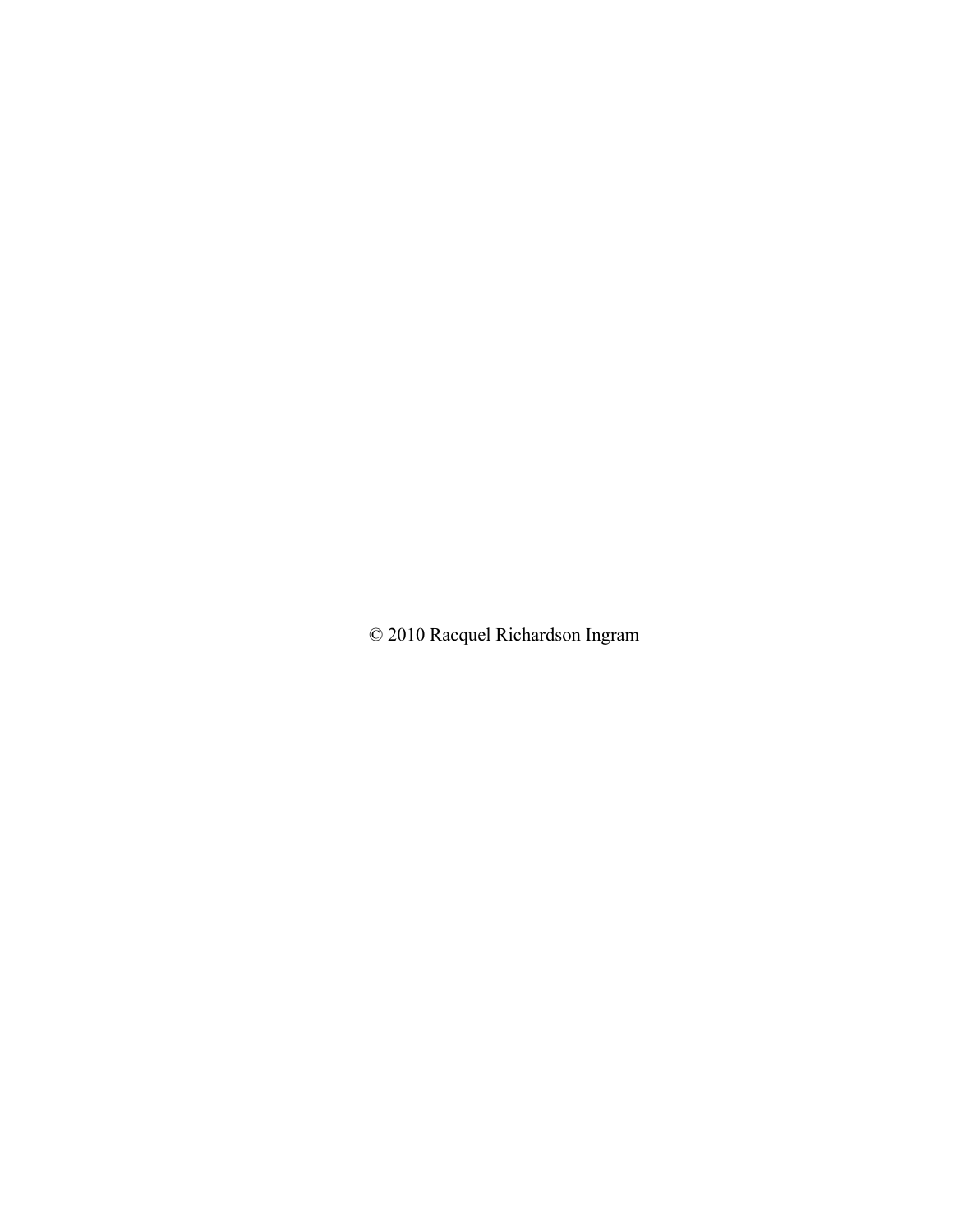© 2010 Racquel Richardson Ingram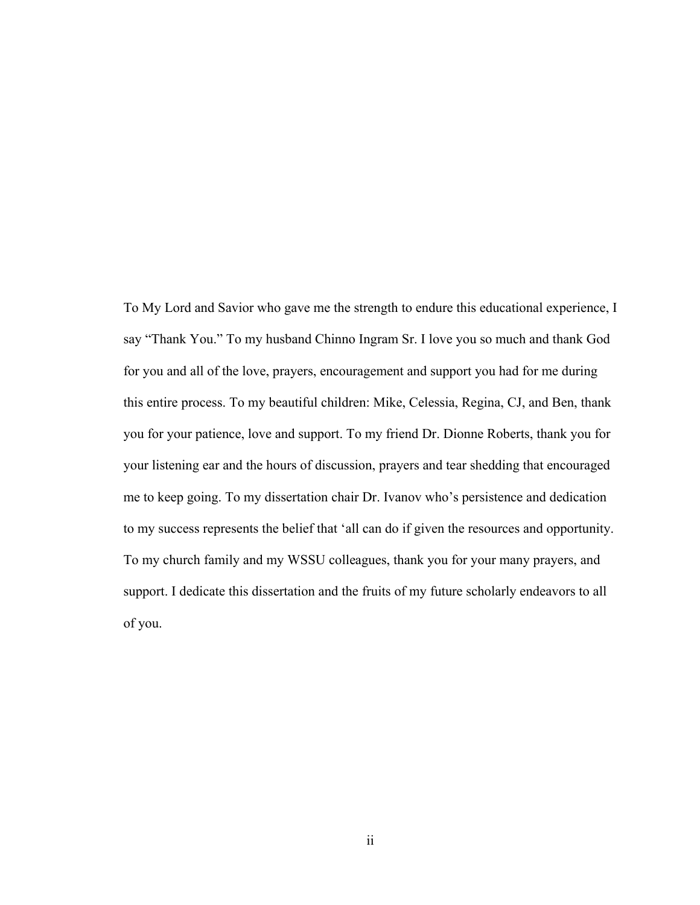To My Lord and Savior who gave me the strength to endure this educational experience, I say "Thank You." To my husband Chinno Ingram Sr. I love you so much and thank God for you and all of the love, prayers, encouragement and support you had for me during this entire process. To my beautiful children: Mike, Celessia, Regina, CJ, and Ben, thank you for your patience, love and support. To my friend Dr. Dionne Roberts, thank you for your listening ear and the hours of discussion, prayers and tear shedding that encouraged me to keep going. To my dissertation chair Dr. Ivanov who's persistence and dedication to my success represents the belief that 'all can do if given the resources and opportunity. To my church family and my WSSU colleagues, thank you for your many prayers, and support. I dedicate this dissertation and the fruits of my future scholarly endeavors to all of you.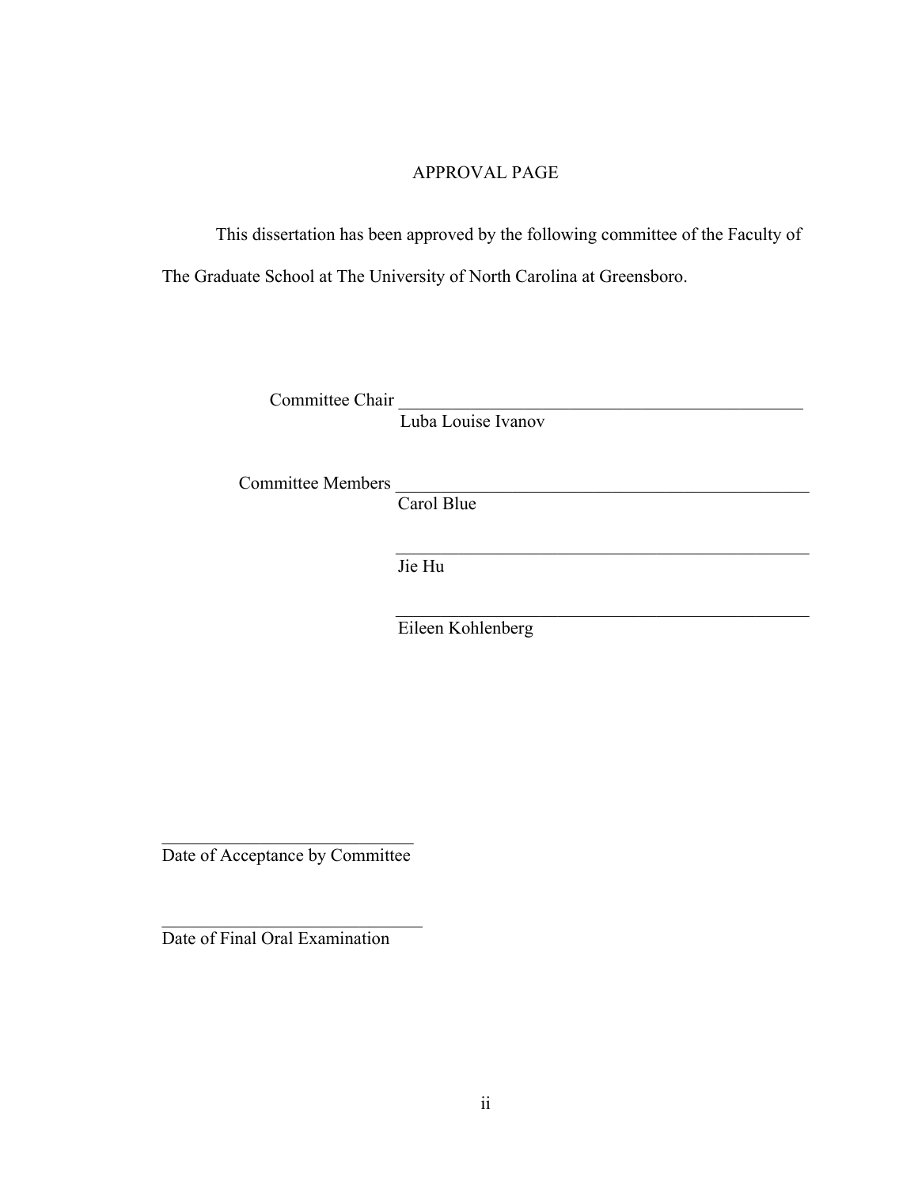# APPROVAL PAGE

This dissertation has been approved by the following committee of the Faculty of The Graduate School at The University of North Carolina at Greensboro.

Committee Chair ______________________________
Luba Louise Ivanov

Committee Members ______________________________
Carol Blue

______________________________
Jie Hu

______________________________
Eileen Kohlenberg

______________________________
Date of Acceptance by Committee

______________________________
Date of Final Oral Examination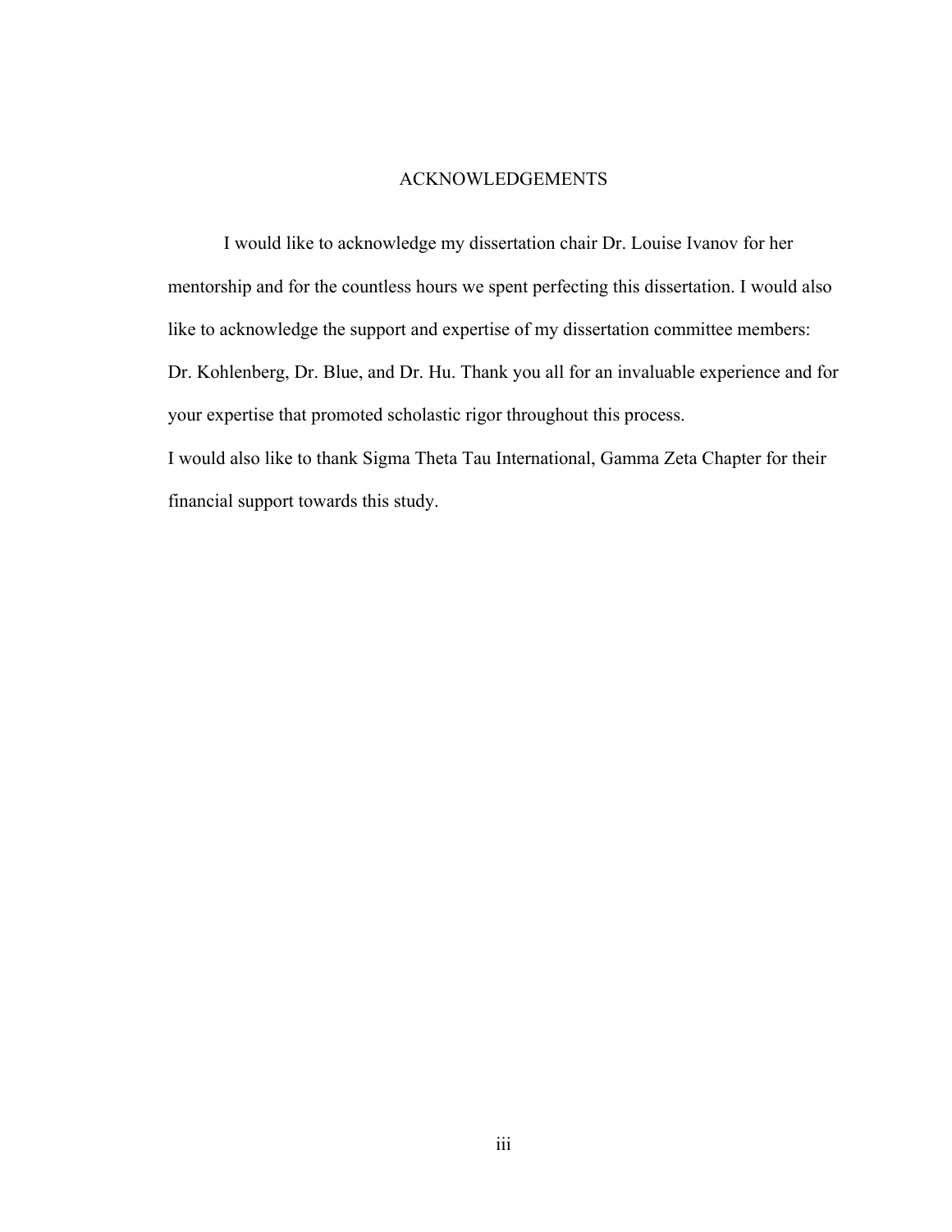# ACKNOWLEDGEMENTS

I would like to acknowledge my dissertation chair Dr. Louise Ivanov for her mentorship and for the countless hours we spent perfecting this dissertation. I would also like to acknowledge the support and expertise of my dissertation committee members: Dr. Kohlenberg, Dr. Blue, and Dr. Hu. Thank you all for an invaluable experience and for your expertise that promoted scholastic rigor throughout this process.

I would also like to thank Sigma Theta Tau International, Gamma Zeta Chapter for their financial support towards this study.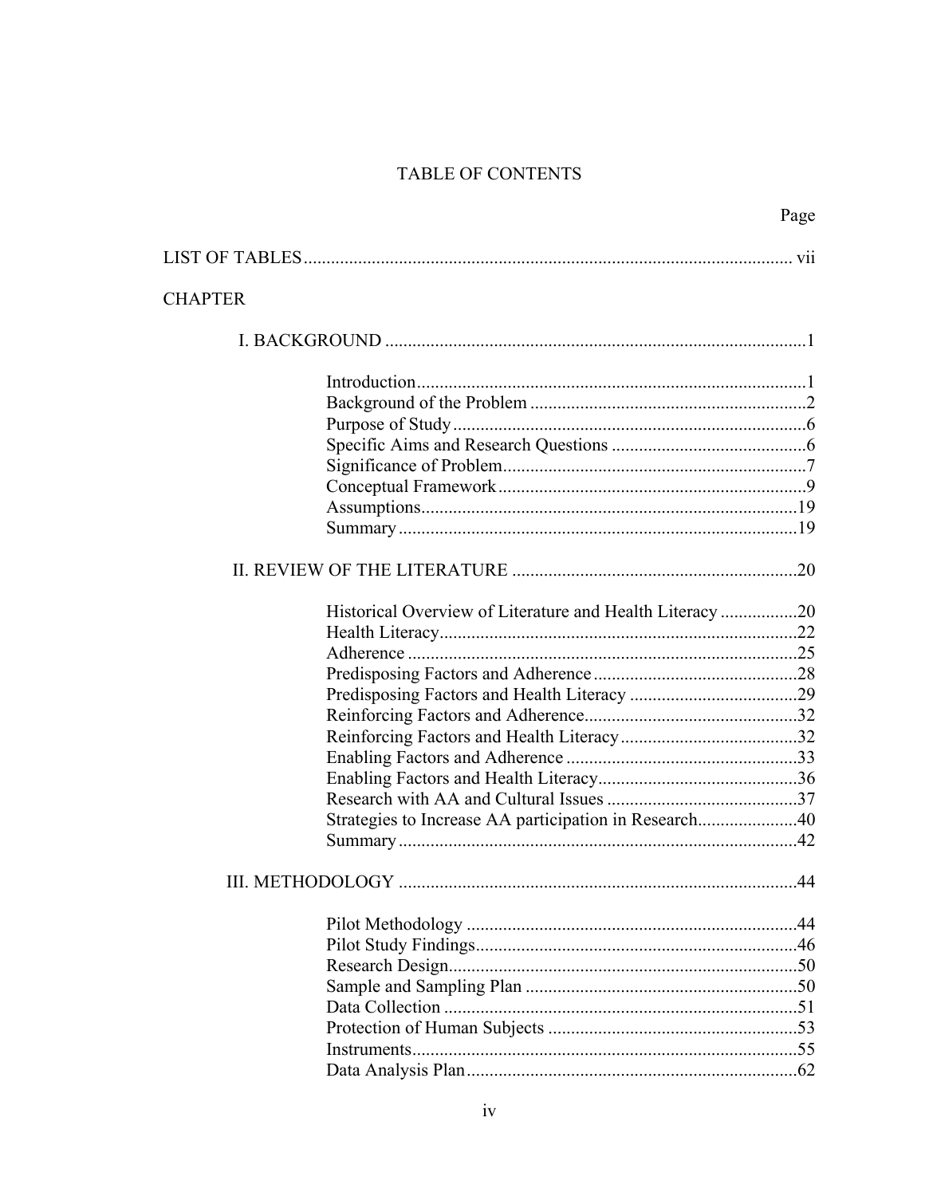# TABLE OF CONTENTS

Page

LIST OF TABLES ............................................................................................... vii

CHAPTER

I. BACKGROUND ............................................................................................1

- Introduction.....................................................................................1
- Background of the Problem ............................................................2
- Purpose of Study .............................................................................6
- Specific Aims and Research Questions ...........................................6
- Significance of Problem...................................................................7
- Conceptual Framework ....................................................................9
- Assumptions...................................................................................19
- Summary ........................................................................................19

II. REVIEW OF THE LITERATURE ..............................................................20

- Historical Overview of Literature and Health Literacy .................20
- Health Literacy...............................................................................22
- Adherence ......................................................................................25
- Predisposing Factors and Adherence .............................................28
- Predisposing Factors and Health Literacy .....................................29
- Reinforcing Factors and Adherence...............................................32
- Reinforcing Factors and Health Literacy.......................................32
- Enabling Factors and Adherence ...................................................33
- Enabling Factors and Health Literacy............................................36
- Research with AA and Cultural Issues ..........................................37
- Strategies to Increase AA participation in Research......................40
- Summary ........................................................................................42

III. METHODOLOGY .......................................................................................44

- Pilot Methodology .........................................................................44
- Pilot Study Findings.......................................................................46
- Research Design.............................................................................50
- Sample and Sampling Plan ............................................................50
- Data Collection ..............................................................................51
- Protection of Human Subjects .......................................................53
- Instruments.....................................................................................55
- Data Analysis Plan.........................................................................62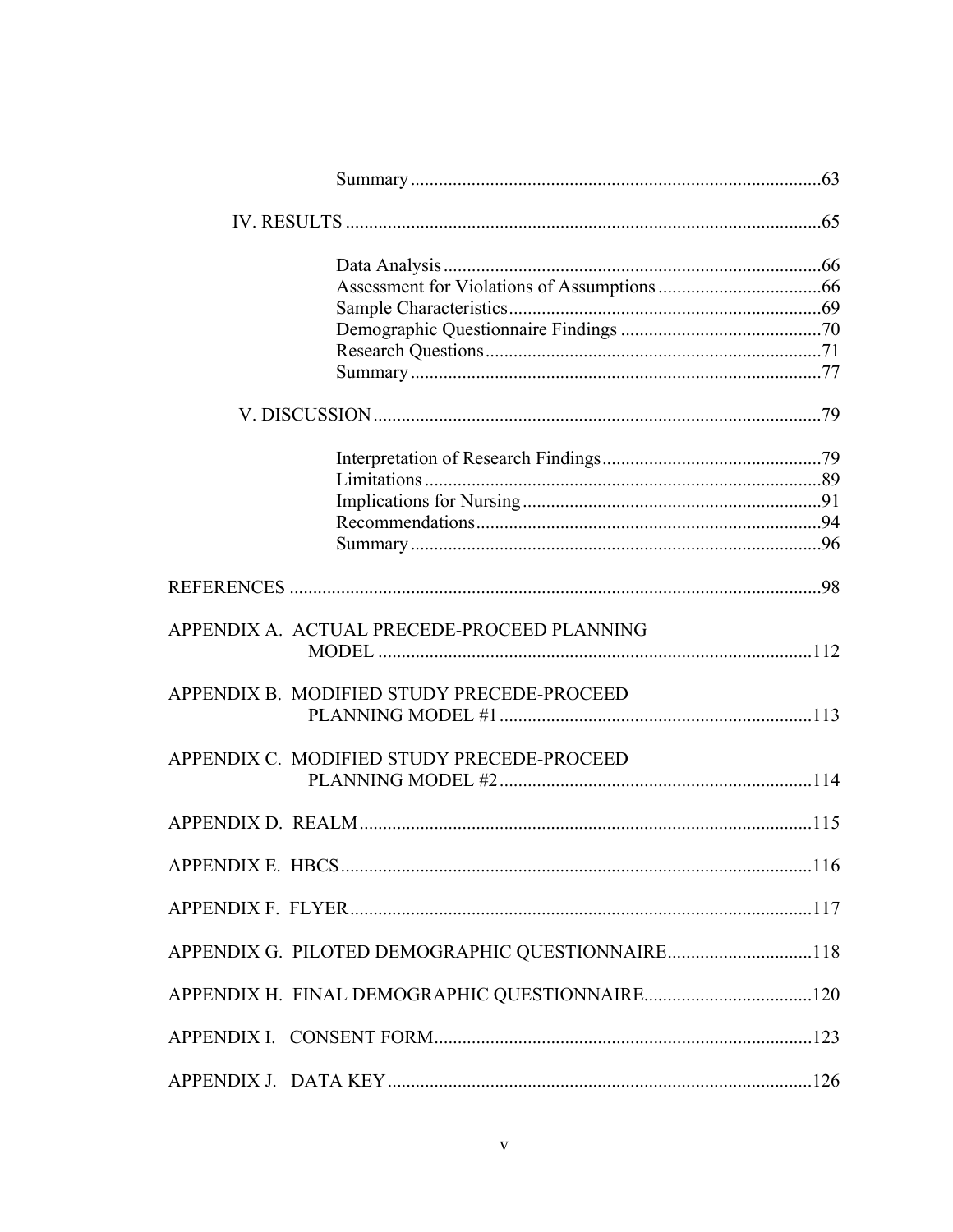Summary ........................................................................................63

IV. RESULTS ......................................................................................65

Data Analysis .................................................................................66
Assessment for Violations of Assumptions ...................................66
Sample Characteristics ...................................................................69
Demographic Questionnaire Findings ...........................................70
Research Questions ........................................................................71
Summary ........................................................................................77

V. DISCUSSION ...............................................................................79

Interpretation of Research Findings ...............................................79
Limitations .....................................................................................89
Implications for Nursing ................................................................91
Recommendations ..........................................................................94
Summary ........................................................................................96

REFERENCES ..................................................................................................98

APPENDIX A. ACTUAL PRECEDE-PROCEED PLANNING MODEL ............................................................................................112

APPENDIX B. MODIFIED STUDY PRECEDE-PROCEED PLANNING MODEL #1 ..................................................................113

APPENDIX C. MODIFIED STUDY PRECEDE-PROCEED PLANNING MODEL #2 ..................................................................114

APPENDIX D. REALM .................................................................................115

APPENDIX E. HBCS .....................................................................................116

APPENDIX F. FLYER ....................................................................................117

APPENDIX G. PILOTED DEMOGRAPHIC QUESTIONNAIRE...............................118

APPENDIX H. FINAL DEMOGRAPHIC QUESTIONNAIRE....................................120

APPENDIX I. CONSENT FORM .................................................................123

APPENDIX J. DATA KEY ...........................................................................126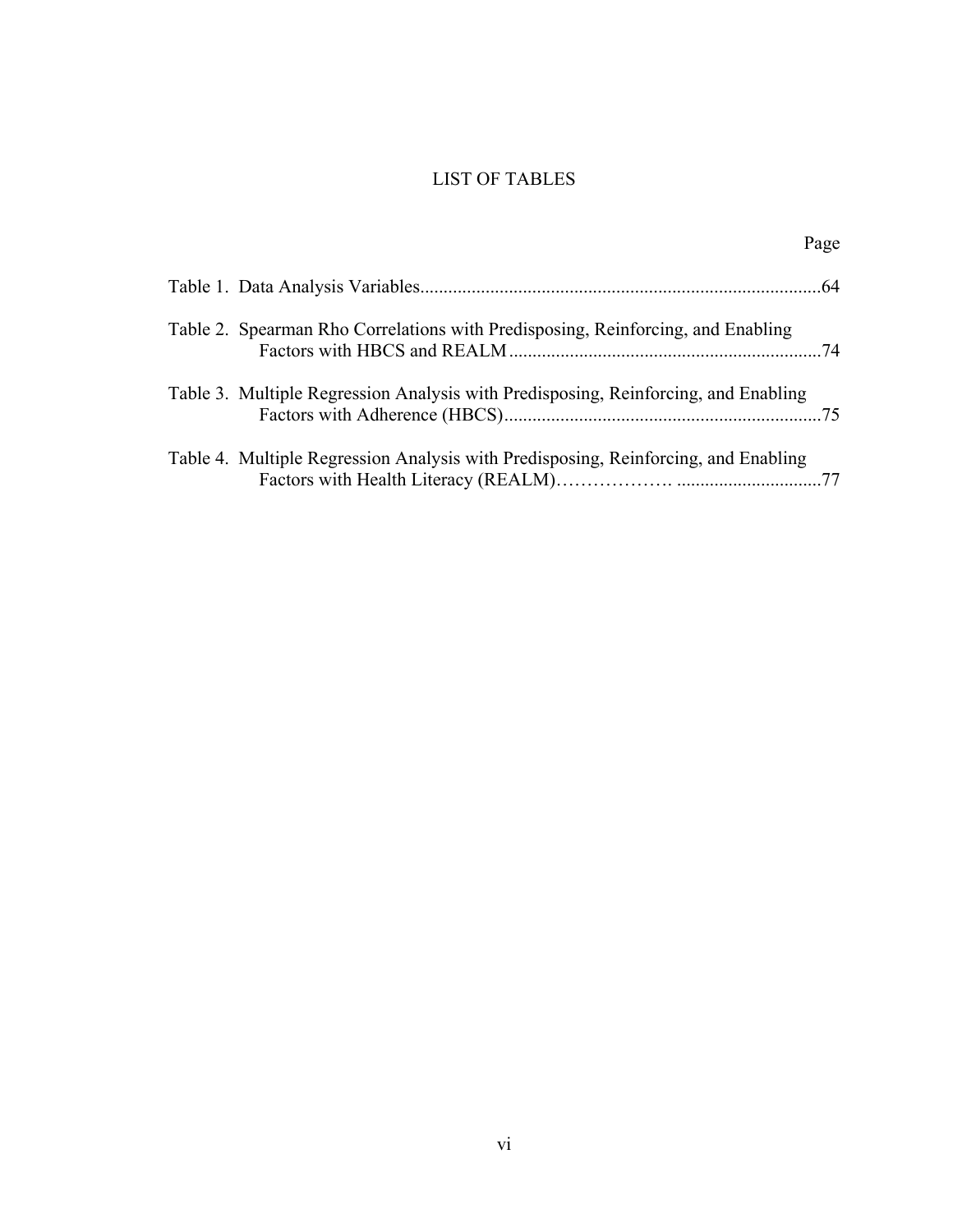# LIST OF TABLES

Page

Table 1. Data Analysis Variables......................................................................................64

Table 2. Spearman Rho Correlations with Predisposing, Reinforcing, and Enabling Factors with HBCS and REALM..................................................................74

Table 3. Multiple Regression Analysis with Predisposing, Reinforcing, and Enabling Factors with Adherence (HBCS)...................................................................75

Table 4. Multiple Regression Analysis with Predisposing, Reinforcing, and Enabling Factors with Health Literacy (REALM)………………. ..............................77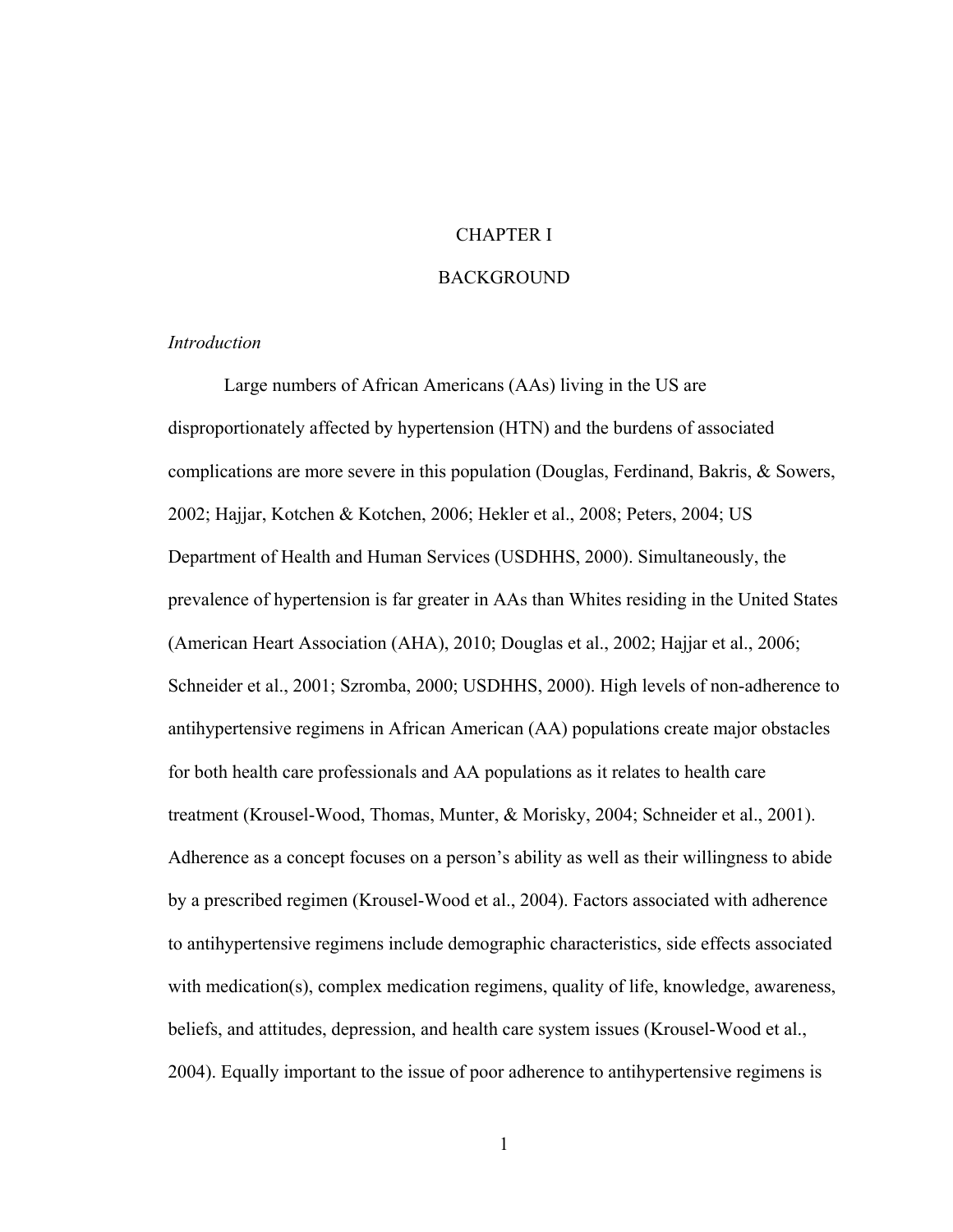# CHAPTER I

# BACKGROUND

*Introduction*

Large numbers of African Americans (AAs) living in the US are disproportionately affected by hypertension (HTN) and the burdens of associated complications are more severe in this population (Douglas, Ferdinand, Bakris, & Sowers, 2002; Hajjar, Kotchen & Kotchen, 2006; Hekler et al., 2008; Peters, 2004; US Department of Health and Human Services (USDHHS, 2000). Simultaneously, the prevalence of hypertension is far greater in AAs than Whites residing in the United States (American Heart Association (AHA), 2010; Douglas et al., 2002; Hajjar et al., 2006; Schneider et al., 2001; Szromba, 2000; USDHHS, 2000). High levels of non-adherence to antihypertensive regimens in African American (AA) populations create major obstacles for both health care professionals and AA populations as it relates to health care treatment (Krousel-Wood, Thomas, Munter, & Morisky, 2004; Schneider et al., 2001). Adherence as a concept focuses on a person's ability as well as their willingness to abide by a prescribed regimen (Krousel-Wood et al., 2004). Factors associated with adherence to antihypertensive regimens include demographic characteristics, side effects associated with medication(s), complex medication regimens, quality of life, knowledge, awareness, beliefs, and attitudes, depression, and health care system issues (Krousel-Wood et al., 2004). Equally important to the issue of poor adherence to antihypertensive regimens is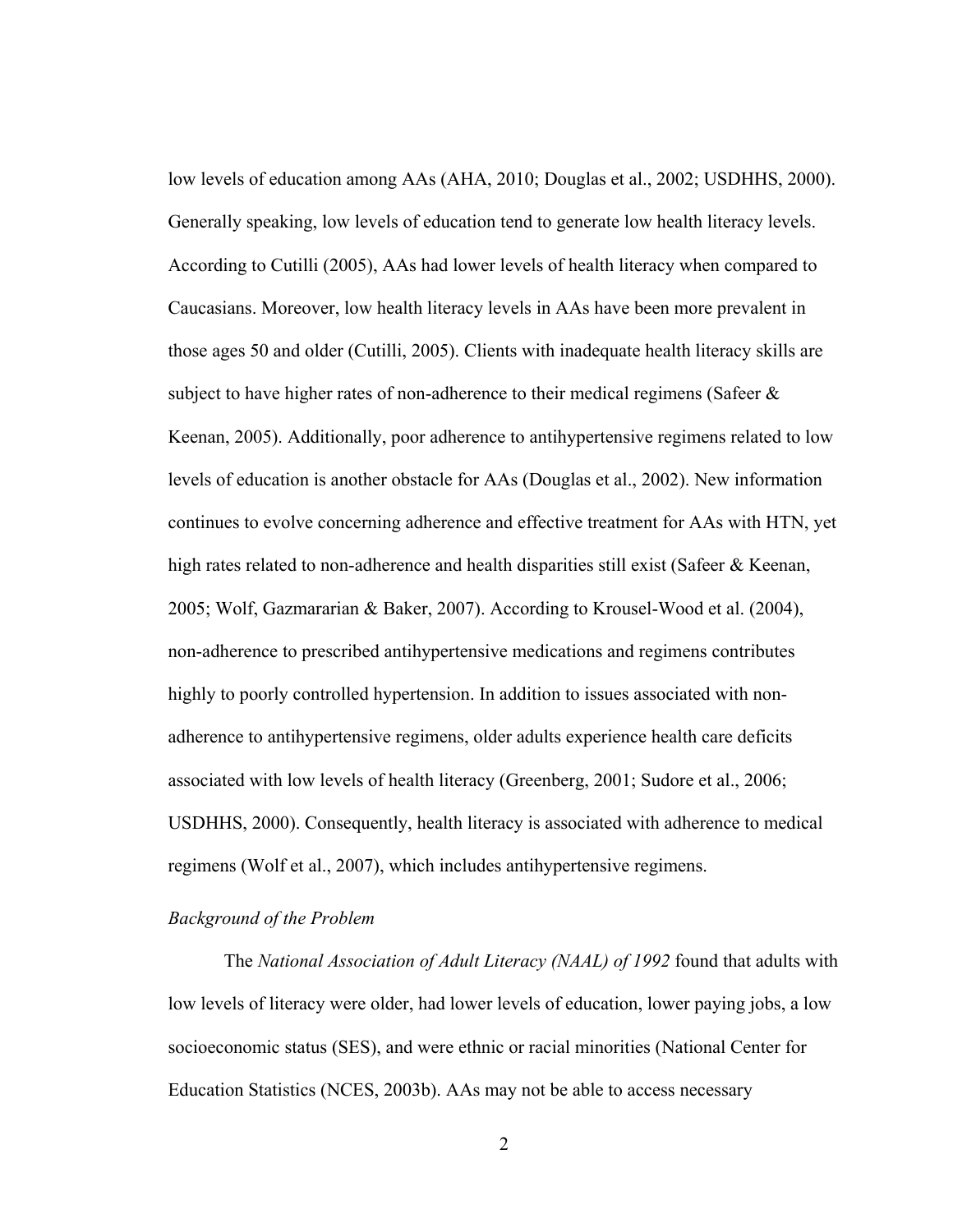low levels of education among AAs (AHA, 2010; Douglas et al., 2002; USDHHS, 2000). Generally speaking, low levels of education tend to generate low health literacy levels. According to Cutilli (2005), AAs had lower levels of health literacy when compared to Caucasians. Moreover, low health literacy levels in AAs have been more prevalent in those ages 50 and older (Cutilli, 2005). Clients with inadequate health literacy skills are subject to have higher rates of non-adherence to their medical regimens (Safeer & Keenan, 2005). Additionally, poor adherence to antihypertensive regimens related to low levels of education is another obstacle for AAs (Douglas et al., 2002). New information continues to evolve concerning adherence and effective treatment for AAs with HTN, yet high rates related to non-adherence and health disparities still exist (Safeer & Keenan, 2005; Wolf, Gazmararian & Baker, 2007). According to Krousel-Wood et al. (2004), non-adherence to prescribed antihypertensive medications and regimens contributes highly to poorly controlled hypertension. In addition to issues associated with non-adherence to antihypertensive regimens, older adults experience health care deficits associated with low levels of health literacy (Greenberg, 2001; Sudore et al., 2006; USDHHS, 2000). Consequently, health literacy is associated with adherence to medical regimens (Wolf et al., 2007), which includes antihypertensive regimens.

*Background of the Problem*

The *National Association of Adult Literacy (NAAL) of 1992* found that adults with low levels of literacy were older, had lower levels of education, lower paying jobs, a low socioeconomic status (SES), and were ethnic or racial minorities (National Center for Education Statistics (NCES, 2003b). AAs may not be able to access necessary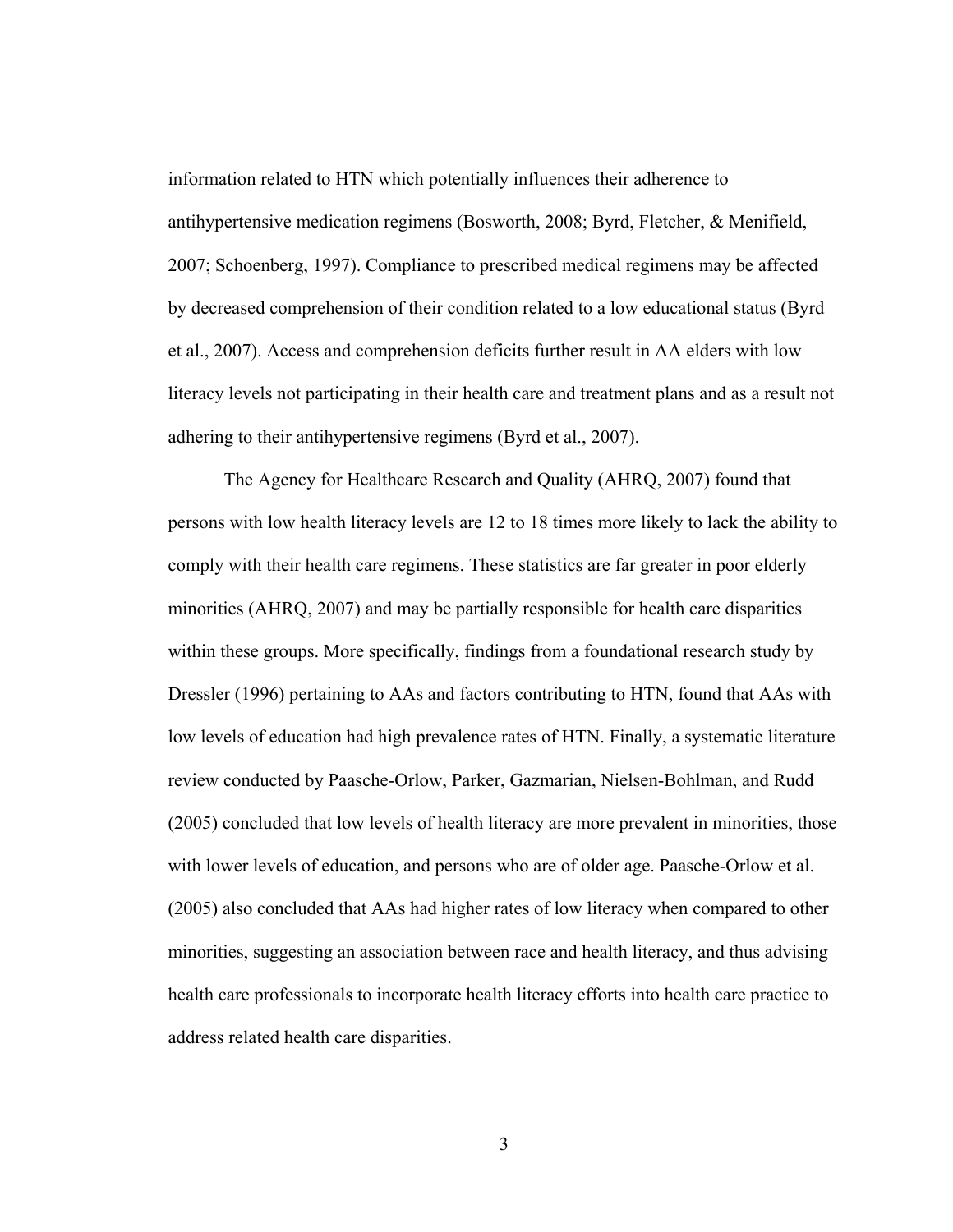information related to HTN which potentially influences their adherence to antihypertensive medication regimens (Bosworth, 2008; Byrd, Fletcher, & Menifield, 2007; Schoenberg, 1997). Compliance to prescribed medical regimens may be affected by decreased comprehension of their condition related to a low educational status (Byrd et al., 2007). Access and comprehension deficits further result in AA elders with low literacy levels not participating in their health care and treatment plans and as a result not adhering to their antihypertensive regimens (Byrd et al., 2007).

The Agency for Healthcare Research and Quality (AHRQ, 2007) found that persons with low health literacy levels are 12 to 18 times more likely to lack the ability to comply with their health care regimens. These statistics are far greater in poor elderly minorities (AHRQ, 2007) and may be partially responsible for health care disparities within these groups. More specifically, findings from a foundational research study by Dressler (1996) pertaining to AAs and factors contributing to HTN, found that AAs with low levels of education had high prevalence rates of HTN. Finally, a systematic literature review conducted by Paasche-Orlow, Parker, Gazmarian, Nielsen-Bohlman, and Rudd (2005) concluded that low levels of health literacy are more prevalent in minorities, those with lower levels of education, and persons who are of older age. Paasche-Orlow et al. (2005) also concluded that AAs had higher rates of low literacy when compared to other minorities, suggesting an association between race and health literacy, and thus advising health care professionals to incorporate health literacy efforts into health care practice to address related health care disparities.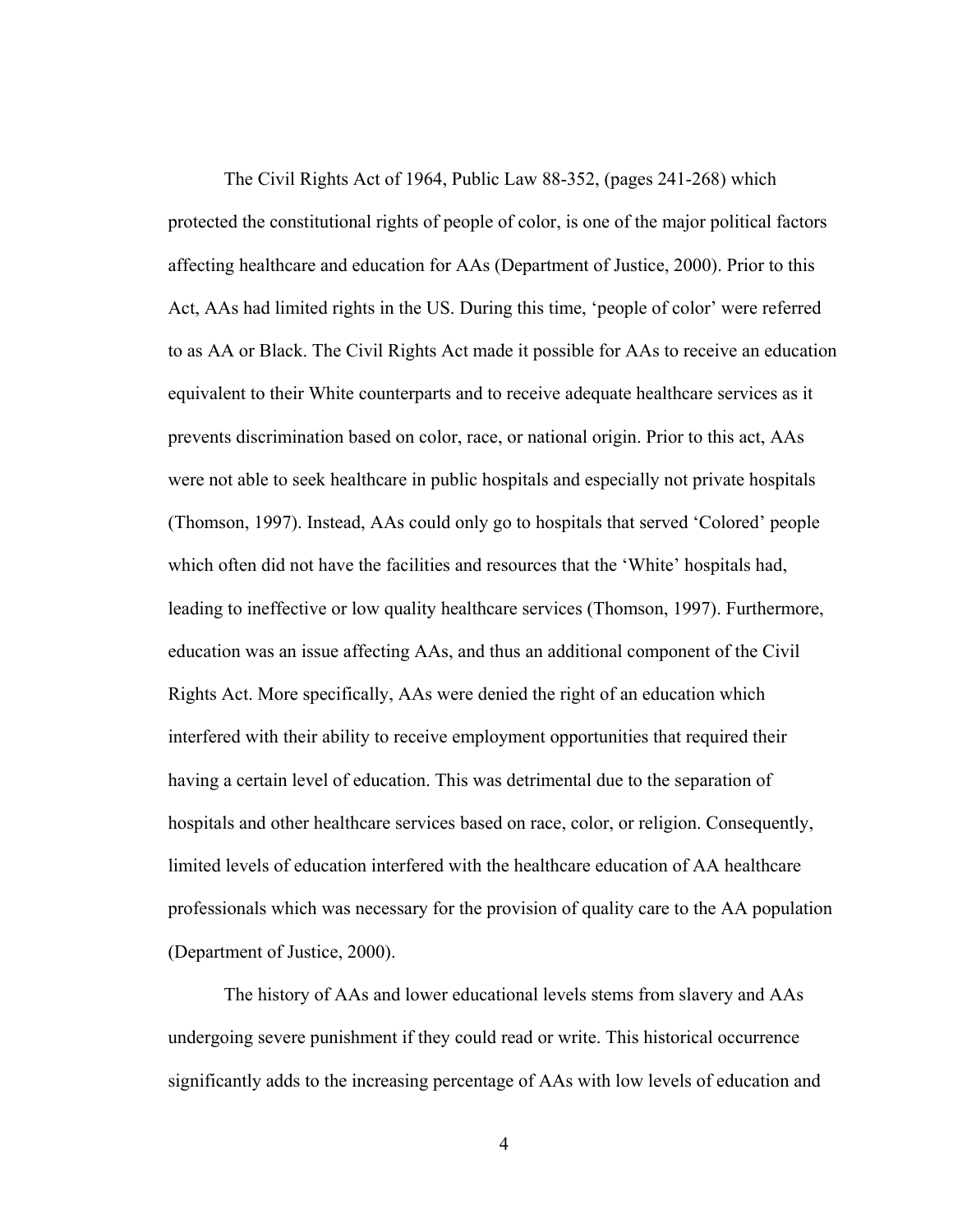The Civil Rights Act of 1964, Public Law 88-352, (pages 241-268) which protected the constitutional rights of people of color, is one of the major political factors affecting healthcare and education for AAs (Department of Justice, 2000). Prior to this Act, AAs had limited rights in the US. During this time, 'people of color' were referred to as AA or Black. The Civil Rights Act made it possible for AAs to receive an education equivalent to their White counterparts and to receive adequate healthcare services as it prevents discrimination based on color, race, or national origin. Prior to this act, AAs were not able to seek healthcare in public hospitals and especially not private hospitals (Thomson, 1997). Instead, AAs could only go to hospitals that served 'Colored' people which often did not have the facilities and resources that the 'White' hospitals had, leading to ineffective or low quality healthcare services (Thomson, 1997). Furthermore, education was an issue affecting AAs, and thus an additional component of the Civil Rights Act. More specifically, AAs were denied the right of an education which interfered with their ability to receive employment opportunities that required their having a certain level of education. This was detrimental due to the separation of hospitals and other healthcare services based on race, color, or religion. Consequently, limited levels of education interfered with the healthcare education of AA healthcare professionals which was necessary for the provision of quality care to the AA population (Department of Justice, 2000).

The history of AAs and lower educational levels stems from slavery and AAs undergoing severe punishment if they could read or write. This historical occurrence significantly adds to the increasing percentage of AAs with low levels of education and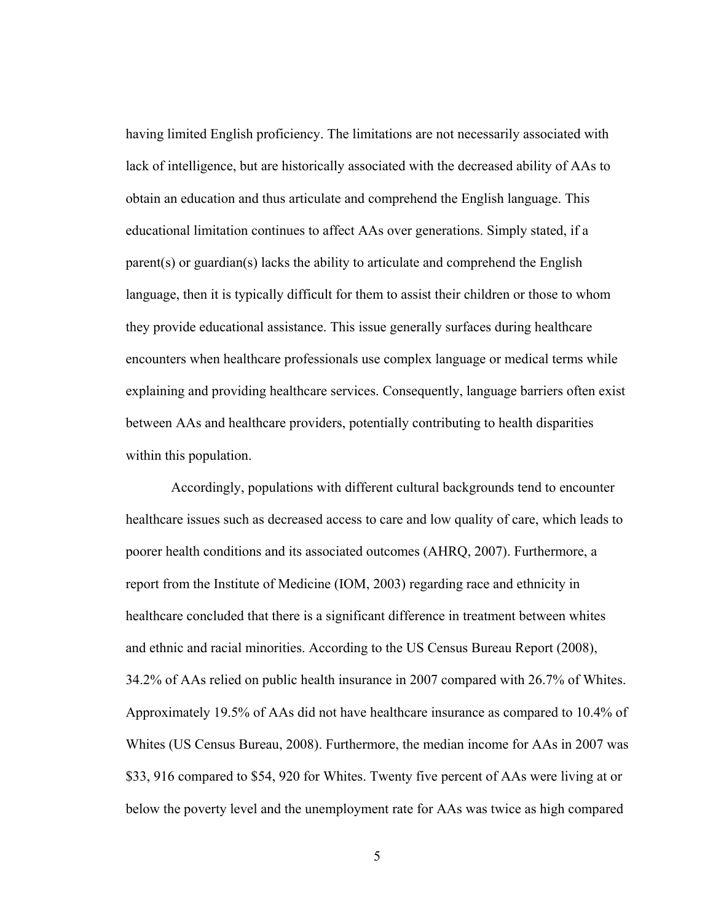having limited English proficiency. The limitations are not necessarily associated with lack of intelligence, but are historically associated with the decreased ability of AAs to obtain an education and thus articulate and comprehend the English language. This educational limitation continues to affect AAs over generations. Simply stated, if a parent(s) or guardian(s) lacks the ability to articulate and comprehend the English language, then it is typically difficult for them to assist their children or those to whom they provide educational assistance. This issue generally surfaces during healthcare encounters when healthcare professionals use complex language or medical terms while explaining and providing healthcare services. Consequently, language barriers often exist between AAs and healthcare providers, potentially contributing to health disparities within this population.

Accordingly, populations with different cultural backgrounds tend to encounter healthcare issues such as decreased access to care and low quality of care, which leads to poorer health conditions and its associated outcomes (AHRQ, 2007). Furthermore, a report from the Institute of Medicine (IOM, 2003) regarding race and ethnicity in healthcare concluded that there is a significant difference in treatment between whites and ethnic and racial minorities. According to the US Census Bureau Report (2008), 34.2% of AAs relied on public health insurance in 2007 compared with 26.7% of Whites. Approximately 19.5% of AAs did not have healthcare insurance as compared to 10.4% of Whites (US Census Bureau, 2008). Furthermore, the median income for AAs in 2007 was $33, 916 compared to $54, 920 for Whites. Twenty five percent of AAs were living at or below the poverty level and the unemployment rate for AAs was twice as high compared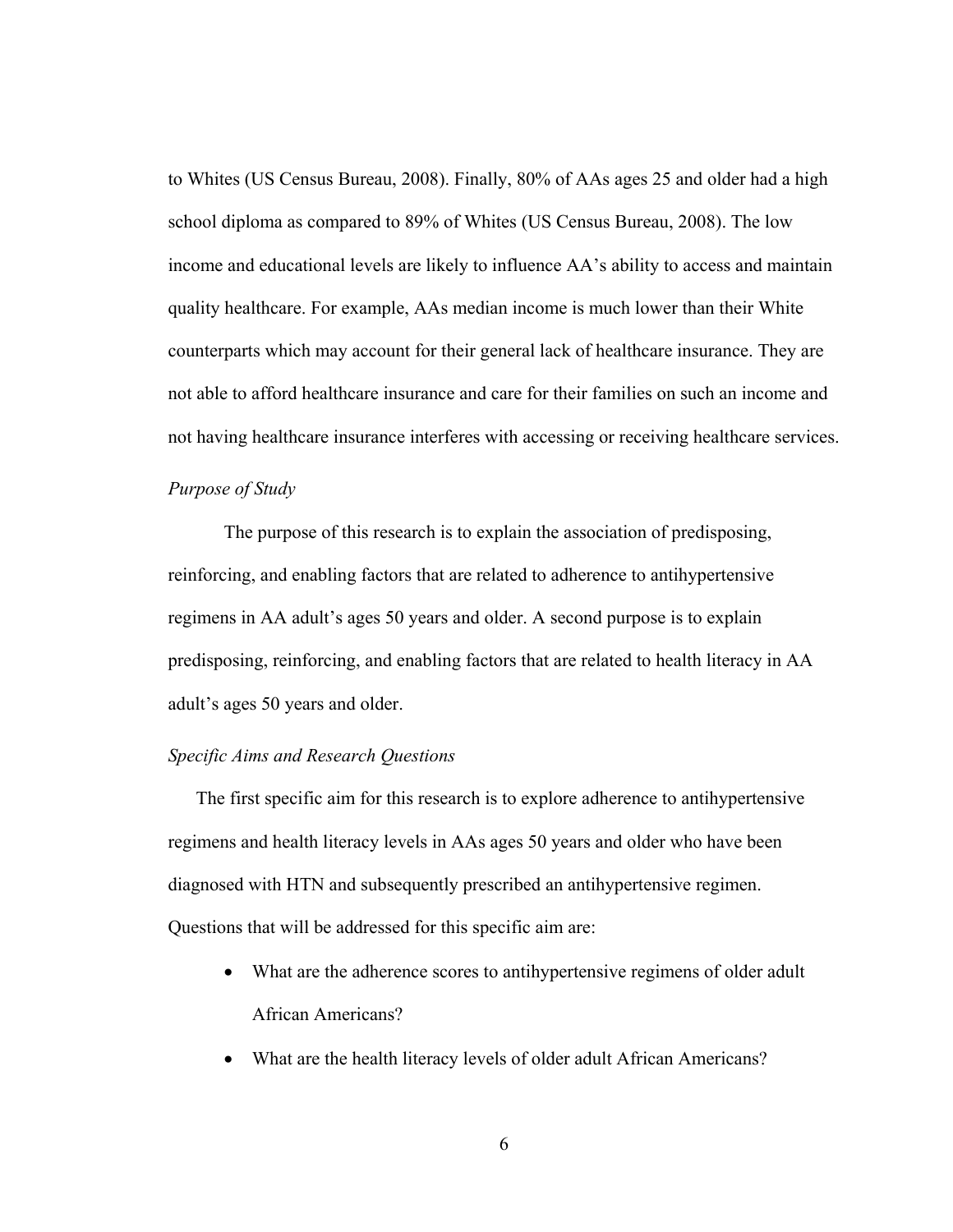to Whites (US Census Bureau, 2008). Finally, 80% of AAs ages 25 and older had a high school diploma as compared to 89% of Whites (US Census Bureau, 2008). The low income and educational levels are likely to influence AA's ability to access and maintain quality healthcare. For example, AAs median income is much lower than their White counterparts which may account for their general lack of healthcare insurance. They are not able to afford healthcare insurance and care for their families on such an income and not having healthcare insurance interferes with accessing or receiving healthcare services.

*Purpose of Study*

The purpose of this research is to explain the association of predisposing, reinforcing, and enabling factors that are related to adherence to antihypertensive regimens in AA adult's ages 50 years and older. A second purpose is to explain predisposing, reinforcing, and enabling factors that are related to health literacy in AA adult's ages 50 years and older.

*Specific Aims and Research Questions*

The first specific aim for this research is to explore adherence to antihypertensive regimens and health literacy levels in AAs ages 50 years and older who have been diagnosed with HTN and subsequently prescribed an antihypertensive regimen. Questions that will be addressed for this specific aim are:

- What are the adherence scores to antihypertensive regimens of older adult African Americans?
- What are the health literacy levels of older adult African Americans?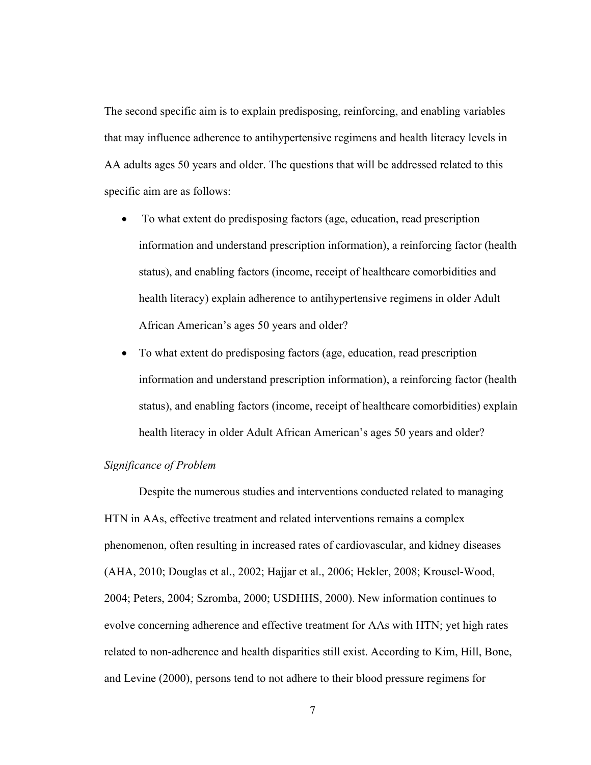The second specific aim is to explain predisposing, reinforcing, and enabling variables that may influence adherence to antihypertensive regimens and health literacy levels in AA adults ages 50 years and older. The questions that will be addressed related to this specific aim are as follows:

- To what extent do predisposing factors (age, education, read prescription information and understand prescription information), a reinforcing factor (health status), and enabling factors (income, receipt of healthcare comorbidities and health literacy) explain adherence to antihypertensive regimens in older Adult African American's ages 50 years and older?
- To what extent do predisposing factors (age, education, read prescription information and understand prescription information), a reinforcing factor (health status), and enabling factors (income, receipt of healthcare comorbidities) explain health literacy in older Adult African American's ages 50 years and older?

*Significance of Problem*

Despite the numerous studies and interventions conducted related to managing HTN in AAs, effective treatment and related interventions remains a complex phenomenon, often resulting in increased rates of cardiovascular, and kidney diseases (AHA, 2010; Douglas et al., 2002; Hajjar et al., 2006; Hekler, 2008; Krousel-Wood, 2004; Peters, 2004; Szromba, 2000; USDHHS, 2000). New information continues to evolve concerning adherence and effective treatment for AAs with HTN; yet high rates related to non-adherence and health disparities still exist. According to Kim, Hill, Bone, and Levine (2000), persons tend to not adhere to their blood pressure regimens for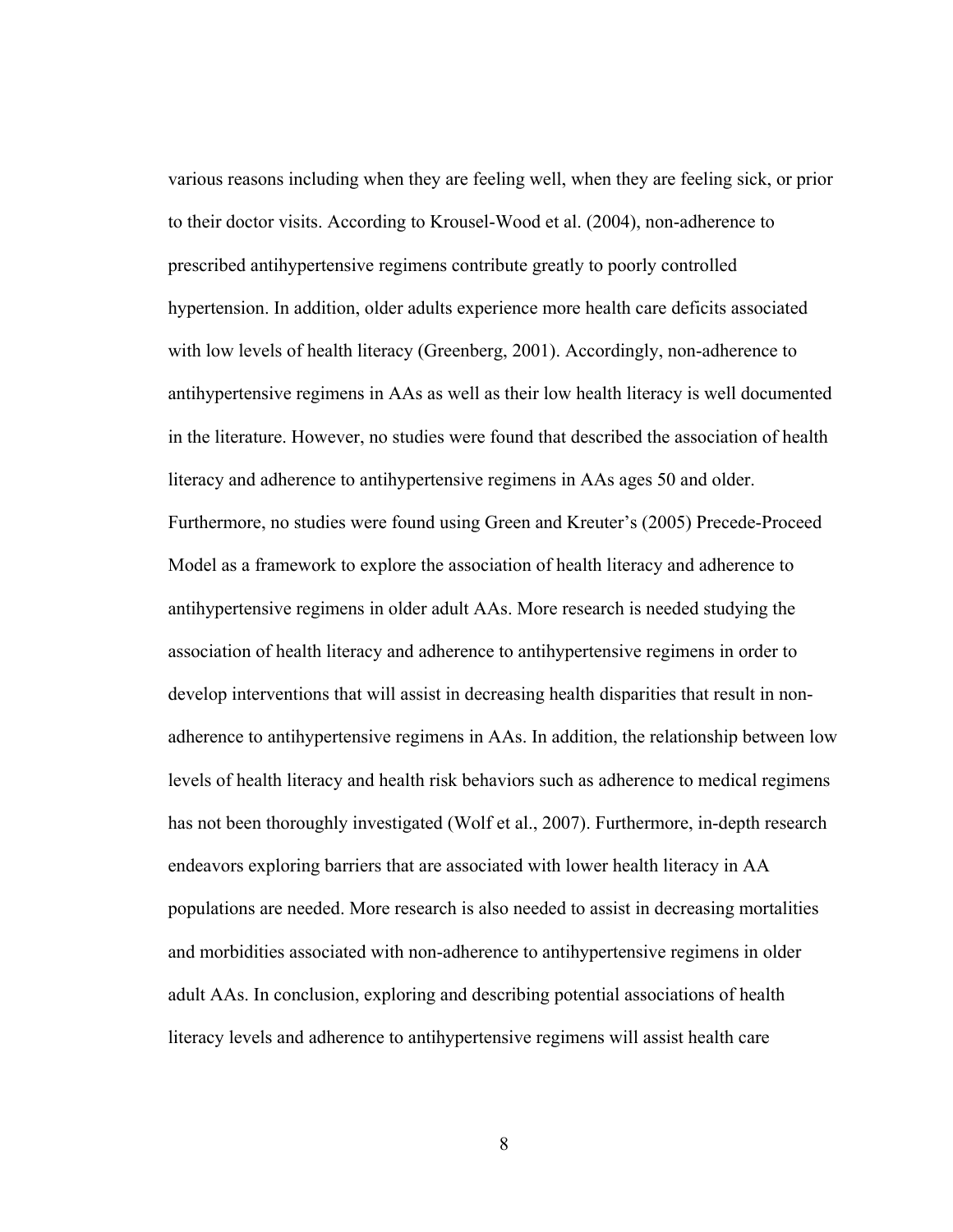various reasons including when they are feeling well, when they are feeling sick, or prior to their doctor visits. According to Krousel-Wood et al. (2004), non-adherence to prescribed antihypertensive regimens contribute greatly to poorly controlled hypertension. In addition, older adults experience more health care deficits associated with low levels of health literacy (Greenberg, 2001). Accordingly, non-adherence to antihypertensive regimens in AAs as well as their low health literacy is well documented in the literature. However, no studies were found that described the association of health literacy and adherence to antihypertensive regimens in AAs ages 50 and older. Furthermore, no studies were found using Green and Kreuter's (2005) Precede-Proceed Model as a framework to explore the association of health literacy and adherence to antihypertensive regimens in older adult AAs. More research is needed studying the association of health literacy and adherence to antihypertensive regimens in order to develop interventions that will assist in decreasing health disparities that result in non-adherence to antihypertensive regimens in AAs. In addition, the relationship between low levels of health literacy and health risk behaviors such as adherence to medical regimens has not been thoroughly investigated (Wolf et al., 2007). Furthermore, in-depth research endeavors exploring barriers that are associated with lower health literacy in AA populations are needed. More research is also needed to assist in decreasing mortalities and morbidities associated with non-adherence to antihypertensive regimens in older adult AAs. In conclusion, exploring and describing potential associations of health literacy levels and adherence to antihypertensive regimens will assist health care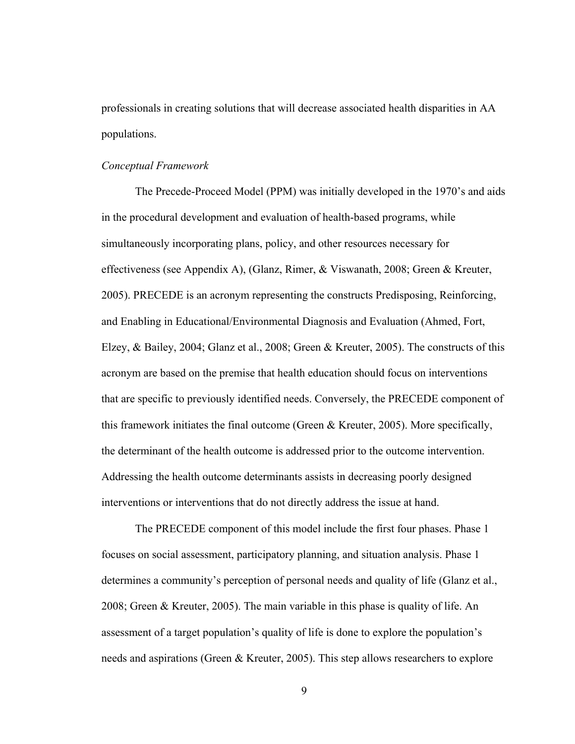professionals in creating solutions that will decrease associated health disparities in AA populations.

*Conceptual Framework*

The Precede-Proceed Model (PPM) was initially developed in the 1970's and aids in the procedural development and evaluation of health-based programs, while simultaneously incorporating plans, policy, and other resources necessary for effectiveness (see Appendix A), (Glanz, Rimer, & Viswanath, 2008; Green & Kreuter, 2005). PRECEDE is an acronym representing the constructs Predisposing, Reinforcing, and Enabling in Educational/Environmental Diagnosis and Evaluation (Ahmed, Fort, Elzey, & Bailey, 2004; Glanz et al., 2008; Green & Kreuter, 2005). The constructs of this acronym are based on the premise that health education should focus on interventions that are specific to previously identified needs. Conversely, the PRECEDE component of this framework initiates the final outcome (Green & Kreuter, 2005). More specifically, the determinant of the health outcome is addressed prior to the outcome intervention. Addressing the health outcome determinants assists in decreasing poorly designed interventions or interventions that do not directly address the issue at hand.

The PRECEDE component of this model include the first four phases. Phase 1 focuses on social assessment, participatory planning, and situation analysis. Phase 1 determines a community's perception of personal needs and quality of life (Glanz et al., 2008; Green & Kreuter, 2005). The main variable in this phase is quality of life. An assessment of a target population's quality of life is done to explore the population's needs and aspirations (Green & Kreuter, 2005). This step allows researchers to explore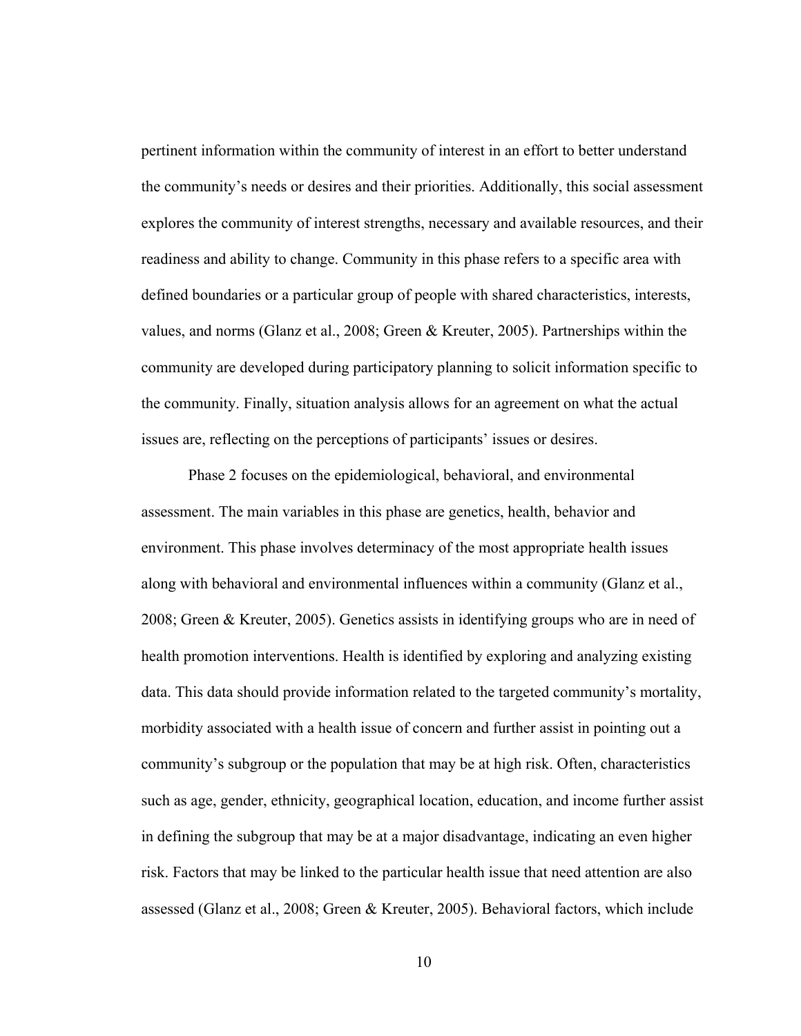pertinent information within the community of interest in an effort to better understand the community's needs or desires and their priorities. Additionally, this social assessment explores the community of interest strengths, necessary and available resources, and their readiness and ability to change. Community in this phase refers to a specific area with defined boundaries or a particular group of people with shared characteristics, interests, values, and norms (Glanz et al., 2008; Green & Kreuter, 2005). Partnerships within the community are developed during participatory planning to solicit information specific to the community. Finally, situation analysis allows for an agreement on what the actual issues are, reflecting on the perceptions of participants' issues or desires.

Phase 2 focuses on the epidemiological, behavioral, and environmental assessment. The main variables in this phase are genetics, health, behavior and environment. This phase involves determinacy of the most appropriate health issues along with behavioral and environmental influences within a community (Glanz et al., 2008; Green & Kreuter, 2005). Genetics assists in identifying groups who are in need of health promotion interventions. Health is identified by exploring and analyzing existing data. This data should provide information related to the targeted community's mortality, morbidity associated with a health issue of concern and further assist in pointing out a community's subgroup or the population that may be at high risk. Often, characteristics such as age, gender, ethnicity, geographical location, education, and income further assist in defining the subgroup that may be at a major disadvantage, indicating an even higher risk. Factors that may be linked to the particular health issue that need attention are also assessed (Glanz et al., 2008; Green & Kreuter, 2005). Behavioral factors, which include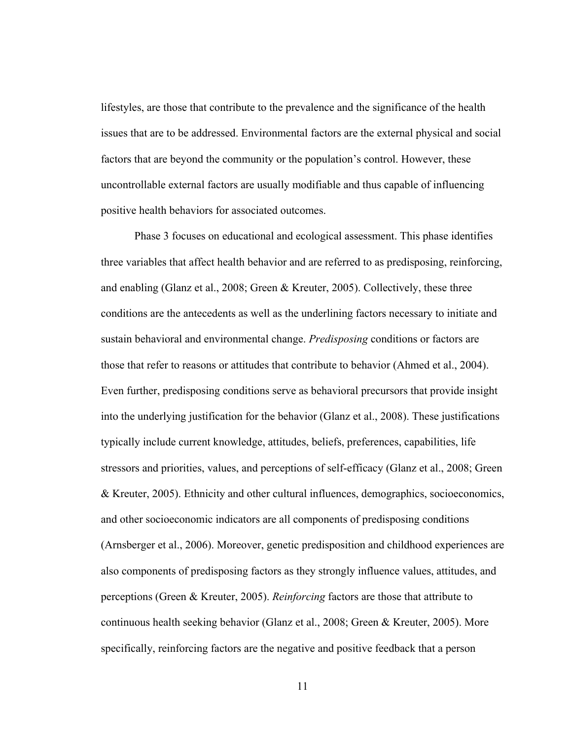lifestyles, are those that contribute to the prevalence and the significance of the health issues that are to be addressed. Environmental factors are the external physical and social factors that are beyond the community or the population's control. However, these uncontrollable external factors are usually modifiable and thus capable of influencing positive health behaviors for associated outcomes.

Phase 3 focuses on educational and ecological assessment. This phase identifies three variables that affect health behavior and are referred to as predisposing, reinforcing, and enabling (Glanz et al., 2008; Green & Kreuter, 2005). Collectively, these three conditions are the antecedents as well as the underlining factors necessary to initiate and sustain behavioral and environmental change. *Predisposing* conditions or factors are those that refer to reasons or attitudes that contribute to behavior (Ahmed et al., 2004). Even further, predisposing conditions serve as behavioral precursors that provide insight into the underlying justification for the behavior (Glanz et al., 2008). These justifications typically include current knowledge, attitudes, beliefs, preferences, capabilities, life stressors and priorities, values, and perceptions of self-efficacy (Glanz et al., 2008; Green & Kreuter, 2005). Ethnicity and other cultural influences, demographics, socioeconomics, and other socioeconomic indicators are all components of predisposing conditions (Arnsberger et al., 2006). Moreover, genetic predisposition and childhood experiences are also components of predisposing factors as they strongly influence values, attitudes, and perceptions (Green & Kreuter, 2005). *Reinforcing* factors are those that attribute to continuous health seeking behavior (Glanz et al., 2008; Green & Kreuter, 2005). More specifically, reinforcing factors are the negative and positive feedback that a person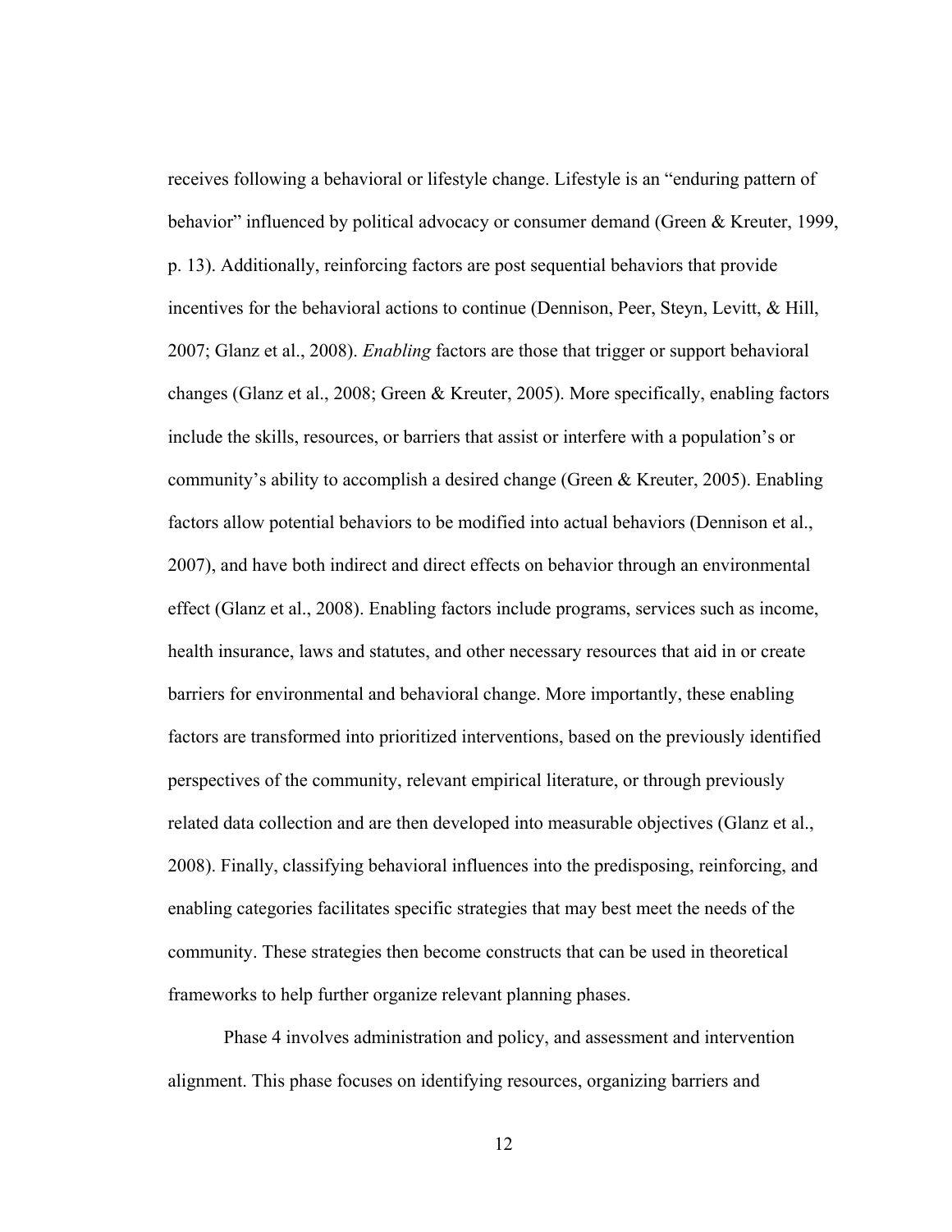receives following a behavioral or lifestyle change. Lifestyle is an "enduring pattern of behavior" influenced by political advocacy or consumer demand (Green & Kreuter, 1999, p. 13). Additionally, reinforcing factors are post sequential behaviors that provide incentives for the behavioral actions to continue (Dennison, Peer, Steyn, Levitt, & Hill, 2007; Glanz et al., 2008). *Enabling* factors are those that trigger or support behavioral changes (Glanz et al., 2008; Green & Kreuter, 2005). More specifically, enabling factors include the skills, resources, or barriers that assist or interfere with a population's or community's ability to accomplish a desired change (Green & Kreuter, 2005). Enabling factors allow potential behaviors to be modified into actual behaviors (Dennison et al., 2007), and have both indirect and direct effects on behavior through an environmental effect (Glanz et al., 2008). Enabling factors include programs, services such as income, health insurance, laws and statutes, and other necessary resources that aid in or create barriers for environmental and behavioral change. More importantly, these enabling factors are transformed into prioritized interventions, based on the previously identified perspectives of the community, relevant empirical literature, or through previously related data collection and are then developed into measurable objectives (Glanz et al., 2008). Finally, classifying behavioral influences into the predisposing, reinforcing, and enabling categories facilitates specific strategies that may best meet the needs of the community. These strategies then become constructs that can be used in theoretical frameworks to help further organize relevant planning phases.

Phase 4 involves administration and policy, and assessment and intervention alignment. This phase focuses on identifying resources, organizing barriers and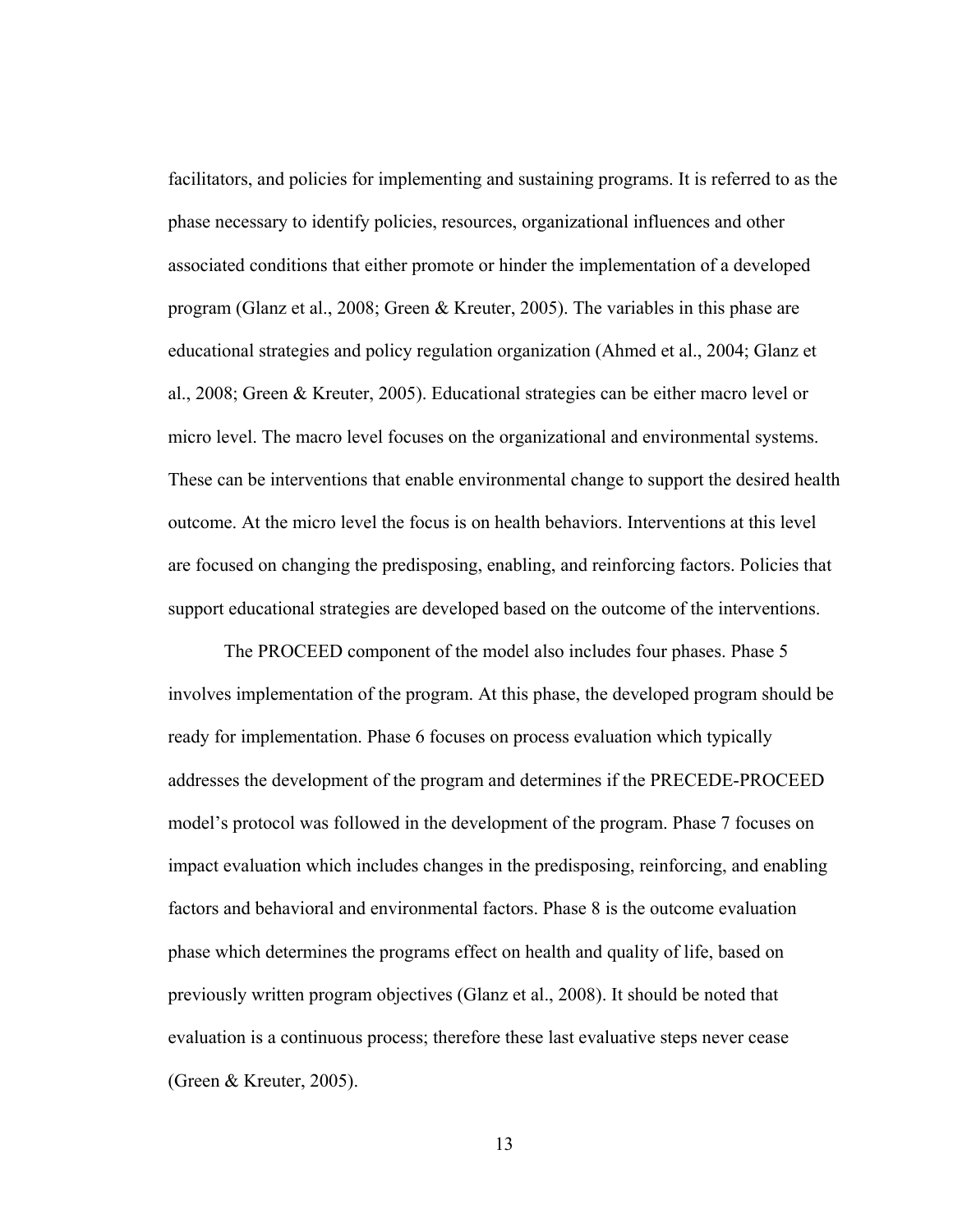facilitators, and policies for implementing and sustaining programs. It is referred to as the phase necessary to identify policies, resources, organizational influences and other associated conditions that either promote or hinder the implementation of a developed program (Glanz et al., 2008; Green & Kreuter, 2005). The variables in this phase are educational strategies and policy regulation organization (Ahmed et al., 2004; Glanz et al., 2008; Green & Kreuter, 2005). Educational strategies can be either macro level or micro level. The macro level focuses on the organizational and environmental systems. These can be interventions that enable environmental change to support the desired health outcome. At the micro level the focus is on health behaviors. Interventions at this level are focused on changing the predisposing, enabling, and reinforcing factors. Policies that support educational strategies are developed based on the outcome of the interventions.

The PROCEED component of the model also includes four phases. Phase 5 involves implementation of the program. At this phase, the developed program should be ready for implementation. Phase 6 focuses on process evaluation which typically addresses the development of the program and determines if the PRECEDE-PROCEED model's protocol was followed in the development of the program. Phase 7 focuses on impact evaluation which includes changes in the predisposing, reinforcing, and enabling factors and behavioral and environmental factors. Phase 8 is the outcome evaluation phase which determines the programs effect on health and quality of life, based on previously written program objectives (Glanz et al., 2008). It should be noted that evaluation is a continuous process; therefore these last evaluative steps never cease (Green & Kreuter, 2005).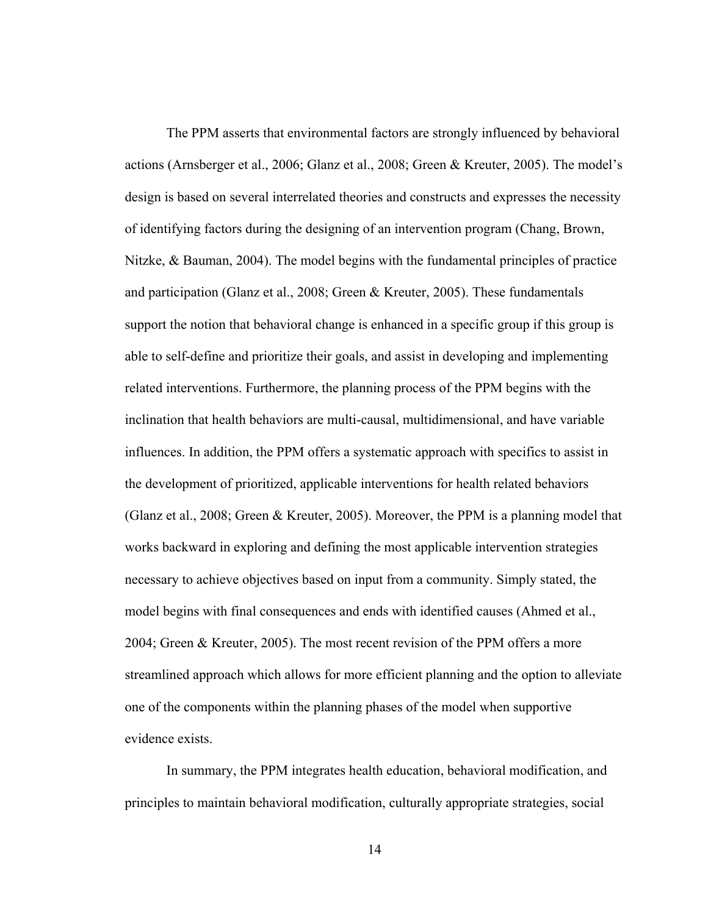The PPM asserts that environmental factors are strongly influenced by behavioral actions (Arnsberger et al., 2006; Glanz et al., 2008; Green & Kreuter, 2005). The model's design is based on several interrelated theories and constructs and expresses the necessity of identifying factors during the designing of an intervention program (Chang, Brown, Nitzke, & Bauman, 2004). The model begins with the fundamental principles of practice and participation (Glanz et al., 2008; Green & Kreuter, 2005). These fundamentals support the notion that behavioral change is enhanced in a specific group if this group is able to self-define and prioritize their goals, and assist in developing and implementing related interventions. Furthermore, the planning process of the PPM begins with the inclination that health behaviors are multi-causal, multidimensional, and have variable influences. In addition, the PPM offers a systematic approach with specifics to assist in the development of prioritized, applicable interventions for health related behaviors (Glanz et al., 2008; Green & Kreuter, 2005). Moreover, the PPM is a planning model that works backward in exploring and defining the most applicable intervention strategies necessary to achieve objectives based on input from a community. Simply stated, the model begins with final consequences and ends with identified causes (Ahmed et al., 2004; Green & Kreuter, 2005). The most recent revision of the PPM offers a more streamlined approach which allows for more efficient planning and the option to alleviate one of the components within the planning phases of the model when supportive evidence exists.

In summary, the PPM integrates health education, behavioral modification, and principles to maintain behavioral modification, culturally appropriate strategies, social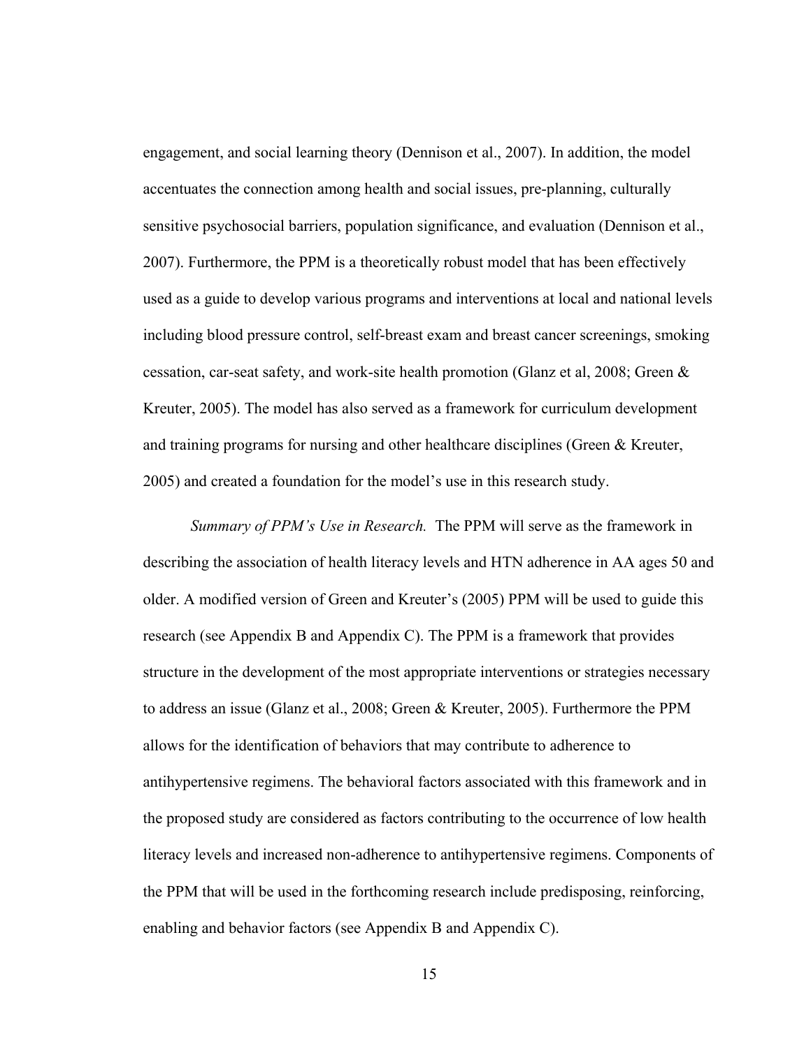engagement, and social learning theory (Dennison et al., 2007). In addition, the model accentuates the connection among health and social issues, pre-planning, culturally sensitive psychosocial barriers, population significance, and evaluation (Dennison et al., 2007). Furthermore, the PPM is a theoretically robust model that has been effectively used as a guide to develop various programs and interventions at local and national levels including blood pressure control, self-breast exam and breast cancer screenings, smoking cessation, car-seat safety, and work-site health promotion (Glanz et al, 2008; Green & Kreuter, 2005). The model has also served as a framework for curriculum development and training programs for nursing and other healthcare disciplines (Green & Kreuter, 2005) and created a foundation for the model's use in this research study.

*Summary of PPM's Use in Research.* The PPM will serve as the framework in describing the association of health literacy levels and HTN adherence in AA ages 50 and older. A modified version of Green and Kreuter's (2005) PPM will be used to guide this research (see Appendix B and Appendix C). The PPM is a framework that provides structure in the development of the most appropriate interventions or strategies necessary to address an issue (Glanz et al., 2008; Green & Kreuter, 2005). Furthermore the PPM allows for the identification of behaviors that may contribute to adherence to antihypertensive regimens. The behavioral factors associated with this framework and in the proposed study are considered as factors contributing to the occurrence of low health literacy levels and increased non-adherence to antihypertensive regimens. Components of the PPM that will be used in the forthcoming research include predisposing, reinforcing, enabling and behavior factors (see Appendix B and Appendix C).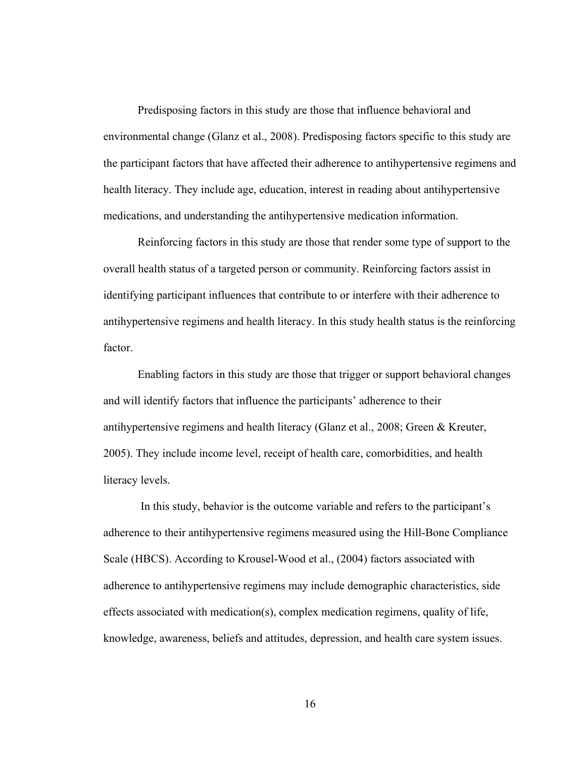Predisposing factors in this study are those that influence behavioral and environmental change (Glanz et al., 2008). Predisposing factors specific to this study are the participant factors that have affected their adherence to antihypertensive regimens and health literacy. They include age, education, interest in reading about antihypertensive medications, and understanding the antihypertensive medication information.

Reinforcing factors in this study are those that render some type of support to the overall health status of a targeted person or community. Reinforcing factors assist in identifying participant influences that contribute to or interfere with their adherence to antihypertensive regimens and health literacy. In this study health status is the reinforcing factor.

Enabling factors in this study are those that trigger or support behavioral changes and will identify factors that influence the participants' adherence to their antihypertensive regimens and health literacy (Glanz et al., 2008; Green & Kreuter, 2005). They include income level, receipt of health care, comorbidities, and health literacy levels.

In this study, behavior is the outcome variable and refers to the participant's adherence to their antihypertensive regimens measured using the Hill-Bone Compliance Scale (HBCS). According to Krousel-Wood et al., (2004) factors associated with adherence to antihypertensive regimens may include demographic characteristics, side effects associated with medication(s), complex medication regimens, quality of life, knowledge, awareness, beliefs and attitudes, depression, and health care system issues.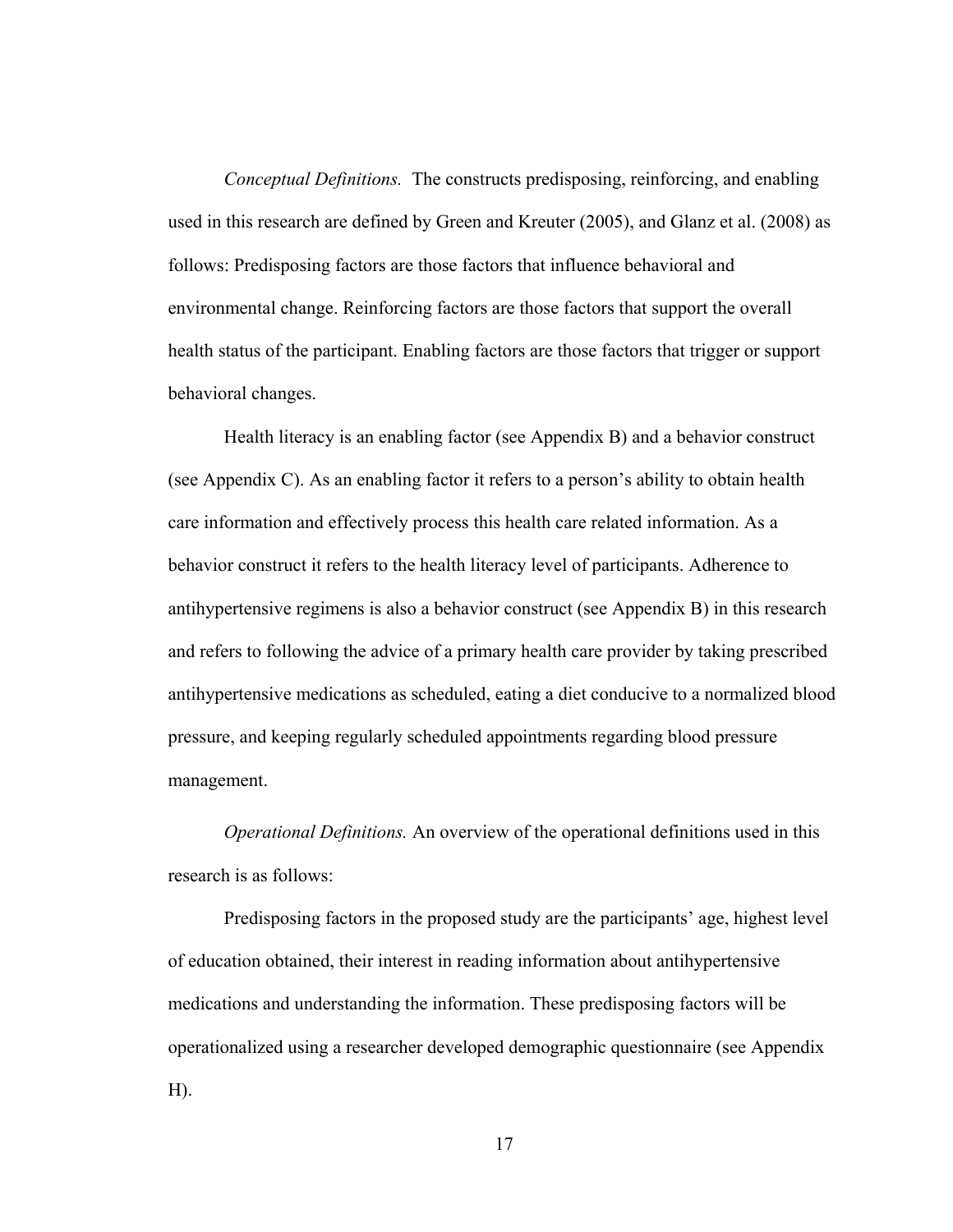*Conceptual Definitions.* The constructs predisposing, reinforcing, and enabling used in this research are defined by Green and Kreuter (2005), and Glanz et al. (2008) as follows: Predisposing factors are those factors that influence behavioral and environmental change. Reinforcing factors are those factors that support the overall health status of the participant. Enabling factors are those factors that trigger or support behavioral changes.

Health literacy is an enabling factor (see Appendix B) and a behavior construct (see Appendix C). As an enabling factor it refers to a person's ability to obtain health care information and effectively process this health care related information. As a behavior construct it refers to the health literacy level of participants. Adherence to antihypertensive regimens is also a behavior construct (see Appendix B) in this research and refers to following the advice of a primary health care provider by taking prescribed antihypertensive medications as scheduled, eating a diet conducive to a normalized blood pressure, and keeping regularly scheduled appointments regarding blood pressure management.

*Operational Definitions.* An overview of the operational definitions used in this research is as follows:

Predisposing factors in the proposed study are the participants' age, highest level of education obtained, their interest in reading information about antihypertensive medications and understanding the information. These predisposing factors will be operationalized using a researcher developed demographic questionnaire (see Appendix H).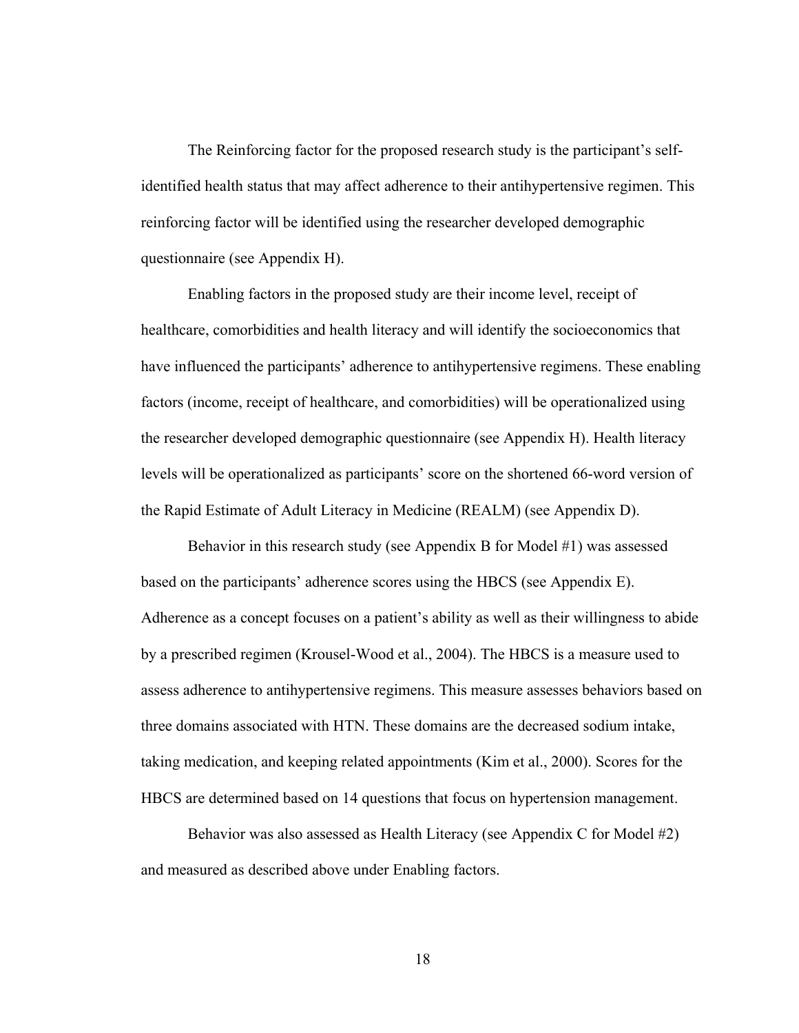The Reinforcing factor for the proposed research study is the participant's self-identified health status that may affect adherence to their antihypertensive regimen. This reinforcing factor will be identified using the researcher developed demographic questionnaire (see Appendix H).

Enabling factors in the proposed study are their income level, receipt of healthcare, comorbidities and health literacy and will identify the socioeconomics that have influenced the participants' adherence to antihypertensive regimens. These enabling factors (income, receipt of healthcare, and comorbidities) will be operationalized using the researcher developed demographic questionnaire (see Appendix H). Health literacy levels will be operationalized as participants' score on the shortened 66-word version of the Rapid Estimate of Adult Literacy in Medicine (REALM) (see Appendix D).

Behavior in this research study (see Appendix B for Model #1) was assessed based on the participants' adherence scores using the HBCS (see Appendix E). Adherence as a concept focuses on a patient's ability as well as their willingness to abide by a prescribed regimen (Krousel-Wood et al., 2004). The HBCS is a measure used to assess adherence to antihypertensive regimens. This measure assesses behaviors based on three domains associated with HTN. These domains are the decreased sodium intake, taking medication, and keeping related appointments (Kim et al., 2000). Scores for the HBCS are determined based on 14 questions that focus on hypertension management.

Behavior was also assessed as Health Literacy (see Appendix C for Model #2) and measured as described above under Enabling factors.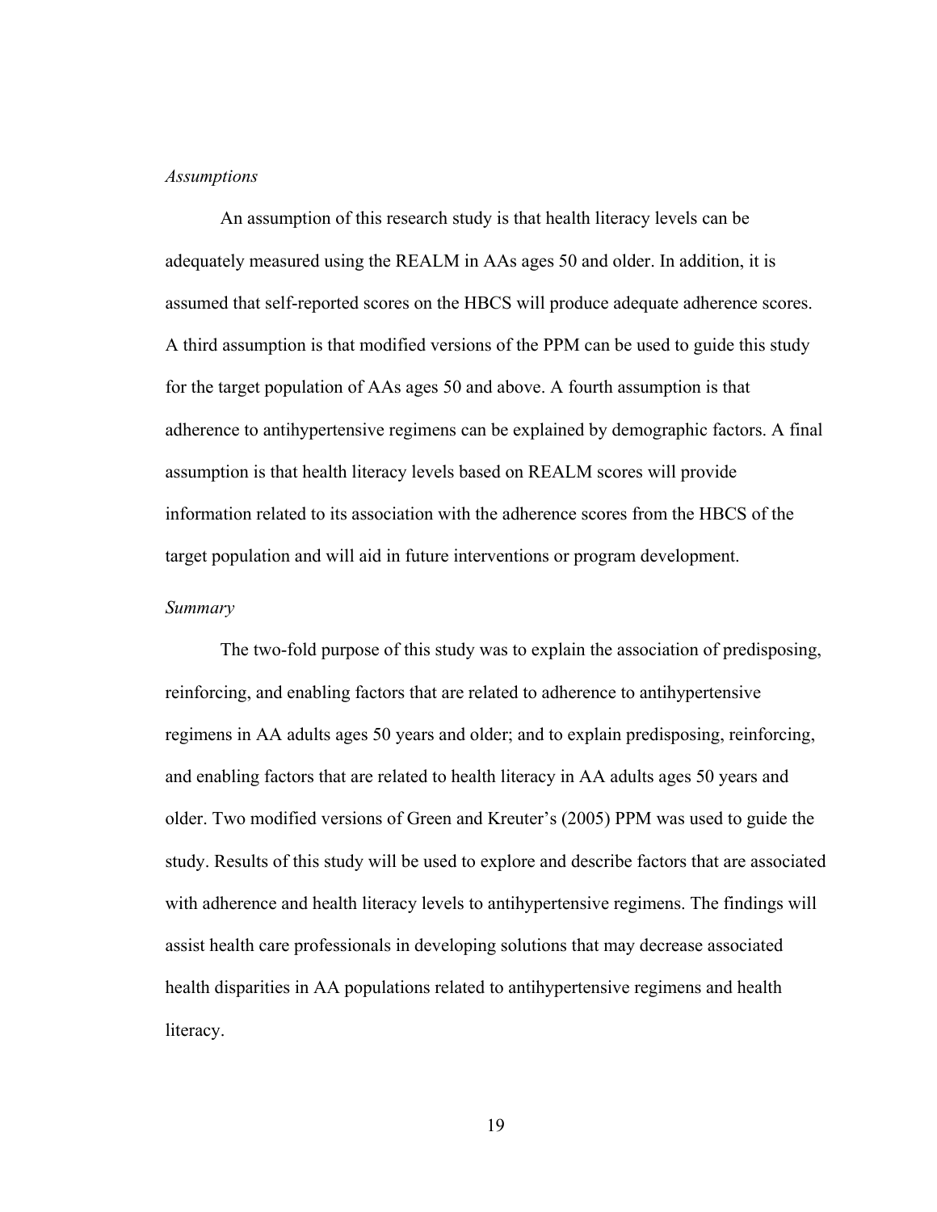*Assumptions*

An assumption of this research study is that health literacy levels can be adequately measured using the REALM in AAs ages 50 and older. In addition, it is assumed that self-reported scores on the HBCS will produce adequate adherence scores. A third assumption is that modified versions of the PPM can be used to guide this study for the target population of AAs ages 50 and above. A fourth assumption is that adherence to antihypertensive regimens can be explained by demographic factors. A final assumption is that health literacy levels based on REALM scores will provide information related to its association with the adherence scores from the HBCS of the target population and will aid in future interventions or program development.

*Summary*

The two-fold purpose of this study was to explain the association of predisposing, reinforcing, and enabling factors that are related to adherence to antihypertensive regimens in AA adults ages 50 years and older; and to explain predisposing, reinforcing, and enabling factors that are related to health literacy in AA adults ages 50 years and older. Two modified versions of Green and Kreuter's (2005) PPM was used to guide the study. Results of this study will be used to explore and describe factors that are associated with adherence and health literacy levels to antihypertensive regimens. The findings will assist health care professionals in developing solutions that may decrease associated health disparities in AA populations related to antihypertensive regimens and health literacy.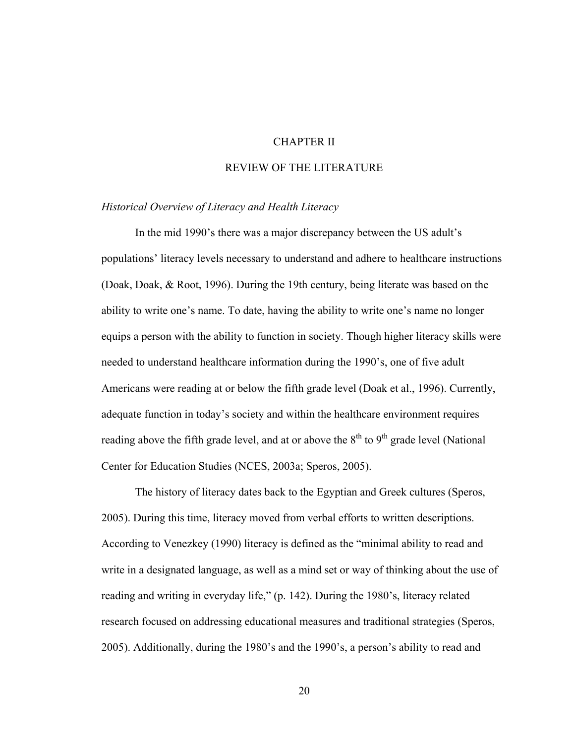# CHAPTER II

# REVIEW OF THE LITERATURE

### *Historical Overview of Literacy and Health Literacy*

In the mid 1990's there was a major discrepancy between the US adult's populations' literacy levels necessary to understand and adhere to healthcare instructions (Doak, Doak, & Root, 1996). During the 19th century, being literate was based on the ability to write one's name. To date, having the ability to write one's name no longer equips a person with the ability to function in society. Though higher literacy skills were needed to understand healthcare information during the 1990's, one of five adult Americans were reading at or below the fifth grade level (Doak et al., 1996). Currently, adequate function in today's society and within the healthcare environment requires reading above the fifth grade level, and at or above the $8^{th}$ to $9^{th}$ grade level (National Center for Education Studies (NCES, 2003a; Speros, 2005).

The history of literacy dates back to the Egyptian and Greek cultures (Speros, 2005). During this time, literacy moved from verbal efforts to written descriptions. According to Venezkey (1990) literacy is defined as the "minimal ability to read and write in a designated language, as well as a mind set or way of thinking about the use of reading and writing in everyday life," (p. 142). During the 1980's, literacy related research focused on addressing educational measures and traditional strategies (Speros, 2005). Additionally, during the 1980's and the 1990's, a person's ability to read and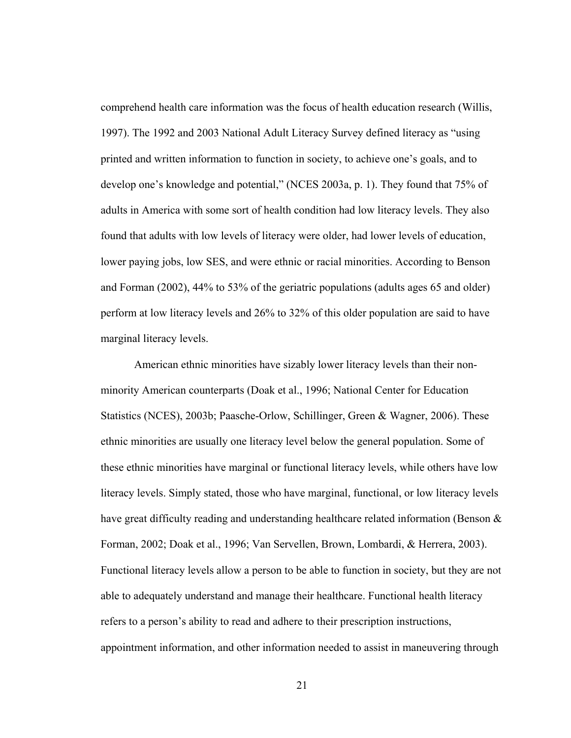comprehend health care information was the focus of health education research (Willis, 1997). The 1992 and 2003 National Adult Literacy Survey defined literacy as "using printed and written information to function in society, to achieve one's goals, and to develop one's knowledge and potential," (NCES 2003a, p. 1). They found that 75% of adults in America with some sort of health condition had low literacy levels. They also found that adults with low levels of literacy were older, had lower levels of education, lower paying jobs, low SES, and were ethnic or racial minorities. According to Benson and Forman (2002), 44% to 53% of the geriatric populations (adults ages 65 and older) perform at low literacy levels and 26% to 32% of this older population are said to have marginal literacy levels.

American ethnic minorities have sizably lower literacy levels than their non-minority American counterparts (Doak et al., 1996; National Center for Education Statistics (NCES), 2003b; Paasche-Orlow, Schillinger, Green & Wagner, 2006). These ethnic minorities are usually one literacy level below the general population. Some of these ethnic minorities have marginal or functional literacy levels, while others have low literacy levels. Simply stated, those who have marginal, functional, or low literacy levels have great difficulty reading and understanding healthcare related information (Benson & Forman, 2002; Doak et al., 1996; Van Servellen, Brown, Lombardi, & Herrera, 2003). Functional literacy levels allow a person to be able to function in society, but they are not able to adequately understand and manage their healthcare. Functional health literacy refers to a person's ability to read and adhere to their prescription instructions, appointment information, and other information needed to assist in maneuvering through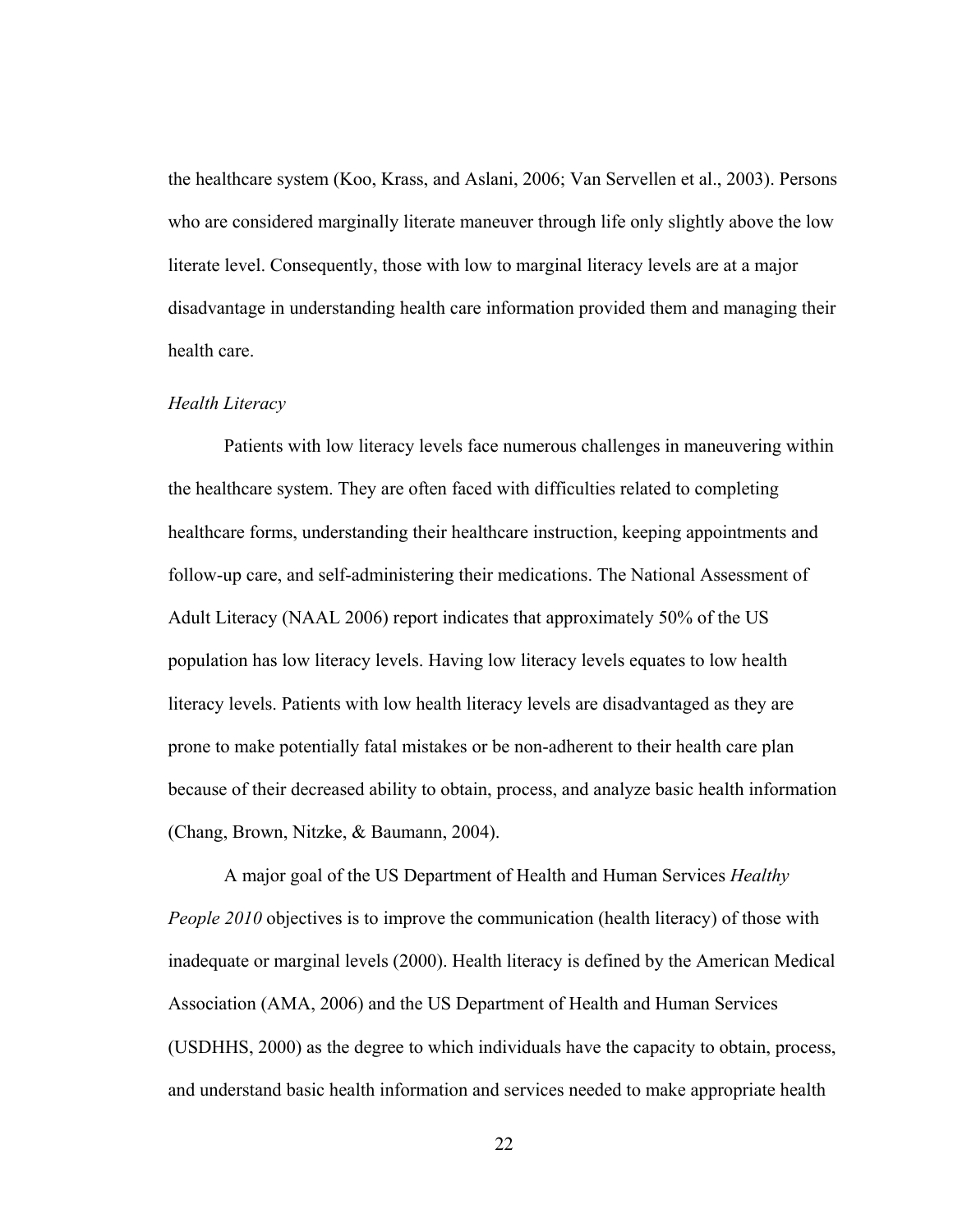the healthcare system (Koo, Krass, and Aslani, 2006; Van Servellen et al., 2003). Persons who are considered marginally literate maneuver through life only slightly above the low literate level. Consequently, those with low to marginal literacy levels are at a major disadvantage in understanding health care information provided them and managing their health care.

*Health Literacy*

Patients with low literacy levels face numerous challenges in maneuvering within the healthcare system. They are often faced with difficulties related to completing healthcare forms, understanding their healthcare instruction, keeping appointments and follow-up care, and self-administering their medications. The National Assessment of Adult Literacy (NAAL 2006) report indicates that approximately 50% of the US population has low literacy levels. Having low literacy levels equates to low health literacy levels. Patients with low health literacy levels are disadvantaged as they are prone to make potentially fatal mistakes or be non-adherent to their health care plan because of their decreased ability to obtain, process, and analyze basic health information (Chang, Brown, Nitzke, & Baumann, 2004).

A major goal of the US Department of Health and Human Services *Healthy People 2010* objectives is to improve the communication (health literacy) of those with inadequate or marginal levels (2000). Health literacy is defined by the American Medical Association (AMA, 2006) and the US Department of Health and Human Services (USDHHS, 2000) as the degree to which individuals have the capacity to obtain, process, and understand basic health information and services needed to make appropriate health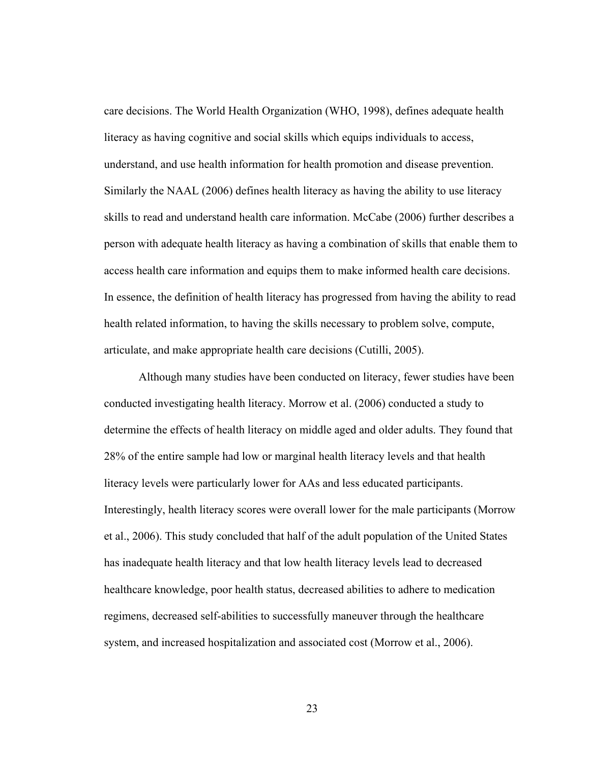care decisions. The World Health Organization (WHO, 1998), defines adequate health literacy as having cognitive and social skills which equips individuals to access, understand, and use health information for health promotion and disease prevention. Similarly the NAAL (2006) defines health literacy as having the ability to use literacy skills to read and understand health care information. McCabe (2006) further describes a person with adequate health literacy as having a combination of skills that enable them to access health care information and equips them to make informed health care decisions. In essence, the definition of health literacy has progressed from having the ability to read health related information, to having the skills necessary to problem solve, compute, articulate, and make appropriate health care decisions (Cutilli, 2005).

Although many studies have been conducted on literacy, fewer studies have been conducted investigating health literacy. Morrow et al. (2006) conducted a study to determine the effects of health literacy on middle aged and older adults. They found that 28% of the entire sample had low or marginal health literacy levels and that health literacy levels were particularly lower for AAs and less educated participants. Interestingly, health literacy scores were overall lower for the male participants (Morrow et al., 2006). This study concluded that half of the adult population of the United States has inadequate health literacy and that low health literacy levels lead to decreased healthcare knowledge, poor health status, decreased abilities to adhere to medication regimens, decreased self-abilities to successfully maneuver through the healthcare system, and increased hospitalization and associated cost (Morrow et al., 2006).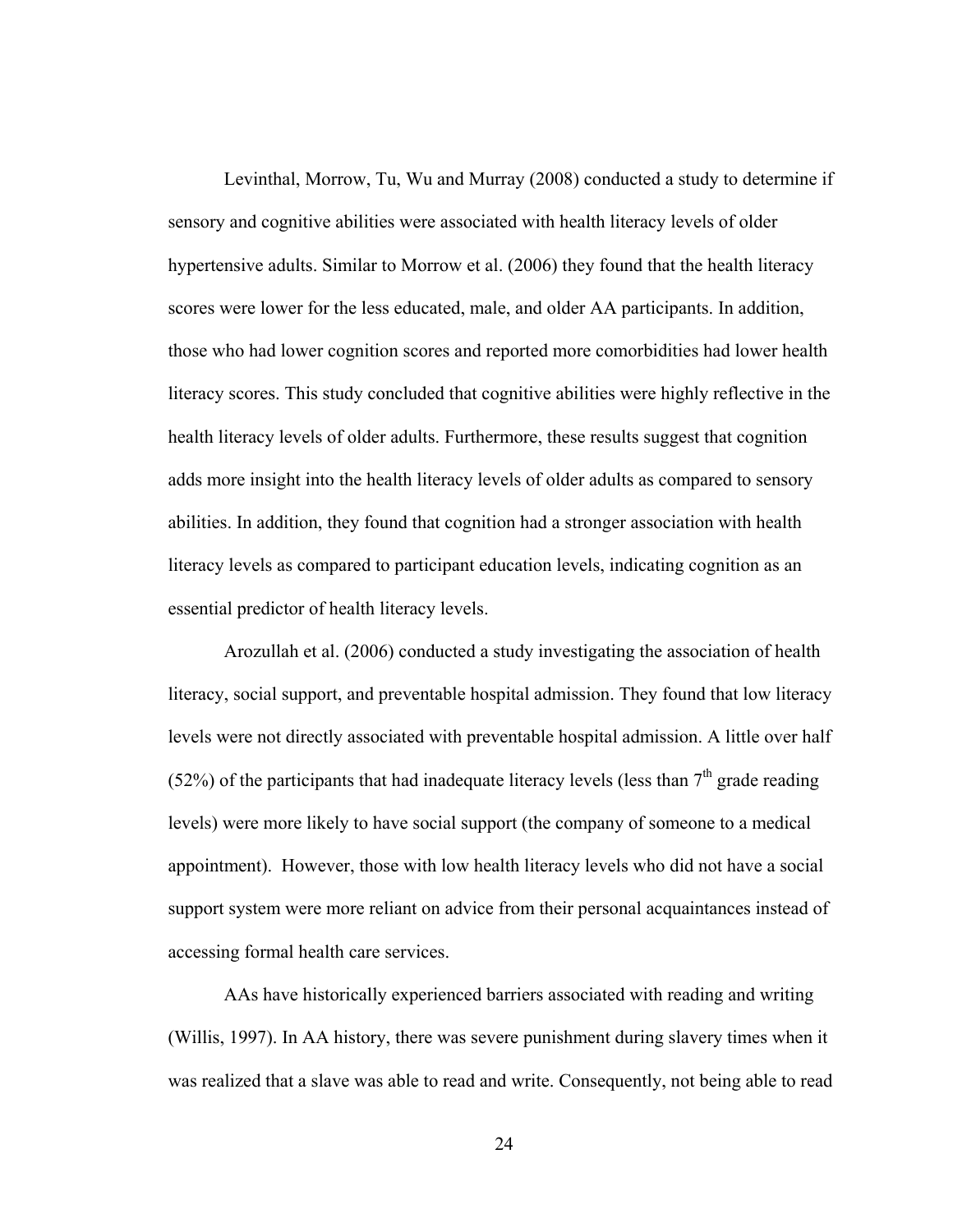Levinthal, Morrow, Tu, Wu and Murray (2008) conducted a study to determine if sensory and cognitive abilities were associated with health literacy levels of older hypertensive adults. Similar to Morrow et al. (2006) they found that the health literacy scores were lower for the less educated, male, and older AA participants. In addition, those who had lower cognition scores and reported more comorbidities had lower health literacy scores. This study concluded that cognitive abilities were highly reflective in the health literacy levels of older adults. Furthermore, these results suggest that cognition adds more insight into the health literacy levels of older adults as compared to sensory abilities. In addition, they found that cognition had a stronger association with health literacy levels as compared to participant education levels, indicating cognition as an essential predictor of health literacy levels.

Arozullah et al. (2006) conducted a study investigating the association of health literacy, social support, and preventable hospital admission. They found that low literacy levels were not directly associated with preventable hospital admission. A little over half (52%) of the participants that had inadequate literacy levels (less than 7$^{th}$ grade reading levels) were more likely to have social support (the company of someone to a medical appointment). However, those with low health literacy levels who did not have a social support system were more reliant on advice from their personal acquaintances instead of accessing formal health care services.

AAs have historically experienced barriers associated with reading and writing (Willis, 1997). In AA history, there was severe punishment during slavery times when it was realized that a slave was able to read and write. Consequently, not being able to read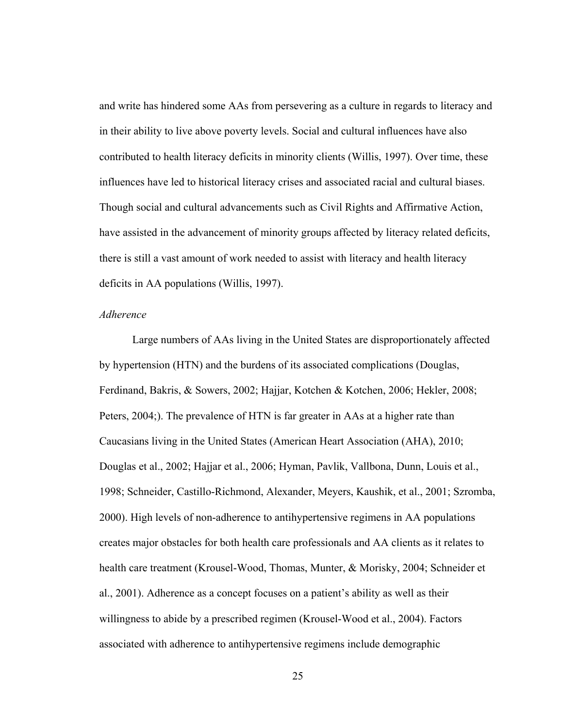and write has hindered some AAs from persevering as a culture in regards to literacy and in their ability to live above poverty levels. Social and cultural influences have also contributed to health literacy deficits in minority clients (Willis, 1997). Over time, these influences have led to historical literacy crises and associated racial and cultural biases. Though social and cultural advancements such as Civil Rights and Affirmative Action, have assisted in the advancement of minority groups affected by literacy related deficits, there is still a vast amount of work needed to assist with literacy and health literacy deficits in AA populations (Willis, 1997).

### *Adherence*

Large numbers of AAs living in the United States are disproportionately affected by hypertension (HTN) and the burdens of its associated complications (Douglas, Ferdinand, Bakris, & Sowers, 2002; Hajjar, Kotchen & Kotchen, 2006; Hekler, 2008; Peters, 2004;). The prevalence of HTN is far greater in AAs at a higher rate than Caucasians living in the United States (American Heart Association (AHA), 2010; Douglas et al., 2002; Hajjar et al., 2006; Hyman, Pavlik, Vallbona, Dunn, Louis et al., 1998; Schneider, Castillo-Richmond, Alexander, Meyers, Kaushik, et al., 2001; Szromba, 2000). High levels of non-adherence to antihypertensive regimens in AA populations creates major obstacles for both health care professionals and AA clients as it relates to health care treatment (Krousel-Wood, Thomas, Munter, & Morisky, 2004; Schneider et al., 2001). Adherence as a concept focuses on a patient's ability as well as their willingness to abide by a prescribed regimen (Krousel-Wood et al., 2004). Factors associated with adherence to antihypertensive regimens include demographic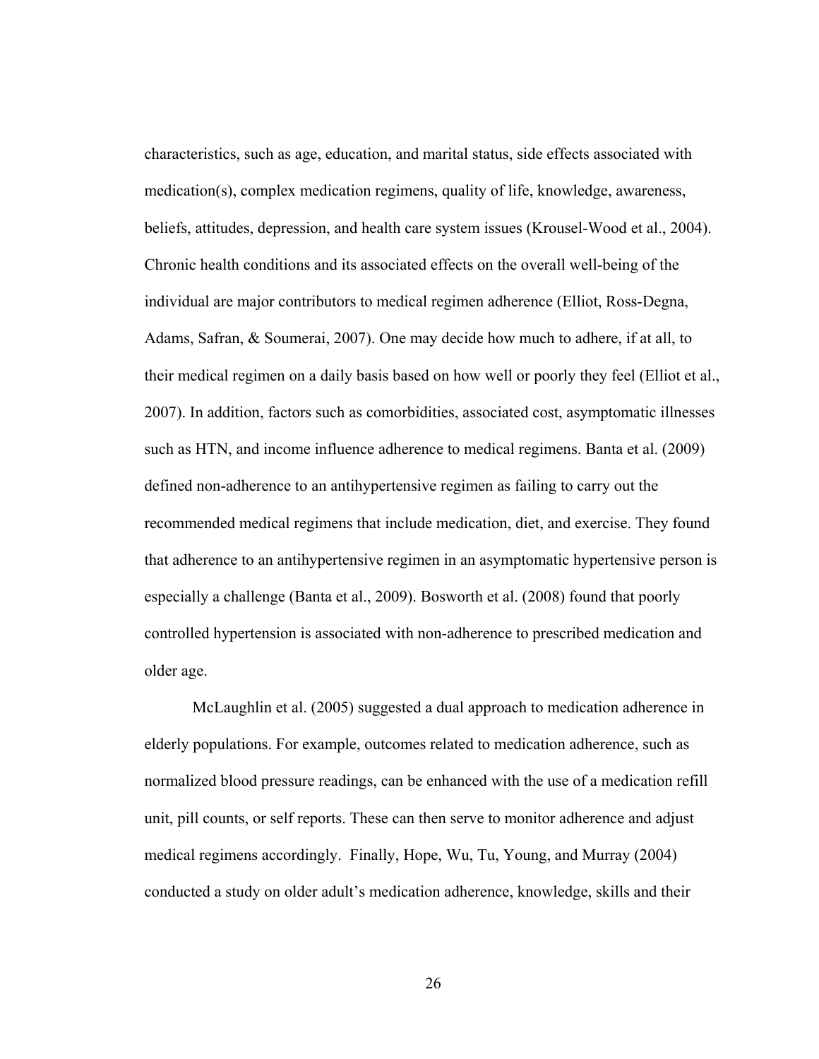characteristics, such as age, education, and marital status, side effects associated with medication(s), complex medication regimens, quality of life, knowledge, awareness, beliefs, attitudes, depression, and health care system issues (Krousel-Wood et al., 2004). Chronic health conditions and its associated effects on the overall well-being of the individual are major contributors to medical regimen adherence (Elliot, Ross-Degna, Adams, Safran, & Soumerai, 2007). One may decide how much to adhere, if at all, to their medical regimen on a daily basis based on how well or poorly they feel (Elliot et al., 2007). In addition, factors such as comorbidities, associated cost, asymptomatic illnesses such as HTN, and income influence adherence to medical regimens. Banta et al. (2009) defined non-adherence to an antihypertensive regimen as failing to carry out the recommended medical regimens that include medication, diet, and exercise. They found that adherence to an antihypertensive regimen in an asymptomatic hypertensive person is especially a challenge (Banta et al., 2009). Bosworth et al. (2008) found that poorly controlled hypertension is associated with non-adherence to prescribed medication and older age.

McLaughlin et al. (2005) suggested a dual approach to medication adherence in elderly populations. For example, outcomes related to medication adherence, such as normalized blood pressure readings, can be enhanced with the use of a medication refill unit, pill counts, or self reports. These can then serve to monitor adherence and adjust medical regimens accordingly. Finally, Hope, Wu, Tu, Young, and Murray (2004) conducted a study on older adult's medication adherence, knowledge, skills and their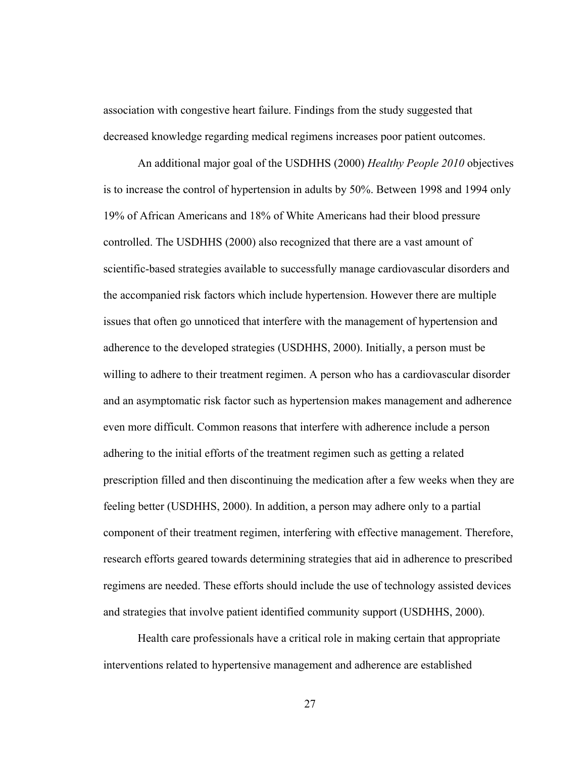association with congestive heart failure. Findings from the study suggested that decreased knowledge regarding medical regimens increases poor patient outcomes.

An additional major goal of the USDHHS (2000) *Healthy People 2010* objectives is to increase the control of hypertension in adults by 50%. Between 1998 and 1994 only 19% of African Americans and 18% of White Americans had their blood pressure controlled. The USDHHS (2000) also recognized that there are a vast amount of scientific-based strategies available to successfully manage cardiovascular disorders and the accompanied risk factors which include hypertension. However there are multiple issues that often go unnoticed that interfere with the management of hypertension and adherence to the developed strategies (USDHHS, 2000). Initially, a person must be willing to adhere to their treatment regimen. A person who has a cardiovascular disorder and an asymptomatic risk factor such as hypertension makes management and adherence even more difficult. Common reasons that interfere with adherence include a person adhering to the initial efforts of the treatment regimen such as getting a related prescription filled and then discontinuing the medication after a few weeks when they are feeling better (USDHHS, 2000). In addition, a person may adhere only to a partial component of their treatment regimen, interfering with effective management. Therefore, research efforts geared towards determining strategies that aid in adherence to prescribed regimens are needed. These efforts should include the use of technology assisted devices and strategies that involve patient identified community support (USDHHS, 2000).

Health care professionals have a critical role in making certain that appropriate interventions related to hypertensive management and adherence are established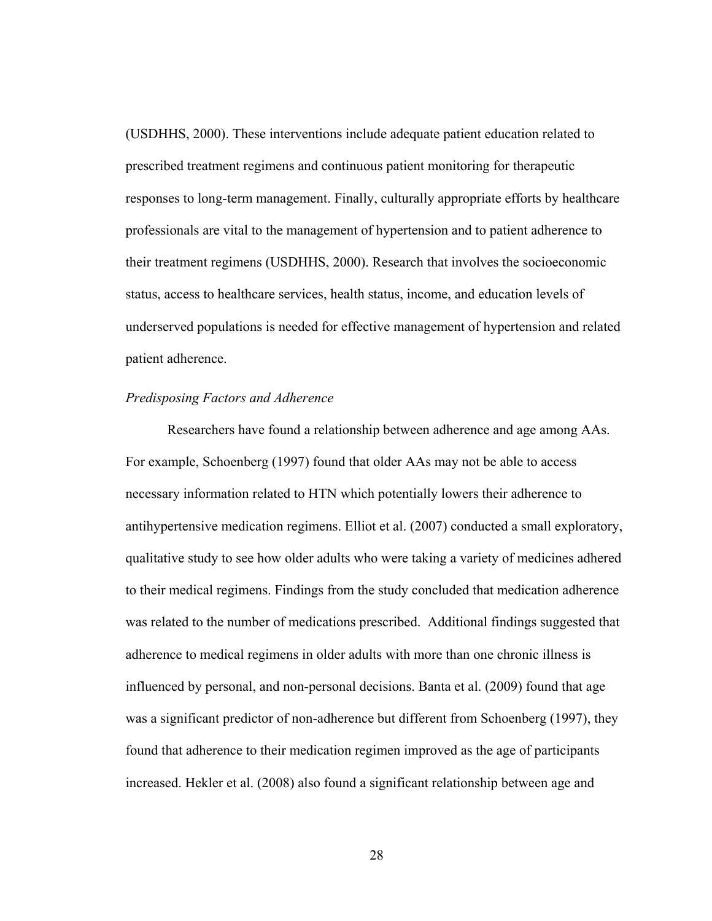(USDHHS, 2000). These interventions include adequate patient education related to prescribed treatment regimens and continuous patient monitoring for therapeutic responses to long-term management. Finally, culturally appropriate efforts by healthcare professionals are vital to the management of hypertension and to patient adherence to their treatment regimens (USDHHS, 2000). Research that involves the socioeconomic status, access to healthcare services, health status, income, and education levels of underserved populations is needed for effective management of hypertension and related patient adherence.

### *Predisposing Factors and Adherence*

Researchers have found a relationship between adherence and age among AAs. For example, Schoenberg (1997) found that older AAs may not be able to access necessary information related to HTN which potentially lowers their adherence to antihypertensive medication regimens. Elliot et al. (2007) conducted a small exploratory, qualitative study to see how older adults who were taking a variety of medicines adhered to their medical regimens. Findings from the study concluded that medication adherence was related to the number of medications prescribed. Additional findings suggested that adherence to medical regimens in older adults with more than one chronic illness is influenced by personal, and non-personal decisions. Banta et al. (2009) found that age was a significant predictor of non-adherence but different from Schoenberg (1997), they found that adherence to their medication regimen improved as the age of participants increased. Hekler et al. (2008) also found a significant relationship between age and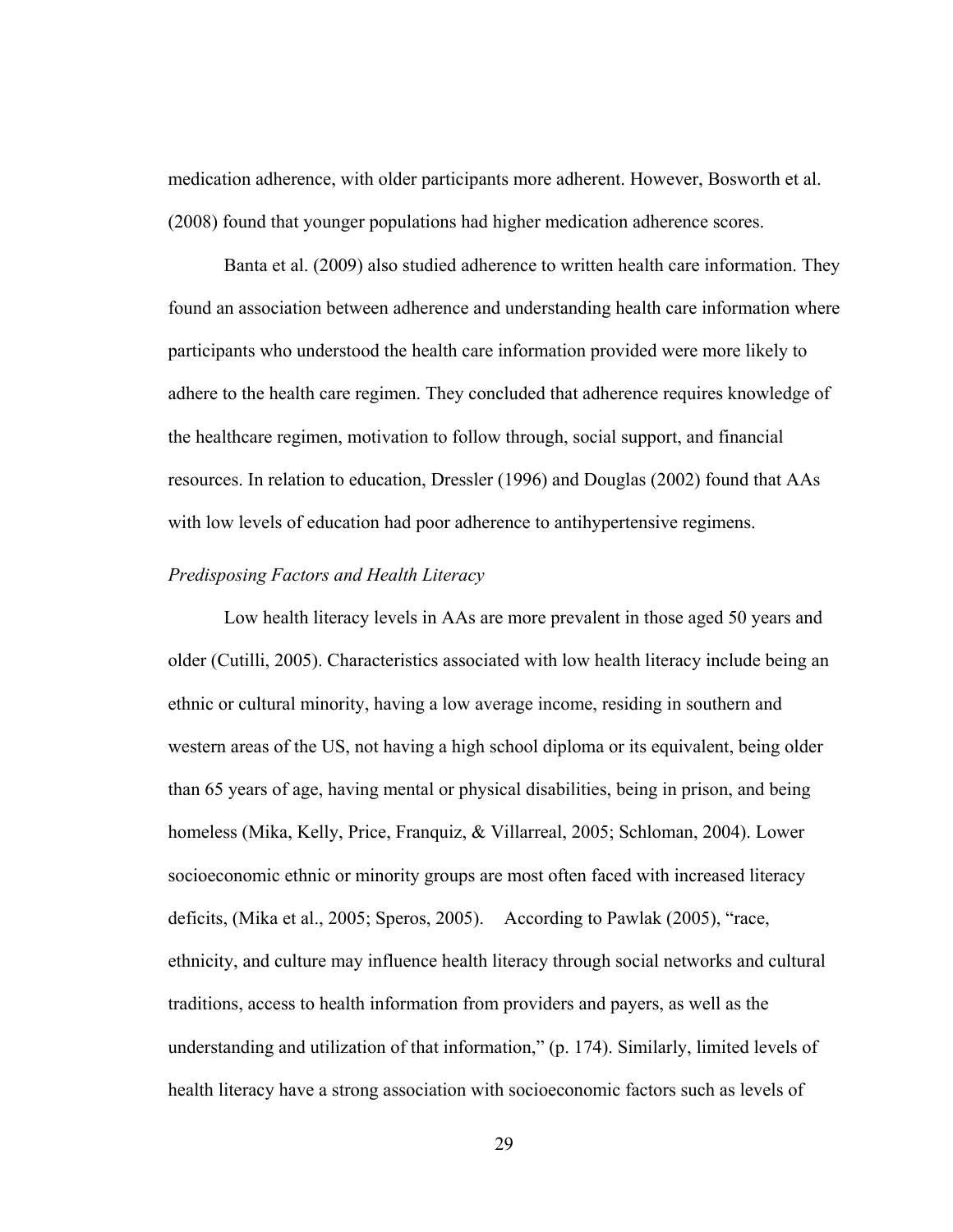medication adherence, with older participants more adherent. However, Bosworth et al. (2008) found that younger populations had higher medication adherence scores.

Banta et al. (2009) also studied adherence to written health care information. They found an association between adherence and understanding health care information where participants who understood the health care information provided were more likely to adhere to the health care regimen. They concluded that adherence requires knowledge of the healthcare regimen, motivation to follow through, social support, and financial resources. In relation to education, Dressler (1996) and Douglas (2002) found that AAs with low levels of education had poor adherence to antihypertensive regimens.

*Predisposing Factors and Health Literacy*

Low health literacy levels in AAs are more prevalent in those aged 50 years and older (Cutilli, 2005). Characteristics associated with low health literacy include being an ethnic or cultural minority, having a low average income, residing in southern and western areas of the US, not having a high school diploma or its equivalent, being older than 65 years of age, having mental or physical disabilities, being in prison, and being homeless (Mika, Kelly, Price, Franquiz, & Villarreal, 2005; Schloman, 2004). Lower socioeconomic ethnic or minority groups are most often faced with increased literacy deficits, (Mika et al., 2005; Speros, 2005). According to Pawlak (2005), "race, ethnicity, and culture may influence health literacy through social networks and cultural traditions, access to health information from providers and payers, as well as the understanding and utilization of that information," (p. 174). Similarly, limited levels of health literacy have a strong association with socioeconomic factors such as levels of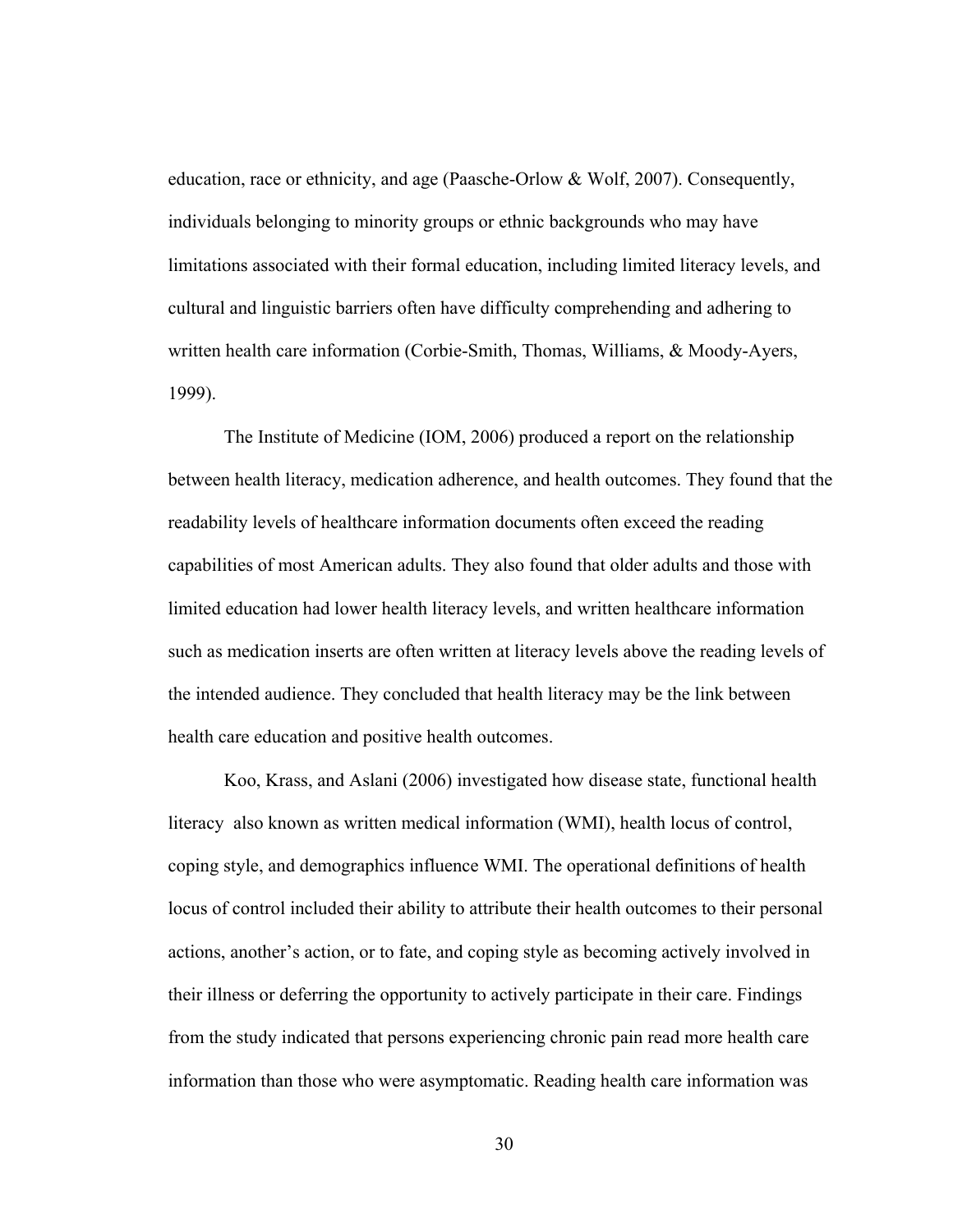education, race or ethnicity, and age (Paasche-Orlow & Wolf, 2007). Consequently, individuals belonging to minority groups or ethnic backgrounds who may have limitations associated with their formal education, including limited literacy levels, and cultural and linguistic barriers often have difficulty comprehending and adhering to written health care information (Corbie-Smith, Thomas, Williams, & Moody-Ayers, 1999).

The Institute of Medicine (IOM, 2006) produced a report on the relationship between health literacy, medication adherence, and health outcomes. They found that the readability levels of healthcare information documents often exceed the reading capabilities of most American adults. They also found that older adults and those with limited education had lower health literacy levels, and written healthcare information such as medication inserts are often written at literacy levels above the reading levels of the intended audience. They concluded that health literacy may be the link between health care education and positive health outcomes.

Koo, Krass, and Aslani (2006) investigated how disease state, functional health literacy also known as written medical information (WMI), health locus of control, coping style, and demographics influence WMI. The operational definitions of health locus of control included their ability to attribute their health outcomes to their personal actions, another's action, or to fate, and coping style as becoming actively involved in their illness or deferring the opportunity to actively participate in their care. Findings from the study indicated that persons experiencing chronic pain read more health care information than those who were asymptomatic. Reading health care information was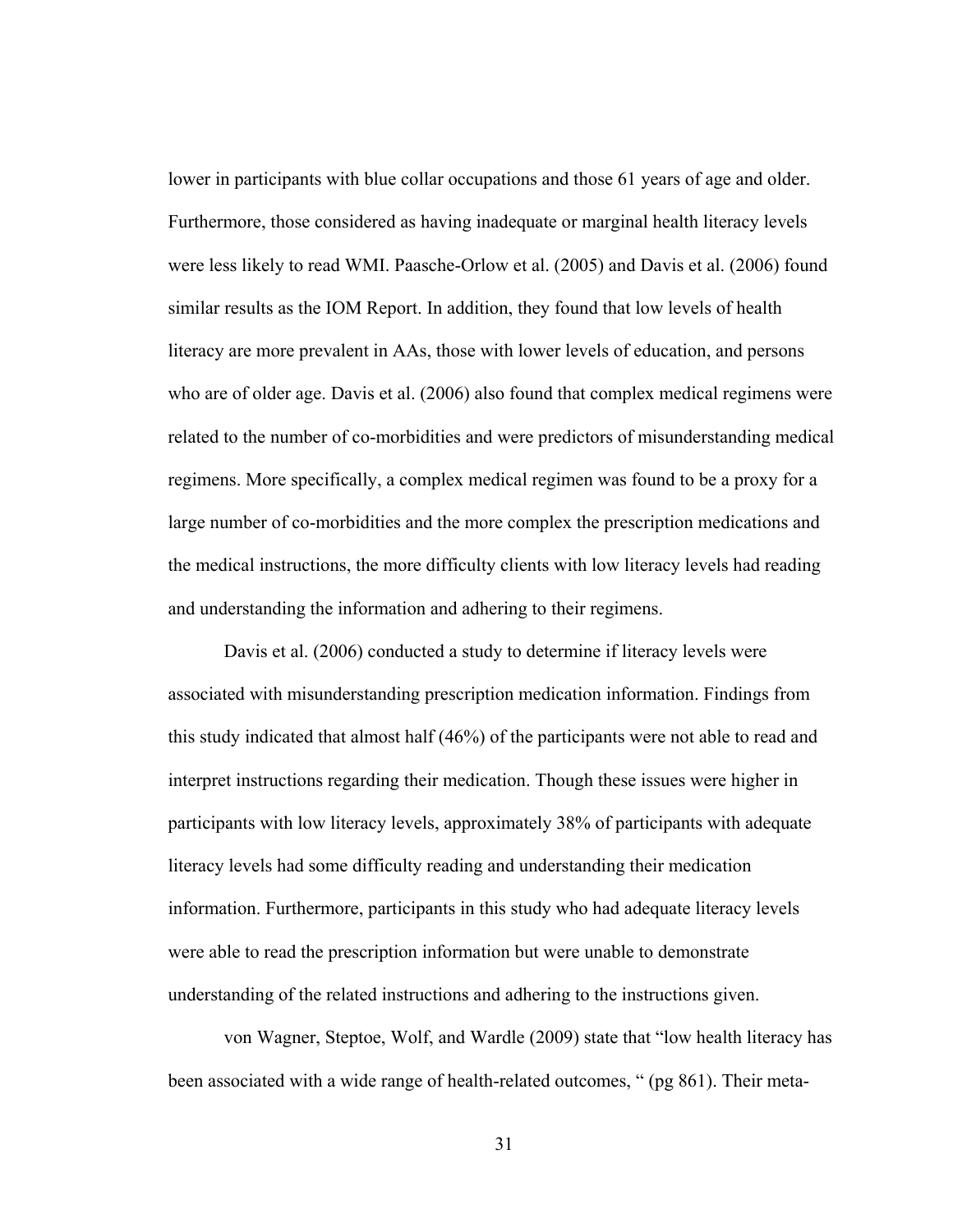lower in participants with blue collar occupations and those 61 years of age and older. Furthermore, those considered as having inadequate or marginal health literacy levels were less likely to read WMI. Paasche-Orlow et al. (2005) and Davis et al. (2006) found similar results as the IOM Report. In addition, they found that low levels of health literacy are more prevalent in AAs, those with lower levels of education, and persons who are of older age. Davis et al. (2006) also found that complex medical regimens were related to the number of co-morbidities and were predictors of misunderstanding medical regimens. More specifically, a complex medical regimen was found to be a proxy for a large number of co-morbidities and the more complex the prescription medications and the medical instructions, the more difficulty clients with low literacy levels had reading and understanding the information and adhering to their regimens.

Davis et al. (2006) conducted a study to determine if literacy levels were associated with misunderstanding prescription medication information. Findings from this study indicated that almost half (46%) of the participants were not able to read and interpret instructions regarding their medication. Though these issues were higher in participants with low literacy levels, approximately 38% of participants with adequate literacy levels had some difficulty reading and understanding their medication information. Furthermore, participants in this study who had adequate literacy levels were able to read the prescription information but were unable to demonstrate understanding of the related instructions and adhering to the instructions given.

von Wagner, Steptoe, Wolf, and Wardle (2009) state that "low health literacy has been associated with a wide range of health-related outcomes, " (pg 861). Their meta-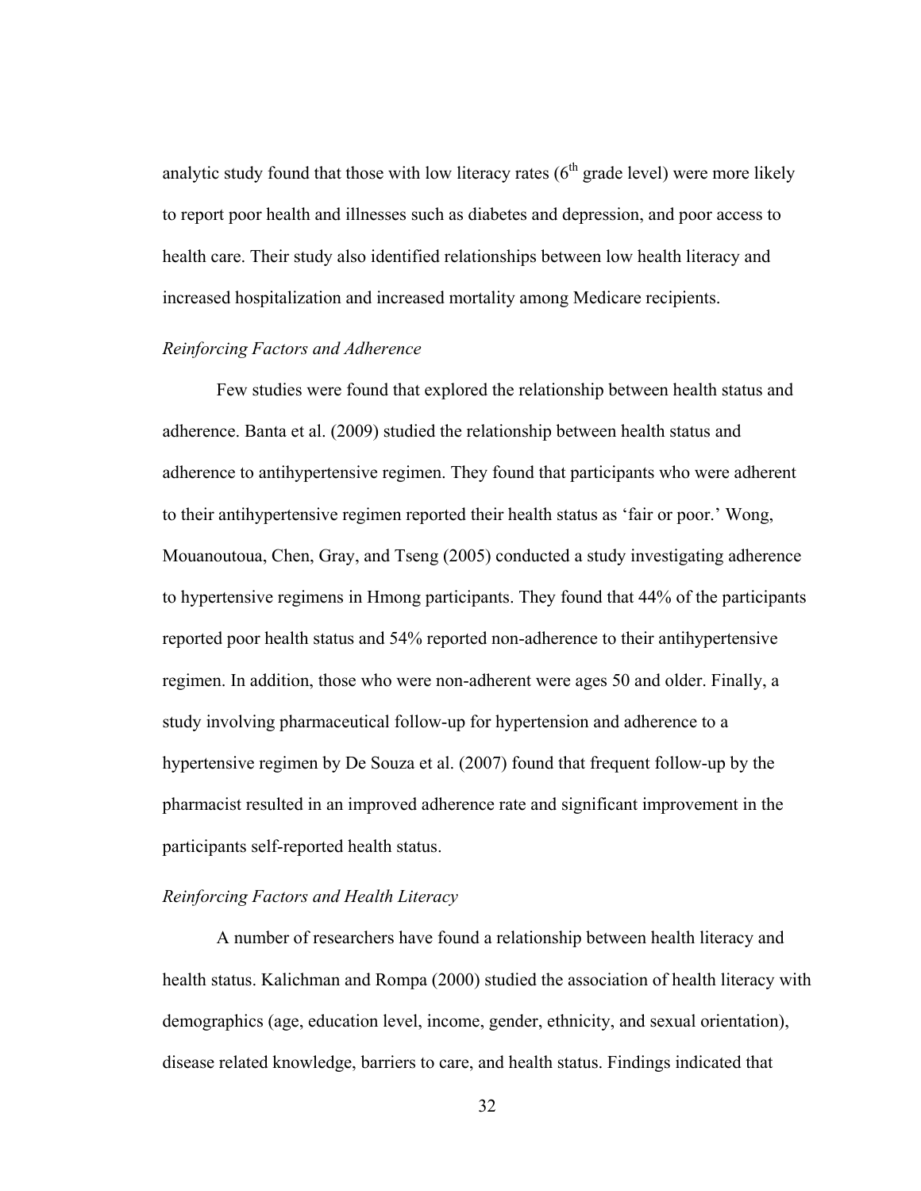analytic study found that those with low literacy rates ($6^{th}$ grade level) were more likely to report poor health and illnesses such as diabetes and depression, and poor access to health care. Their study also identified relationships between low health literacy and increased hospitalization and increased mortality among Medicare recipients.

### *Reinforcing Factors and Adherence*

Few studies were found that explored the relationship between health status and adherence. Banta et al. (2009) studied the relationship between health status and adherence to antihypertensive regimen. They found that participants who were adherent to their antihypertensive regimen reported their health status as 'fair or poor.' Wong, Mouanoutoua, Chen, Gray, and Tseng (2005) conducted a study investigating adherence to hypertensive regimens in Hmong participants. They found that 44% of the participants reported poor health status and 54% reported non-adherence to their antihypertensive regimen. In addition, those who were non-adherent were ages 50 and older. Finally, a study involving pharmaceutical follow-up for hypertension and adherence to a hypertensive regimen by De Souza et al. (2007) found that frequent follow-up by the pharmacist resulted in an improved adherence rate and significant improvement in the participants self-reported health status.

### *Reinforcing Factors and Health Literacy*

A number of researchers have found a relationship between health literacy and health status. Kalichman and Rompa (2000) studied the association of health literacy with demographics (age, education level, income, gender, ethnicity, and sexual orientation), disease related knowledge, barriers to care, and health status. Findings indicated that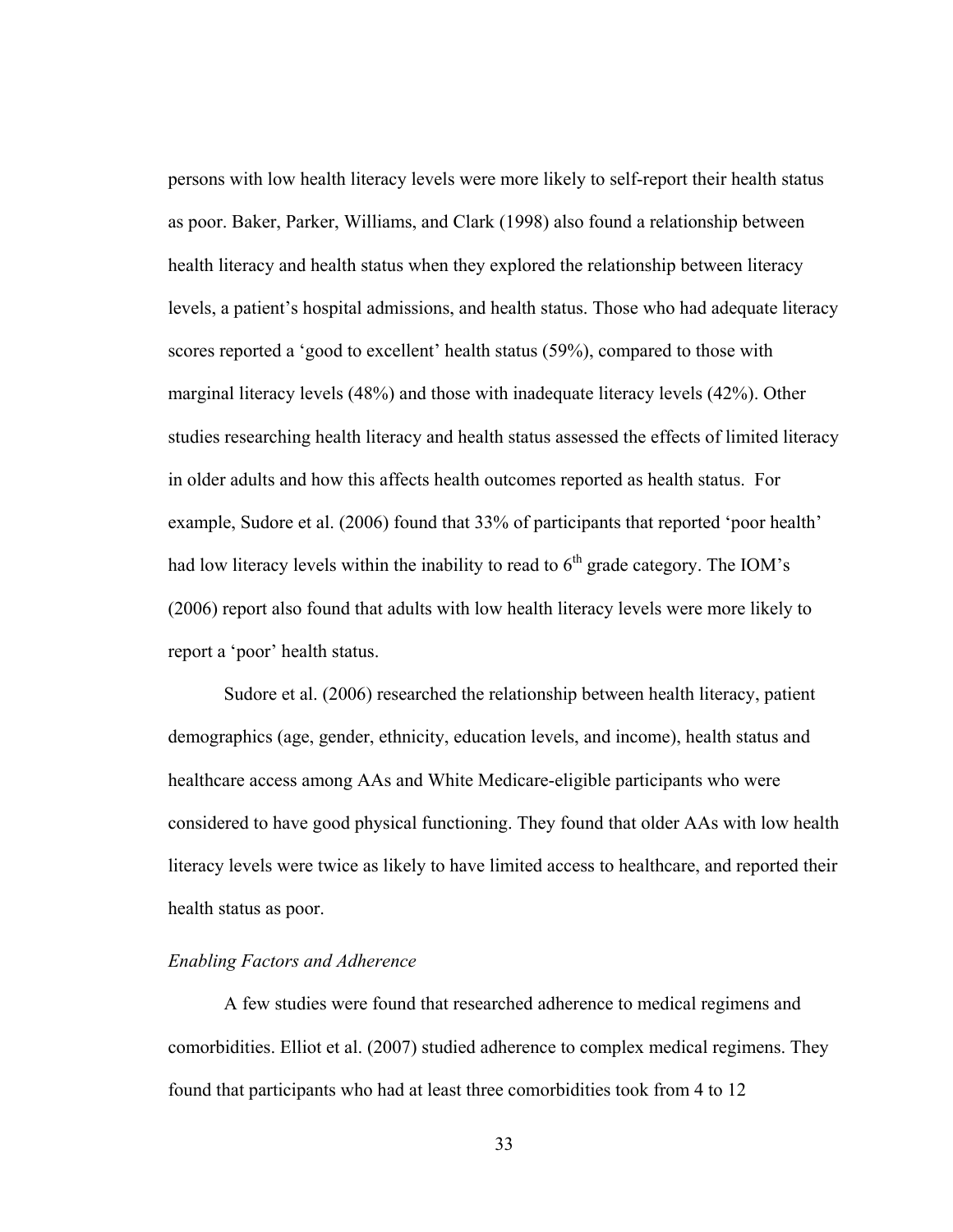persons with low health literacy levels were more likely to self-report their health status as poor. Baker, Parker, Williams, and Clark (1998) also found a relationship between health literacy and health status when they explored the relationship between literacy levels, a patient's hospital admissions, and health status. Those who had adequate literacy scores reported a 'good to excellent' health status (59%), compared to those with marginal literacy levels (48%) and those with inadequate literacy levels (42%). Other studies researching health literacy and health status assessed the effects of limited literacy in older adults and how this affects health outcomes reported as health status. For example, Sudore et al. (2006) found that 33% of participants that reported 'poor health' had low literacy levels within the inability to read to $6^{th}$ grade category. The IOM's (2006) report also found that adults with low health literacy levels were more likely to report a 'poor' health status.

Sudore et al. (2006) researched the relationship between health literacy, patient demographics (age, gender, ethnicity, education levels, and income), health status and healthcare access among AAs and White Medicare-eligible participants who were considered to have good physical functioning. They found that older AAs with low health literacy levels were twice as likely to have limited access to healthcare, and reported their health status as poor.

*Enabling Factors and Adherence*

A few studies were found that researched adherence to medical regimens and comorbidities. Elliot et al. (2007) studied adherence to complex medical regimens. They found that participants who had at least three comorbidities took from 4 to 12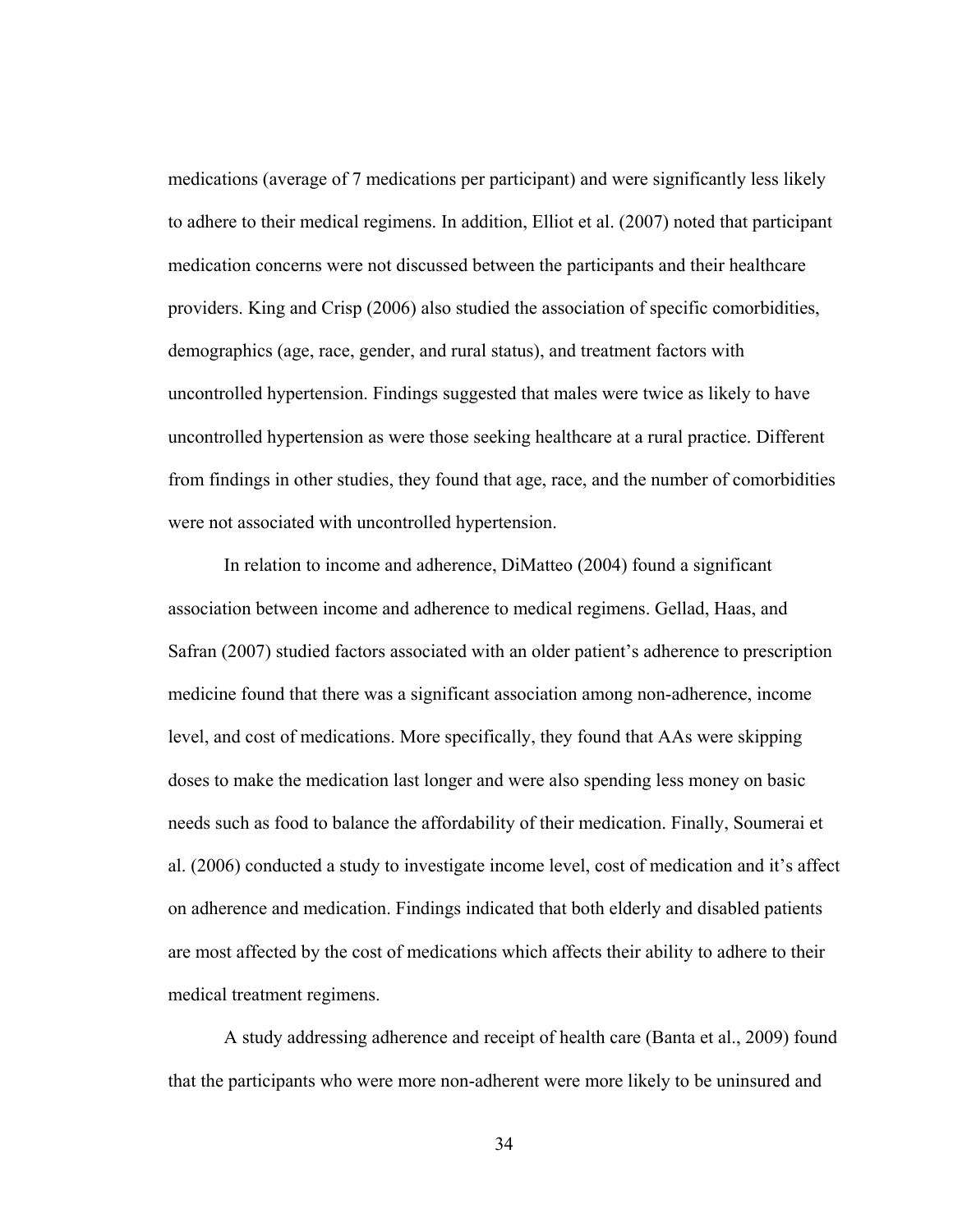medications (average of 7 medications per participant) and were significantly less likely to adhere to their medical regimens. In addition, Elliot et al. (2007) noted that participant medication concerns were not discussed between the participants and their healthcare providers. King and Crisp (2006) also studied the association of specific comorbidities, demographics (age, race, gender, and rural status), and treatment factors with uncontrolled hypertension. Findings suggested that males were twice as likely to have uncontrolled hypertension as were those seeking healthcare at a rural practice. Different from findings in other studies, they found that age, race, and the number of comorbidities were not associated with uncontrolled hypertension.

In relation to income and adherence, DiMatteo (2004) found a significant association between income and adherence to medical regimens. Gellad, Haas, and Safran (2007) studied factors associated with an older patient's adherence to prescription medicine found that there was a significant association among non-adherence, income level, and cost of medications. More specifically, they found that AAs were skipping doses to make the medication last longer and were also spending less money on basic needs such as food to balance the affordability of their medication. Finally, Soumerai et al. (2006) conducted a study to investigate income level, cost of medication and it's affect on adherence and medication. Findings indicated that both elderly and disabled patients are most affected by the cost of medications which affects their ability to adhere to their medical treatment regimens.

A study addressing adherence and receipt of health care (Banta et al., 2009) found that the participants who were more non-adherent were more likely to be uninsured and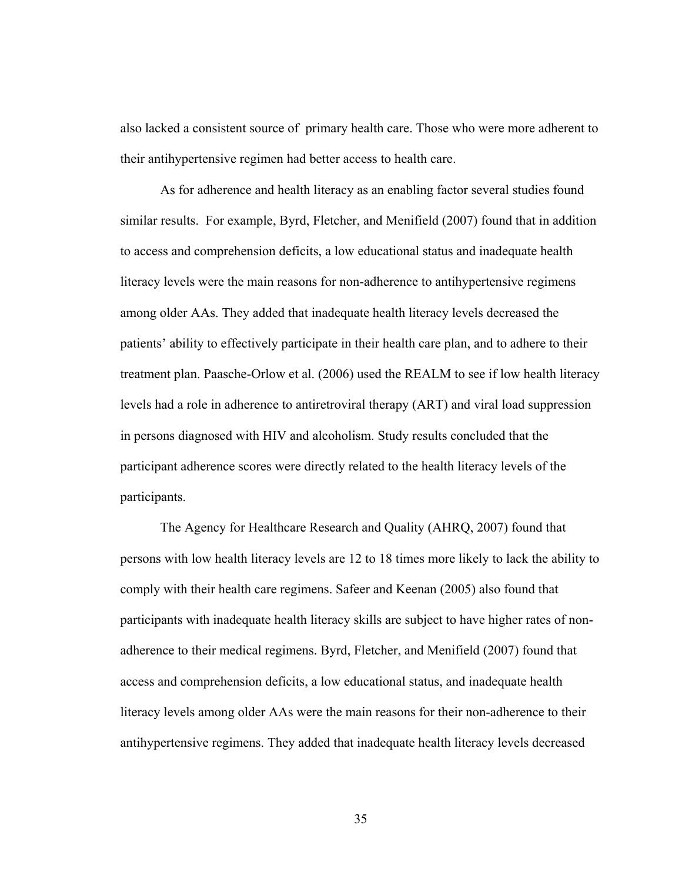also lacked a consistent source of primary health care. Those who were more adherent to their antihypertensive regimen had better access to health care.

As for adherence and health literacy as an enabling factor several studies found similar results. For example, Byrd, Fletcher, and Menifield (2007) found that in addition to access and comprehension deficits, a low educational status and inadequate health literacy levels were the main reasons for non-adherence to antihypertensive regimens among older AAs. They added that inadequate health literacy levels decreased the patients' ability to effectively participate in their health care plan, and to adhere to their treatment plan. Paasche-Orlow et al. (2006) used the REALM to see if low health literacy levels had a role in adherence to antiretroviral therapy (ART) and viral load suppression in persons diagnosed with HIV and alcoholism. Study results concluded that the participant adherence scores were directly related to the health literacy levels of the participants.

The Agency for Healthcare Research and Quality (AHRQ, 2007) found that persons with low health literacy levels are 12 to 18 times more likely to lack the ability to comply with their health care regimens. Safeer and Keenan (2005) also found that participants with inadequate health literacy skills are subject to have higher rates of non-adherence to their medical regimens. Byrd, Fletcher, and Menifield (2007) found that access and comprehension deficits, a low educational status, and inadequate health literacy levels among older AAs were the main reasons for their non-adherence to their antihypertensive regimens. They added that inadequate health literacy levels decreased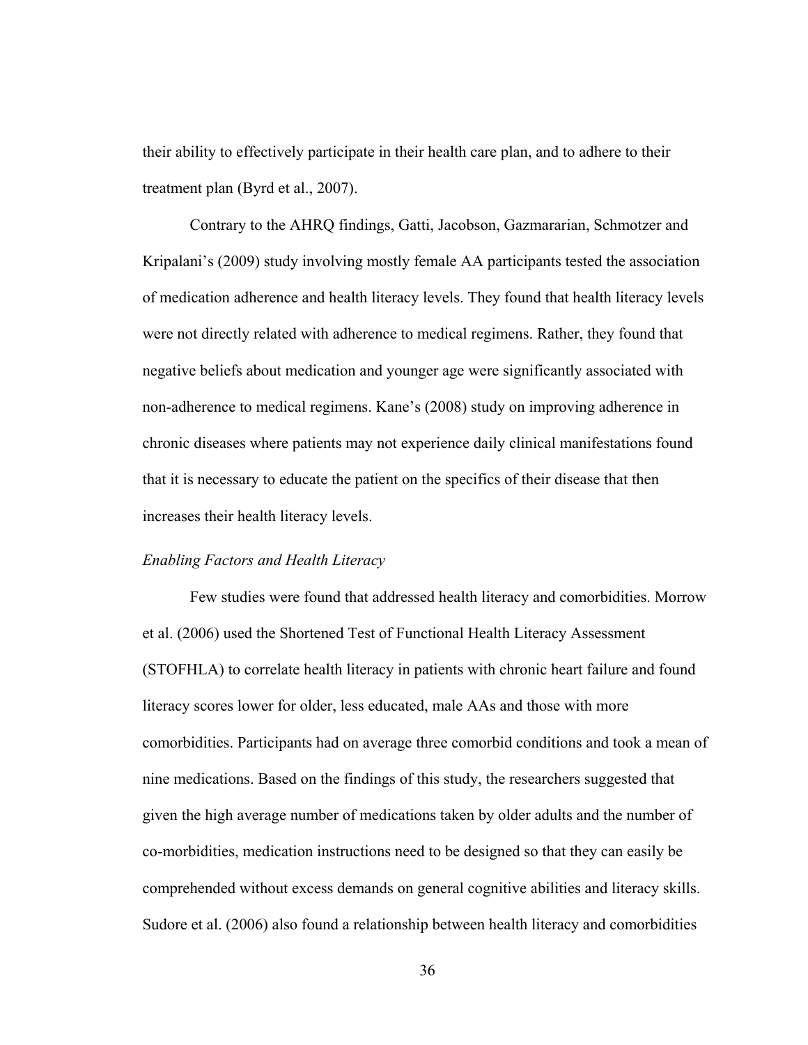their ability to effectively participate in their health care plan, and to adhere to their treatment plan (Byrd et al., 2007).

Contrary to the AHRQ findings, Gatti, Jacobson, Gazmararian, Schmotzer and Kripalani's (2009) study involving mostly female AA participants tested the association of medication adherence and health literacy levels. They found that health literacy levels were not directly related with adherence to medical regimens. Rather, they found that negative beliefs about medication and younger age were significantly associated with non-adherence to medical regimens. Kane's (2008) study on improving adherence in chronic diseases where patients may not experience daily clinical manifestations found that it is necessary to educate the patient on the specifics of their disease that then increases their health literacy levels.

*Enabling Factors and Health Literacy*

Few studies were found that addressed health literacy and comorbidities. Morrow et al. (2006) used the Shortened Test of Functional Health Literacy Assessment (STOFHLA) to correlate health literacy in patients with chronic heart failure and found literacy scores lower for older, less educated, male AAs and those with more comorbidities. Participants had on average three comorbid conditions and took a mean of nine medications. Based on the findings of this study, the researchers suggested that given the high average number of medications taken by older adults and the number of co-morbidities, medication instructions need to be designed so that they can easily be comprehended without excess demands on general cognitive abilities and literacy skills. Sudore et al. (2006) also found a relationship between health literacy and comorbidities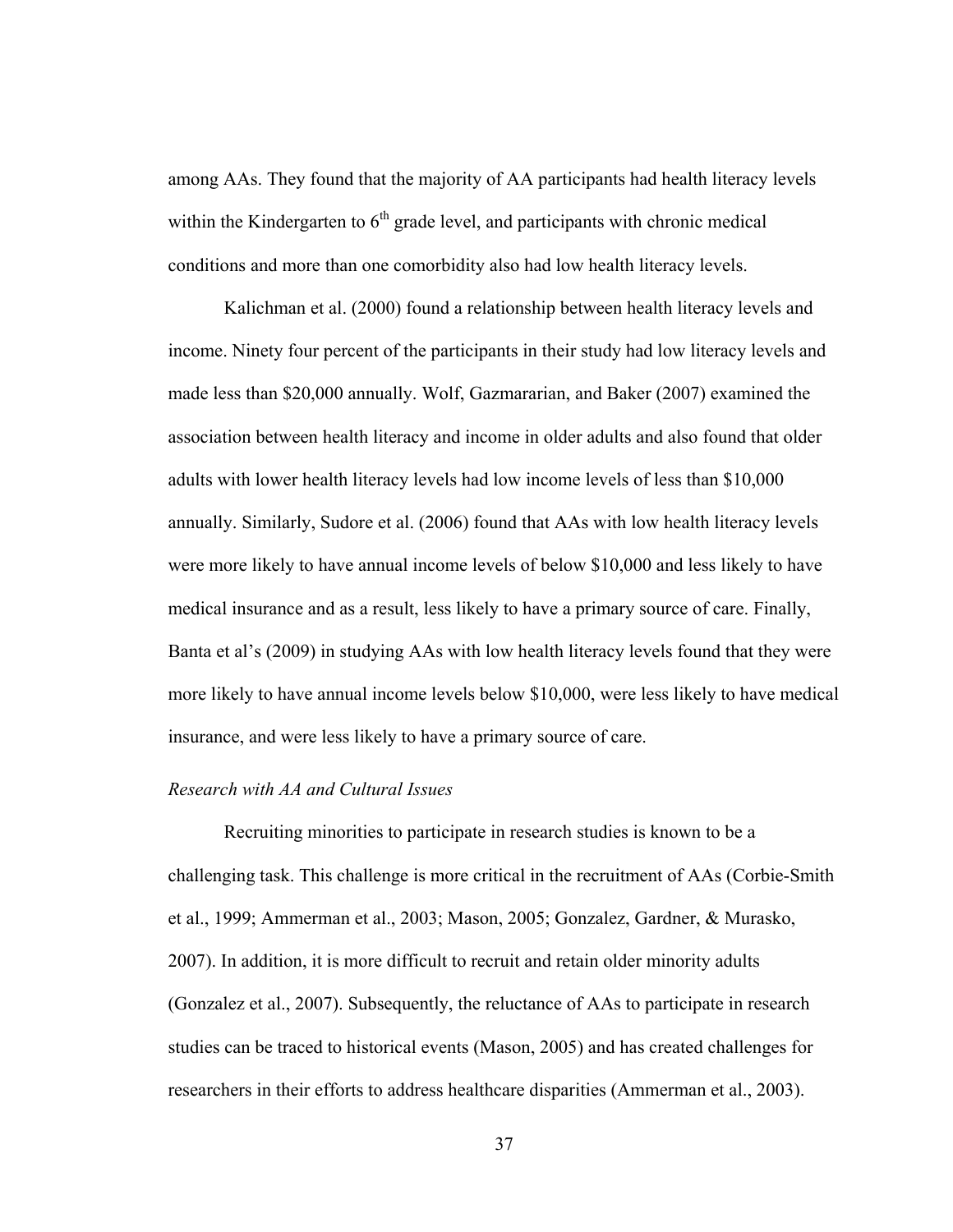among AAs. They found that the majority of AA participants had health literacy levels within the Kindergarten to 6th grade level, and participants with chronic medical conditions and more than one comorbidity also had low health literacy levels.

Kalichman et al. (2000) found a relationship between health literacy levels and income. Ninety four percent of the participants in their study had low literacy levels and made less than $20,000 annually. Wolf, Gazmararian, and Baker (2007) examined the association between health literacy and income in older adults and also found that older adults with lower health literacy levels had low income levels of less than $10,000 annually. Similarly, Sudore et al. (2006) found that AAs with low health literacy levels were more likely to have annual income levels of below $10,000 and less likely to have medical insurance and as a result, less likely to have a primary source of care. Finally, Banta et al's (2009) in studying AAs with low health literacy levels found that they were more likely to have annual income levels below $10,000, were less likely to have medical insurance, and were less likely to have a primary source of care.

*Research with AA and Cultural Issues*

Recruiting minorities to participate in research studies is known to be a challenging task. This challenge is more critical in the recruitment of AAs (Corbie-Smith et al., 1999; Ammerman et al., 2003; Mason, 2005; Gonzalez, Gardner, & Murasko, 2007). In addition, it is more difficult to recruit and retain older minority adults (Gonzalez et al., 2007). Subsequently, the reluctance of AAs to participate in research studies can be traced to historical events (Mason, 2005) and has created challenges for researchers in their efforts to address healthcare disparities (Ammerman et al., 2003).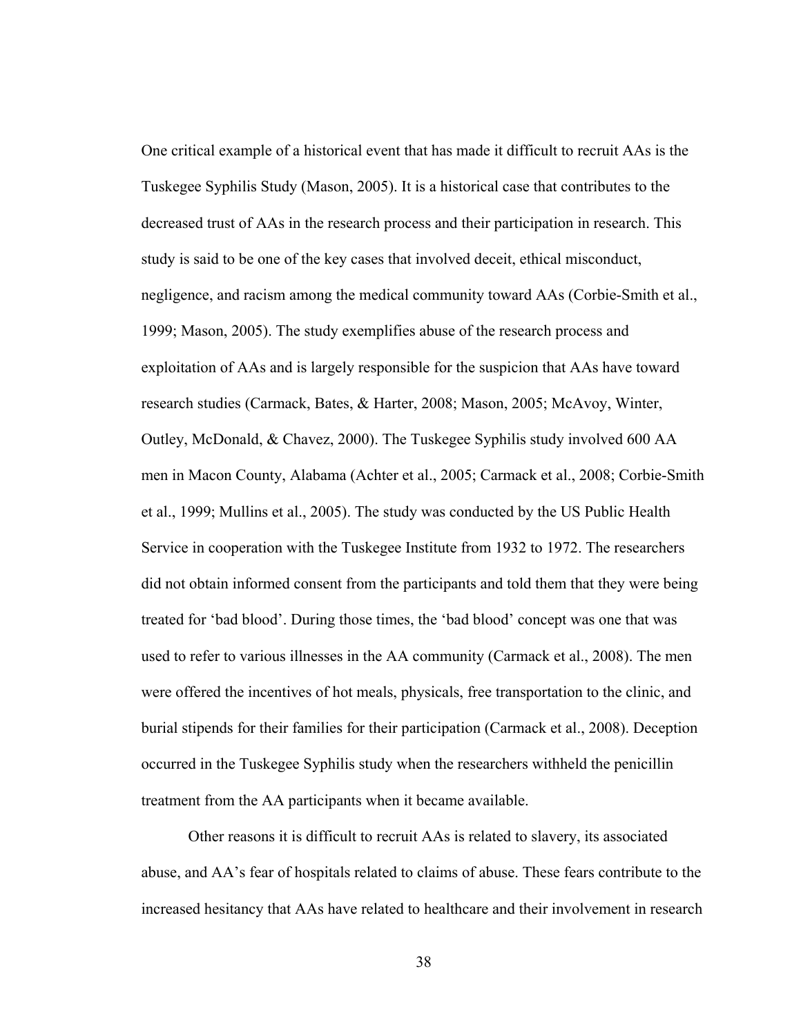One critical example of a historical event that has made it difficult to recruit AAs is the Tuskegee Syphilis Study (Mason, 2005). It is a historical case that contributes to the decreased trust of AAs in the research process and their participation in research. This study is said to be one of the key cases that involved deceit, ethical misconduct, negligence, and racism among the medical community toward AAs (Corbie-Smith et al., 1999; Mason, 2005). The study exemplifies abuse of the research process and exploitation of AAs and is largely responsible for the suspicion that AAs have toward research studies (Carmack, Bates, & Harter, 2008; Mason, 2005; McAvoy, Winter, Outley, McDonald, & Chavez, 2000). The Tuskegee Syphilis study involved 600 AA men in Macon County, Alabama (Achter et al., 2005; Carmack et al., 2008; Corbie-Smith et al., 1999; Mullins et al., 2005). The study was conducted by the US Public Health Service in cooperation with the Tuskegee Institute from 1932 to 1972. The researchers did not obtain informed consent from the participants and told them that they were being treated for 'bad blood'. During those times, the 'bad blood' concept was one that was used to refer to various illnesses in the AA community (Carmack et al., 2008). The men were offered the incentives of hot meals, physicals, free transportation to the clinic, and burial stipends for their families for their participation (Carmack et al., 2008). Deception occurred in the Tuskegee Syphilis study when the researchers withheld the penicillin treatment from the AA participants when it became available.

Other reasons it is difficult to recruit AAs is related to slavery, its associated abuse, and AA's fear of hospitals related to claims of abuse. These fears contribute to the increased hesitancy that AAs have related to healthcare and their involvement in research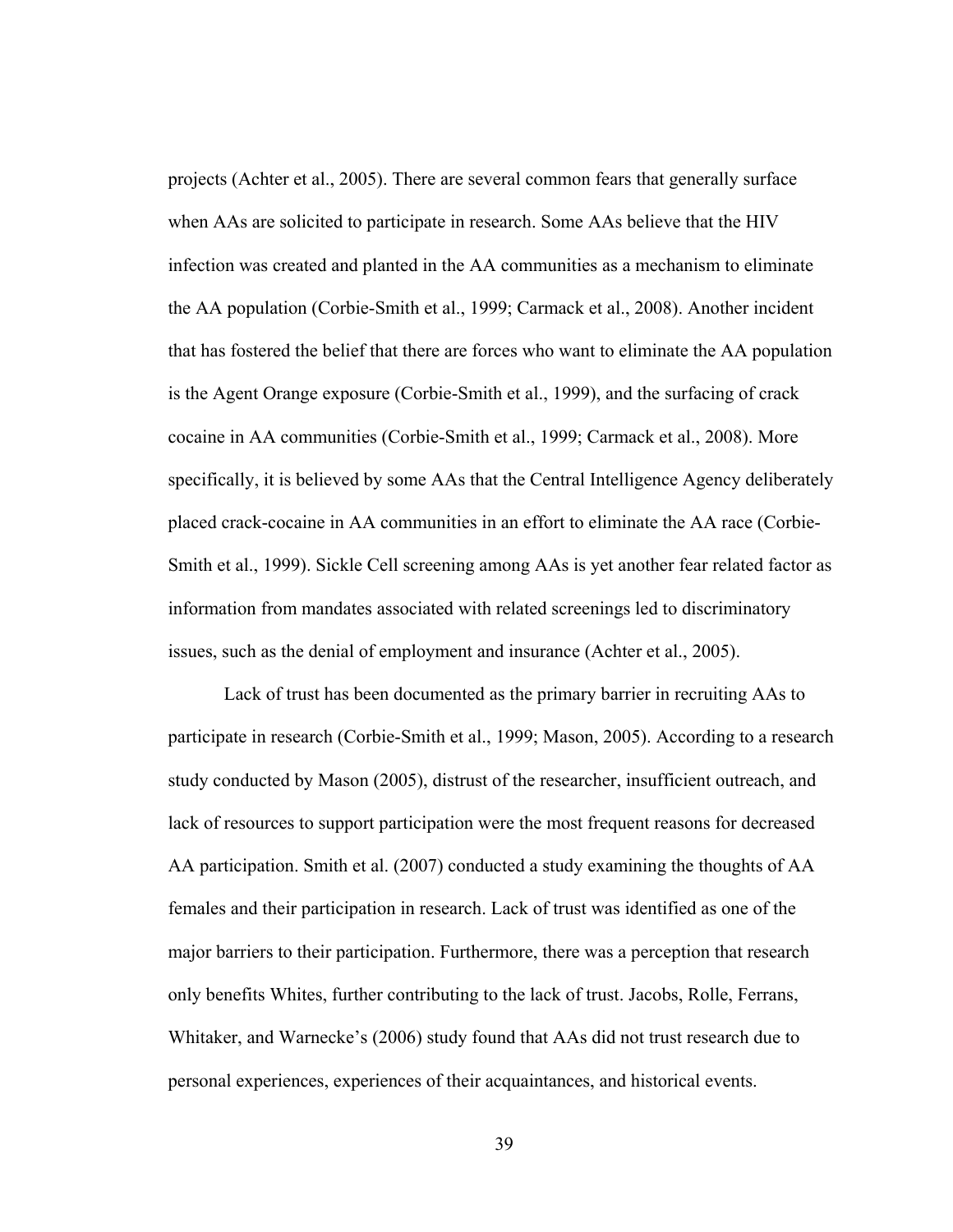projects (Achter et al., 2005). There are several common fears that generally surface when AAs are solicited to participate in research. Some AAs believe that the HIV infection was created and planted in the AA communities as a mechanism to eliminate the AA population (Corbie-Smith et al., 1999; Carmack et al., 2008). Another incident that has fostered the belief that there are forces who want to eliminate the AA population is the Agent Orange exposure (Corbie-Smith et al., 1999), and the surfacing of crack cocaine in AA communities (Corbie-Smith et al., 1999; Carmack et al., 2008). More specifically, it is believed by some AAs that the Central Intelligence Agency deliberately placed crack-cocaine in AA communities in an effort to eliminate the AA race (Corbie-Smith et al., 1999). Sickle Cell screening among AAs is yet another fear related factor as information from mandates associated with related screenings led to discriminatory issues, such as the denial of employment and insurance (Achter et al., 2005).

Lack of trust has been documented as the primary barrier in recruiting AAs to participate in research (Corbie-Smith et al., 1999; Mason, 2005). According to a research study conducted by Mason (2005), distrust of the researcher, insufficient outreach, and lack of resources to support participation were the most frequent reasons for decreased AA participation. Smith et al. (2007) conducted a study examining the thoughts of AA females and their participation in research. Lack of trust was identified as one of the major barriers to their participation. Furthermore, there was a perception that research only benefits Whites, further contributing to the lack of trust. Jacobs, Rolle, Ferrans, Whitaker, and Warnecke's (2006) study found that AAs did not trust research due to personal experiences, experiences of their acquaintances, and historical events.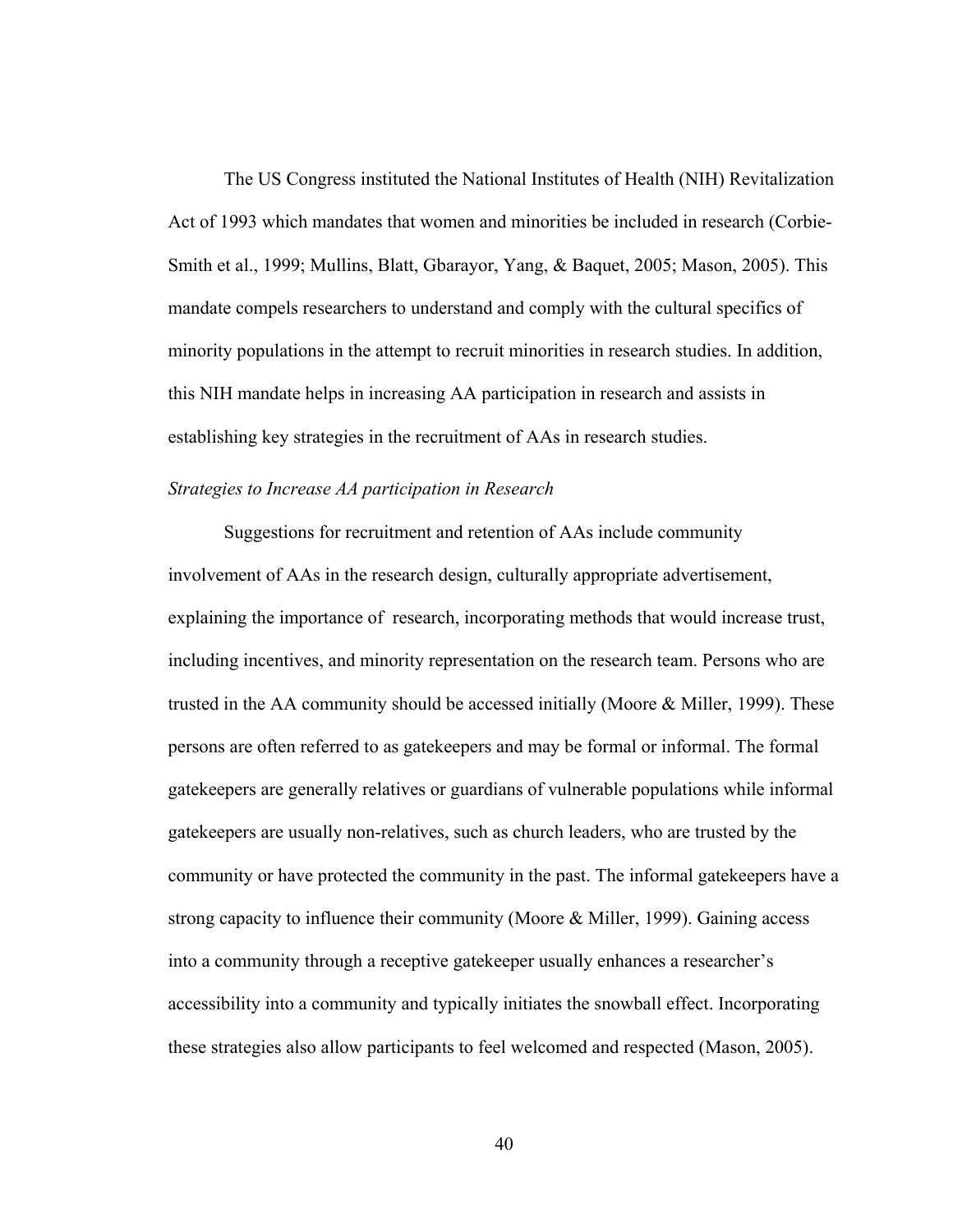The US Congress instituted the National Institutes of Health (NIH) Revitalization Act of 1993 which mandates that women and minorities be included in research (Corbie-Smith et al., 1999; Mullins, Blatt, Gbarayor, Yang, & Baquet, 2005; Mason, 2005). This mandate compels researchers to understand and comply with the cultural specifics of minority populations in the attempt to recruit minorities in research studies. In addition, this NIH mandate helps in increasing AA participation in research and assists in establishing key strategies in the recruitment of AAs in research studies.

*Strategies to Increase AA participation in Research*

Suggestions for recruitment and retention of AAs include community involvement of AAs in the research design, culturally appropriate advertisement, explaining the importance of research, incorporating methods that would increase trust, including incentives, and minority representation on the research team. Persons who are trusted in the AA community should be accessed initially (Moore & Miller, 1999). These persons are often referred to as gatekeepers and may be formal or informal. The formal gatekeepers are generally relatives or guardians of vulnerable populations while informal gatekeepers are usually non-relatives, such as church leaders, who are trusted by the community or have protected the community in the past. The informal gatekeepers have a strong capacity to influence their community (Moore & Miller, 1999). Gaining access into a community through a receptive gatekeeper usually enhances a researcher's accessibility into a community and typically initiates the snowball effect. Incorporating these strategies also allow participants to feel welcomed and respected (Mason, 2005).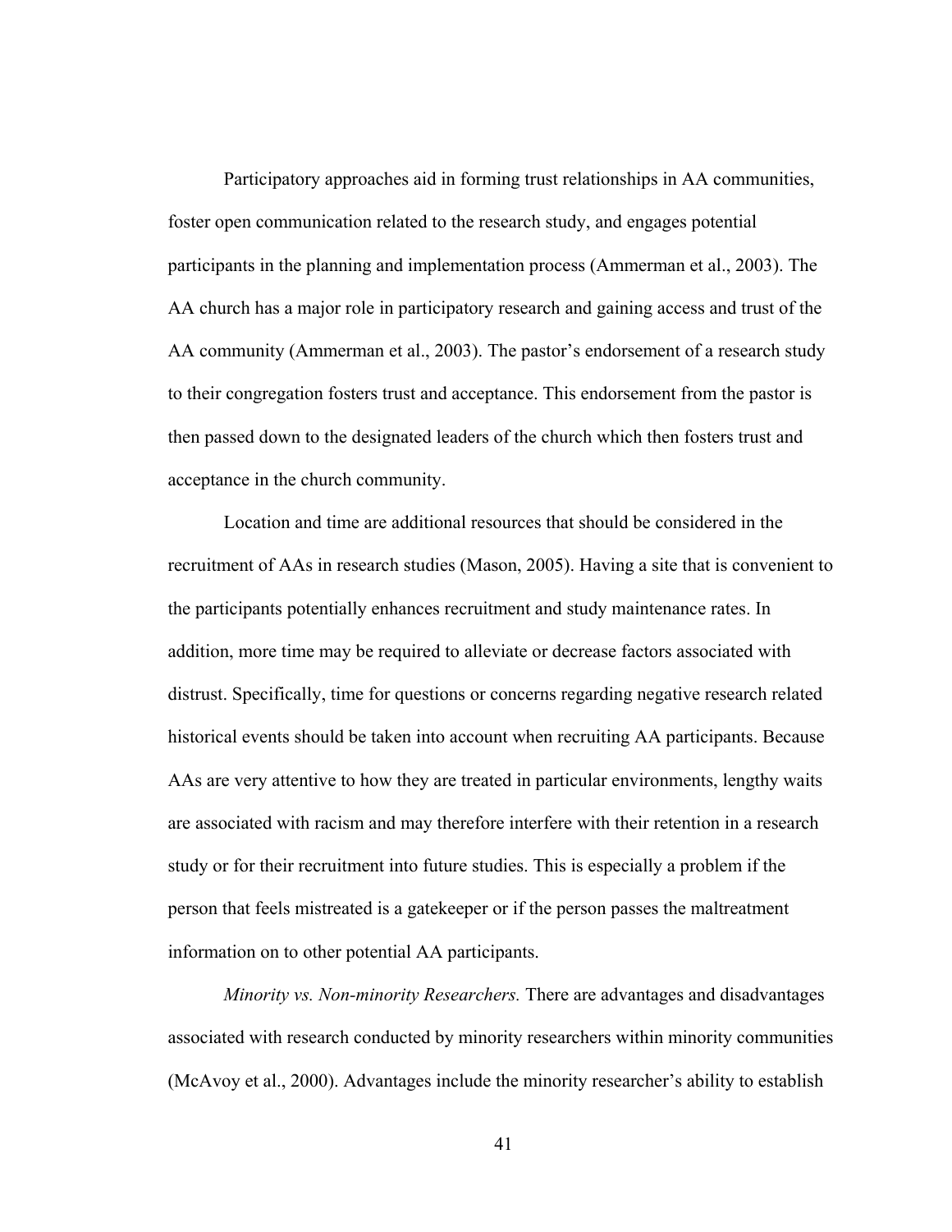Participatory approaches aid in forming trust relationships in AA communities, foster open communication related to the research study, and engages potential participants in the planning and implementation process (Ammerman et al., 2003). The AA church has a major role in participatory research and gaining access and trust of the AA community (Ammerman et al., 2003). The pastor's endorsement of a research study to their congregation fosters trust and acceptance. This endorsement from the pastor is then passed down to the designated leaders of the church which then fosters trust and acceptance in the church community.

Location and time are additional resources that should be considered in the recruitment of AAs in research studies (Mason, 2005). Having a site that is convenient to the participants potentially enhances recruitment and study maintenance rates. In addition, more time may be required to alleviate or decrease factors associated with distrust. Specifically, time for questions or concerns regarding negative research related historical events should be taken into account when recruiting AA participants. Because AAs are very attentive to how they are treated in particular environments, lengthy waits are associated with racism and may therefore interfere with their retention in a research study or for their recruitment into future studies. This is especially a problem if the person that feels mistreated is a gatekeeper or if the person passes the maltreatment information on to other potential AA participants.

*Minority vs. Non-minority Researchers.* There are advantages and disadvantages associated with research conducted by minority researchers within minority communities (McAvoy et al., 2000). Advantages include the minority researcher's ability to establish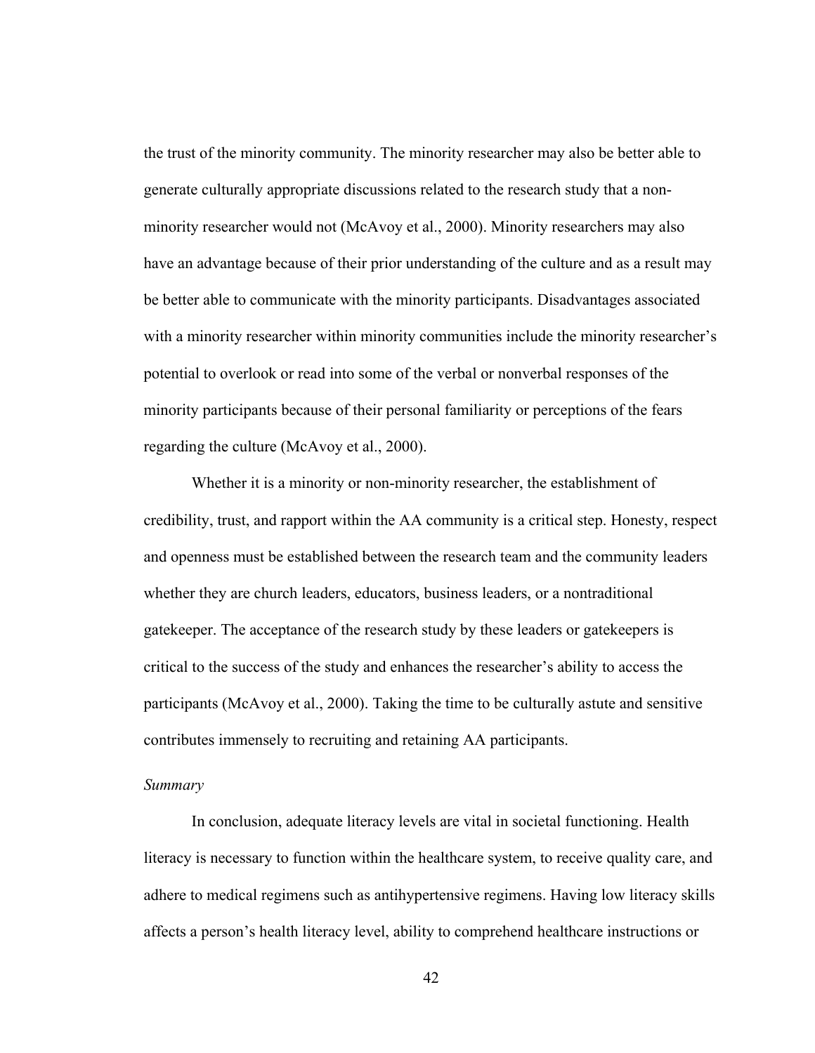the trust of the minority community. The minority researcher may also be better able to generate culturally appropriate discussions related to the research study that a non-minority researcher would not (McAvoy et al., 2000). Minority researchers may also have an advantage because of their prior understanding of the culture and as a result may be better able to communicate with the minority participants. Disadvantages associated with a minority researcher within minority communities include the minority researcher's potential to overlook or read into some of the verbal or nonverbal responses of the minority participants because of their personal familiarity or perceptions of the fears regarding the culture (McAvoy et al., 2000).

Whether it is a minority or non-minority researcher, the establishment of credibility, trust, and rapport within the AA community is a critical step. Honesty, respect and openness must be established between the research team and the community leaders whether they are church leaders, educators, business leaders, or a nontraditional gatekeeper. The acceptance of the research study by these leaders or gatekeepers is critical to the success of the study and enhances the researcher's ability to access the participants (McAvoy et al., 2000). Taking the time to be culturally astute and sensitive contributes immensely to recruiting and retaining AA participants.

### *Summary*

In conclusion, adequate literacy levels are vital in societal functioning. Health literacy is necessary to function within the healthcare system, to receive quality care, and adhere to medical regimens such as antihypertensive regimens. Having low literacy skills affects a person's health literacy level, ability to comprehend healthcare instructions or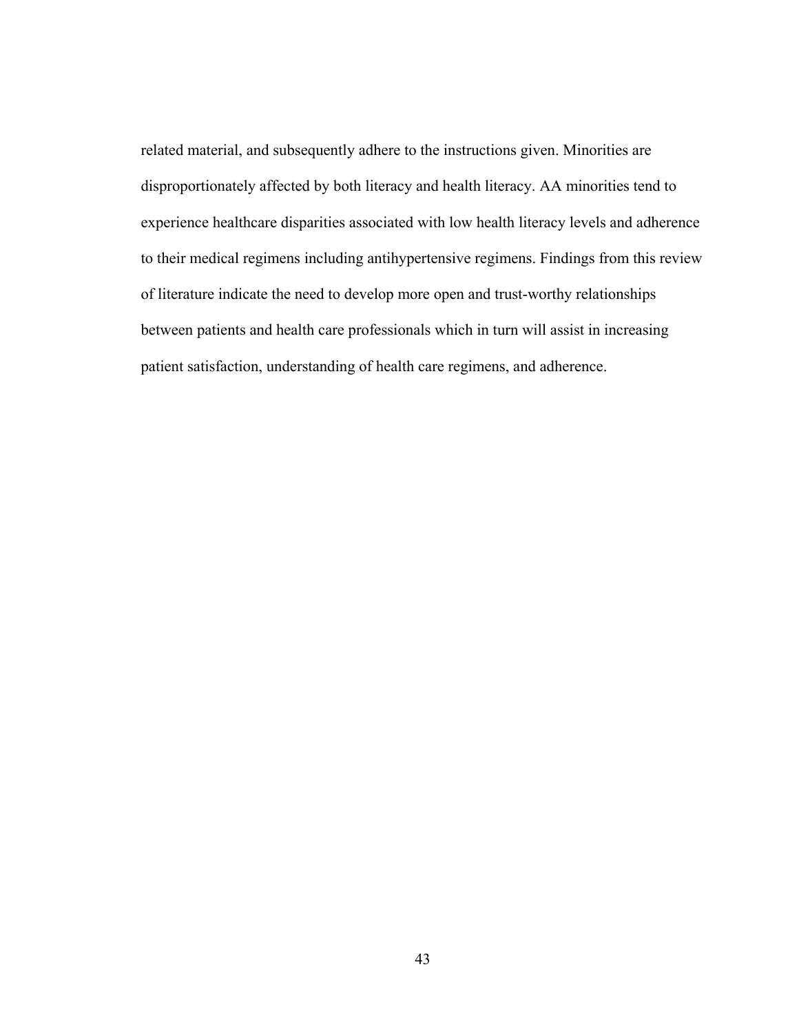related material, and subsequently adhere to the instructions given. Minorities are disproportionately affected by both literacy and health literacy. AA minorities tend to experience healthcare disparities associated with low health literacy levels and adherence to their medical regimens including antihypertensive regimens. Findings from this review of literature indicate the need to develop more open and trust-worthy relationships between patients and health care professionals which in turn will assist in increasing patient satisfaction, understanding of health care regimens, and adherence.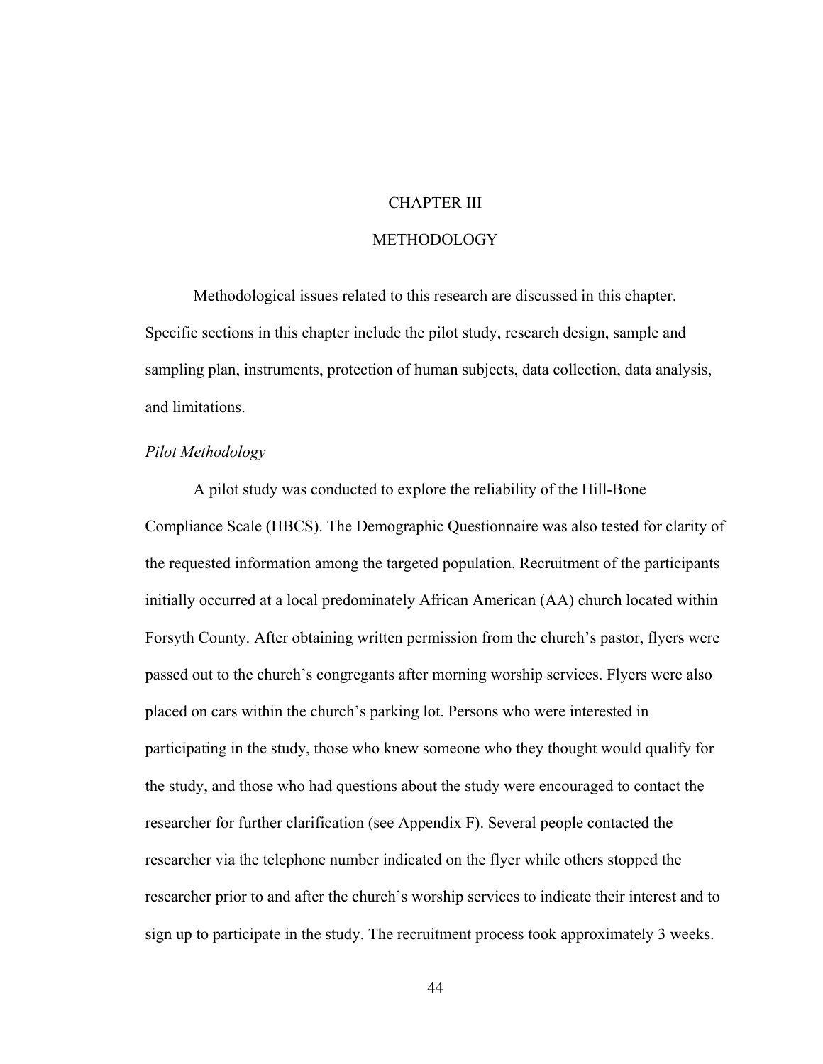# CHAPTER III

# METHODOLOGY

Methodological issues related to this research are discussed in this chapter. Specific sections in this chapter include the pilot study, research design, sample and sampling plan, instruments, protection of human subjects, data collection, data analysis, and limitations.

*Pilot Methodology*

A pilot study was conducted to explore the reliability of the Hill-Bone Compliance Scale (HBCS). The Demographic Questionnaire was also tested for clarity of the requested information among the targeted population. Recruitment of the participants initially occurred at a local predominately African American (AA) church located within Forsyth County. After obtaining written permission from the church's pastor, flyers were passed out to the church's congregants after morning worship services. Flyers were also placed on cars within the church's parking lot. Persons who were interested in participating in the study, those who knew someone who they thought would qualify for the study, and those who had questions about the study were encouraged to contact the researcher for further clarification (see Appendix F). Several people contacted the researcher via the telephone number indicated on the flyer while others stopped the researcher prior to and after the church's worship services to indicate their interest and to sign up to participate in the study. The recruitment process took approximately 3 weeks.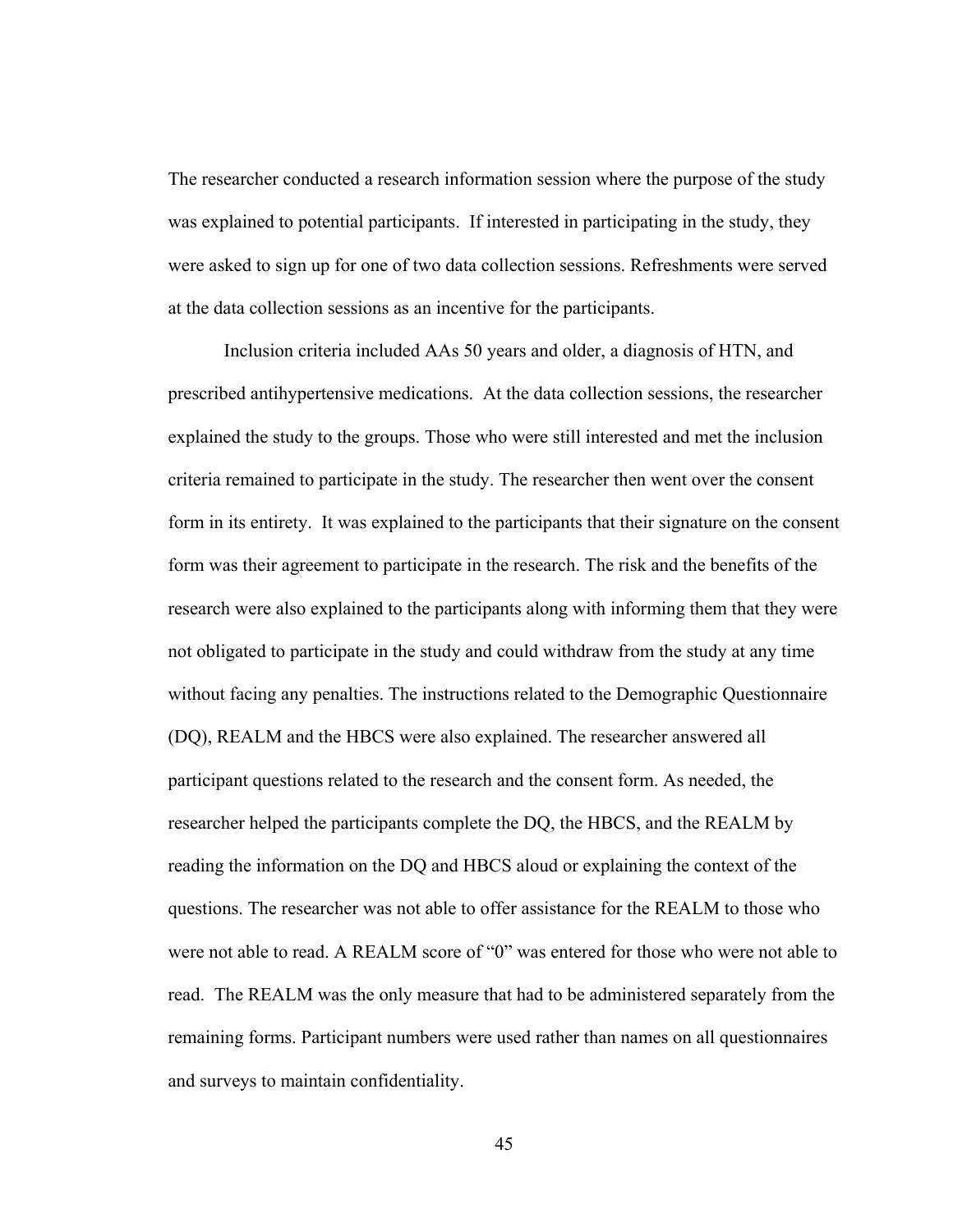The researcher conducted a research information session where the purpose of the study was explained to potential participants. If interested in participating in the study, they were asked to sign up for one of two data collection sessions. Refreshments were served at the data collection sessions as an incentive for the participants.

Inclusion criteria included AAs 50 years and older, a diagnosis of HTN, and prescribed antihypertensive medications. At the data collection sessions, the researcher explained the study to the groups. Those who were still interested and met the inclusion criteria remained to participate in the study. The researcher then went over the consent form in its entirety. It was explained to the participants that their signature on the consent form was their agreement to participate in the research. The risk and the benefits of the research were also explained to the participants along with informing them that they were not obligated to participate in the study and could withdraw from the study at any time without facing any penalties. The instructions related to the Demographic Questionnaire (DQ), REALM and the HBCS were also explained. The researcher answered all participant questions related to the research and the consent form. As needed, the researcher helped the participants complete the DQ, the HBCS, and the REALM by reading the information on the DQ and HBCS aloud or explaining the context of the questions. The researcher was not able to offer assistance for the REALM to those who were not able to read. A REALM score of "0" was entered for those who were not able to read. The REALM was the only measure that had to be administered separately from the remaining forms. Participant numbers were used rather than names on all questionnaires and surveys to maintain confidentiality.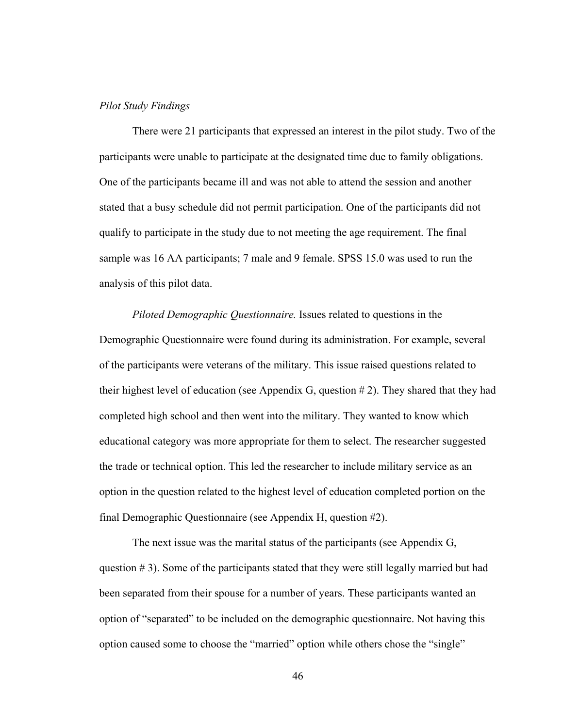*Pilot Study Findings*

There were 21 participants that expressed an interest in the pilot study. Two of the participants were unable to participate at the designated time due to family obligations. One of the participants became ill and was not able to attend the session and another stated that a busy schedule did not permit participation. One of the participants did not qualify to participate in the study due to not meeting the age requirement. The final sample was 16 AA participants; 7 male and 9 female. SPSS 15.0 was used to run the analysis of this pilot data.

*Piloted Demographic Questionnaire.* Issues related to questions in the Demographic Questionnaire were found during its administration. For example, several of the participants were veterans of the military. This issue raised questions related to their highest level of education (see Appendix G, question # 2). They shared that they had completed high school and then went into the military. They wanted to know which educational category was more appropriate for them to select. The researcher suggested the trade or technical option. This led the researcher to include military service as an option in the question related to the highest level of education completed portion on the final Demographic Questionnaire (see Appendix H, question #2).

The next issue was the marital status of the participants (see Appendix G, question # 3). Some of the participants stated that they were still legally married but had been separated from their spouse for a number of years. These participants wanted an option of "separated" to be included on the demographic questionnaire. Not having this option caused some to choose the "married" option while others chose the "single"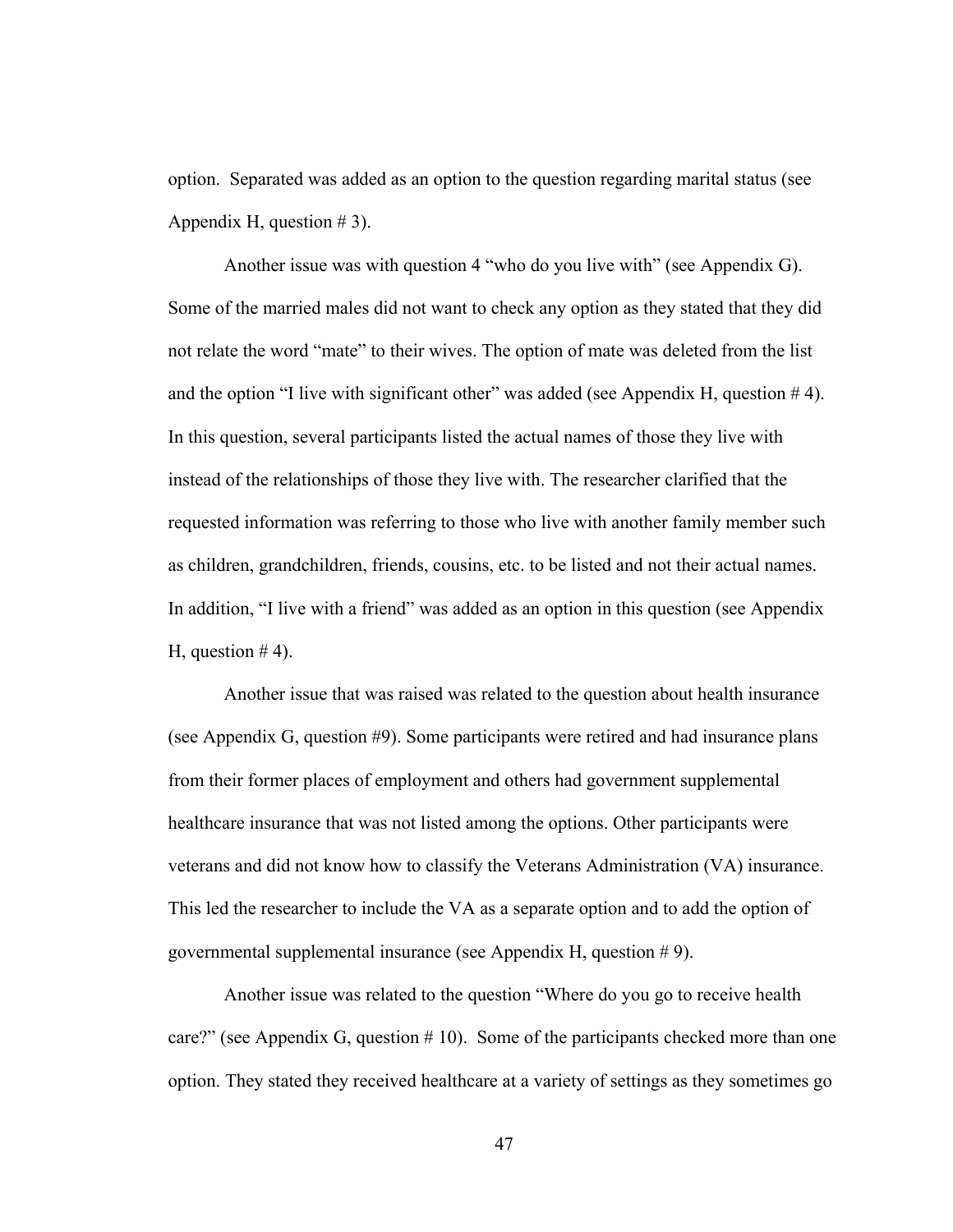option. Separated was added as an option to the question regarding marital status (see Appendix H, question # 3).

Another issue was with question 4 "who do you live with" (see Appendix G). Some of the married males did not want to check any option as they stated that they did not relate the word "mate" to their wives. The option of mate was deleted from the list and the option "I live with significant other" was added (see Appendix H, question # 4). In this question, several participants listed the actual names of those they live with instead of the relationships of those they live with. The researcher clarified that the requested information was referring to those who live with another family member such as children, grandchildren, friends, cousins, etc. to be listed and not their actual names. In addition, "I live with a friend" was added as an option in this question (see Appendix H, question # 4).

Another issue that was raised was related to the question about health insurance (see Appendix G, question #9). Some participants were retired and had insurance plans from their former places of employment and others had government supplemental healthcare insurance that was not listed among the options. Other participants were veterans and did not know how to classify the Veterans Administration (VA) insurance. This led the researcher to include the VA as a separate option and to add the option of governmental supplemental insurance (see Appendix H, question # 9).

Another issue was related to the question "Where do you go to receive health care?" (see Appendix G, question # 10). Some of the participants checked more than one option. They stated they received healthcare at a variety of settings as they sometimes go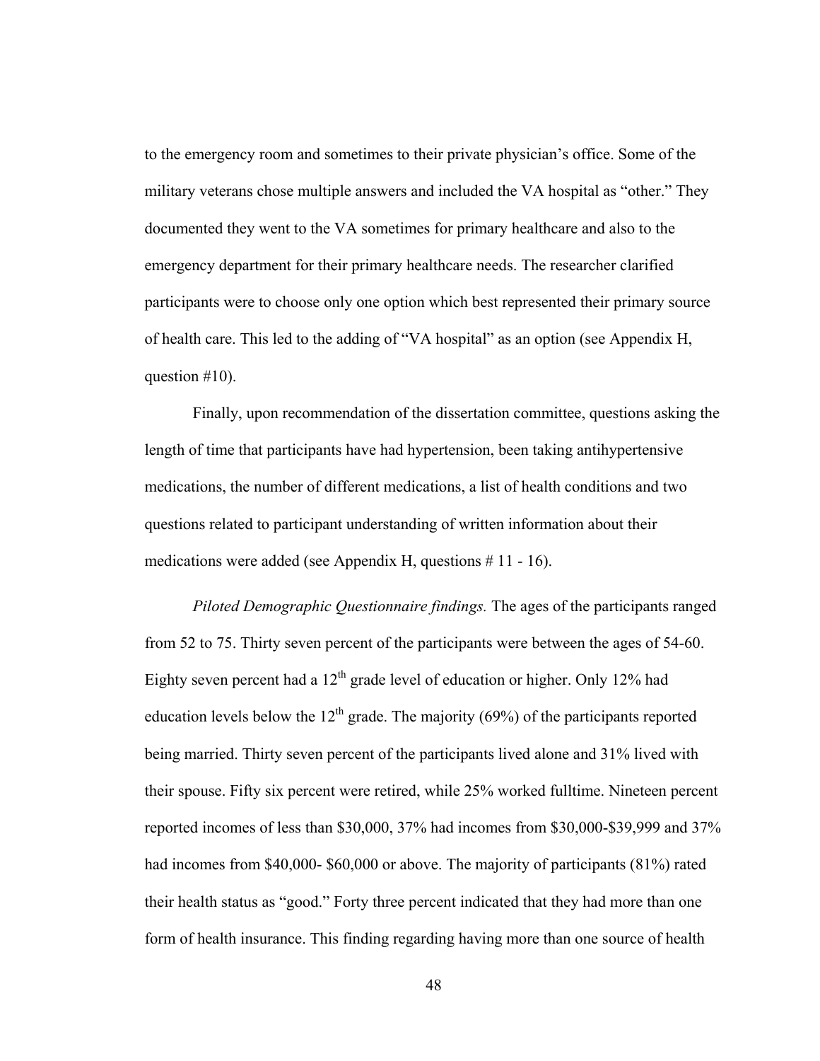to the emergency room and sometimes to their private physician's office. Some of the military veterans chose multiple answers and included the VA hospital as "other." They documented they went to the VA sometimes for primary healthcare and also to the emergency department for their primary healthcare needs. The researcher clarified participants were to choose only one option which best represented their primary source of health care. This led to the adding of "VA hospital" as an option (see Appendix H, question #10).

Finally, upon recommendation of the dissertation committee, questions asking the length of time that participants have had hypertension, been taking antihypertensive medications, the number of different medications, a list of health conditions and two questions related to participant understanding of written information about their medications were added (see Appendix H, questions # 11 - 16).

*Piloted Demographic Questionnaire findings.* The ages of the participants ranged from 52 to 75. Thirty seven percent of the participants were between the ages of 54-60. Eighty seven percent had a 12th grade level of education or higher. Only 12% had education levels below the 12th grade. The majority (69%) of the participants reported being married. Thirty seven percent of the participants lived alone and 31% lived with their spouse. Fifty six percent were retired, while 25% worked fulltime. Nineteen percent reported incomes of less than $30,000, 37% had incomes from $30,000-$39,999 and 37% had incomes from $40,000- $60,000 or above. The majority of participants (81%) rated their health status as "good." Forty three percent indicated that they had more than one form of health insurance. This finding regarding having more than one source of health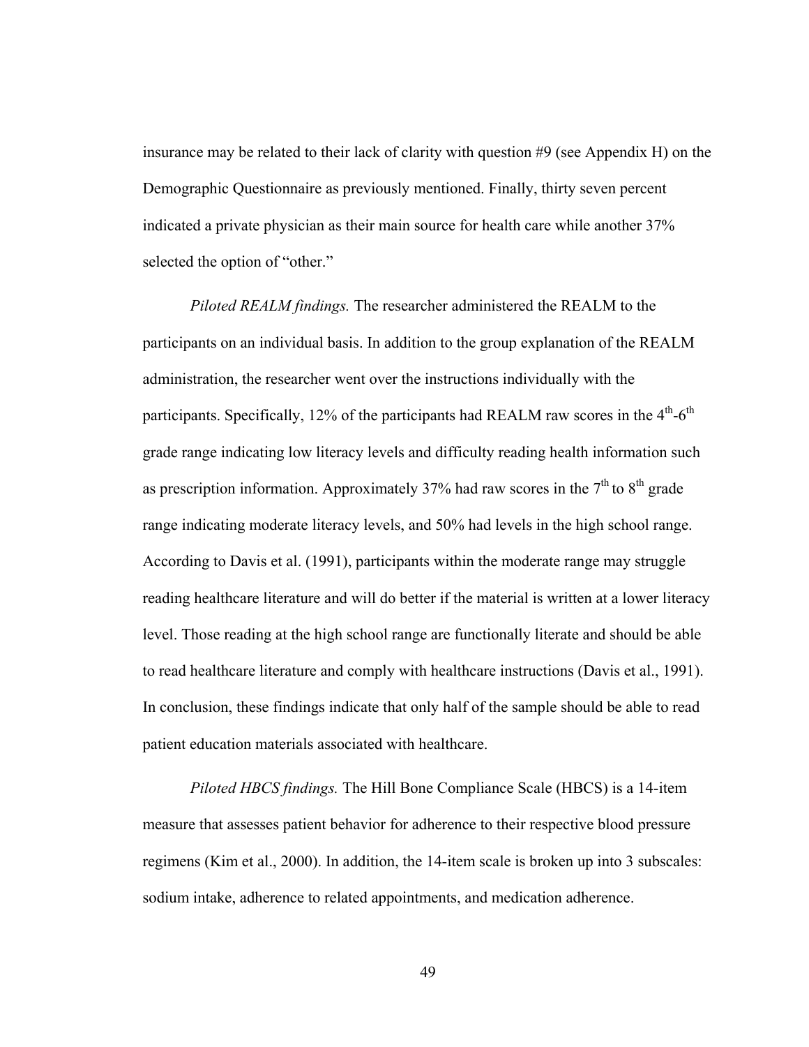insurance may be related to their lack of clarity with question #9 (see Appendix H) on the Demographic Questionnaire as previously mentioned. Finally, thirty seven percent indicated a private physician as their main source for health care while another 37% selected the option of "other."

*Piloted REALM findings.* The researcher administered the REALM to the participants on an individual basis. In addition to the group explanation of the REALM administration, the researcher went over the instructions individually with the participants. Specifically, 12% of the participants had REALM raw scores in the $4^{th}$-$6^{th}$ grade range indicating low literacy levels and difficulty reading health information such as prescription information. Approximately 37% had raw scores in the $7^{th}$ to $8^{th}$ grade range indicating moderate literacy levels, and 50% had levels in the high school range. According to Davis et al. (1991), participants within the moderate range may struggle reading healthcare literature and will do better if the material is written at a lower literacy level. Those reading at the high school range are functionally literate and should be able to read healthcare literature and comply with healthcare instructions (Davis et al., 1991). In conclusion, these findings indicate that only half of the sample should be able to read patient education materials associated with healthcare.

*Piloted HBCS findings.* The Hill Bone Compliance Scale (HBCS) is a 14-item measure that assesses patient behavior for adherence to their respective blood pressure regimens (Kim et al., 2000). In addition, the 14-item scale is broken up into 3 subscales: sodium intake, adherence to related appointments, and medication adherence.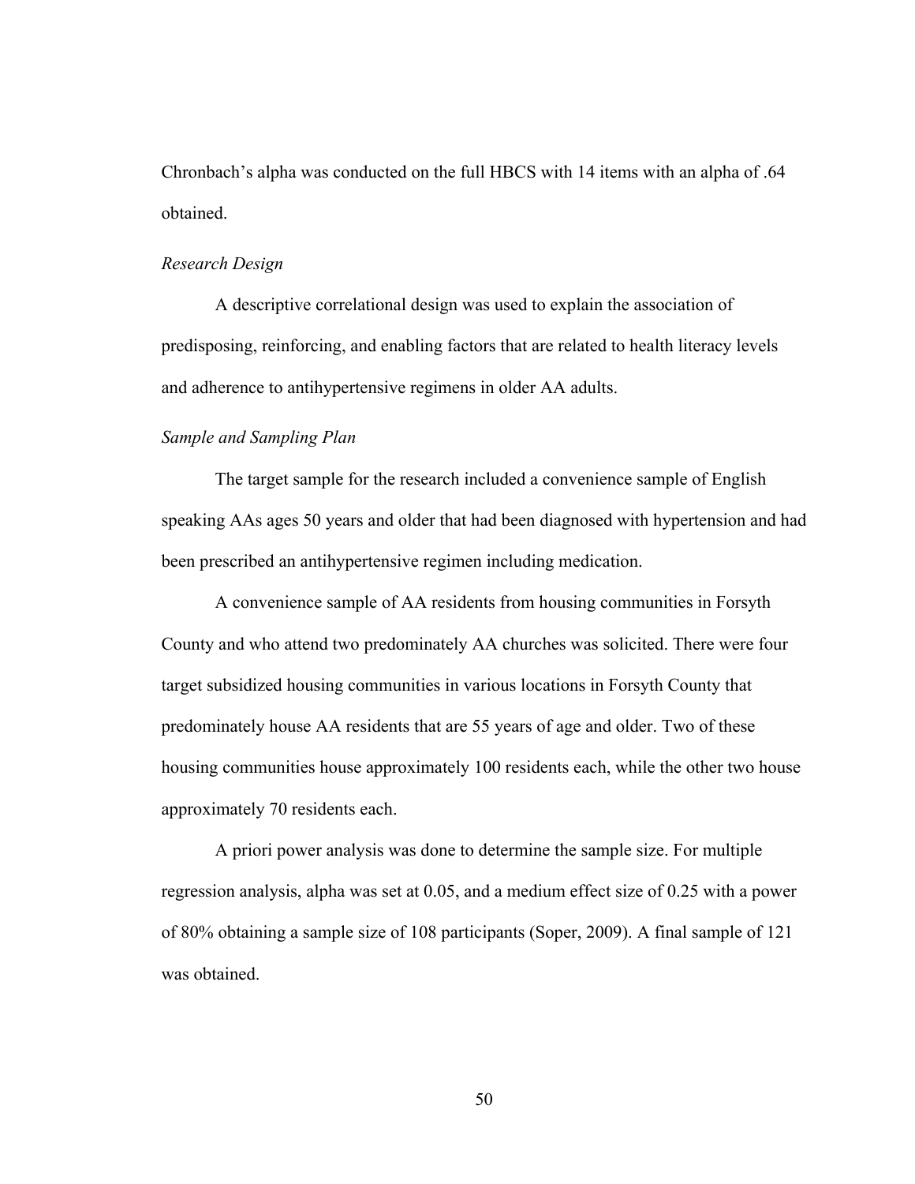Chronbach's alpha was conducted on the full HBCS with 14 items with an alpha of .64 obtained.

*Research Design*

A descriptive correlational design was used to explain the association of predisposing, reinforcing, and enabling factors that are related to health literacy levels and adherence to antihypertensive regimens in older AA adults.

*Sample and Sampling Plan*

The target sample for the research included a convenience sample of English speaking AAs ages 50 years and older that had been diagnosed with hypertension and had been prescribed an antihypertensive regimen including medication.

A convenience sample of AA residents from housing communities in Forsyth County and who attend two predominately AA churches was solicited. There were four target subsidized housing communities in various locations in Forsyth County that predominately house AA residents that are 55 years of age and older. Two of these housing communities house approximately 100 residents each, while the other two house approximately 70 residents each.

A priori power analysis was done to determine the sample size. For multiple regression analysis, alpha was set at 0.05, and a medium effect size of 0.25 with a power of 80% obtaining a sample size of 108 participants (Soper, 2009). A final sample of 121 was obtained.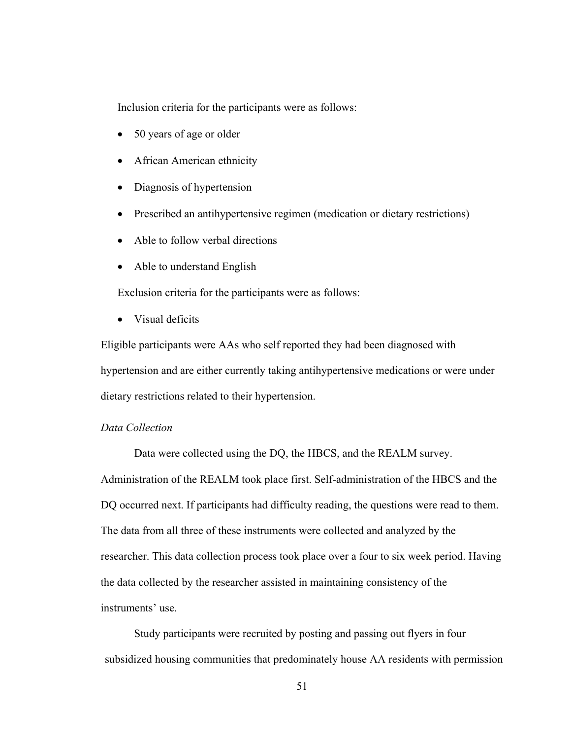Inclusion criteria for the participants were as follows:

- 50 years of age or older
- African American ethnicity
- Diagnosis of hypertension
- Prescribed an antihypertensive regimen (medication or dietary restrictions)
- Able to follow verbal directions
- Able to understand English

Exclusion criteria for the participants were as follows:

- Visual deficits

Eligible participants were AAs who self reported they had been diagnosed with hypertension and are either currently taking antihypertensive medications or were under dietary restrictions related to their hypertension.

*Data Collection*

Data were collected using the DQ, the HBCS, and the REALM survey. Administration of the REALM took place first. Self-administration of the HBCS and the DQ occurred next. If participants had difficulty reading, the questions were read to them. The data from all three of these instruments were collected and analyzed by the researcher. This data collection process took place over a four to six week period. Having the data collected by the researcher assisted in maintaining consistency of the instruments' use.

Study participants were recruited by posting and passing out flyers in four subsidized housing communities that predominately house AA residents with permission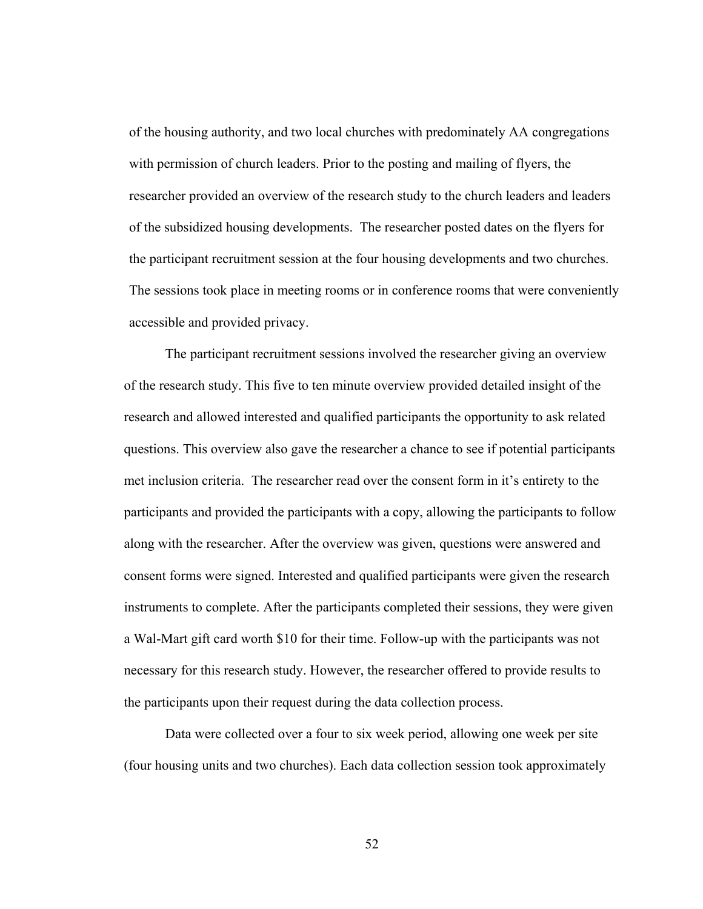of the housing authority, and two local churches with predominately AA congregations with permission of church leaders. Prior to the posting and mailing of flyers, the researcher provided an overview of the research study to the church leaders and leaders of the subsidized housing developments. The researcher posted dates on the flyers for the participant recruitment session at the four housing developments and two churches. The sessions took place in meeting rooms or in conference rooms that were conveniently accessible and provided privacy.

The participant recruitment sessions involved the researcher giving an overview of the research study. This five to ten minute overview provided detailed insight of the research and allowed interested and qualified participants the opportunity to ask related questions. This overview also gave the researcher a chance to see if potential participants met inclusion criteria. The researcher read over the consent form in it's entirety to the participants and provided the participants with a copy, allowing the participants to follow along with the researcher. After the overview was given, questions were answered and consent forms were signed. Interested and qualified participants were given the research instruments to complete. After the participants completed their sessions, they were given a Wal-Mart gift card worth $10 for their time. Follow-up with the participants was not necessary for this research study. However, the researcher offered to provide results to the participants upon their request during the data collection process.

Data were collected over a four to six week period, allowing one week per site (four housing units and two churches). Each data collection session took approximately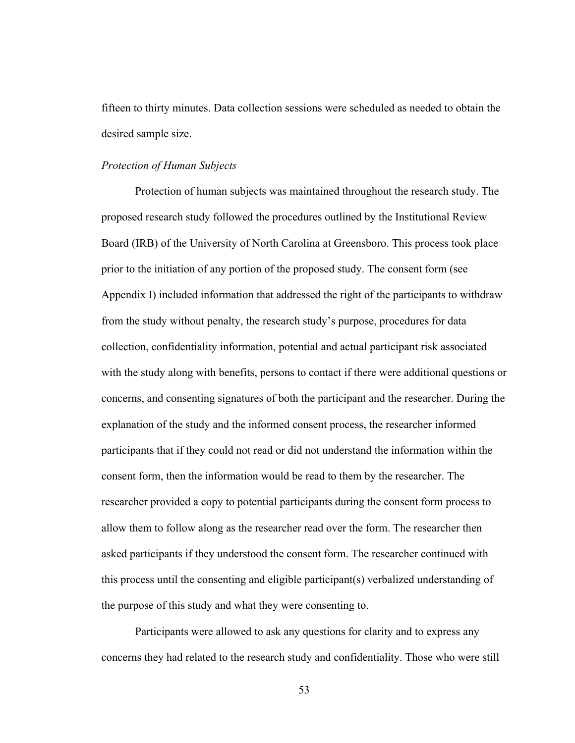fifteen to thirty minutes. Data collection sessions were scheduled as needed to obtain the desired sample size.

*Protection of Human Subjects*

Protection of human subjects was maintained throughout the research study. The proposed research study followed the procedures outlined by the Institutional Review Board (IRB) of the University of North Carolina at Greensboro. This process took place prior to the initiation of any portion of the proposed study. The consent form (see Appendix I) included information that addressed the right of the participants to withdraw from the study without penalty, the research study's purpose, procedures for data collection, confidentiality information, potential and actual participant risk associated with the study along with benefits, persons to contact if there were additional questions or concerns, and consenting signatures of both the participant and the researcher. During the explanation of the study and the informed consent process, the researcher informed participants that if they could not read or did not understand the information within the consent form, then the information would be read to them by the researcher. The researcher provided a copy to potential participants during the consent form process to allow them to follow along as the researcher read over the form. The researcher then asked participants if they understood the consent form. The researcher continued with this process until the consenting and eligible participant(s) verbalized understanding of the purpose of this study and what they were consenting to.

Participants were allowed to ask any questions for clarity and to express any concerns they had related to the research study and confidentiality. Those who were still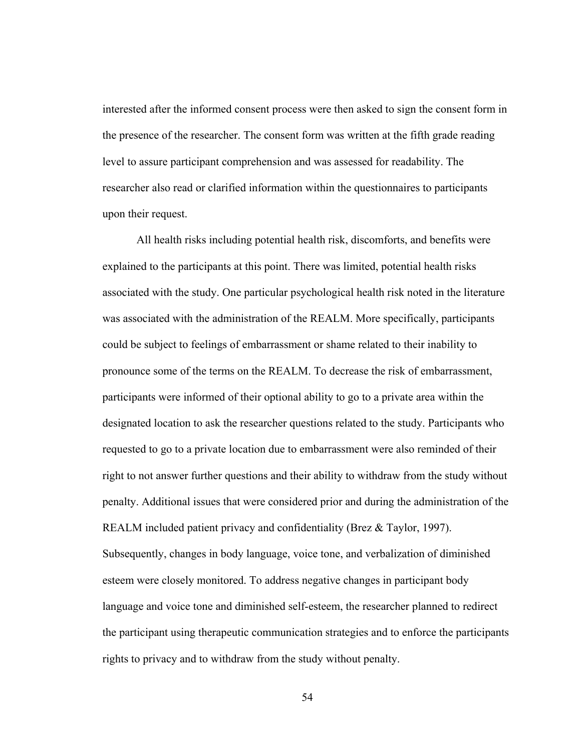interested after the informed consent process were then asked to sign the consent form in the presence of the researcher. The consent form was written at the fifth grade reading level to assure participant comprehension and was assessed for readability. The researcher also read or clarified information within the questionnaires to participants upon their request.

All health risks including potential health risk, discomforts, and benefits were explained to the participants at this point. There was limited, potential health risks associated with the study. One particular psychological health risk noted in the literature was associated with the administration of the REALM. More specifically, participants could be subject to feelings of embarrassment or shame related to their inability to pronounce some of the terms on the REALM. To decrease the risk of embarrassment, participants were informed of their optional ability to go to a private area within the designated location to ask the researcher questions related to the study. Participants who requested to go to a private location due to embarrassment were also reminded of their right to not answer further questions and their ability to withdraw from the study without penalty. Additional issues that were considered prior and during the administration of the REALM included patient privacy and confidentiality (Brez & Taylor, 1997). Subsequently, changes in body language, voice tone, and verbalization of diminished esteem were closely monitored. To address negative changes in participant body language and voice tone and diminished self-esteem, the researcher planned to redirect the participant using therapeutic communication strategies and to enforce the participants rights to privacy and to withdraw from the study without penalty.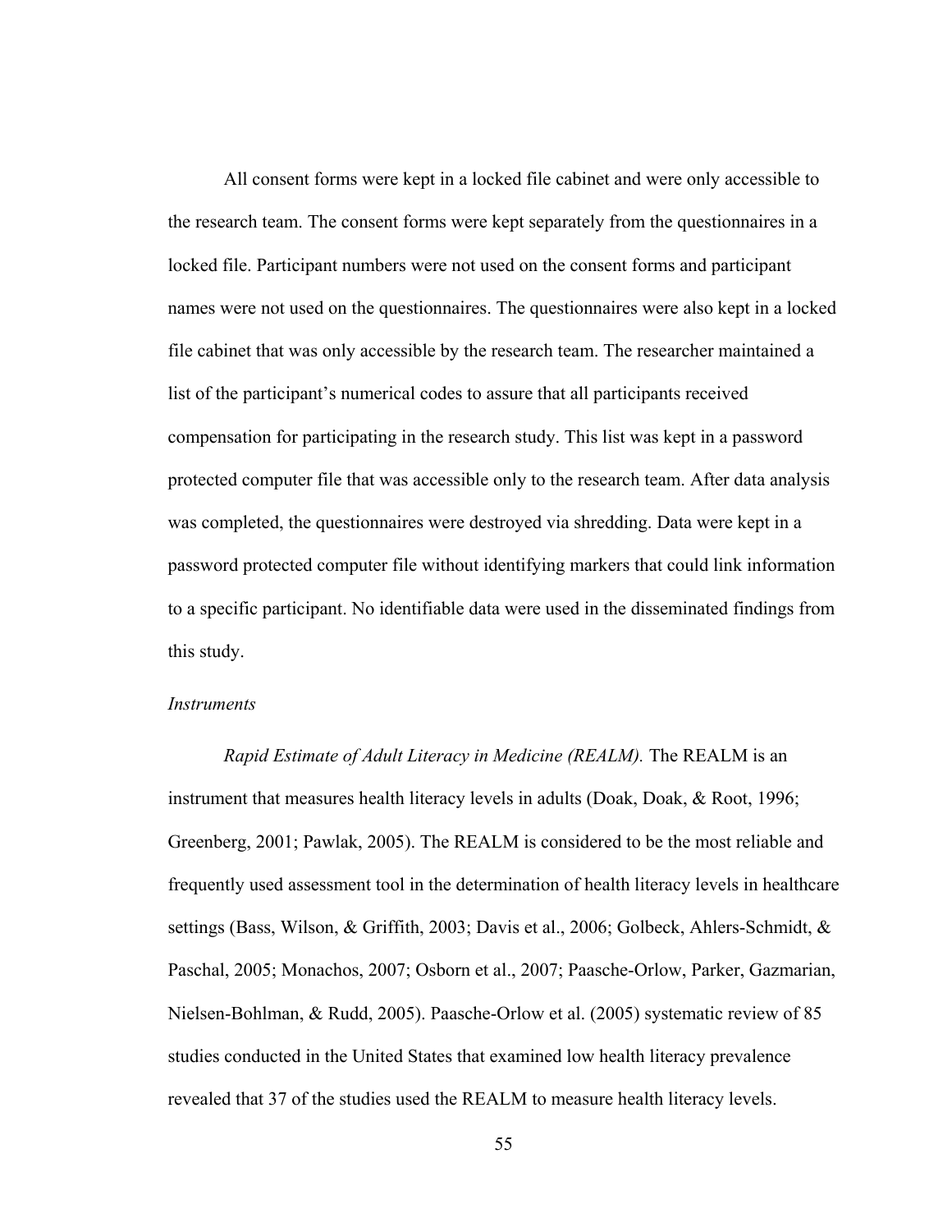All consent forms were kept in a locked file cabinet and were only accessible to the research team. The consent forms were kept separately from the questionnaires in a locked file. Participant numbers were not used on the consent forms and participant names were not used on the questionnaires. The questionnaires were also kept in a locked file cabinet that was only accessible by the research team. The researcher maintained a list of the participant's numerical codes to assure that all participants received compensation for participating in the research study. This list was kept in a password protected computer file that was accessible only to the research team. After data analysis was completed, the questionnaires were destroyed via shredding. Data were kept in a password protected computer file without identifying markers that could link information to a specific participant. No identifiable data were used in the disseminated findings from this study.

### *Instruments*

*Rapid Estimate of Adult Literacy in Medicine (REALM).* The REALM is an instrument that measures health literacy levels in adults (Doak, Doak, & Root, 1996; Greenberg, 2001; Pawlak, 2005). The REALM is considered to be the most reliable and frequently used assessment tool in the determination of health literacy levels in healthcare settings (Bass, Wilson, & Griffith, 2003; Davis et al., 2006; Golbeck, Ahlers-Schmidt, & Paschal, 2005; Monachos, 2007; Osborn et al., 2007; Paasche-Orlow, Parker, Gazmarian, Nielsen-Bohlman, & Rudd, 2005). Paasche-Orlow et al. (2005) systematic review of 85 studies conducted in the United States that examined low health literacy prevalence revealed that 37 of the studies used the REALM to measure health literacy levels.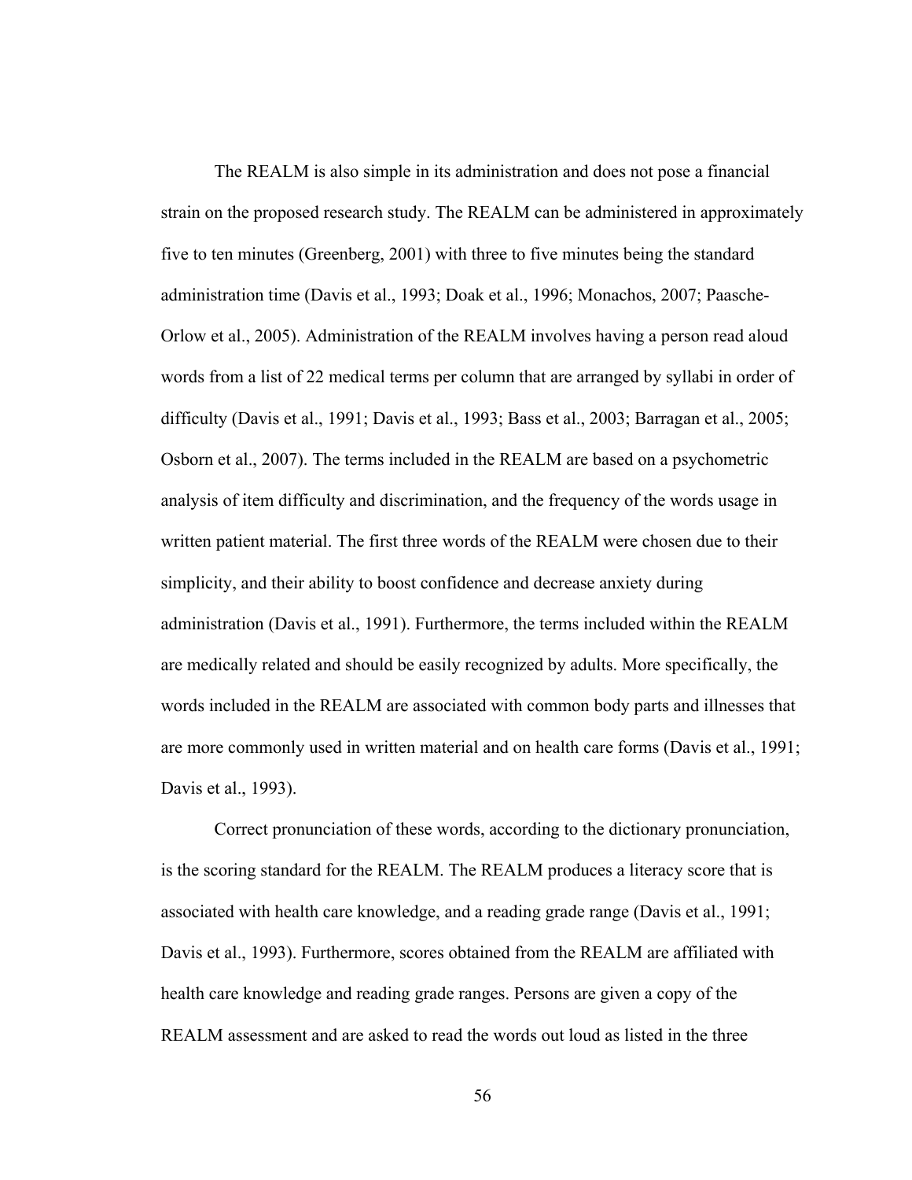The REALM is also simple in its administration and does not pose a financial strain on the proposed research study. The REALM can be administered in approximately five to ten minutes (Greenberg, 2001) with three to five minutes being the standard administration time (Davis et al., 1993; Doak et al., 1996; Monachos, 2007; Paasche-Orlow et al., 2005). Administration of the REALM involves having a person read aloud words from a list of 22 medical terms per column that are arranged by syllabi in order of difficulty (Davis et al., 1991; Davis et al., 1993; Bass et al., 2003; Barragan et al., 2005; Osborn et al., 2007). The terms included in the REALM are based on a psychometric analysis of item difficulty and discrimination, and the frequency of the words usage in written patient material. The first three words of the REALM were chosen due to their simplicity, and their ability to boost confidence and decrease anxiety during administration (Davis et al., 1991). Furthermore, the terms included within the REALM are medically related and should be easily recognized by adults. More specifically, the words included in the REALM are associated with common body parts and illnesses that are more commonly used in written material and on health care forms (Davis et al., 1991; Davis et al., 1993).

Correct pronunciation of these words, according to the dictionary pronunciation, is the scoring standard for the REALM. The REALM produces a literacy score that is associated with health care knowledge, and a reading grade range (Davis et al., 1991; Davis et al., 1993). Furthermore, scores obtained from the REALM are affiliated with health care knowledge and reading grade ranges. Persons are given a copy of the REALM assessment and are asked to read the words out loud as listed in the three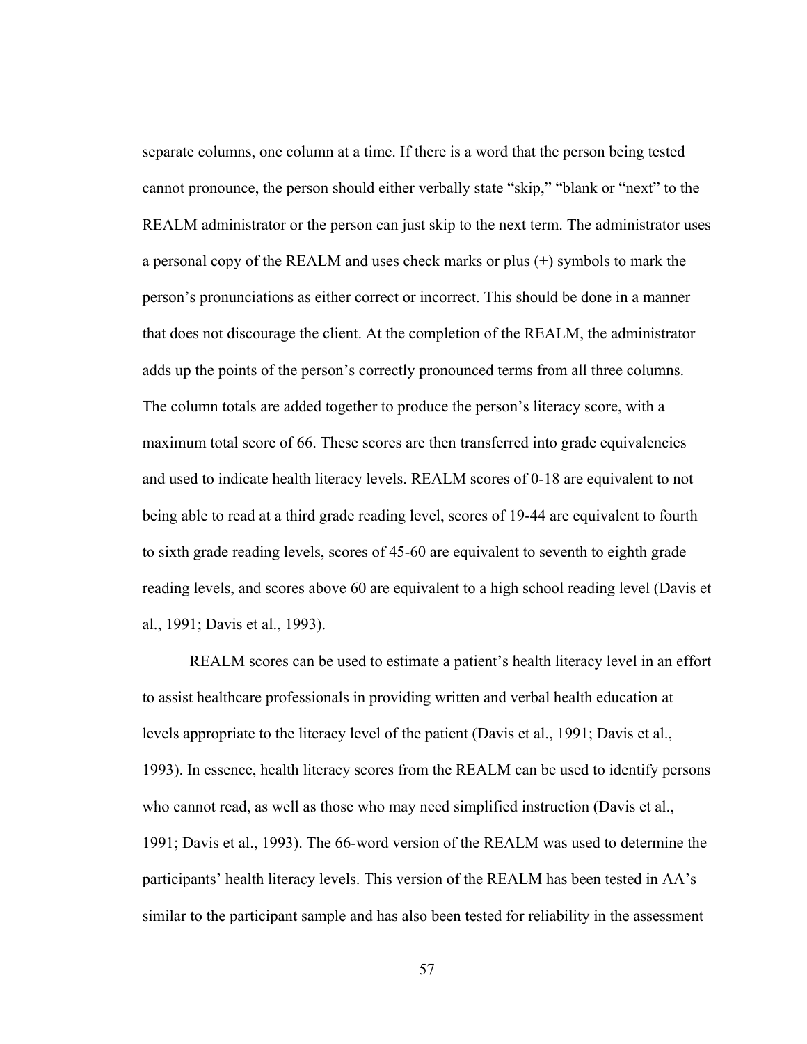separate columns, one column at a time. If there is a word that the person being tested cannot pronounce, the person should either verbally state “skip,” “blank or “next” to the REALM administrator or the person can just skip to the next term. The administrator uses a personal copy of the REALM and uses check marks or plus (+) symbols to mark the person’s pronunciations as either correct or incorrect. This should be done in a manner that does not discourage the client. At the completion of the REALM, the administrator adds up the points of the person’s correctly pronounced terms from all three columns. The column totals are added together to produce the person’s literacy score, with a maximum total score of 66. These scores are then transferred into grade equivalencies and used to indicate health literacy levels. REALM scores of 0-18 are equivalent to not being able to read at a third grade reading level, scores of 19-44 are equivalent to fourth to sixth grade reading levels, scores of 45-60 are equivalent to seventh to eighth grade reading levels, and scores above 60 are equivalent to a high school reading level (Davis et al., 1991; Davis et al., 1993).

REALM scores can be used to estimate a patient’s health literacy level in an effort to assist healthcare professionals in providing written and verbal health education at levels appropriate to the literacy level of the patient (Davis et al., 1991; Davis et al., 1993). In essence, health literacy scores from the REALM can be used to identify persons who cannot read, as well as those who may need simplified instruction (Davis et al., 1991; Davis et al., 1993). The 66-word version of the REALM was used to determine the participants’ health literacy levels. This version of the REALM has been tested in AA’s similar to the participant sample and has also been tested for reliability in the assessment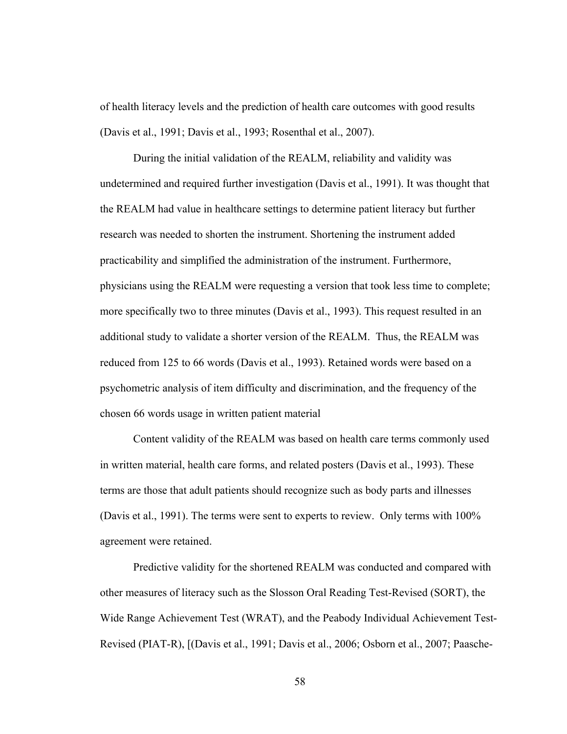of health literacy levels and the prediction of health care outcomes with good results (Davis et al., 1991; Davis et al., 1993; Rosenthal et al., 2007).

During the initial validation of the REALM, reliability and validity was undetermined and required further investigation (Davis et al., 1991). It was thought that the REALM had value in healthcare settings to determine patient literacy but further research was needed to shorten the instrument. Shortening the instrument added practicability and simplified the administration of the instrument. Furthermore, physicians using the REALM were requesting a version that took less time to complete; more specifically two to three minutes (Davis et al., 1993). This request resulted in an additional study to validate a shorter version of the REALM. Thus, the REALM was reduced from 125 to 66 words (Davis et al., 1993). Retained words were based on a psychometric analysis of item difficulty and discrimination, and the frequency of the chosen 66 words usage in written patient material

Content validity of the REALM was based on health care terms commonly used in written material, health care forms, and related posters (Davis et al., 1993). These terms are those that adult patients should recognize such as body parts and illnesses (Davis et al., 1991). The terms were sent to experts to review. Only terms with 100% agreement were retained.

Predictive validity for the shortened REALM was conducted and compared with other measures of literacy such as the Slosson Oral Reading Test-Revised (SORT), the Wide Range Achievement Test (WRAT), and the Peabody Individual Achievement Test-Revised (PIAT-R), [(Davis et al., 1991; Davis et al., 2006; Osborn et al., 2007; Paasche-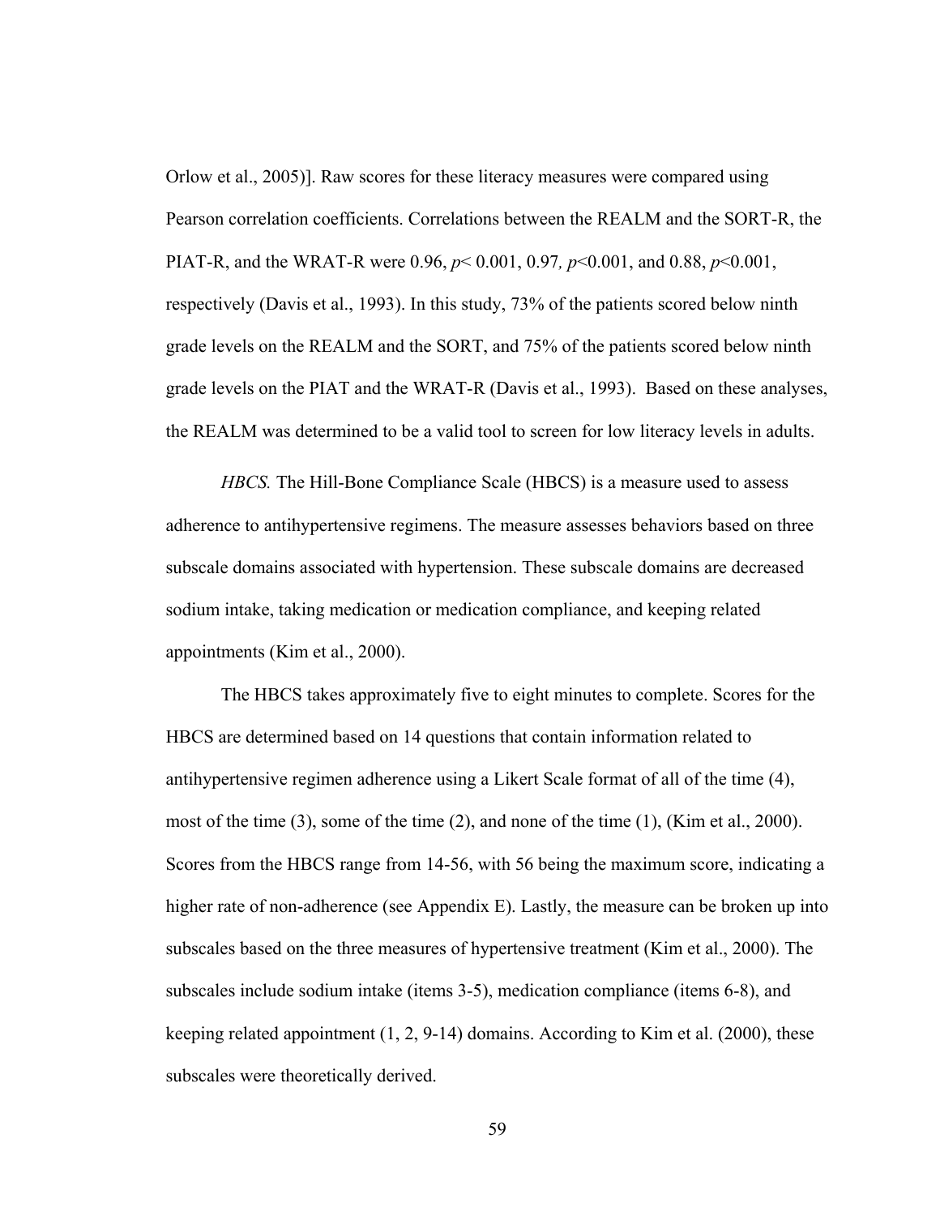Orlow et al., 2005)]. Raw scores for these literacy measures were compared using Pearson correlation coefficients. Correlations between the REALM and the SORT-R, the PIAT-R, and the WRAT-R were 0.96, $p < 0.001$, 0.97, $p < 0.001$, and 0.88, $p < 0.001$, respectively (Davis et al., 1993). In this study, 73% of the patients scored below ninth grade levels on the REALM and the SORT, and 75% of the patients scored below ninth grade levels on the PIAT and the WRAT-R (Davis et al., 1993). Based on these analyses, the REALM was determined to be a valid tool to screen for low literacy levels in adults.

*HBCS.* The Hill-Bone Compliance Scale (HBCS) is a measure used to assess adherence to antihypertensive regimens. The measure assesses behaviors based on three subscale domains associated with hypertension. These subscale domains are decreased sodium intake, taking medication or medication compliance, and keeping related appointments (Kim et al., 2000).

The HBCS takes approximately five to eight minutes to complete. Scores for the HBCS are determined based on 14 questions that contain information related to antihypertensive regimen adherence using a Likert Scale format of all of the time (4), most of the time (3), some of the time (2), and none of the time (1), (Kim et al., 2000). Scores from the HBCS range from 14-56, with 56 being the maximum score, indicating a higher rate of non-adherence (see Appendix E). Lastly, the measure can be broken up into subscales based on the three measures of hypertensive treatment (Kim et al., 2000). The subscales include sodium intake (items 3-5), medication compliance (items 6-8), and keeping related appointment (1, 2, 9-14) domains. According to Kim et al. (2000), these subscales were theoretically derived.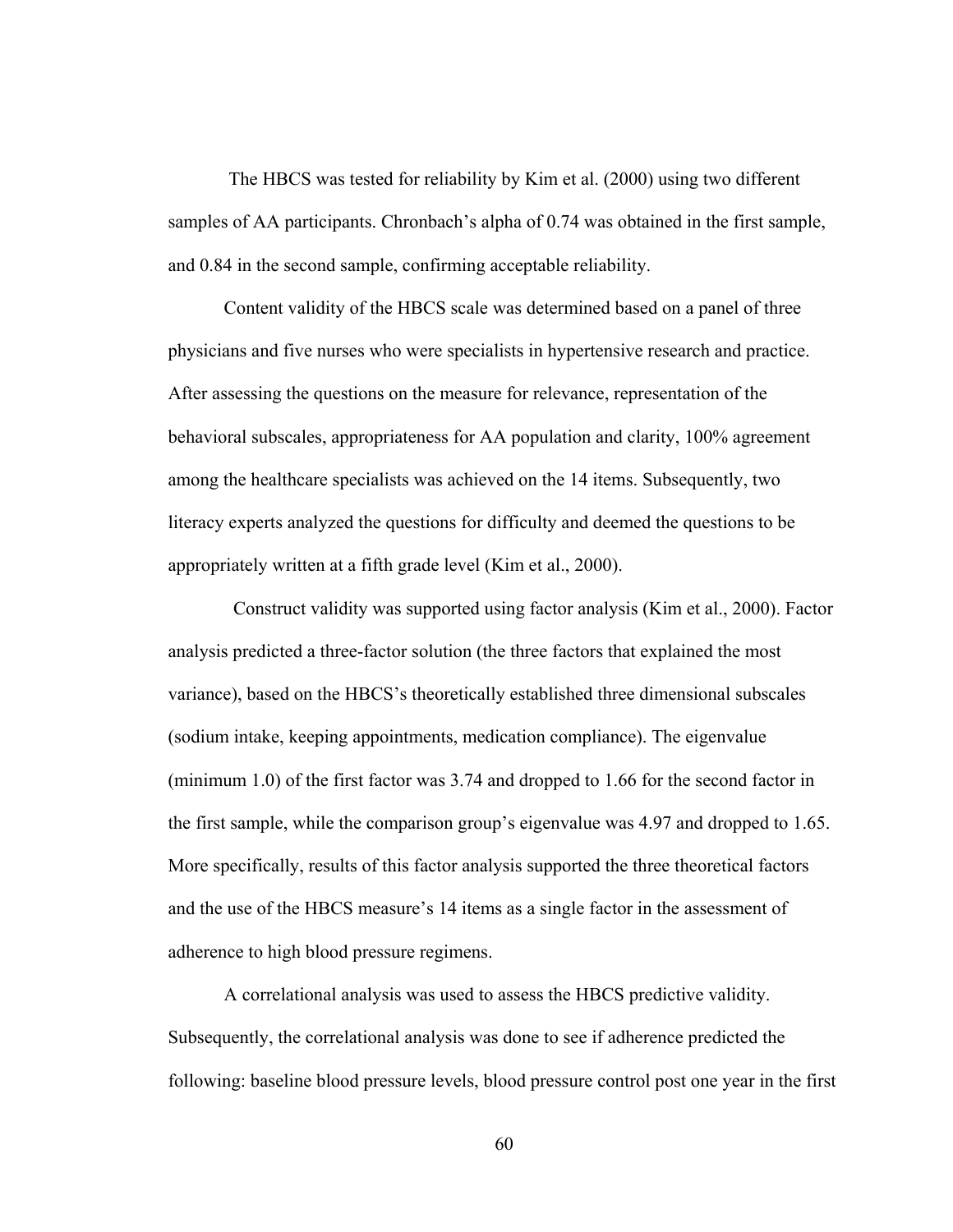The HBCS was tested for reliability by Kim et al. (2000) using two different samples of AA participants. Chronbach's alpha of 0.74 was obtained in the first sample, and 0.84 in the second sample, confirming acceptable reliability.

Content validity of the HBCS scale was determined based on a panel of three physicians and five nurses who were specialists in hypertensive research and practice. After assessing the questions on the measure for relevance, representation of the behavioral subscales, appropriateness for AA population and clarity, 100% agreement among the healthcare specialists was achieved on the 14 items. Subsequently, two literacy experts analyzed the questions for difficulty and deemed the questions to be appropriately written at a fifth grade level (Kim et al., 2000).

Construct validity was supported using factor analysis (Kim et al., 2000). Factor analysis predicted a three-factor solution (the three factors that explained the most variance), based on the HBCS's theoretically established three dimensional subscales (sodium intake, keeping appointments, medication compliance). The eigenvalue (minimum 1.0) of the first factor was 3.74 and dropped to 1.66 for the second factor in the first sample, while the comparison group's eigenvalue was 4.97 and dropped to 1.65. More specifically, results of this factor analysis supported the three theoretical factors and the use of the HBCS measure's 14 items as a single factor in the assessment of adherence to high blood pressure regimens.

A correlational analysis was used to assess the HBCS predictive validity. Subsequently, the correlational analysis was done to see if adherence predicted the following: baseline blood pressure levels, blood pressure control post one year in the first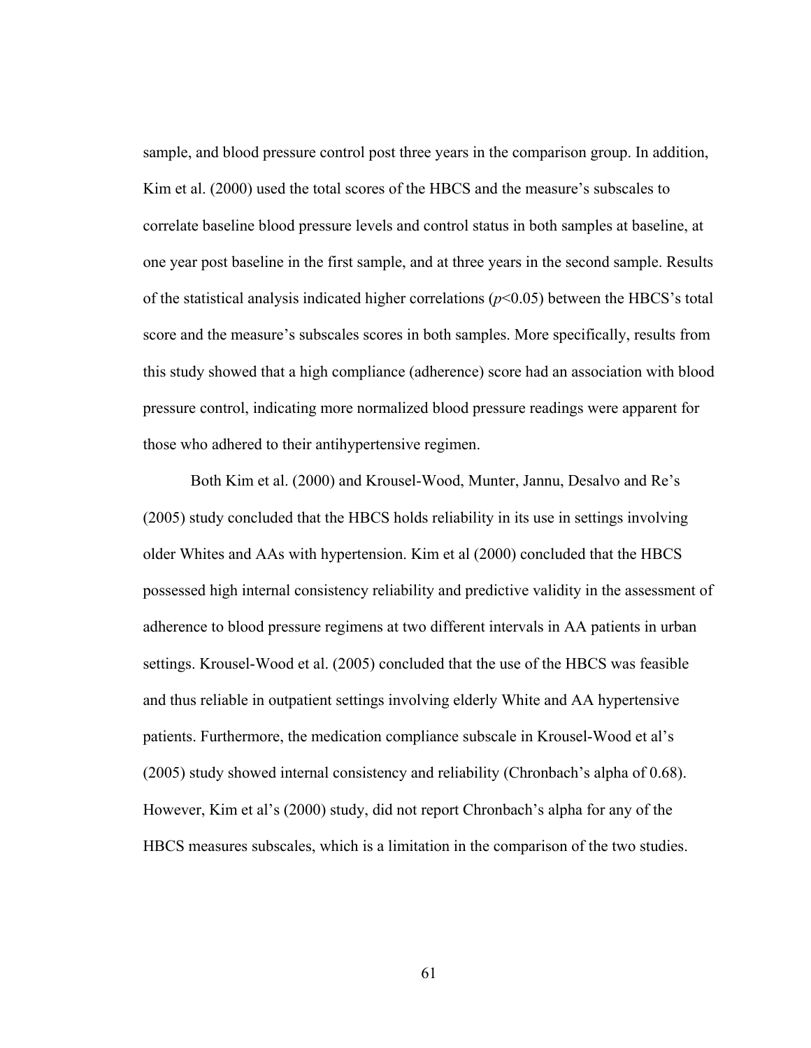sample, and blood pressure control post three years in the comparison group. In addition, Kim et al. (2000) used the total scores of the HBCS and the measure's subscales to correlate baseline blood pressure levels and control status in both samples at baseline, at one year post baseline in the first sample, and at three years in the second sample. Results of the statistical analysis indicated higher correlations ($p<0.05$) between the HBCS's total score and the measure's subscales scores in both samples. More specifically, results from this study showed that a high compliance (adherence) score had an association with blood pressure control, indicating more normalized blood pressure readings were apparent for those who adhered to their antihypertensive regimen.

Both Kim et al. (2000) and Krousel-Wood, Munter, Jannu, Desalvo and Re's (2005) study concluded that the HBCS holds reliability in its use in settings involving older Whites and AAs with hypertension. Kim et al (2000) concluded that the HBCS possessed high internal consistency reliability and predictive validity in the assessment of adherence to blood pressure regimens at two different intervals in AA patients in urban settings. Krousel-Wood et al. (2005) concluded that the use of the HBCS was feasible and thus reliable in outpatient settings involving elderly White and AA hypertensive patients. Furthermore, the medication compliance subscale in Krousel-Wood et al's (2005) study showed internal consistency and reliability (Chronbach's alpha of 0.68). However, Kim et al's (2000) study, did not report Chronbach's alpha for any of the HBCS measures subscales, which is a limitation in the comparison of the two studies.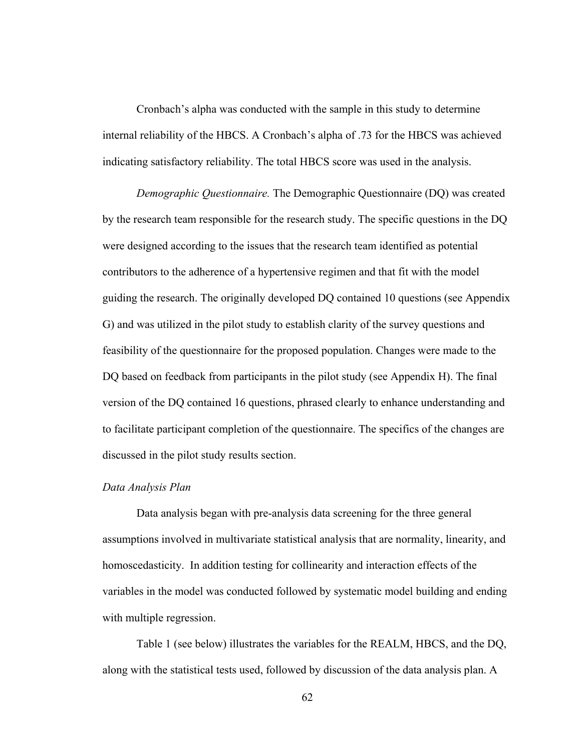Cronbach's alpha was conducted with the sample in this study to determine internal reliability of the HBCS. A Cronbach's alpha of .73 for the HBCS was achieved indicating satisfactory reliability. The total HBCS score was used in the analysis.

*Demographic Questionnaire.* The Demographic Questionnaire (DQ) was created by the research team responsible for the research study. The specific questions in the DQ were designed according to the issues that the research team identified as potential contributors to the adherence of a hypertensive regimen and that fit with the model guiding the research. The originally developed DQ contained 10 questions (see Appendix G) and was utilized in the pilot study to establish clarity of the survey questions and feasibility of the questionnaire for the proposed population. Changes were made to the DQ based on feedback from participants in the pilot study (see Appendix H). The final version of the DQ contained 16 questions, phrased clearly to enhance understanding and to facilitate participant completion of the questionnaire. The specifics of the changes are discussed in the pilot study results section.

*Data Analysis Plan*

Data analysis began with pre-analysis data screening for the three general assumptions involved in multivariate statistical analysis that are normality, linearity, and homoscedasticity. In addition testing for collinearity and interaction effects of the variables in the model was conducted followed by systematic model building and ending with multiple regression.

Table 1 (see below) illustrates the variables for the REALM, HBCS, and the DQ, along with the statistical tests used, followed by discussion of the data analysis plan. A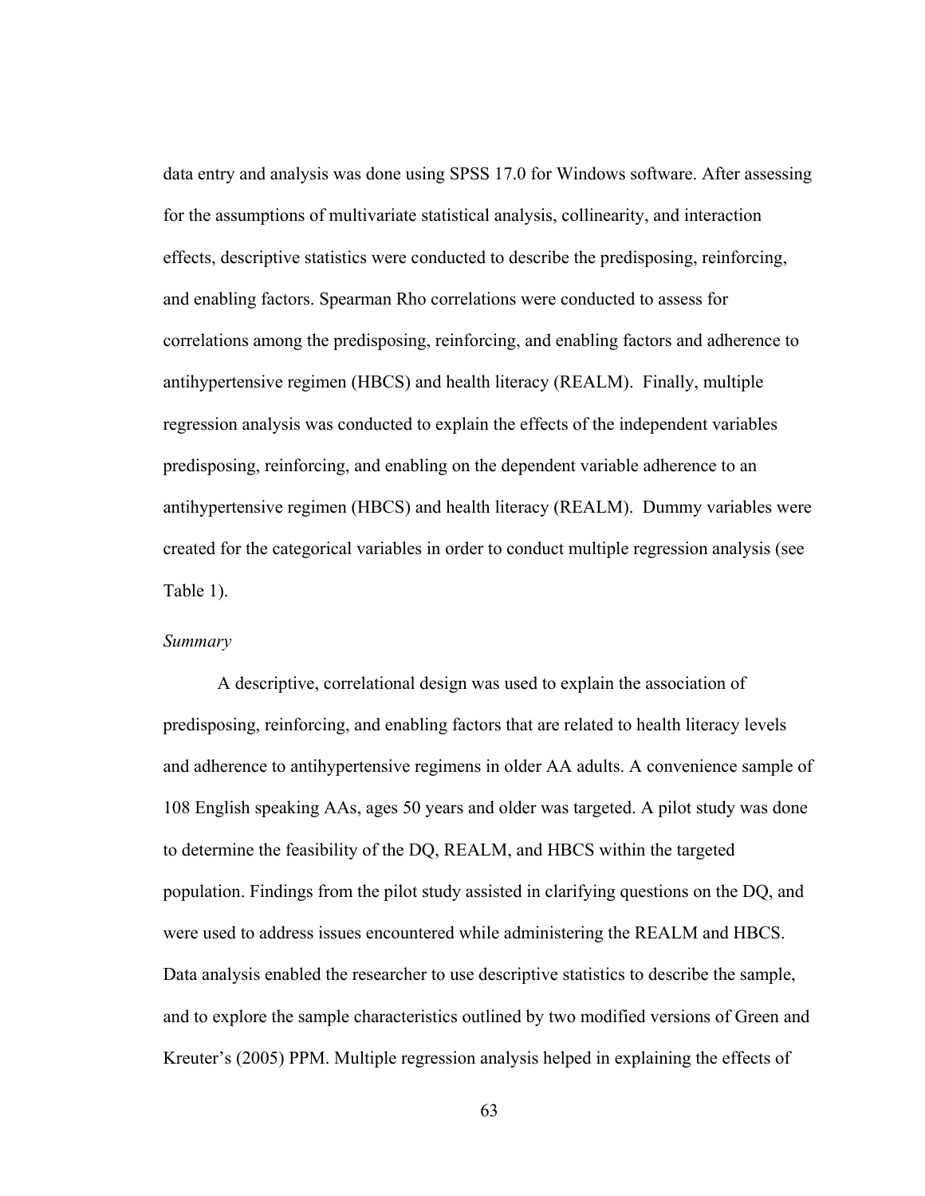data entry and analysis was done using SPSS 17.0 for Windows software. After assessing for the assumptions of multivariate statistical analysis, collinearity, and interaction effects, descriptive statistics were conducted to describe the predisposing, reinforcing, and enabling factors. Spearman Rho correlations were conducted to assess for correlations among the predisposing, reinforcing, and enabling factors and adherence to antihypertensive regimen (HBCS) and health literacy (REALM). Finally, multiple regression analysis was conducted to explain the effects of the independent variables predisposing, reinforcing, and enabling on the dependent variable adherence to an antihypertensive regimen (HBCS) and health literacy (REALM). Dummy variables were created for the categorical variables in order to conduct multiple regression analysis (see Table 1).

*Summary*

A descriptive, correlational design was used to explain the association of predisposing, reinforcing, and enabling factors that are related to health literacy levels and adherence to antihypertensive regimens in older AA adults. A convenience sample of 108 English speaking AAs, ages 50 years and older was targeted. A pilot study was done to determine the feasibility of the DQ, REALM, and HBCS within the targeted population. Findings from the pilot study assisted in clarifying questions on the DQ, and were used to address issues encountered while administering the REALM and HBCS. Data analysis enabled the researcher to use descriptive statistics to describe the sample, and to explore the sample characteristics outlined by two modified versions of Green and Kreuter's (2005) PPM. Multiple regression analysis helped in explaining the effects of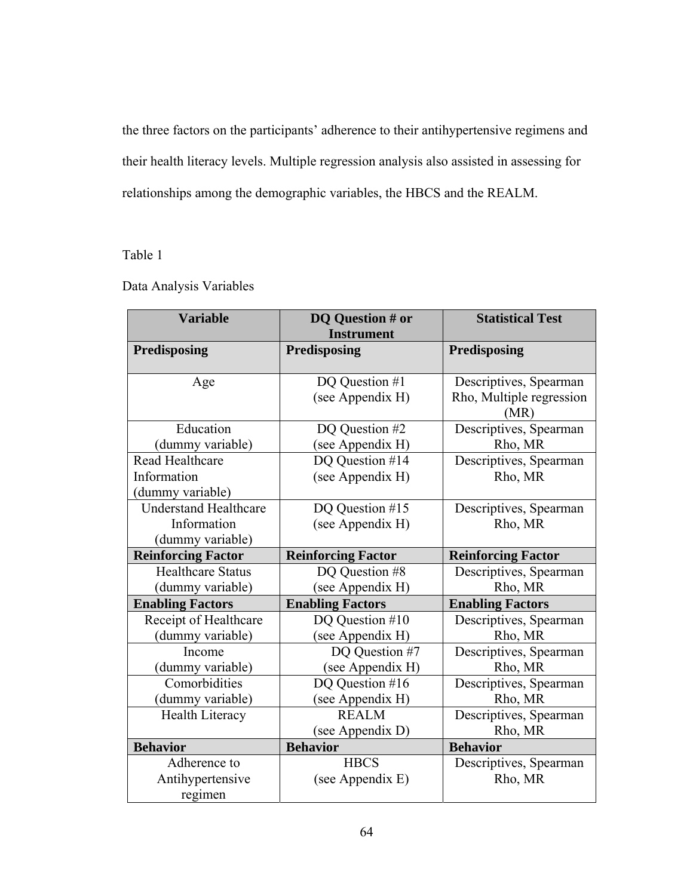the three factors on the participants' adherence to their antihypertensive regimens and their health literacy levels. Multiple regression analysis also assisted in assessing for relationships among the demographic variables, the HBCS and the REALM.

Table 1

Data Analysis Variables

| Variable | DQ Question # or Instrument | Statistical Test |
|---|---|---|
| **Predisposing** | **Predisposing** | **Predisposing** |
| Age | DQ Question #1 (see Appendix H) | Descriptives, Spearman Rho, Multiple regression (MR) |
| Education (dummy variable) | DQ Question #2 (see Appendix H) | Descriptives, Spearman Rho, MR |
| Read Healthcare Information (dummy variable) | DQ Question #14 (see Appendix H) | Descriptives, Spearman Rho, MR |
| Understand Healthcare Information (dummy variable) | DQ Question #15 (see Appendix H) | Descriptives, Spearman Rho, MR |
| **Reinforcing Factor** | **Reinforcing Factor** | **Reinforcing Factor** |
| Healthcare Status (dummy variable) | DQ Question #8 (see Appendix H) | Descriptives, Spearman Rho, MR |
| **Enabling Factors** | **Enabling Factors** | **Enabling Factors** |
| Receipt of Healthcare (dummy variable) | DQ Question #10 (see Appendix H) | Descriptives, Spearman Rho, MR |
| Income (dummy variable) | DQ Question #7 (see Appendix H) | Descriptives, Spearman Rho, MR |
| Comorbidities (dummy variable) | DQ Question #16 (see Appendix H) | Descriptives, Spearman Rho, MR |
| Health Literacy | REALM (see Appendix D) | Descriptives, Spearman Rho, MR |
| **Behavior** | **Behavior** | **Behavior** |
| Adherence to Antihypertensive regimen | HBCS (see Appendix E) | Descriptives, Spearman Rho, MR |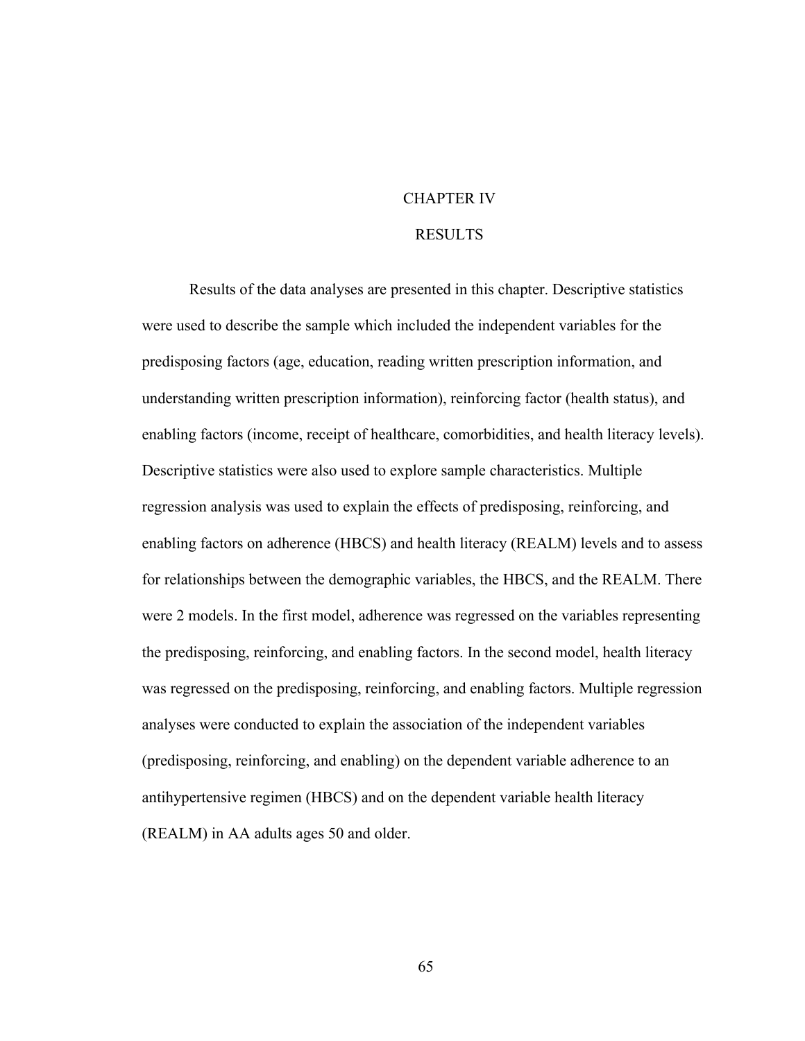# CHAPTER IV

# RESULTS

Results of the data analyses are presented in this chapter. Descriptive statistics were used to describe the sample which included the independent variables for the predisposing factors (age, education, reading written prescription information, and understanding written prescription information), reinforcing factor (health status), and enabling factors (income, receipt of healthcare, comorbidities, and health literacy levels). Descriptive statistics were also used to explore sample characteristics. Multiple regression analysis was used to explain the effects of predisposing, reinforcing, and enabling factors on adherence (HBCS) and health literacy (REALM) levels and to assess for relationships between the demographic variables, the HBCS, and the REALM. There were 2 models. In the first model, adherence was regressed on the variables representing the predisposing, reinforcing, and enabling factors. In the second model, health literacy was regressed on the predisposing, reinforcing, and enabling factors. Multiple regression analyses were conducted to explain the association of the independent variables (predisposing, reinforcing, and enabling) on the dependent variable adherence to an antihypertensive regimen (HBCS) and on the dependent variable health literacy (REALM) in AA adults ages 50 and older.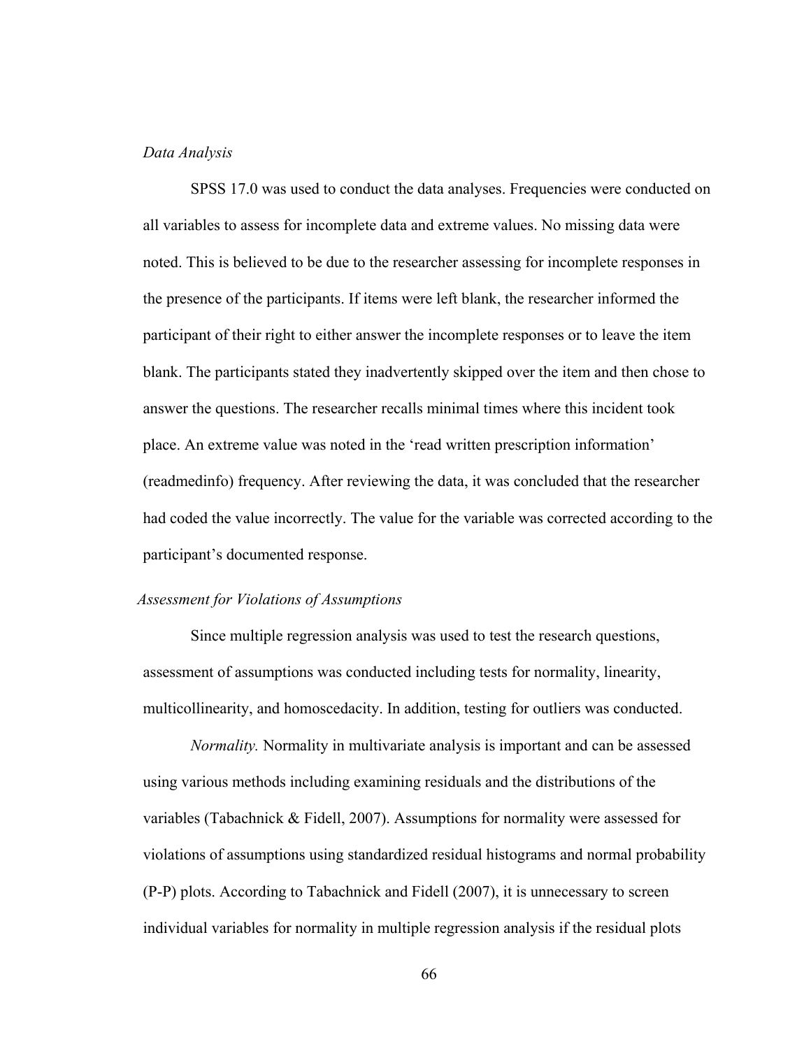*Data Analysis*

SPSS 17.0 was used to conduct the data analyses. Frequencies were conducted on all variables to assess for incomplete data and extreme values. No missing data were noted. This is believed to be due to the researcher assessing for incomplete responses in the presence of the participants. If items were left blank, the researcher informed the participant of their right to either answer the incomplete responses or to leave the item blank. The participants stated they inadvertently skipped over the item and then chose to answer the questions. The researcher recalls minimal times where this incident took place. An extreme value was noted in the 'read written prescription information' (readmedinfo) frequency. After reviewing the data, it was concluded that the researcher had coded the value incorrectly. The value for the variable was corrected according to the participant's documented response.

*Assessment for Violations of Assumptions*

Since multiple regression analysis was used to test the research questions, assessment of assumptions was conducted including tests for normality, linearity, multicollinearity, and homoscedacity. In addition, testing for outliers was conducted.

*Normality.* Normality in multivariate analysis is important and can be assessed using various methods including examining residuals and the distributions of the variables (Tabachnick & Fidell, 2007). Assumptions for normality were assessed for violations of assumptions using standardized residual histograms and normal probability (P-P) plots. According to Tabachnick and Fidell (2007), it is unnecessary to screen individual variables for normality in multiple regression analysis if the residual plots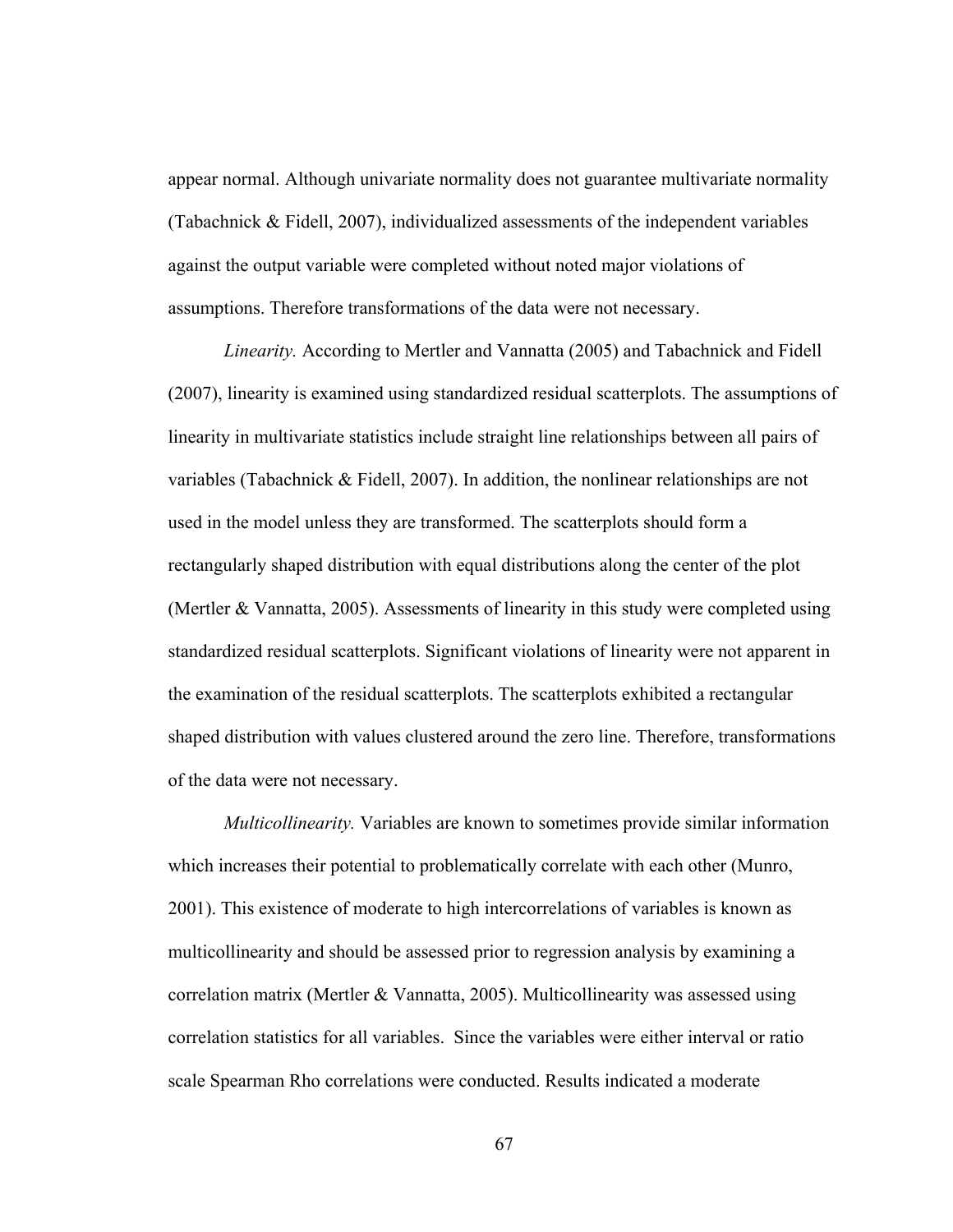appear normal. Although univariate normality does not guarantee multivariate normality (Tabachnick & Fidell, 2007), individualized assessments of the independent variables against the output variable were completed without noted major violations of assumptions. Therefore transformations of the data were not necessary.

*Linearity.* According to Mertler and Vannatta (2005) and Tabachnick and Fidell (2007), linearity is examined using standardized residual scatterplots. The assumptions of linearity in multivariate statistics include straight line relationships between all pairs of variables (Tabachnick & Fidell, 2007). In addition, the nonlinear relationships are not used in the model unless they are transformed. The scatterplots should form a rectangularly shaped distribution with equal distributions along the center of the plot (Mertler & Vannatta, 2005). Assessments of linearity in this study were completed using standardized residual scatterplots. Significant violations of linearity were not apparent in the examination of the residual scatterplots. The scatterplots exhibited a rectangular shaped distribution with values clustered around the zero line. Therefore, transformations of the data were not necessary.

*Multicollinearity.* Variables are known to sometimes provide similar information which increases their potential to problematically correlate with each other (Munro, 2001). This existence of moderate to high intercorrelations of variables is known as multicollinearity and should be assessed prior to regression analysis by examining a correlation matrix (Mertler & Vannatta, 2005). Multicollinearity was assessed using correlation statistics for all variables. Since the variables were either interval or ratio scale Spearman Rho correlations were conducted. Results indicated a moderate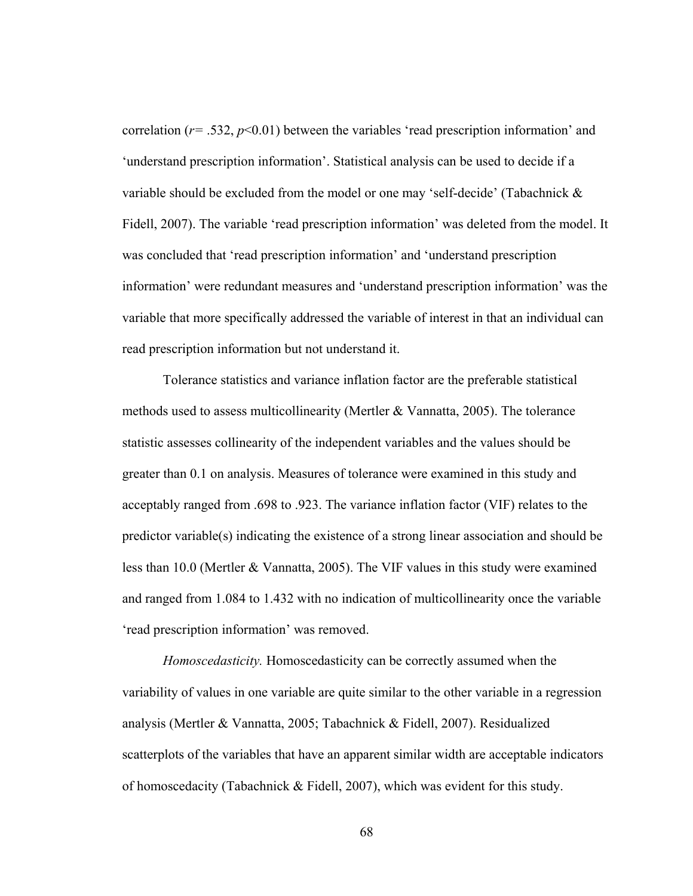correlation ($r$= .532, $p$<0.01) between the variables 'read prescription information' and 'understand prescription information'. Statistical analysis can be used to decide if a variable should be excluded from the model or one may 'self-decide' (Tabachnick & Fidell, 2007). The variable 'read prescription information' was deleted from the model. It was concluded that 'read prescription information' and 'understand prescription information' were redundant measures and 'understand prescription information' was the variable that more specifically addressed the variable of interest in that an individual can read prescription information but not understand it.

Tolerance statistics and variance inflation factor are the preferable statistical methods used to assess multicollinearity (Mertler & Vannatta, 2005). The tolerance statistic assesses collinearity of the independent variables and the values should be greater than 0.1 on analysis. Measures of tolerance were examined in this study and acceptably ranged from .698 to .923. The variance inflation factor (VIF) relates to the predictor variable(s) indicating the existence of a strong linear association and should be less than 10.0 (Mertler & Vannatta, 2005). The VIF values in this study were examined and ranged from 1.084 to 1.432 with no indication of multicollinearity once the variable 'read prescription information' was removed.

*Homoscedasticity.* Homoscedasticity can be correctly assumed when the variability of values in one variable are quite similar to the other variable in a regression analysis (Mertler & Vannatta, 2005; Tabachnick & Fidell, 2007). Residualized scatterplots of the variables that have an apparent similar width are acceptable indicators of homoscedacity (Tabachnick & Fidell, 2007), which was evident for this study.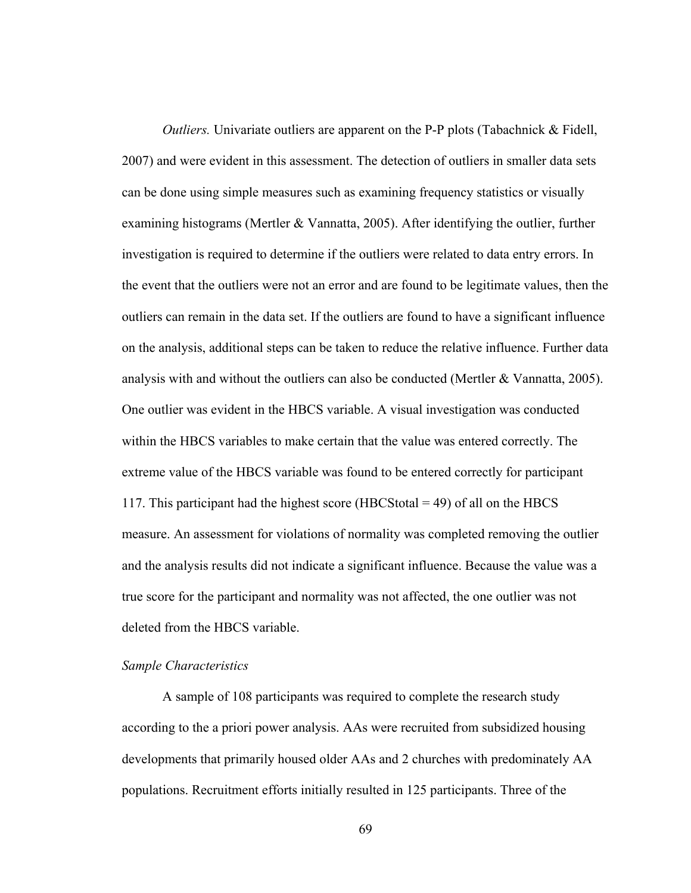*Outliers.* Univariate outliers are apparent on the P-P plots (Tabachnick & Fidell, 2007) and were evident in this assessment. The detection of outliers in smaller data sets can be done using simple measures such as examining frequency statistics or visually examining histograms (Mertler & Vannatta, 2005). After identifying the outlier, further investigation is required to determine if the outliers were related to data entry errors. In the event that the outliers were not an error and are found to be legitimate values, then the outliers can remain in the data set. If the outliers are found to have a significant influence on the analysis, additional steps can be taken to reduce the relative influence. Further data analysis with and without the outliers can also be conducted (Mertler & Vannatta, 2005). One outlier was evident in the HBCS variable. A visual investigation was conducted within the HBCS variables to make certain that the value was entered correctly. The extreme value of the HBCS variable was found to be entered correctly for participant 117. This participant had the highest score (HBCStotal = 49) of all on the HBCS measure. An assessment for violations of normality was completed removing the outlier and the analysis results did not indicate a significant influence. Because the value was a true score for the participant and normality was not affected, the one outlier was not deleted from the HBCS variable.

### *Sample Characteristics*

A sample of 108 participants was required to complete the research study according to the a priori power analysis. AAs were recruited from subsidized housing developments that primarily housed older AAs and 2 churches with predominately AA populations. Recruitment efforts initially resulted in 125 participants. Three of the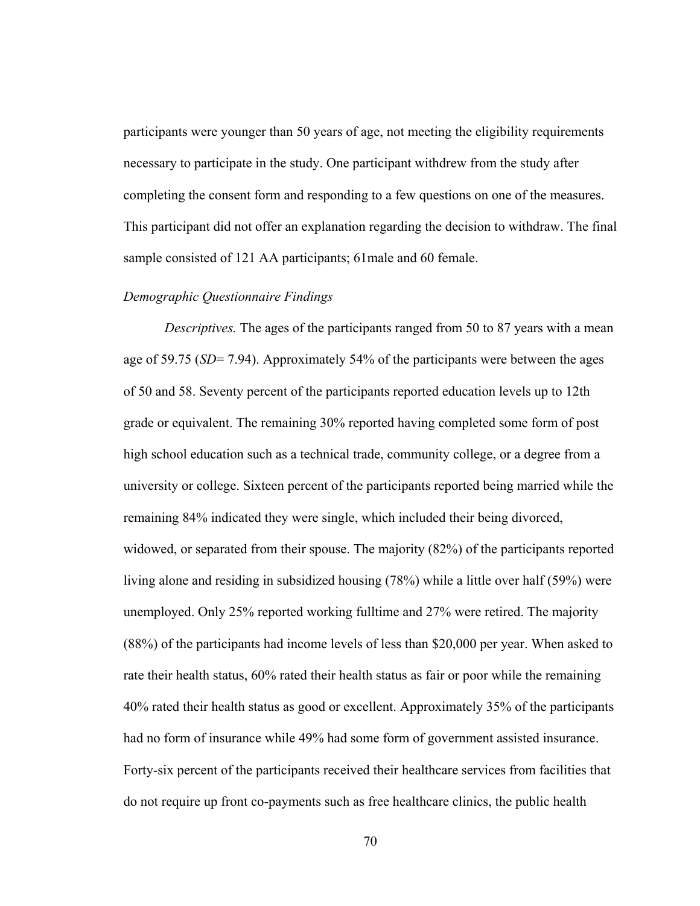participants were younger than 50 years of age, not meeting the eligibility requirements necessary to participate in the study. One participant withdrew from the study after completing the consent form and responding to a few questions on one of the measures. This participant did not offer an explanation regarding the decision to withdraw. The final sample consisted of 121 AA participants; 61male and 60 female.

*Demographic Questionnaire Findings*

*Descriptives.* The ages of the participants ranged from 50 to 87 years with a mean age of 59.75 (*SD*= 7.94). Approximately 54% of the participants were between the ages of 50 and 58. Seventy percent of the participants reported education levels up to 12th grade or equivalent. The remaining 30% reported having completed some form of post high school education such as a technical trade, community college, or a degree from a university or college. Sixteen percent of the participants reported being married while the remaining 84% indicated they were single, which included their being divorced, widowed, or separated from their spouse. The majority (82%) of the participants reported living alone and residing in subsidized housing (78%) while a little over half (59%) were unemployed. Only 25% reported working fulltime and 27% were retired. The majority (88%) of the participants had income levels of less than $20,000 per year. When asked to rate their health status, 60% rated their health status as fair or poor while the remaining 40% rated their health status as good or excellent. Approximately 35% of the participants had no form of insurance while 49% had some form of government assisted insurance. Forty-six percent of the participants received their healthcare services from facilities that do not require up front co-payments such as free healthcare clinics, the public health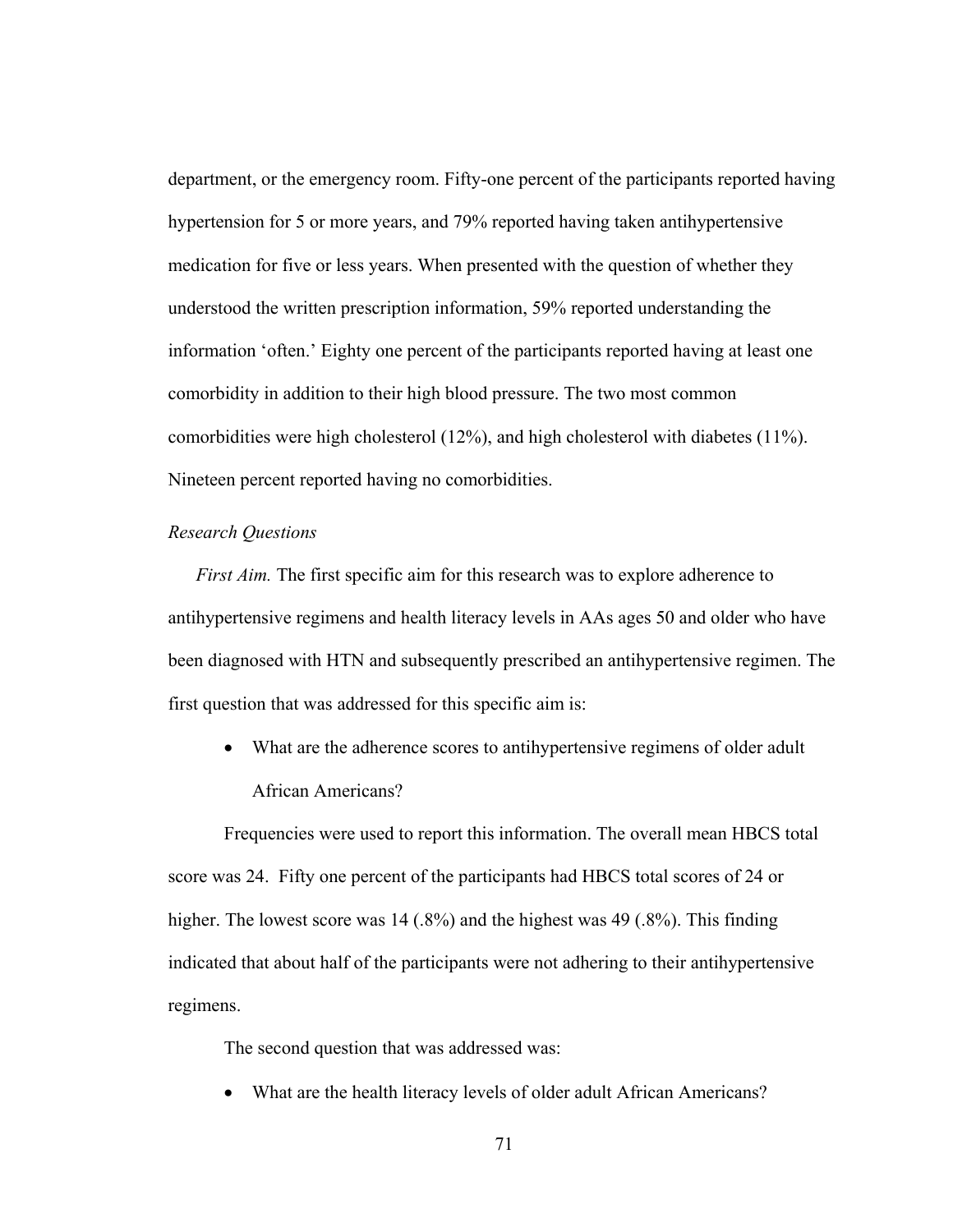department, or the emergency room. Fifty-one percent of the participants reported having hypertension for 5 or more years, and 79% reported having taken antihypertensive medication for five or less years. When presented with the question of whether they understood the written prescription information, 59% reported understanding the information 'often.' Eighty one percent of the participants reported having at least one comorbidity in addition to their high blood pressure. The two most common comorbidities were high cholesterol (12%), and high cholesterol with diabetes (11%). Nineteen percent reported having no comorbidities.

*Research Questions*

*First Aim.* The first specific aim for this research was to explore adherence to antihypertensive regimens and health literacy levels in AAs ages 50 and older who have been diagnosed with HTN and subsequently prescribed an antihypertensive regimen. The first question that was addressed for this specific aim is:

- What are the adherence scores to antihypertensive regimens of older adult African Americans?

Frequencies were used to report this information. The overall mean HBCS total score was 24. Fifty one percent of the participants had HBCS total scores of 24 or higher. The lowest score was 14 (.8%) and the highest was 49 (.8%). This finding indicated that about half of the participants were not adhering to their antihypertensive regimens.

The second question that was addressed was:

- What are the health literacy levels of older adult African Americans?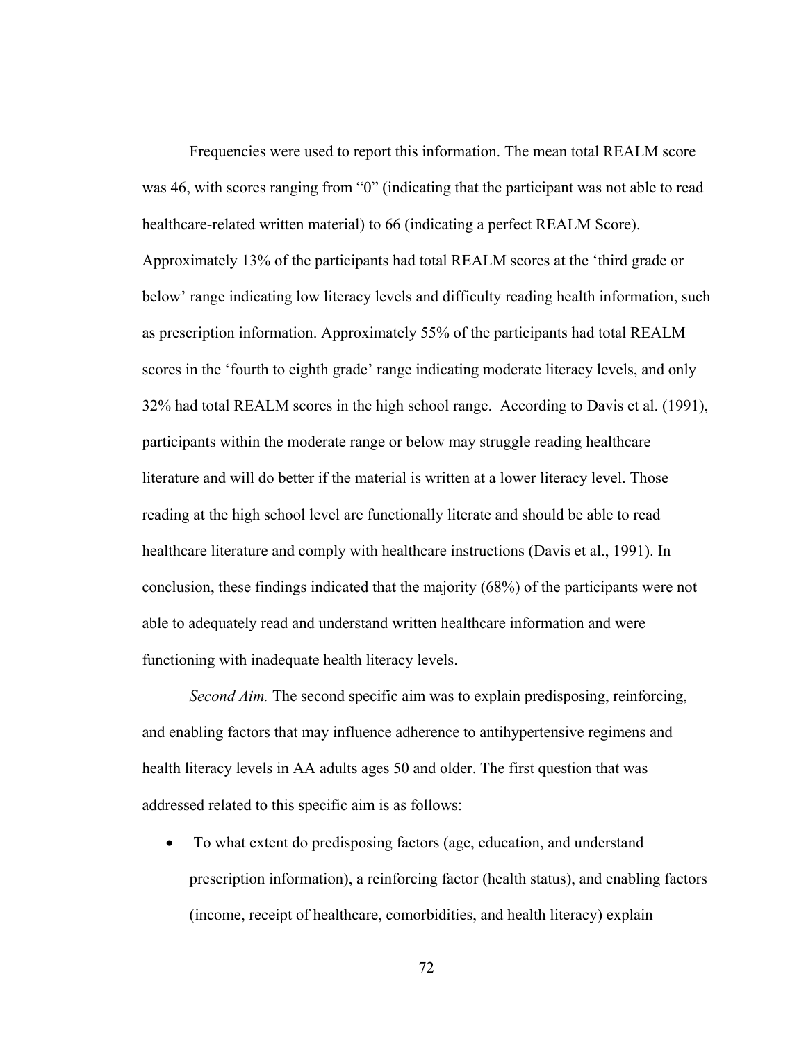Frequencies were used to report this information. The mean total REALM score was 46, with scores ranging from "0" (indicating that the participant was not able to read healthcare-related written material) to 66 (indicating a perfect REALM Score). Approximately 13% of the participants had total REALM scores at the 'third grade or below' range indicating low literacy levels and difficulty reading health information, such as prescription information. Approximately 55% of the participants had total REALM scores in the 'fourth to eighth grade' range indicating moderate literacy levels, and only 32% had total REALM scores in the high school range. According to Davis et al. (1991), participants within the moderate range or below may struggle reading healthcare literature and will do better if the material is written at a lower literacy level. Those reading at the high school level are functionally literate and should be able to read healthcare literature and comply with healthcare instructions (Davis et al., 1991). In conclusion, these findings indicated that the majority (68%) of the participants were not able to adequately read and understand written healthcare information and were functioning with inadequate health literacy levels.

*Second Aim.* The second specific aim was to explain predisposing, reinforcing, and enabling factors that may influence adherence to antihypertensive regimens and health literacy levels in AA adults ages 50 and older. The first question that was addressed related to this specific aim is as follows:

- To what extent do predisposing factors (age, education, and understand prescription information), a reinforcing factor (health status), and enabling factors (income, receipt of healthcare, comorbidities, and health literacy) explain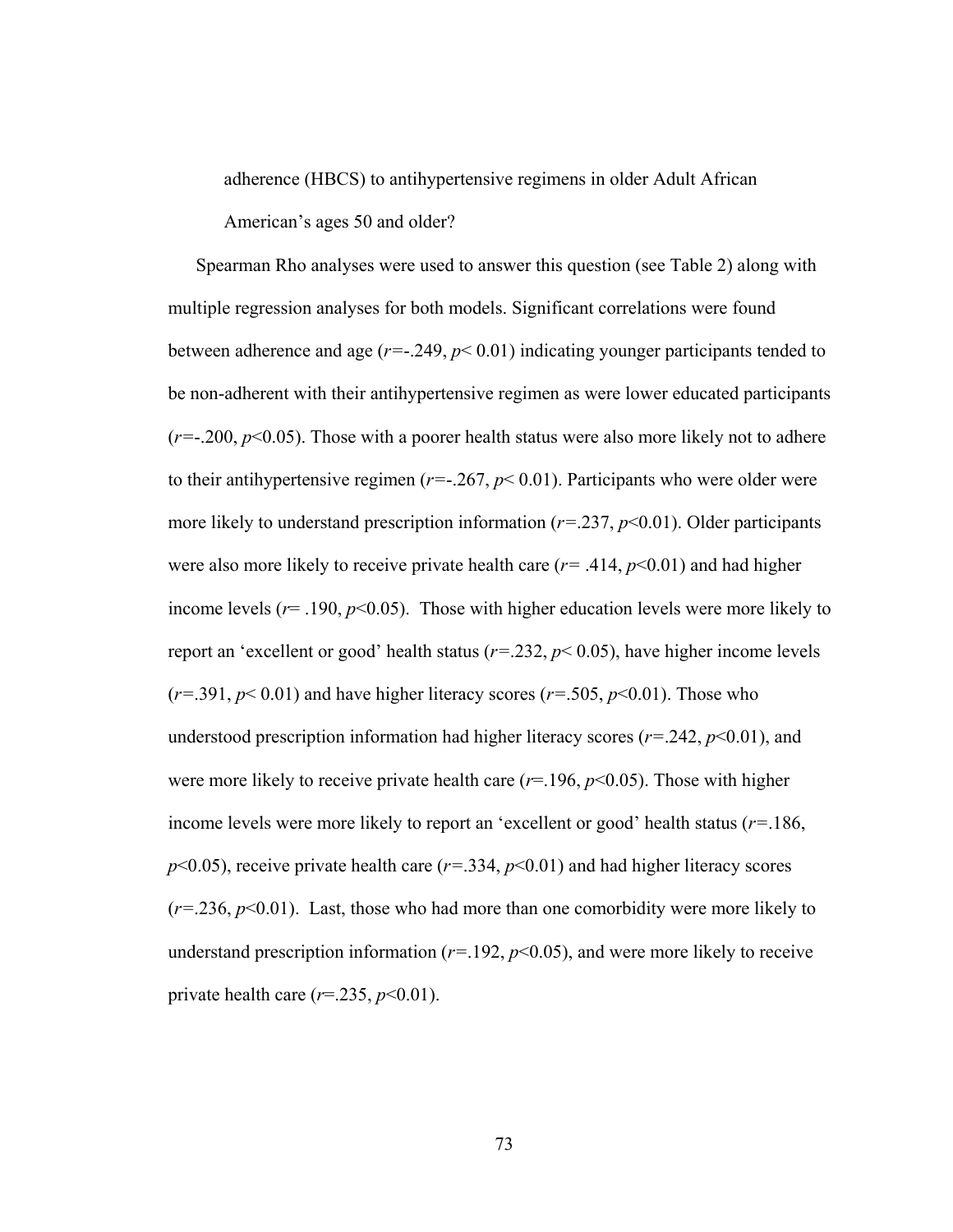adherence (HBCS) to antihypertensive regimens in older Adult African American's ages 50 and older?

Spearman Rho analyses were used to answer this question (see Table 2) along with multiple regression analyses for both models. Significant correlations were found between adherence and age ($r$=-.249, $p$< 0.01) indicating younger participants tended to be non-adherent with their antihypertensive regimen as were lower educated participants ($r$=-.200, $p$<0.05). Those with a poorer health status were also more likely not to adhere to their antihypertensive regimen ($r$=-.267, $p$< 0.01). Participants who were older were more likely to understand prescription information ($r$=.237, $p$<0.01). Older participants were also more likely to receive private health care ($r$= .414, $p$<0.01) and had higher income levels ($r$= .190, $p$<0.05). Those with higher education levels were more likely to report an 'excellent or good' health status ($r$=.232, $p$< 0.05), have higher income levels ($r$=.391, $p$< 0.01) and have higher literacy scores ($r$=.505, $p$<0.01). Those who understood prescription information had higher literacy scores ($r$=.242, $p$<0.01), and were more likely to receive private health care ($r$=.196, $p$<0.05). Those with higher income levels were more likely to report an 'excellent or good' health status ($r$=.186, $p$<0.05), receive private health care ($r$=.334, $p$<0.01) and had higher literacy scores ($r$=.236, $p$<0.01). Last, those who had more than one comorbidity were more likely to understand prescription information ($r$=.192, $p$<0.05), and were more likely to receive private health care ($r$=.235, $p$<0.01).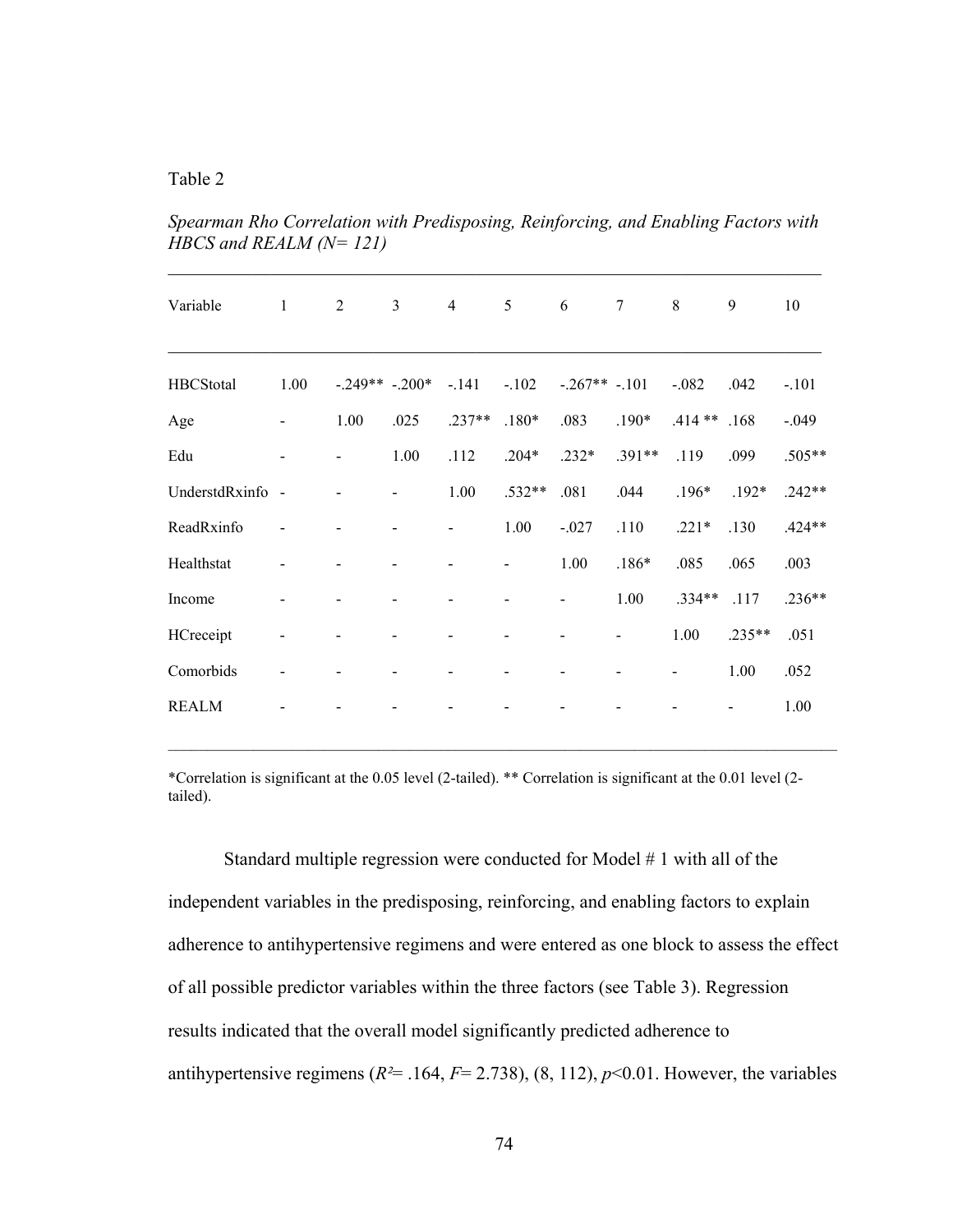Table 2

*Spearman Rho Correlation with Predisposing, Reinforcing, and Enabling Factors with HBCS and REALM (N= 121)*

| Variable | 1 | 2 | 3 | 4 | 5 | 6 | 7 | 8 | 9 | 10 |
|---|---|---|---|---|---|---|---|---|---|---|
| HBCStotal | 1.00 | -.249** | -.200* | -.141 | -.102 | -.267** | -.101 | -.082 | .042 | -.101 |
| Age | - | 1.00 | .025 | .237** | .180* | .083 | .190* | .414 ** | .168 | -.049 |
| Edu | - | - | 1.00 | .112 | .204* | .232* | .391** | .119 | .099 | .505** |
| UnderstdRxinfo | - | - | - | 1.00 | .532** | .081 | .044 | .196* | .192* | .242** |
| ReadRxinfo | - | - | - | - | 1.00 | -.027 | .110 | .221* | .130 | .424** |
| Healthstat | - | - | - | - | - | 1.00 | .186* | .085 | .065 | .003 |
| Income | - | - | - | - | - | - | 1.00 | .334** | .117 | .236** |
| HCreceipt | - | - | - | - | - | - | - | 1.00 | .235** | .051 |
| Comorbids | - | - | - | - | - | - | - | - | 1.00 | .052 |
| REALM | - | - | - | - | - | - | - | - | - | 1.00 |

*Correlation is significant at the 0.05 level (2-tailed). ** Correlation is significant at the 0.01 level (2-tailed).

Standard multiple regression were conducted for Model # 1 with all of the independent variables in the predisposing, reinforcing, and enabling factors to explain adherence to antihypertensive regimens and were entered as one block to assess the effect of all possible predictor variables within the three factors (see Table 3). Regression results indicated that the overall model significantly predicted adherence to antihypertensive regimens ($R^2$= .164, $F$= 2.738), (8, 112), $p$<0.01. However, the variables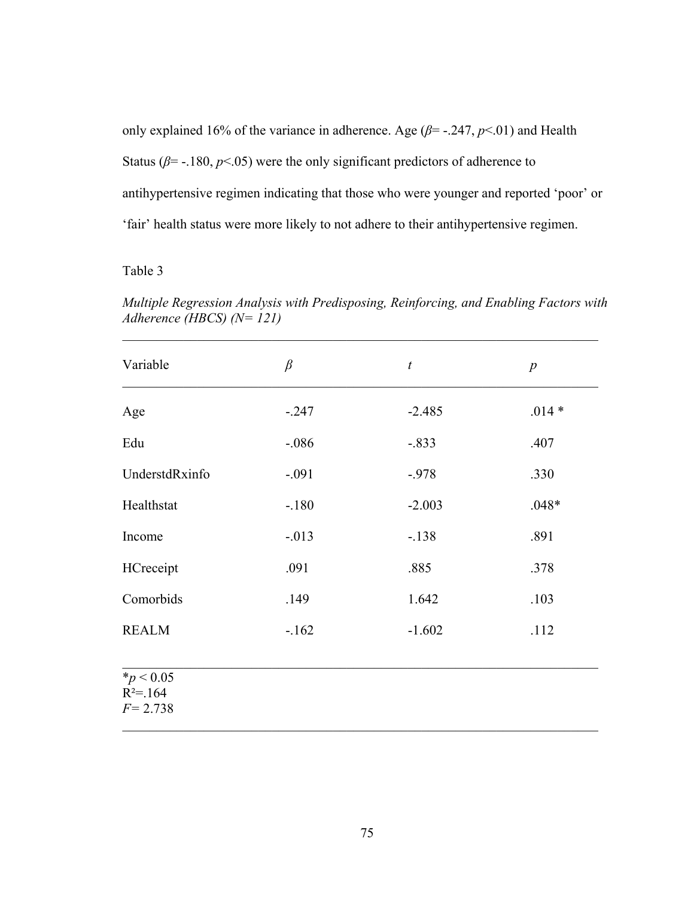only explained 16% of the variance in adherence. Age ($\beta$= -.247, $p$<.01) and Health Status ($\beta$= -.180, $p$<.05) were the only significant predictors of adherence to antihypertensive regimen indicating that those who were younger and reported 'poor' or 'fair' health status were more likely to not adhere to their antihypertensive regimen.

Table 3

*Multiple Regression Analysis with Predisposing, Reinforcing, and Enabling Factors with Adherence (HBCS) (N= 121)*

| Variable | $\beta$ | $t$ | $p$ |
|---|---|---|---|
| Age | -.247 | -2.485 | .014 * |
| Edu | -.086 | -.833 | .407 |
| UnderstdRxinfo | -.091 | -.978 | .330 |
| Healthstat | -.180 | -2.003 | .048* |
| Income | -.013 | -.138 | .891 |
| HCreceipt | .091 | .885 | .378 |
| Comorbids | .149 | 1.642 | .103 |
| REALM | -.162 | -1.602 | .112 |

*$p < 0.05$
$R^2$=.164
$F$= 2.738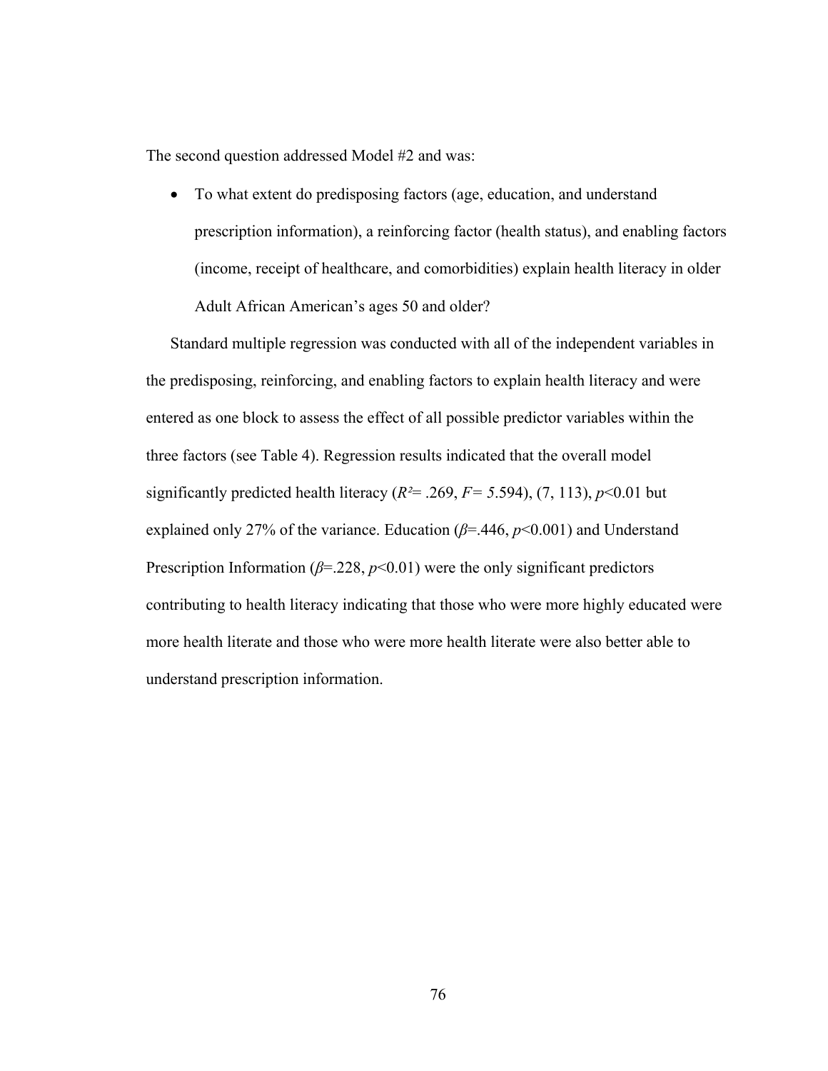The second question addressed Model #2 and was:

- To what extent do predisposing factors (age, education, and understand prescription information), a reinforcing factor (health status), and enabling factors (income, receipt of healthcare, and comorbidities) explain health literacy in older Adult African American's ages 50 and older?

Standard multiple regression was conducted with all of the independent variables in the predisposing, reinforcing, and enabling factors to explain health literacy and were entered as one block to assess the effect of all possible predictor variables within the three factors (see Table 4). Regression results indicated that the overall model significantly predicted health literacy ($R^2$= .269, $F$= 5.594), (7, 113), $p$<0.01 but explained only 27% of the variance. Education ($\beta$=.446, $p$<0.001) and Understand Prescription Information ($\beta$=.228, $p$<0.01) were the only significant predictors contributing to health literacy indicating that those who were more highly educated were more health literate and those who were more health literate were also better able to understand prescription information.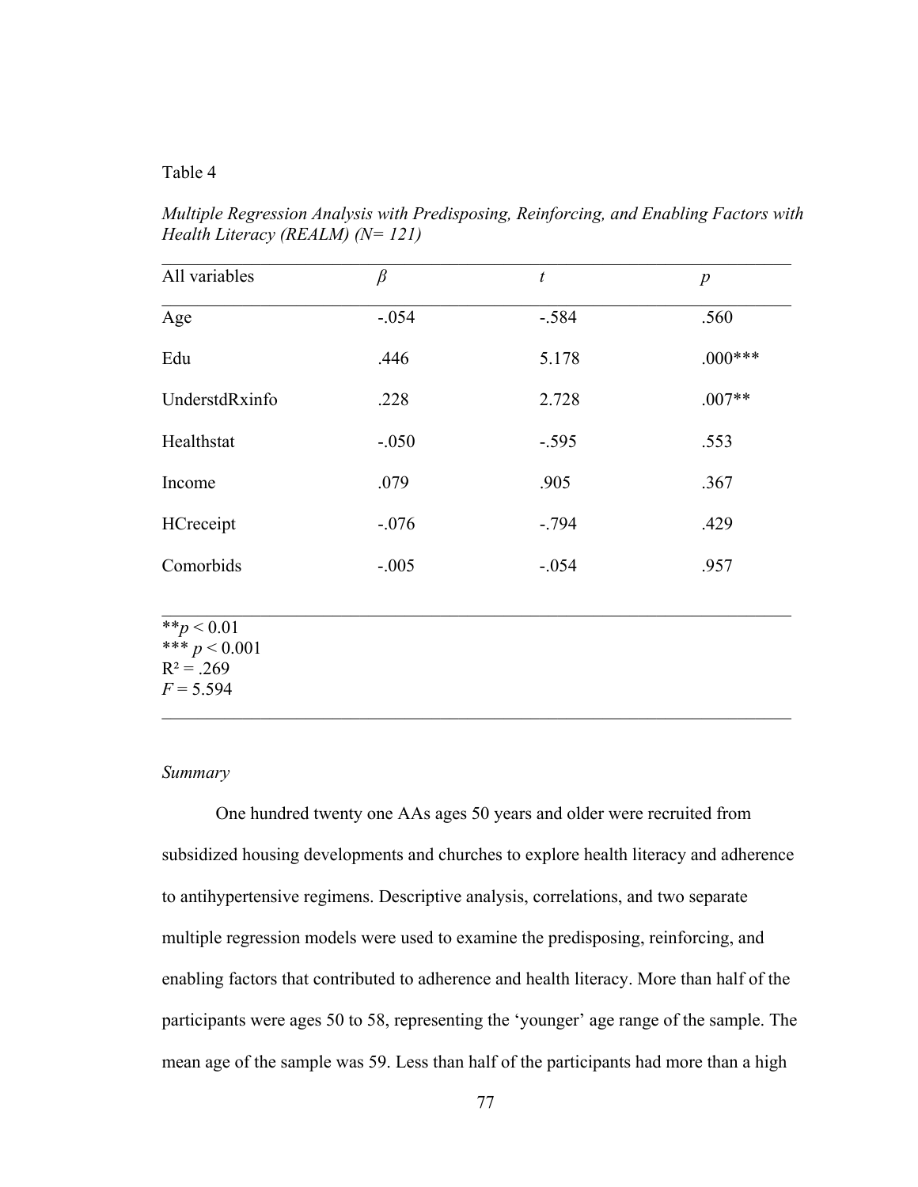Table 4

*Multiple Regression Analysis with Predisposing, Reinforcing, and Enabling Factors with Health Literacy (REALM) (N= 121)*

| All variables | $\beta$ | *t* | *p* |
|---|---|---|---|
| Age | -.054 | -.584 | .560 |
| Edu | .446 | 5.178 | .000*** |
| UnderstdRxinfo | .228 | 2.728 | .007** |
| Healthstat | -.050 | -.595 | .553 |
| Income | .079 | .905 | .367 |
| HCreceipt | -.076 | -.794 | .429 |
| Comorbids | -.005 | -.054 | .957 |

**$p < 0.01$
*** $p < 0.001$
$R^2 = .269$
$F = 5.594$

*Summary*

One hundred twenty one AAs ages 50 years and older were recruited from subsidized housing developments and churches to explore health literacy and adherence to antihypertensive regimens. Descriptive analysis, correlations, and two separate multiple regression models were used to examine the predisposing, reinforcing, and enabling factors that contributed to adherence and health literacy. More than half of the participants were ages 50 to 58, representing the 'younger' age range of the sample. The mean age of the sample was 59. Less than half of the participants had more than a high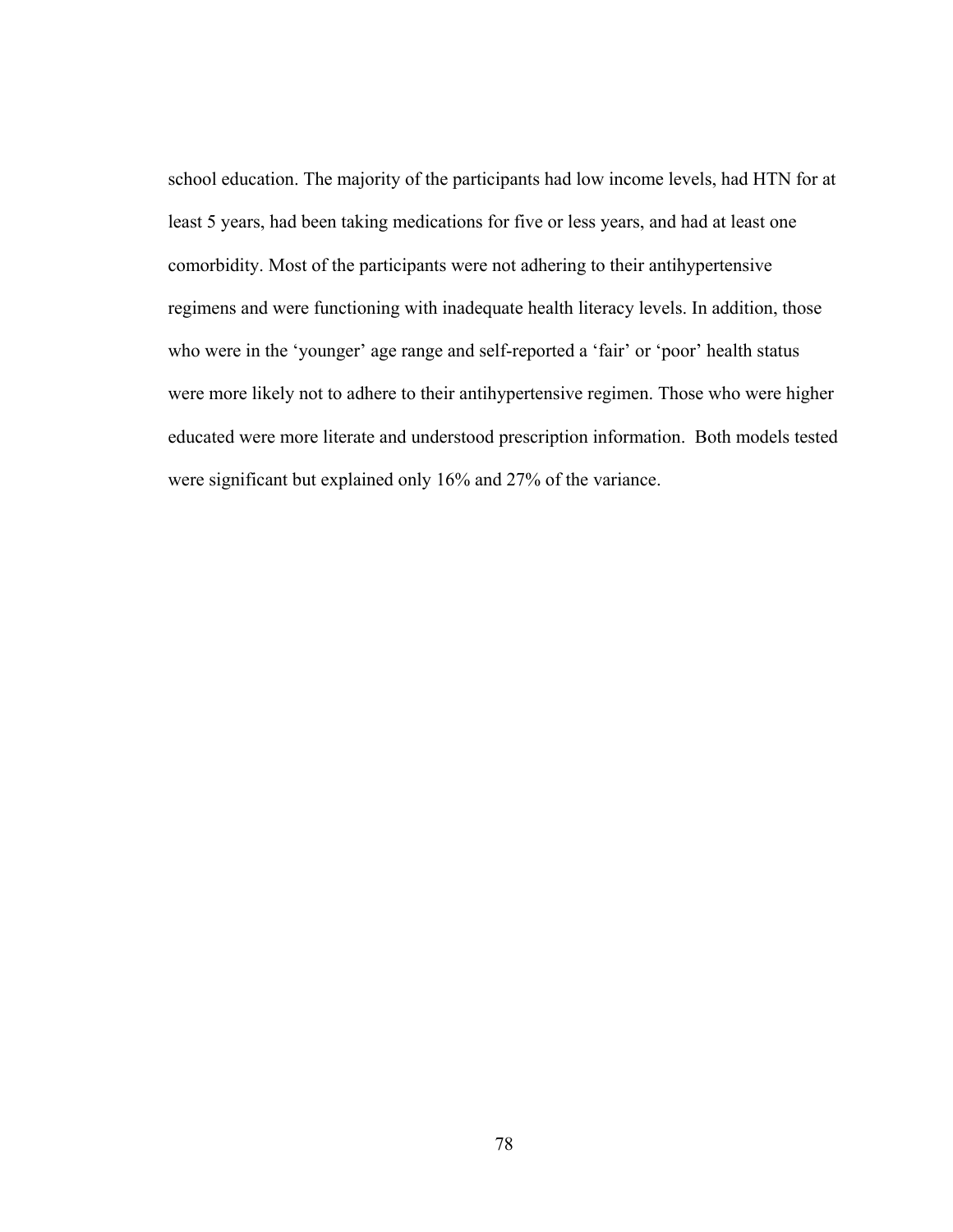school education. The majority of the participants had low income levels, had HTN for at least 5 years, had been taking medications for five or less years, and had at least one comorbidity. Most of the participants were not adhering to their antihypertensive regimens and were functioning with inadequate health literacy levels. In addition, those who were in the 'younger' age range and self-reported a 'fair' or 'poor' health status were more likely not to adhere to their antihypertensive regimen. Those who were higher educated were more literate and understood prescription information. Both models tested were significant but explained only 16% and 27% of the variance.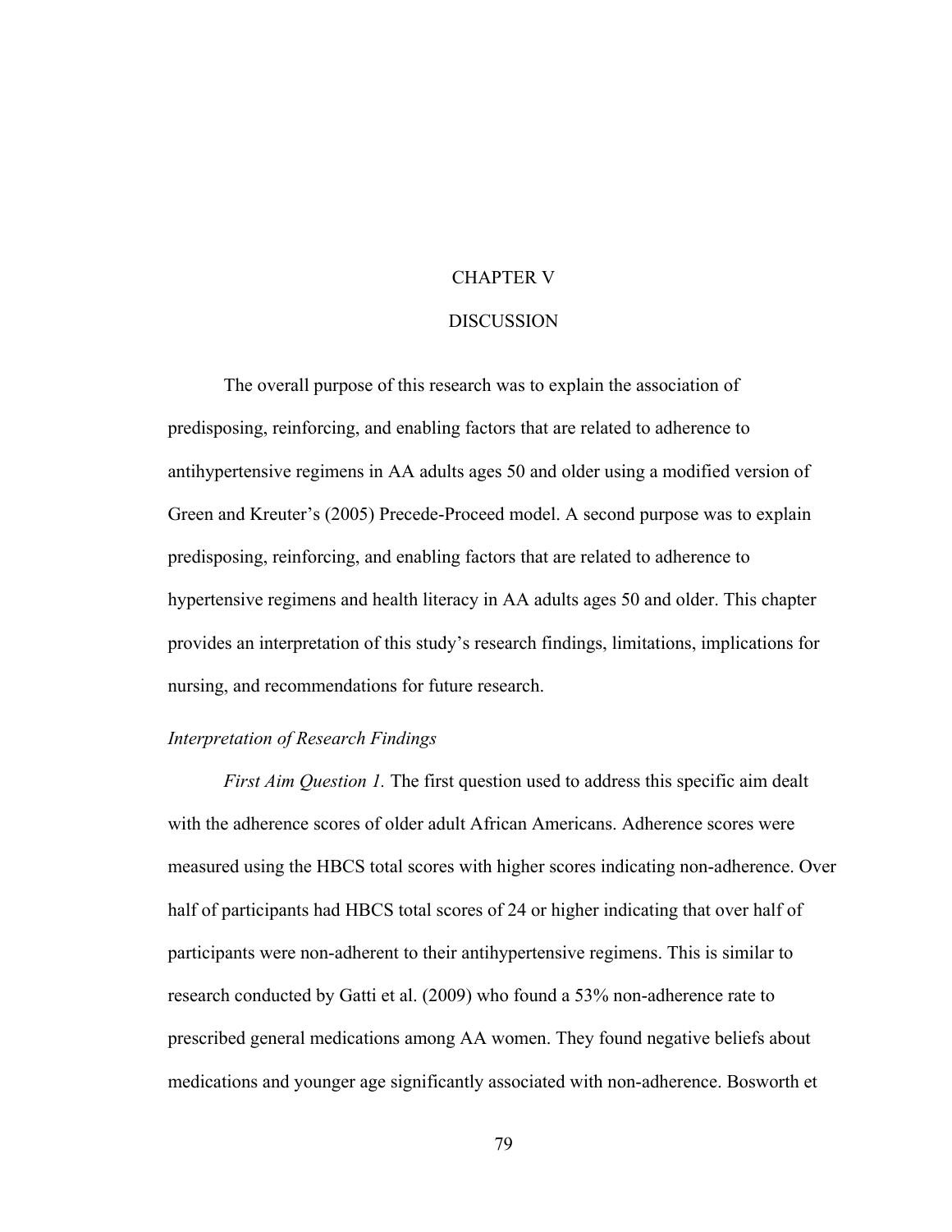# CHAPTER V

# DISCUSSION

The overall purpose of this research was to explain the association of predisposing, reinforcing, and enabling factors that are related to adherence to antihypertensive regimens in AA adults ages 50 and older using a modified version of Green and Kreuter's (2005) Precede-Proceed model. A second purpose was to explain predisposing, reinforcing, and enabling factors that are related to adherence to hypertensive regimens and health literacy in AA adults ages 50 and older. This chapter provides an interpretation of this study's research findings, limitations, implications for nursing, and recommendations for future research.

## *Interpretation of Research Findings*

*First Aim Question 1.* The first question used to address this specific aim dealt with the adherence scores of older adult African Americans. Adherence scores were measured using the HBCS total scores with higher scores indicating non-adherence. Over half of participants had HBCS total scores of 24 or higher indicating that over half of participants were non-adherent to their antihypertensive regimens. This is similar to research conducted by Gatti et al. (2009) who found a 53% non-adherence rate to prescribed general medications among AA women. They found negative beliefs about medications and younger age significantly associated with non-adherence. Bosworth et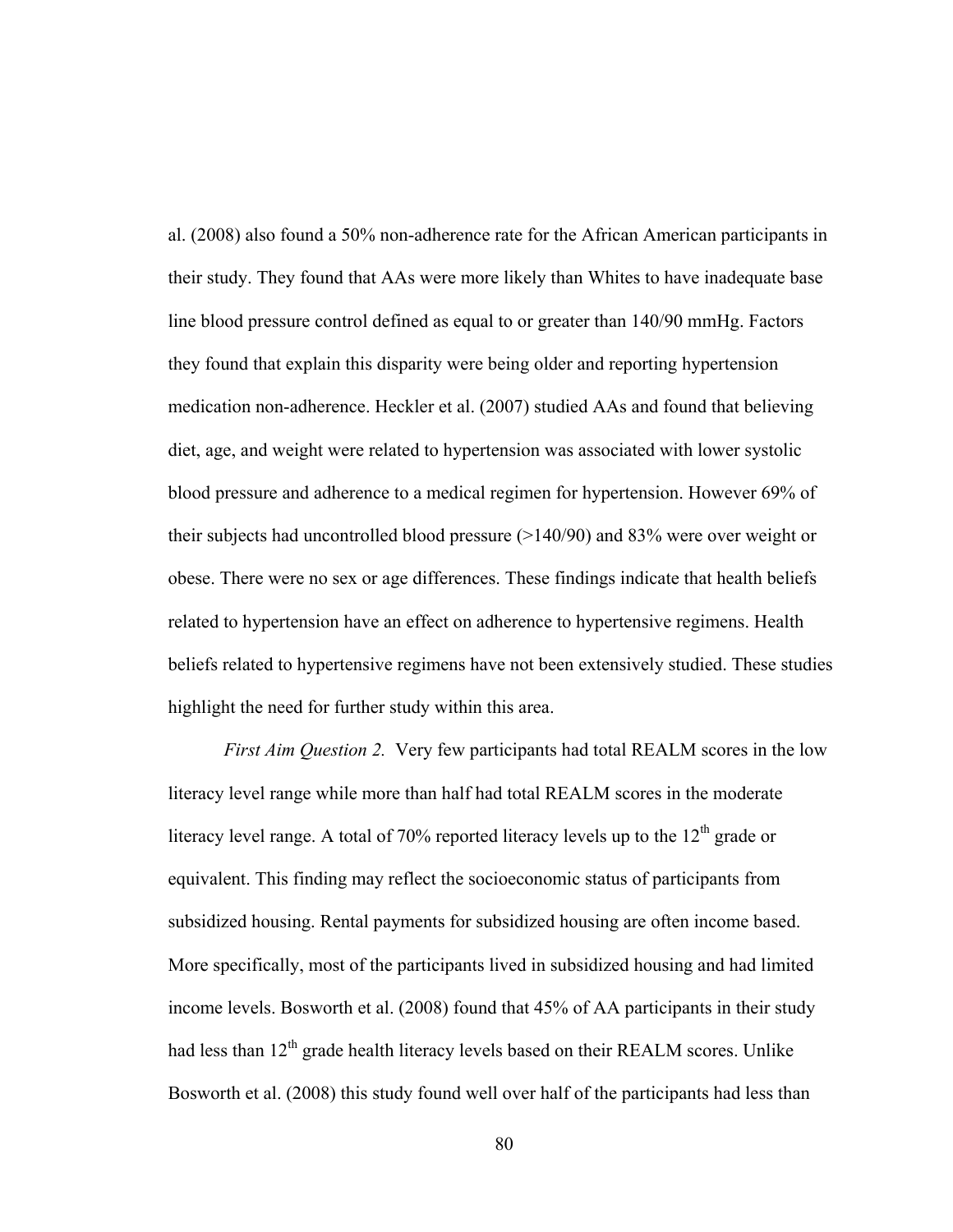al. (2008) also found a 50% non-adherence rate for the African American participants in their study. They found that AAs were more likely than Whites to have inadequate base line blood pressure control defined as equal to or greater than 140/90 mmHg. Factors they found that explain this disparity were being older and reporting hypertension medication non-adherence. Heckler et al. (2007) studied AAs and found that believing diet, age, and weight were related to hypertension was associated with lower systolic blood pressure and adherence to a medical regimen for hypertension. However 69% of their subjects had uncontrolled blood pressure (>140/90) and 83% were over weight or obese. There were no sex or age differences. These findings indicate that health beliefs related to hypertension have an effect on adherence to hypertensive regimens. Health beliefs related to hypertensive regimens have not been extensively studied. These studies highlight the need for further study within this area.

*First Aim Question 2.* Very few participants had total REALM scores in the low literacy level range while more than half had total REALM scores in the moderate literacy level range. A total of 70% reported literacy levels up to the 12th grade or equivalent. This finding may reflect the socioeconomic status of participants from subsidized housing. Rental payments for subsidized housing are often income based. More specifically, most of the participants lived in subsidized housing and had limited income levels. Bosworth et al. (2008) found that 45% of AA participants in their study had less than 12th grade health literacy levels based on their REALM scores. Unlike Bosworth et al. (2008) this study found well over half of the participants had less than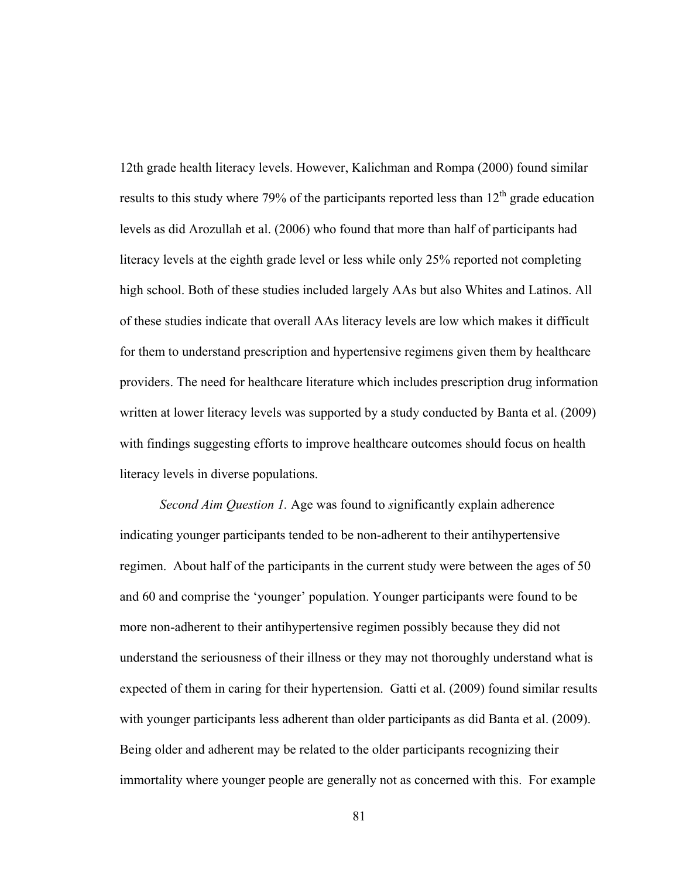12th grade health literacy levels. However, Kalichman and Rompa (2000) found similar results to this study where 79% of the participants reported less than $12^{th}$ grade education levels as did Arozullah et al. (2006) who found that more than half of participants had literacy levels at the eighth grade level or less while only 25% reported not completing high school. Both of these studies included largely AAs but also Whites and Latinos. All of these studies indicate that overall AAs literacy levels are low which makes it difficult for them to understand prescription and hypertensive regimens given them by healthcare providers. The need for healthcare literature which includes prescription drug information written at lower literacy levels was supported by a study conducted by Banta et al. (2009) with findings suggesting efforts to improve healthcare outcomes should focus on health literacy levels in diverse populations.

*Second Aim Question 1.* Age was found to *s*ignificantly explain adherence indicating younger participants tended to be non-adherent to their antihypertensive regimen. About half of the participants in the current study were between the ages of 50 and 60 and comprise the 'younger' population. Younger participants were found to be more non-adherent to their antihypertensive regimen possibly because they did not understand the seriousness of their illness or they may not thoroughly understand what is expected of them in caring for their hypertension. Gatti et al. (2009) found similar results with younger participants less adherent than older participants as did Banta et al. (2009). Being older and adherent may be related to the older participants recognizing their immortality where younger people are generally not as concerned with this. For example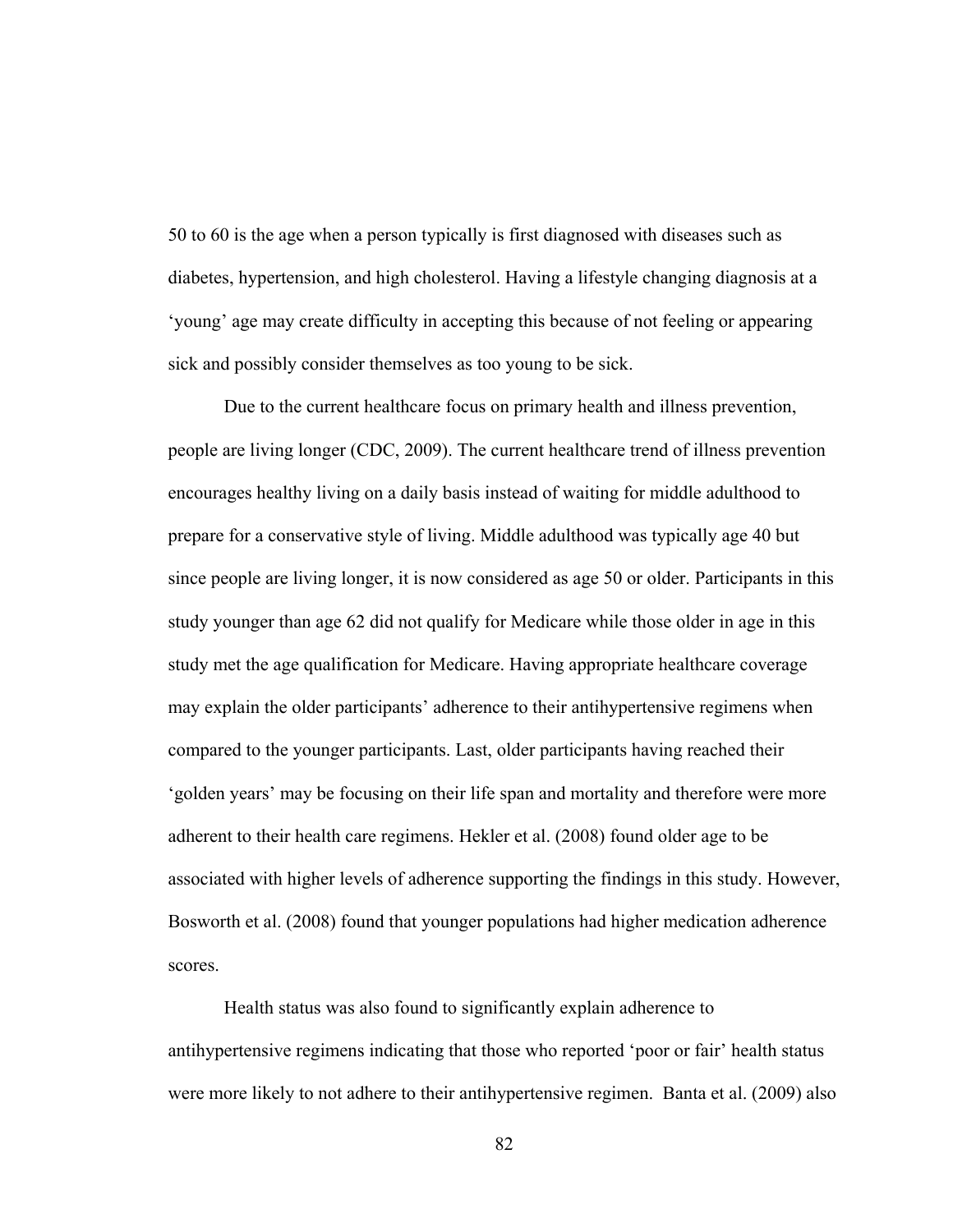50 to 60 is the age when a person typically is first diagnosed with diseases such as diabetes, hypertension, and high cholesterol. Having a lifestyle changing diagnosis at a 'young' age may create difficulty in accepting this because of not feeling or appearing sick and possibly consider themselves as too young to be sick.

Due to the current healthcare focus on primary health and illness prevention, people are living longer (CDC, 2009). The current healthcare trend of illness prevention encourages healthy living on a daily basis instead of waiting for middle adulthood to prepare for a conservative style of living. Middle adulthood was typically age 40 but since people are living longer, it is now considered as age 50 or older. Participants in this study younger than age 62 did not qualify for Medicare while those older in age in this study met the age qualification for Medicare. Having appropriate healthcare coverage may explain the older participants' adherence to their antihypertensive regimens when compared to the younger participants. Last, older participants having reached their 'golden years' may be focusing on their life span and mortality and therefore were more adherent to their health care regimens. Hekler et al. (2008) found older age to be associated with higher levels of adherence supporting the findings in this study. However, Bosworth et al. (2008) found that younger populations had higher medication adherence scores.

Health status was also found to significantly explain adherence to antihypertensive regimens indicating that those who reported 'poor or fair' health status were more likely to not adhere to their antihypertensive regimen. Banta et al. (2009) also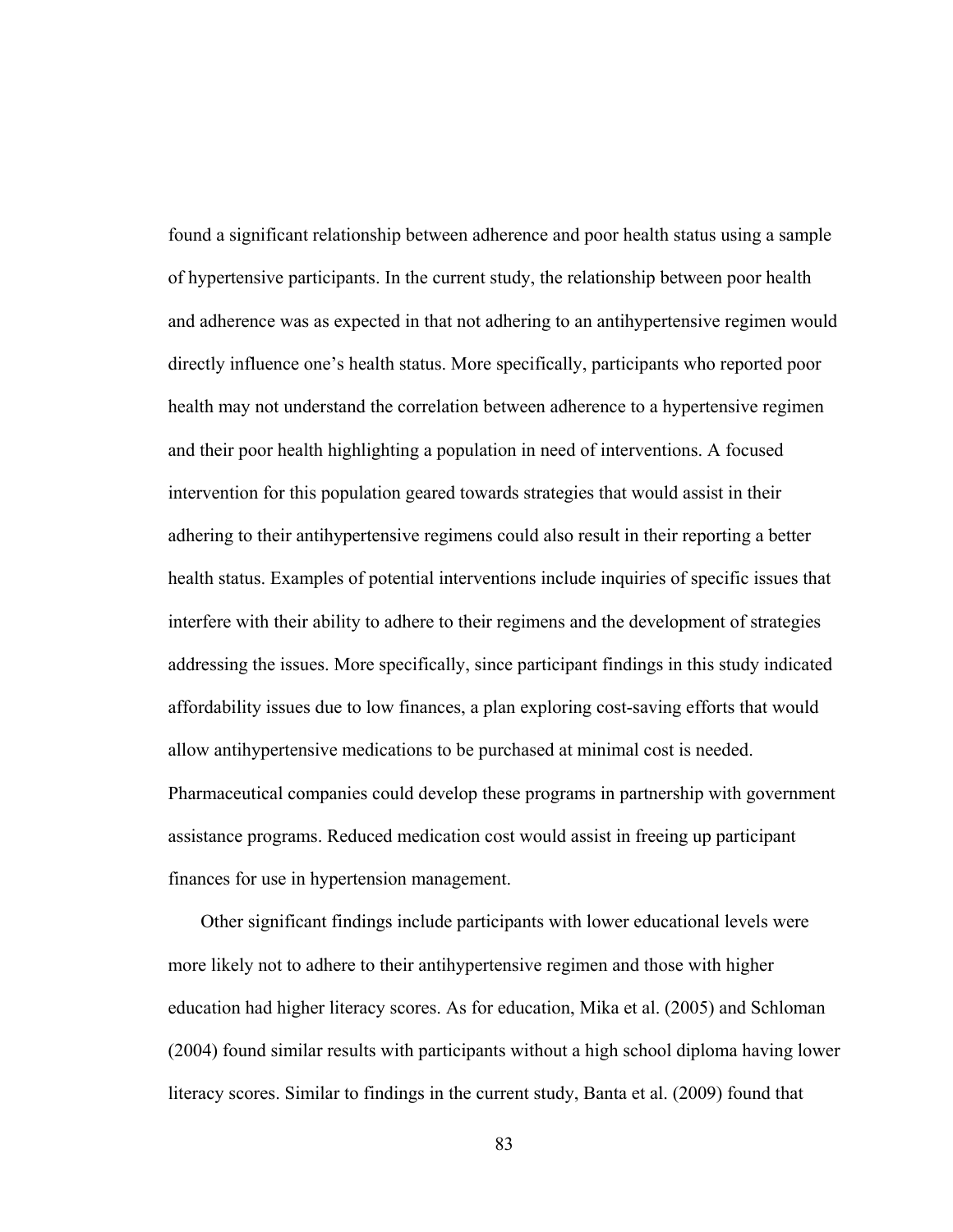found a significant relationship between adherence and poor health status using a sample of hypertensive participants. In the current study, the relationship between poor health and adherence was as expected in that not adhering to an antihypertensive regimen would directly influence one's health status. More specifically, participants who reported poor health may not understand the correlation between adherence to a hypertensive regimen and their poor health highlighting a population in need of interventions. A focused intervention for this population geared towards strategies that would assist in their adhering to their antihypertensive regimens could also result in their reporting a better health status. Examples of potential interventions include inquiries of specific issues that interfere with their ability to adhere to their regimens and the development of strategies addressing the issues. More specifically, since participant findings in this study indicated affordability issues due to low finances, a plan exploring cost-saving efforts that would allow antihypertensive medications to be purchased at minimal cost is needed. Pharmaceutical companies could develop these programs in partnership with government assistance programs. Reduced medication cost would assist in freeing up participant finances for use in hypertension management.

Other significant findings include participants with lower educational levels were more likely not to adhere to their antihypertensive regimen and those with higher education had higher literacy scores. As for education, Mika et al. (2005) and Schloman (2004) found similar results with participants without a high school diploma having lower literacy scores. Similar to findings in the current study, Banta et al. (2009) found that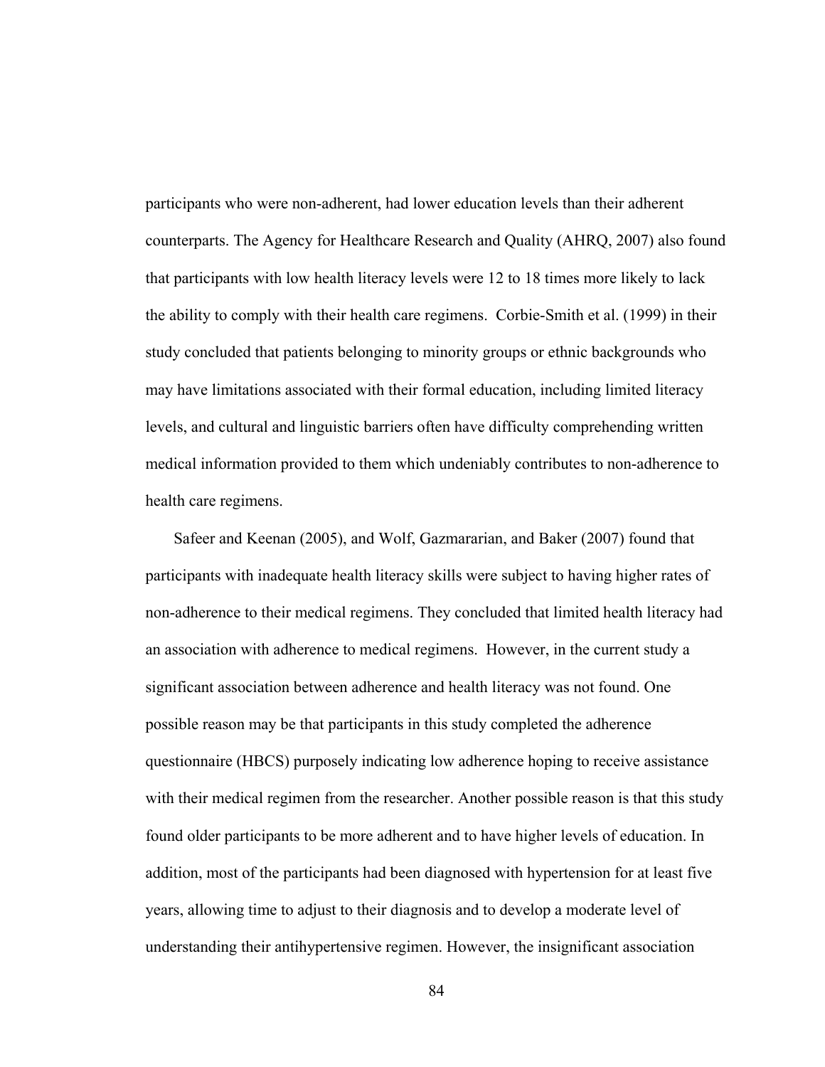participants who were non-adherent, had lower education levels than their adherent counterparts. The Agency for Healthcare Research and Quality (AHRQ, 2007) also found that participants with low health literacy levels were 12 to 18 times more likely to lack the ability to comply with their health care regimens. Corbie-Smith et al. (1999) in their study concluded that patients belonging to minority groups or ethnic backgrounds who may have limitations associated with their formal education, including limited literacy levels, and cultural and linguistic barriers often have difficulty comprehending written medical information provided to them which undeniably contributes to non-adherence to health care regimens.

Safeer and Keenan (2005), and Wolf, Gazmararian, and Baker (2007) found that participants with inadequate health literacy skills were subject to having higher rates of non-adherence to their medical regimens. They concluded that limited health literacy had an association with adherence to medical regimens. However, in the current study a significant association between adherence and health literacy was not found. One possible reason may be that participants in this study completed the adherence questionnaire (HBCS) purposely indicating low adherence hoping to receive assistance with their medical regimen from the researcher. Another possible reason is that this study found older participants to be more adherent and to have higher levels of education. In addition, most of the participants had been diagnosed with hypertension for at least five years, allowing time to adjust to their diagnosis and to develop a moderate level of understanding their antihypertensive regimen. However, the insignificant association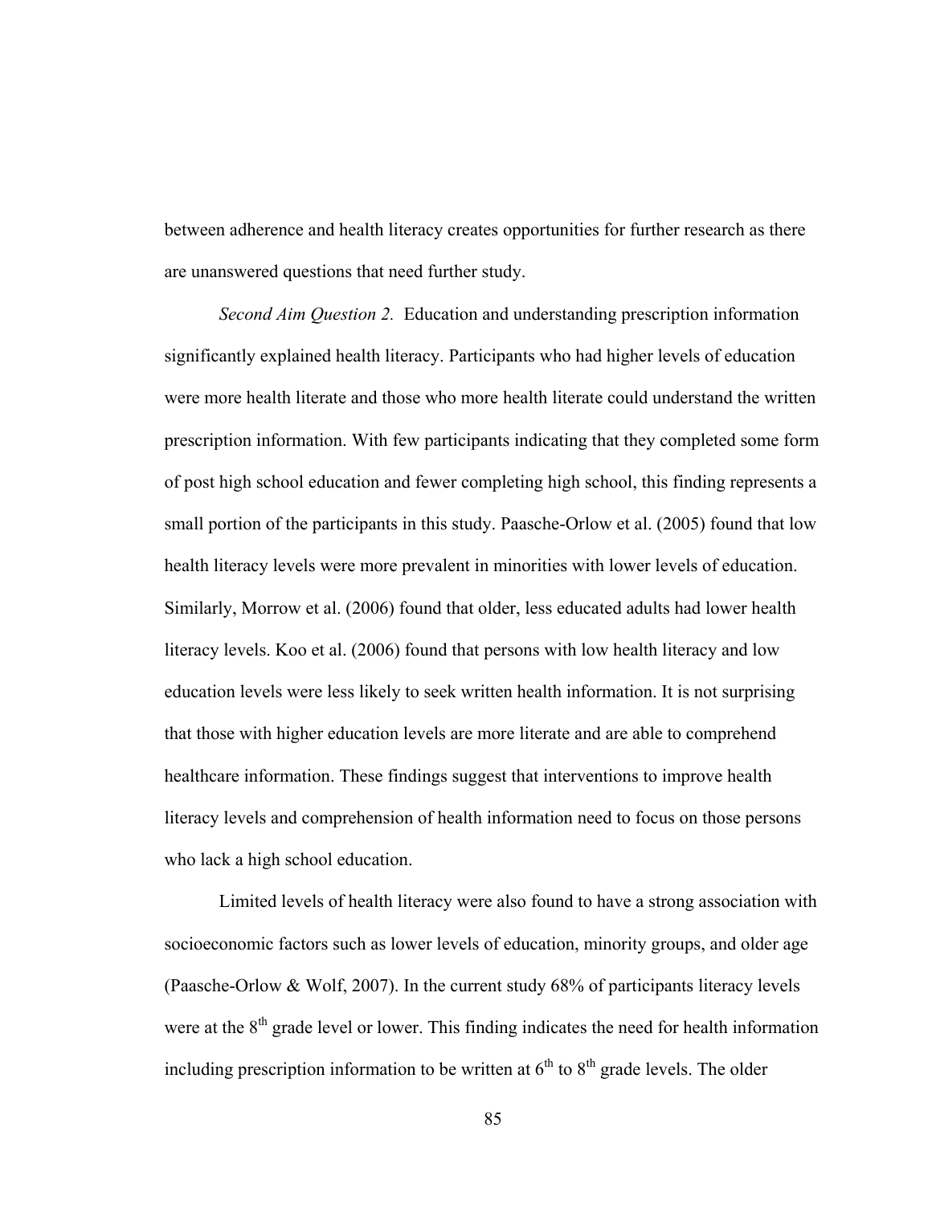between adherence and health literacy creates opportunities for further research as there are unanswered questions that need further study.

*Second Aim Question 2.* Education and understanding prescription information significantly explained health literacy. Participants who had higher levels of education were more health literate and those who more health literate could understand the written prescription information. With few participants indicating that they completed some form of post high school education and fewer completing high school, this finding represents a small portion of the participants in this study. Paasche-Orlow et al. (2005) found that low health literacy levels were more prevalent in minorities with lower levels of education. Similarly, Morrow et al. (2006) found that older, less educated adults had lower health literacy levels. Koo et al. (2006) found that persons with low health literacy and low education levels were less likely to seek written health information. It is not surprising that those with higher education levels are more literate and are able to comprehend healthcare information. These findings suggest that interventions to improve health literacy levels and comprehension of health information need to focus on those persons who lack a high school education.

Limited levels of health literacy were also found to have a strong association with socioeconomic factors such as lower levels of education, minority groups, and older age (Paasche-Orlow & Wolf, 2007). In the current study 68% of participants literacy levels were at the 8th grade level or lower. This finding indicates the need for health information including prescription information to be written at 6th to 8th grade levels. The older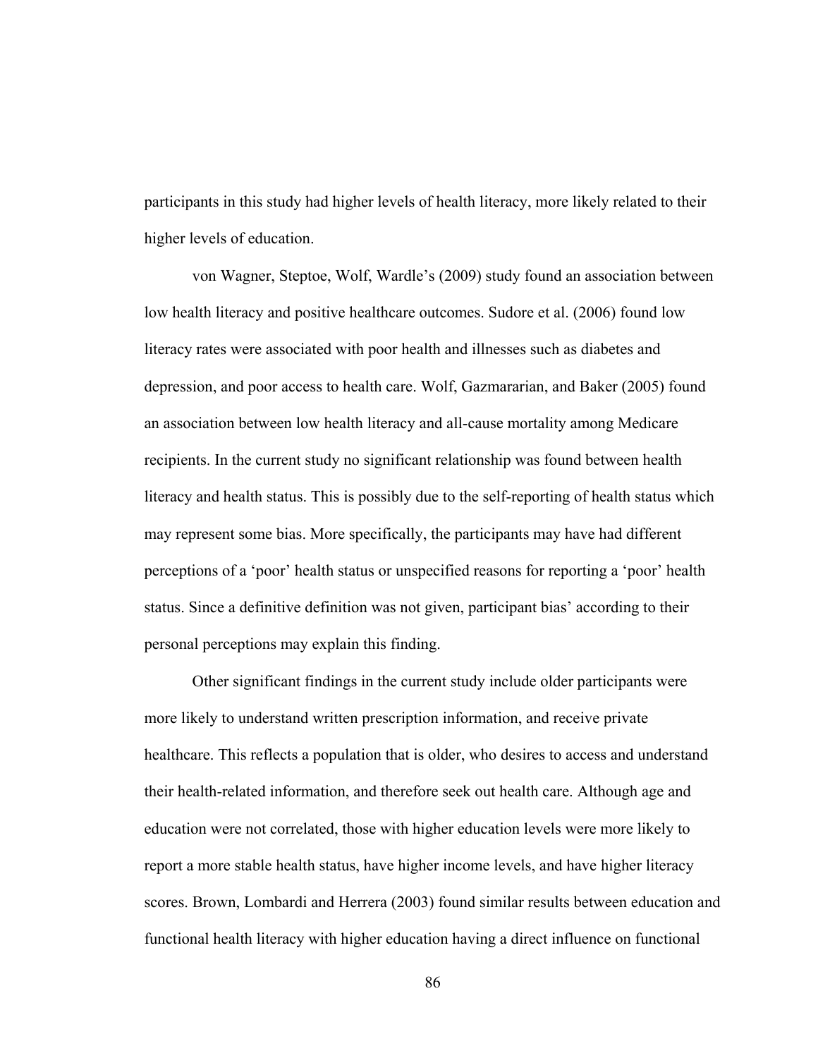participants in this study had higher levels of health literacy, more likely related to their higher levels of education.

von Wagner, Steptoe, Wolf, Wardle's (2009) study found an association between low health literacy and positive healthcare outcomes. Sudore et al. (2006) found low literacy rates were associated with poor health and illnesses such as diabetes and depression, and poor access to health care. Wolf, Gazmararian, and Baker (2005) found an association between low health literacy and all-cause mortality among Medicare recipients. In the current study no significant relationship was found between health literacy and health status. This is possibly due to the self-reporting of health status which may represent some bias. More specifically, the participants may have had different perceptions of a 'poor' health status or unspecified reasons for reporting a 'poor' health status. Since a definitive definition was not given, participant bias' according to their personal perceptions may explain this finding.

Other significant findings in the current study include older participants were more likely to understand written prescription information, and receive private healthcare. This reflects a population that is older, who desires to access and understand their health-related information, and therefore seek out health care. Although age and education were not correlated, those with higher education levels were more likely to report a more stable health status, have higher income levels, and have higher literacy scores. Brown, Lombardi and Herrera (2003) found similar results between education and functional health literacy with higher education having a direct influence on functional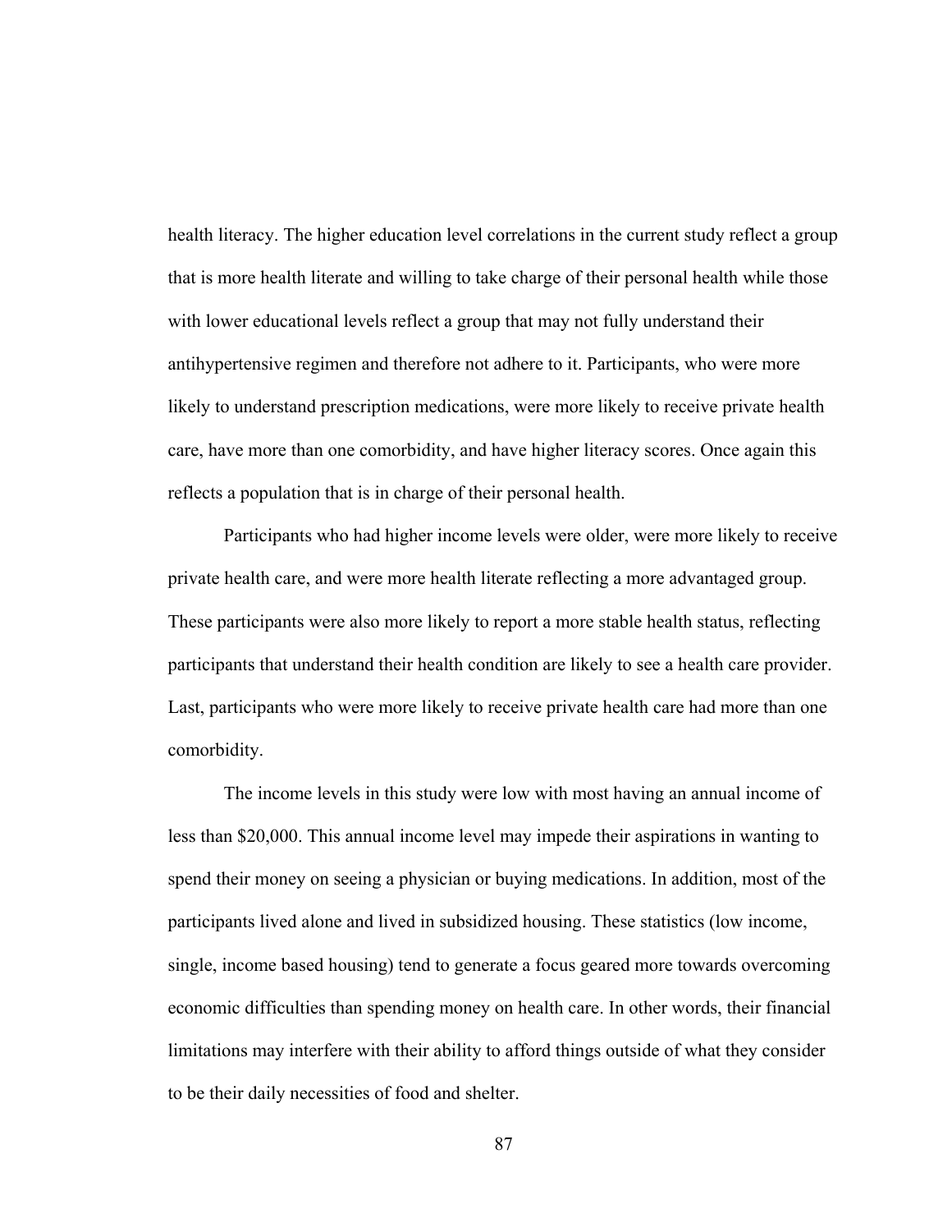health literacy. The higher education level correlations in the current study reflect a group that is more health literate and willing to take charge of their personal health while those with lower educational levels reflect a group that may not fully understand their antihypertensive regimen and therefore not adhere to it. Participants, who were more likely to understand prescription medications, were more likely to receive private health care, have more than one comorbidity, and have higher literacy scores. Once again this reflects a population that is in charge of their personal health.

Participants who had higher income levels were older, were more likely to receive private health care, and were more health literate reflecting a more advantaged group. These participants were also more likely to report a more stable health status, reflecting participants that understand their health condition are likely to see a health care provider. Last, participants who were more likely to receive private health care had more than one comorbidity.

The income levels in this study were low with most having an annual income of less than $20,000. This annual income level may impede their aspirations in wanting to spend their money on seeing a physician or buying medications. In addition, most of the participants lived alone and lived in subsidized housing. These statistics (low income, single, income based housing) tend to generate a focus geared more towards overcoming economic difficulties than spending money on health care. In other words, their financial limitations may interfere with their ability to afford things outside of what they consider to be their daily necessities of food and shelter.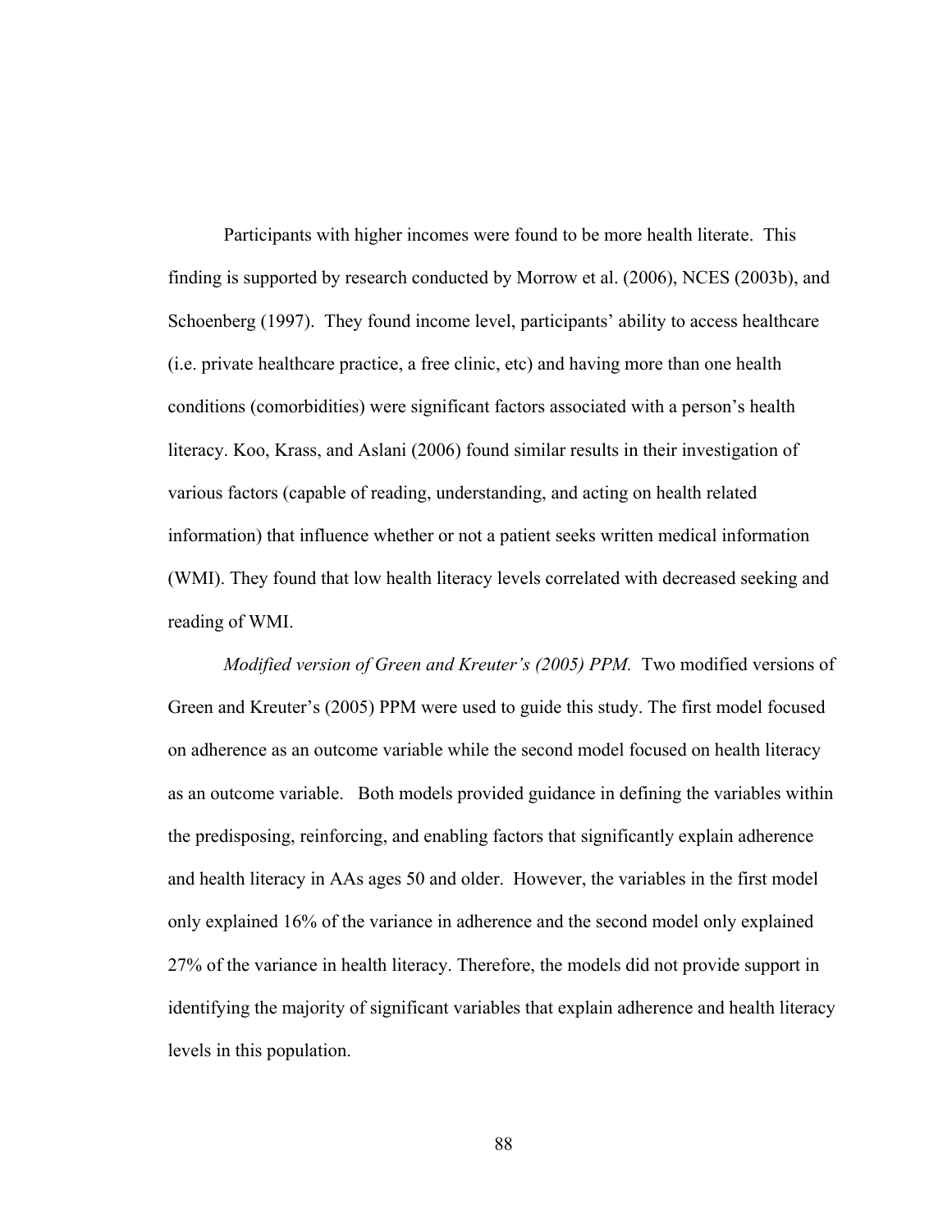Participants with higher incomes were found to be more health literate. This finding is supported by research conducted by Morrow et al. (2006), NCES (2003b), and Schoenberg (1997). They found income level, participants' ability to access healthcare (i.e. private healthcare practice, a free clinic, etc) and having more than one health conditions (comorbidities) were significant factors associated with a person's health literacy. Koo, Krass, and Aslani (2006) found similar results in their investigation of various factors (capable of reading, understanding, and acting on health related information) that influence whether or not a patient seeks written medical information (WMI). They found that low health literacy levels correlated with decreased seeking and reading of WMI.

*Modified version of Green and Kreuter's (2005) PPM.* Two modified versions of Green and Kreuter's (2005) PPM were used to guide this study. The first model focused on adherence as an outcome variable while the second model focused on health literacy as an outcome variable. Both models provided guidance in defining the variables within the predisposing, reinforcing, and enabling factors that significantly explain adherence and health literacy in AAs ages 50 and older. However, the variables in the first model only explained 16% of the variance in adherence and the second model only explained 27% of the variance in health literacy. Therefore, the models did not provide support in identifying the majority of significant variables that explain adherence and health literacy levels in this population.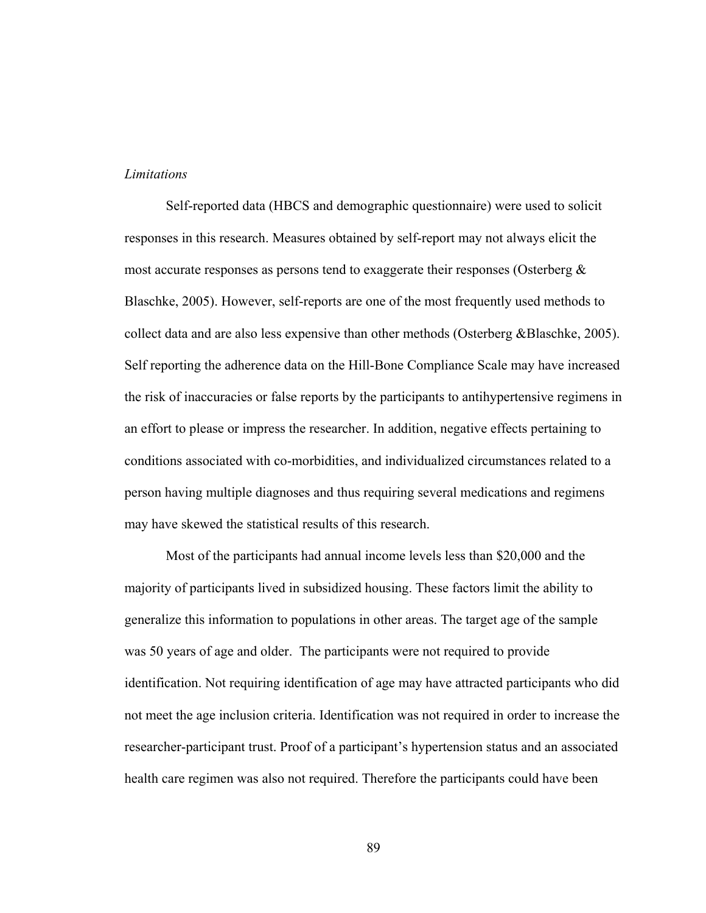*Limitations*

Self-reported data (HBCS and demographic questionnaire) were used to solicit responses in this research. Measures obtained by self-report may not always elicit the most accurate responses as persons tend to exaggerate their responses (Osterberg & Blaschke, 2005). However, self-reports are one of the most frequently used methods to collect data and are also less expensive than other methods (Osterberg &Blaschke, 2005). Self reporting the adherence data on the Hill-Bone Compliance Scale may have increased the risk of inaccuracies or false reports by the participants to antihypertensive regimens in an effort to please or impress the researcher. In addition, negative effects pertaining to conditions associated with co-morbidities, and individualized circumstances related to a person having multiple diagnoses and thus requiring several medications and regimens may have skewed the statistical results of this research.

Most of the participants had annual income levels less than $20,000 and the majority of participants lived in subsidized housing. These factors limit the ability to generalize this information to populations in other areas. The target age of the sample was 50 years of age and older. The participants were not required to provide identification. Not requiring identification of age may have attracted participants who did not meet the age inclusion criteria. Identification was not required in order to increase the researcher-participant trust. Proof of a participant's hypertension status and an associated health care regimen was also not required. Therefore the participants could have been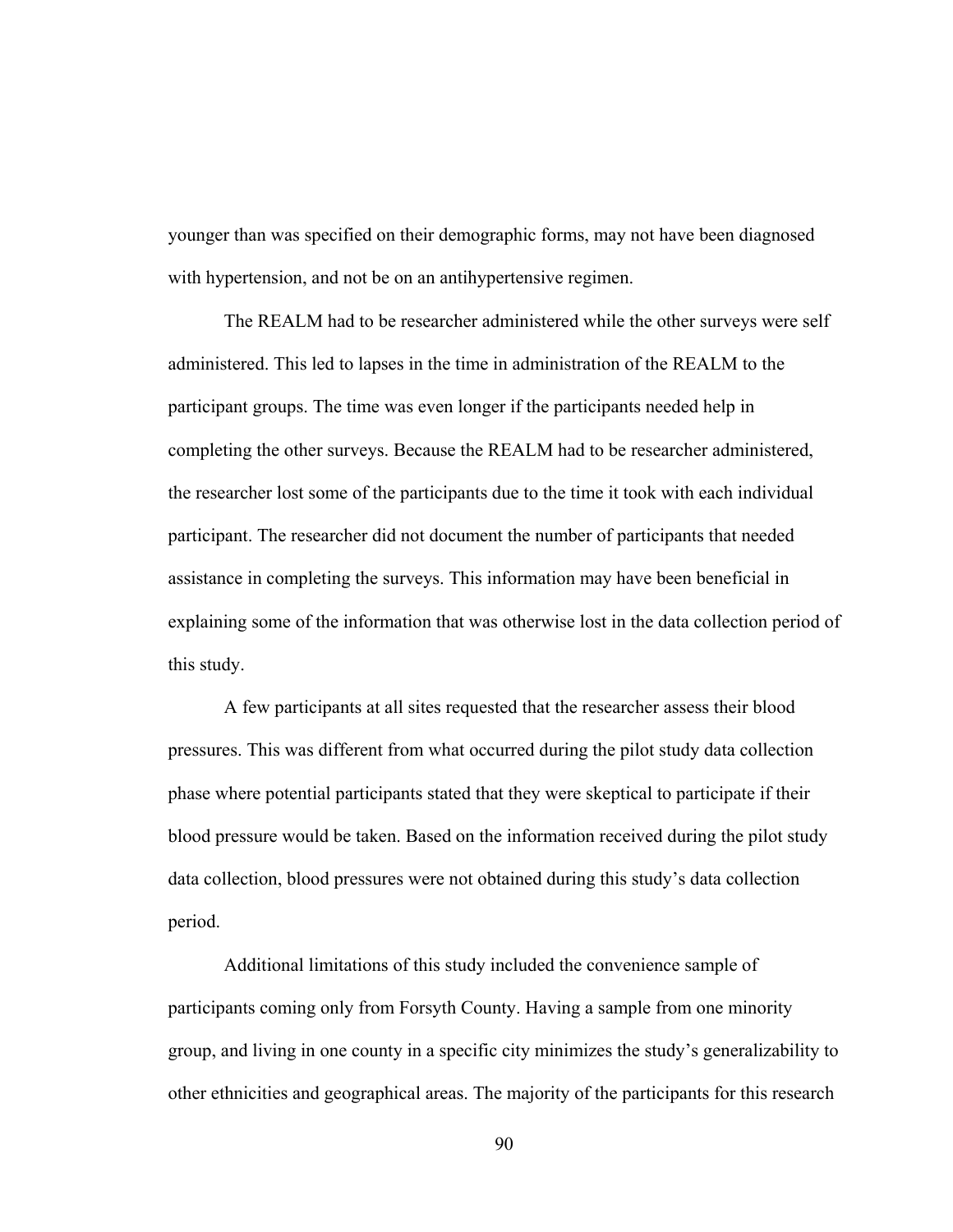younger than was specified on their demographic forms, may not have been diagnosed with hypertension, and not be on an antihypertensive regimen.

The REALM had to be researcher administered while the other surveys were self administered. This led to lapses in the time in administration of the REALM to the participant groups. The time was even longer if the participants needed help in completing the other surveys. Because the REALM had to be researcher administered, the researcher lost some of the participants due to the time it took with each individual participant. The researcher did not document the number of participants that needed assistance in completing the surveys. This information may have been beneficial in explaining some of the information that was otherwise lost in the data collection period of this study.

A few participants at all sites requested that the researcher assess their blood pressures. This was different from what occurred during the pilot study data collection phase where potential participants stated that they were skeptical to participate if their blood pressure would be taken. Based on the information received during the pilot study data collection, blood pressures were not obtained during this study's data collection period.

Additional limitations of this study included the convenience sample of participants coming only from Forsyth County. Having a sample from one minority group, and living in one county in a specific city minimizes the study's generalizability to other ethnicities and geographical areas. The majority of the participants for this research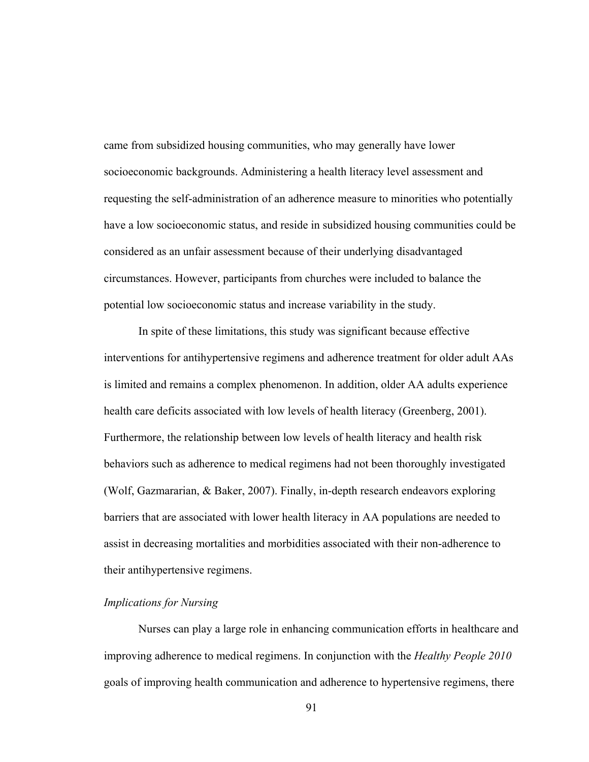came from subsidized housing communities, who may generally have lower socioeconomic backgrounds. Administering a health literacy level assessment and requesting the self-administration of an adherence measure to minorities who potentially have a low socioeconomic status, and reside in subsidized housing communities could be considered as an unfair assessment because of their underlying disadvantaged circumstances. However, participants from churches were included to balance the potential low socioeconomic status and increase variability in the study.

In spite of these limitations, this study was significant because effective interventions for antihypertensive regimens and adherence treatment for older adult AAs is limited and remains a complex phenomenon. In addition, older AA adults experience health care deficits associated with low levels of health literacy (Greenberg, 2001). Furthermore, the relationship between low levels of health literacy and health risk behaviors such as adherence to medical regimens had not been thoroughly investigated (Wolf, Gazmararian, & Baker, 2007). Finally, in-depth research endeavors exploring barriers that are associated with lower health literacy in AA populations are needed to assist in decreasing mortalities and morbidities associated with their non-adherence to their antihypertensive regimens.

### *Implications for Nursing*

Nurses can play a large role in enhancing communication efforts in healthcare and improving adherence to medical regimens. In conjunction with the *Healthy People 2010* goals of improving health communication and adherence to hypertensive regimens, there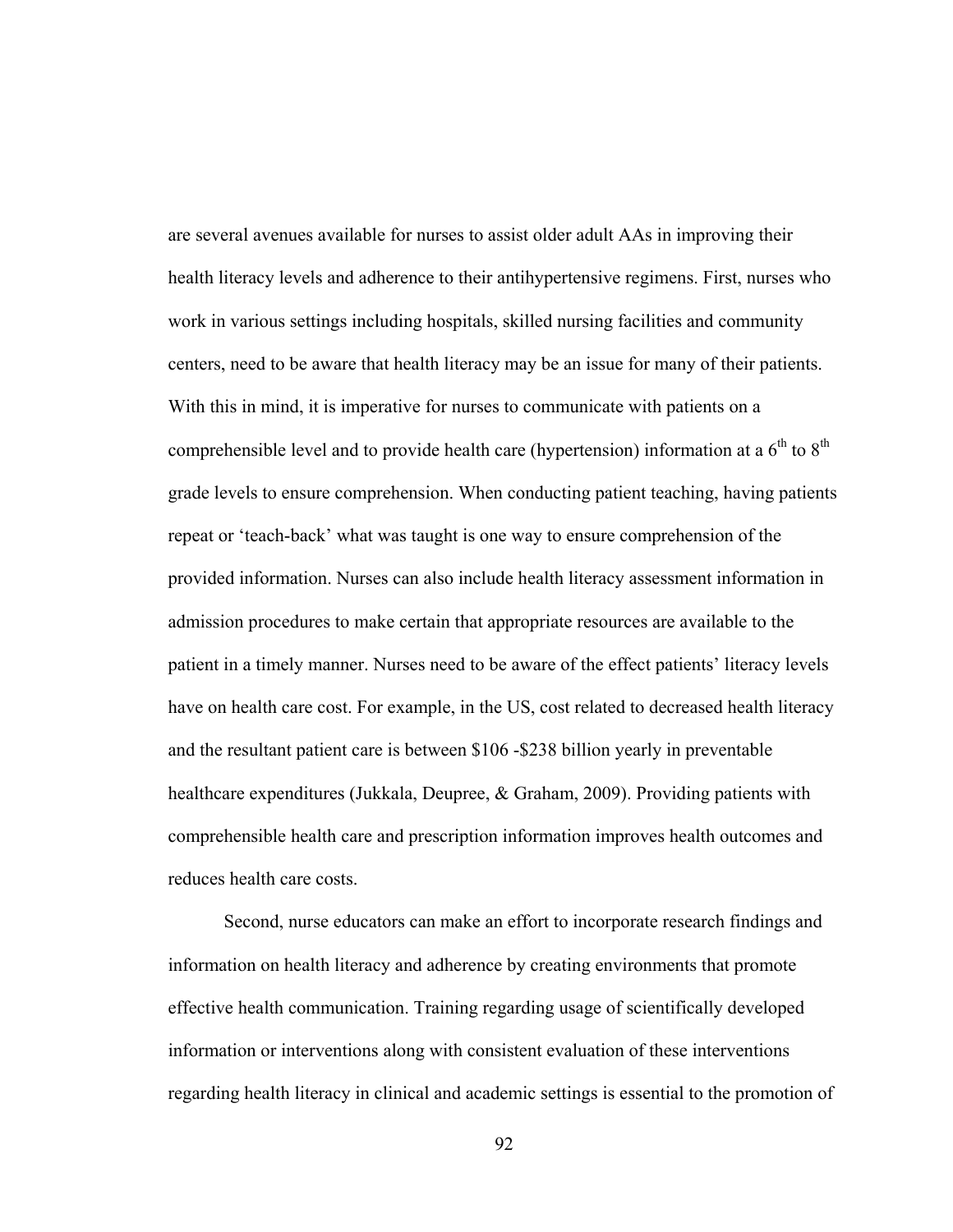are several avenues available for nurses to assist older adult AAs in improving their health literacy levels and adherence to their antihypertensive regimens. First, nurses who work in various settings including hospitals, skilled nursing facilities and community centers, need to be aware that health literacy may be an issue for many of their patients. With this in mind, it is imperative for nurses to communicate with patients on a comprehensible level and to provide health care (hypertension) information at a 6th to 8th grade levels to ensure comprehension. When conducting patient teaching, having patients repeat or 'teach-back' what was taught is one way to ensure comprehension of the provided information. Nurses can also include health literacy assessment information in admission procedures to make certain that appropriate resources are available to the patient in a timely manner. Nurses need to be aware of the effect patients' literacy levels have on health care cost. For example, in the US, cost related to decreased health literacy and the resultant patient care is between $106 -$238 billion yearly in preventable healthcare expenditures (Jukkala, Deupree, & Graham, 2009). Providing patients with comprehensible health care and prescription information improves health outcomes and reduces health care costs.

Second, nurse educators can make an effort to incorporate research findings and information on health literacy and adherence by creating environments that promote effective health communication. Training regarding usage of scientifically developed information or interventions along with consistent evaluation of these interventions regarding health literacy in clinical and academic settings is essential to the promotion of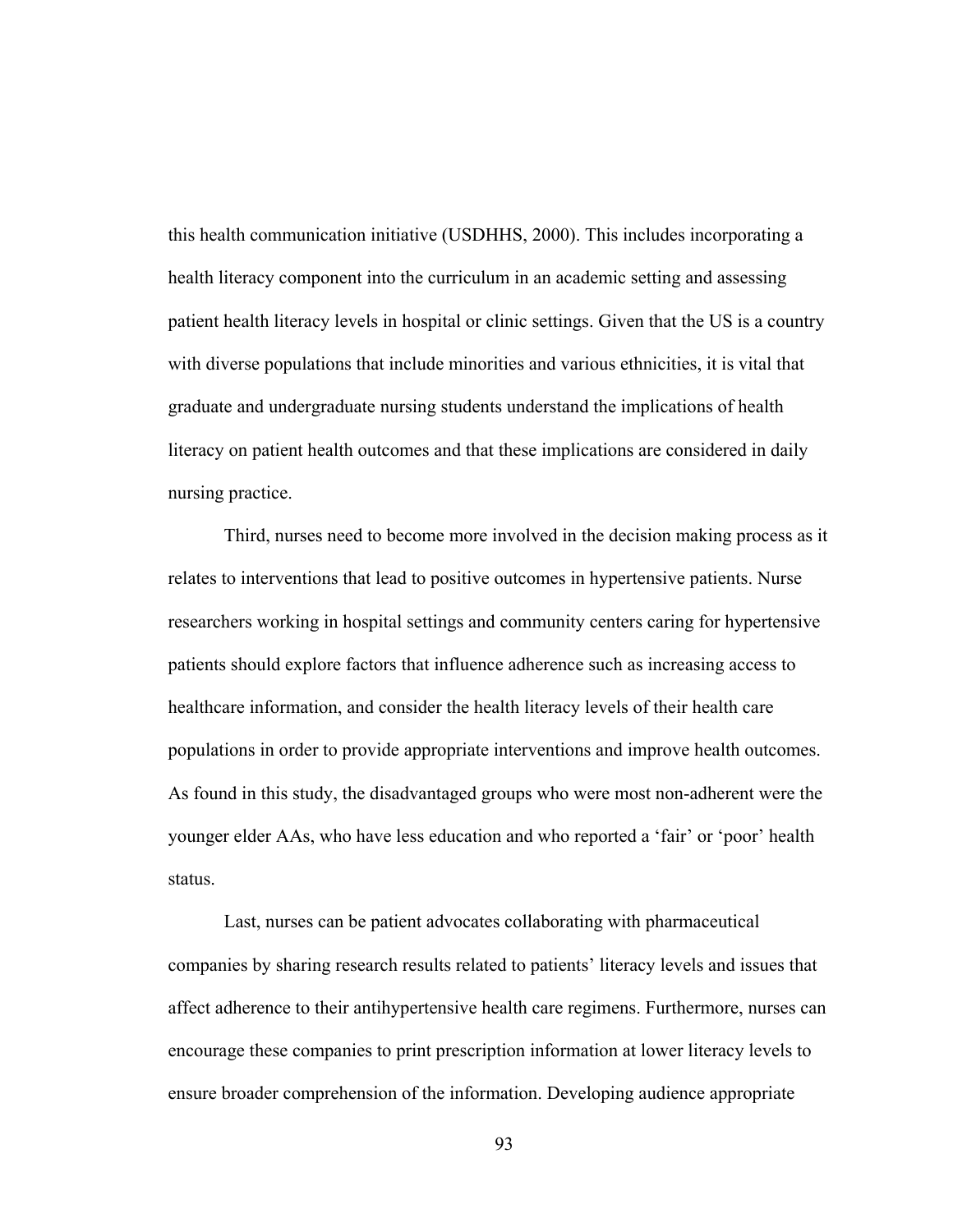this health communication initiative (USDHHS, 2000). This includes incorporating a health literacy component into the curriculum in an academic setting and assessing patient health literacy levels in hospital or clinic settings. Given that the US is a country with diverse populations that include minorities and various ethnicities, it is vital that graduate and undergraduate nursing students understand the implications of health literacy on patient health outcomes and that these implications are considered in daily nursing practice.

Third, nurses need to become more involved in the decision making process as it relates to interventions that lead to positive outcomes in hypertensive patients. Nurse researchers working in hospital settings and community centers caring for hypertensive patients should explore factors that influence adherence such as increasing access to healthcare information, and consider the health literacy levels of their health care populations in order to provide appropriate interventions and improve health outcomes. As found in this study, the disadvantaged groups who were most non-adherent were the younger elder AAs, who have less education and who reported a 'fair' or 'poor' health status.

Last, nurses can be patient advocates collaborating with pharmaceutical companies by sharing research results related to patients' literacy levels and issues that affect adherence to their antihypertensive health care regimens. Furthermore, nurses can encourage these companies to print prescription information at lower literacy levels to ensure broader comprehension of the information. Developing audience appropriate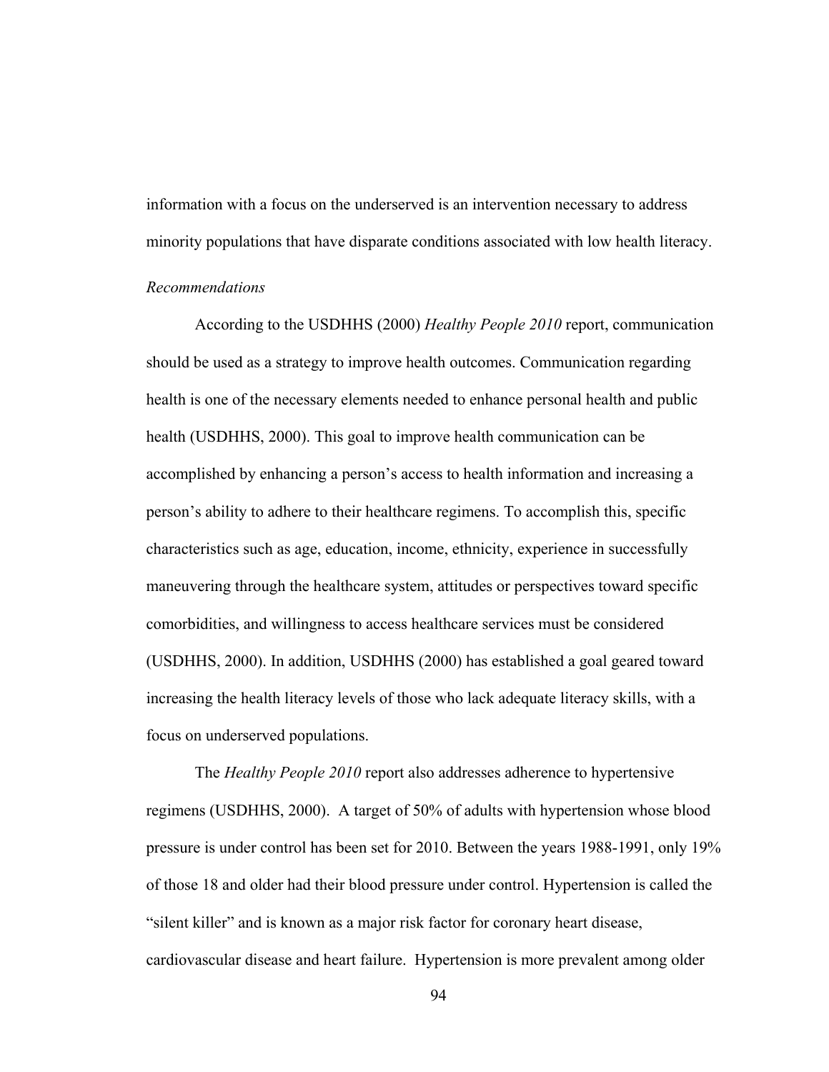information with a focus on the underserved is an intervention necessary to address minority populations that have disparate conditions associated with low health literacy.

*Recommendations*

According to the USDHHS (2000) *Healthy People 2010* report, communication should be used as a strategy to improve health outcomes. Communication regarding health is one of the necessary elements needed to enhance personal health and public health (USDHHS, 2000). This goal to improve health communication can be accomplished by enhancing a person's access to health information and increasing a person's ability to adhere to their healthcare regimens. To accomplish this, specific characteristics such as age, education, income, ethnicity, experience in successfully maneuvering through the healthcare system, attitudes or perspectives toward specific comorbidities, and willingness to access healthcare services must be considered (USDHHS, 2000). In addition, USDHHS (2000) has established a goal geared toward increasing the health literacy levels of those who lack adequate literacy skills, with a focus on underserved populations.

The *Healthy People 2010* report also addresses adherence to hypertensive regimens (USDHHS, 2000). A target of 50% of adults with hypertension whose blood pressure is under control has been set for 2010. Between the years 1988-1991, only 19% of those 18 and older had their blood pressure under control. Hypertension is called the "silent killer" and is known as a major risk factor for coronary heart disease, cardiovascular disease and heart failure. Hypertension is more prevalent among older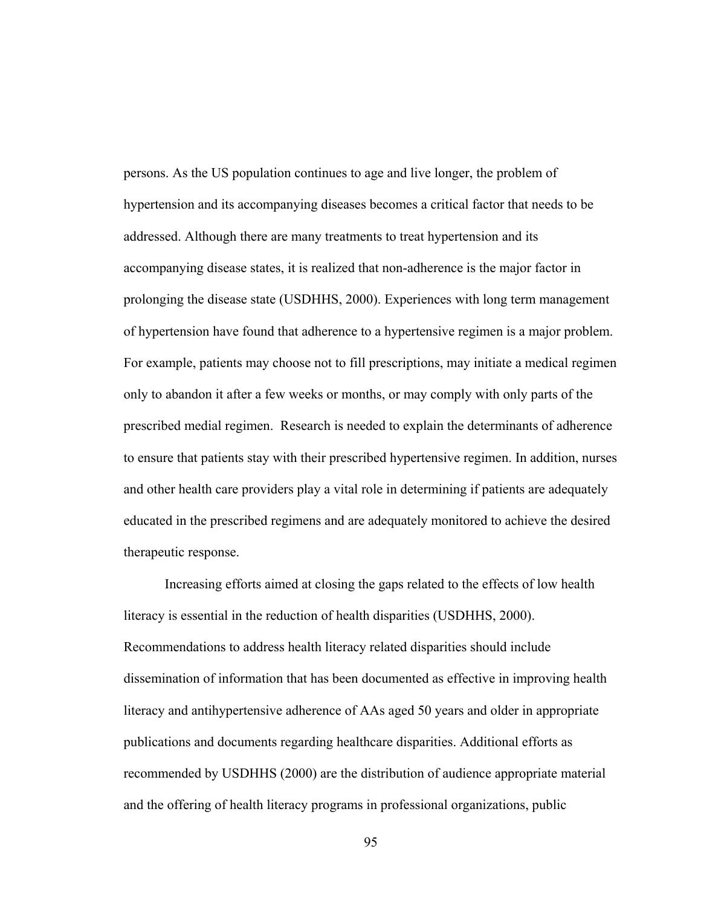persons. As the US population continues to age and live longer, the problem of hypertension and its accompanying diseases becomes a critical factor that needs to be addressed. Although there are many treatments to treat hypertension and its accompanying disease states, it is realized that non-adherence is the major factor in prolonging the disease state (USDHHS, 2000). Experiences with long term management of hypertension have found that adherence to a hypertensive regimen is a major problem. For example, patients may choose not to fill prescriptions, may initiate a medical regimen only to abandon it after a few weeks or months, or may comply with only parts of the prescribed medial regimen. Research is needed to explain the determinants of adherence to ensure that patients stay with their prescribed hypertensive regimen. In addition, nurses and other health care providers play a vital role in determining if patients are adequately educated in the prescribed regimens and are adequately monitored to achieve the desired therapeutic response.

Increasing efforts aimed at closing the gaps related to the effects of low health literacy is essential in the reduction of health disparities (USDHHS, 2000). Recommendations to address health literacy related disparities should include dissemination of information that has been documented as effective in improving health literacy and antihypertensive adherence of AAs aged 50 years and older in appropriate publications and documents regarding healthcare disparities. Additional efforts as recommended by USDHHS (2000) are the distribution of audience appropriate material and the offering of health literacy programs in professional organizations, public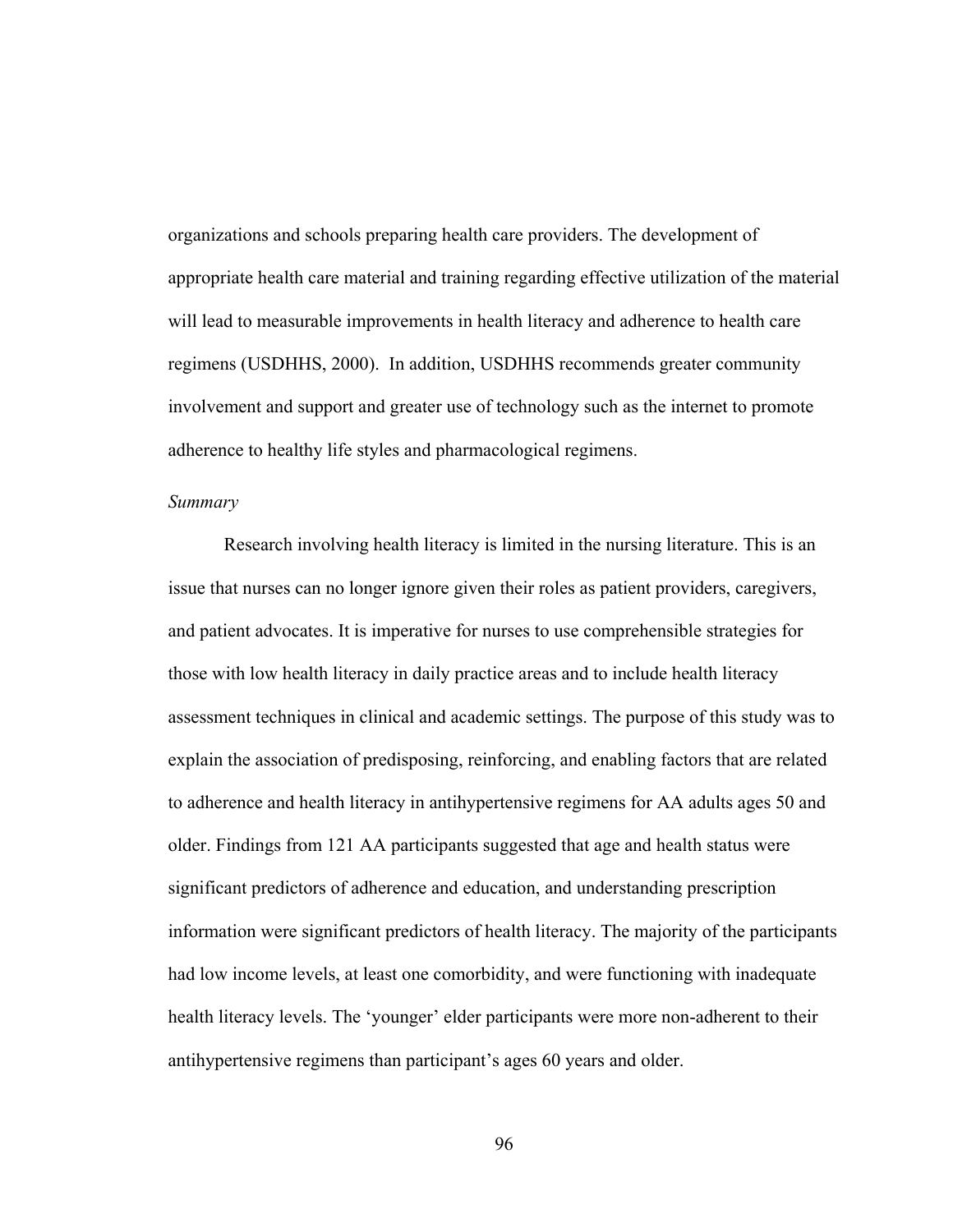organizations and schools preparing health care providers. The development of appropriate health care material and training regarding effective utilization of the material will lead to measurable improvements in health literacy and adherence to health care regimens (USDHHS, 2000). In addition, USDHHS recommends greater community involvement and support and greater use of technology such as the internet to promote adherence to healthy life styles and pharmacological regimens.

*Summary*

Research involving health literacy is limited in the nursing literature. This is an issue that nurses can no longer ignore given their roles as patient providers, caregivers, and patient advocates. It is imperative for nurses to use comprehensible strategies for those with low health literacy in daily practice areas and to include health literacy assessment techniques in clinical and academic settings. The purpose of this study was to explain the association of predisposing, reinforcing, and enabling factors that are related to adherence and health literacy in antihypertensive regimens for AA adults ages 50 and older. Findings from 121 AA participants suggested that age and health status were significant predictors of adherence and education, and understanding prescription information were significant predictors of health literacy. The majority of the participants had low income levels, at least one comorbidity, and were functioning with inadequate health literacy levels. The 'younger' elder participants were more non-adherent to their antihypertensive regimens than participant's ages 60 years and older.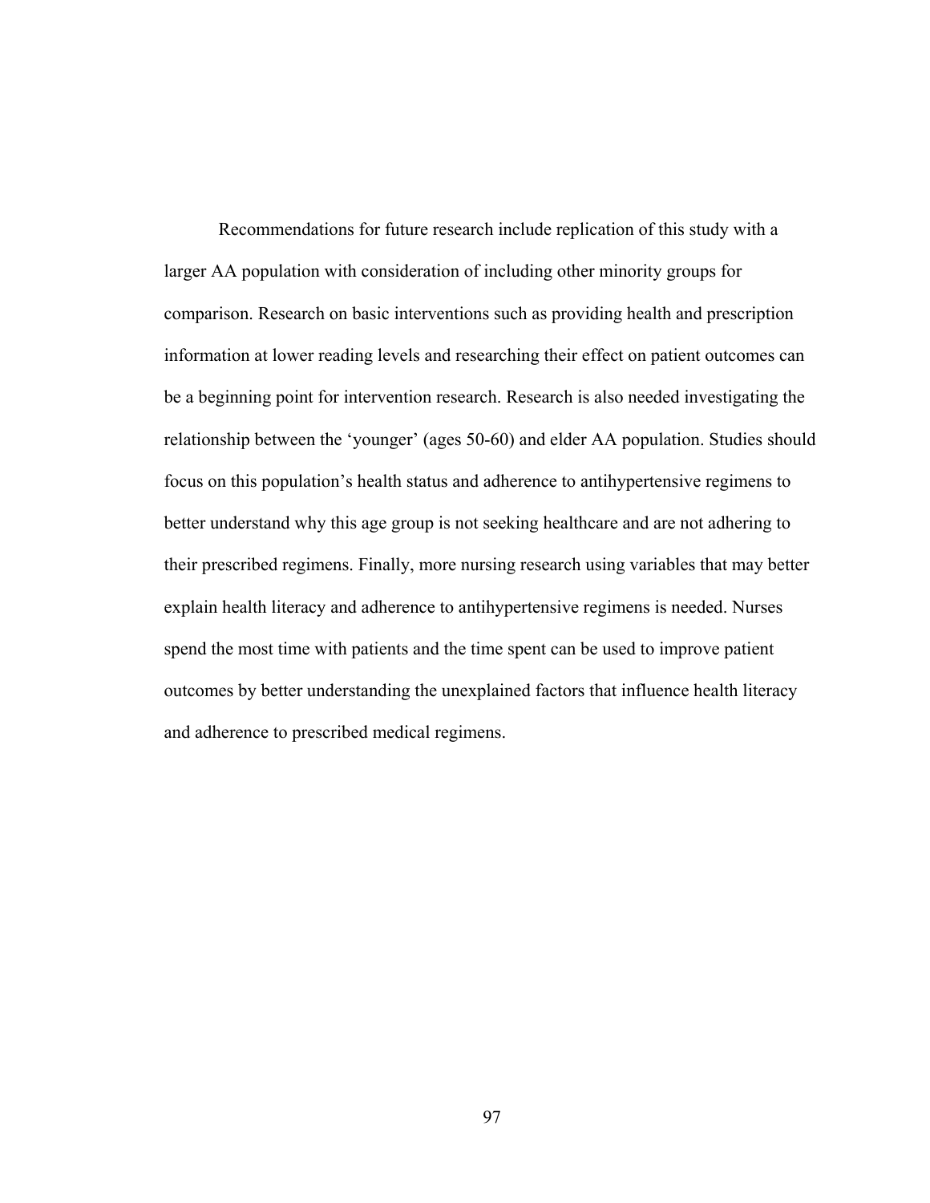Recommendations for future research include replication of this study with a larger AA population with consideration of including other minority groups for comparison. Research on basic interventions such as providing health and prescription information at lower reading levels and researching their effect on patient outcomes can be a beginning point for intervention research. Research is also needed investigating the relationship between the 'younger' (ages 50-60) and elder AA population. Studies should focus on this population's health status and adherence to antihypertensive regimens to better understand why this age group is not seeking healthcare and are not adhering to their prescribed regimens. Finally, more nursing research using variables that may better explain health literacy and adherence to antihypertensive regimens is needed. Nurses spend the most time with patients and the time spent can be used to improve patient outcomes by better understanding the unexplained factors that influence health literacy and adherence to prescribed medical regimens.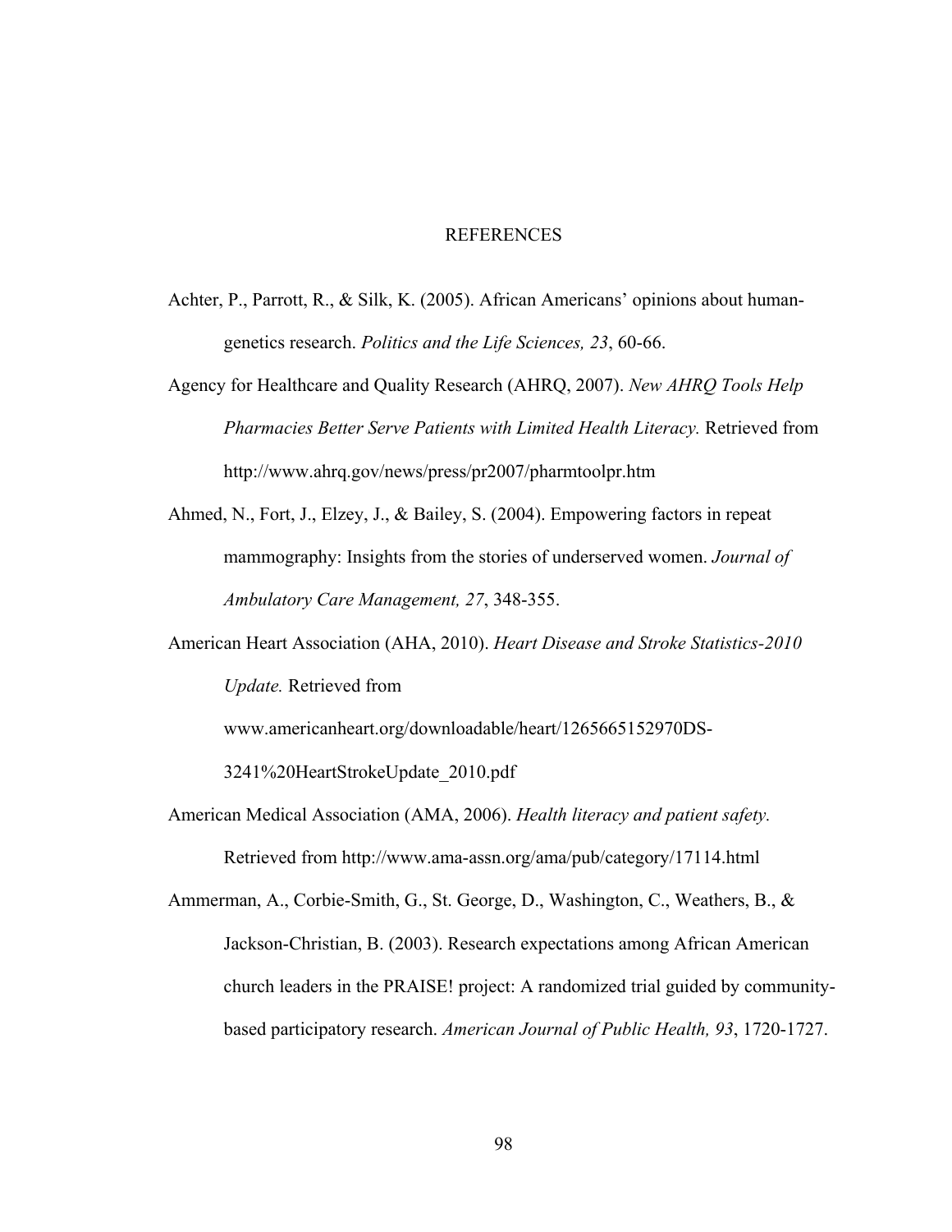# REFERENCES

Achter, P., Parrott, R., & Silk, K. (2005). African Americans' opinions about human-genetics research. *Politics and the Life Sciences, 23*, 60-66.

Agency for Healthcare and Quality Research (AHRQ, 2007). *New AHRQ Tools Help Pharmacies Better Serve Patients with Limited Health Literacy.* Retrieved from http://www.ahrq.gov/news/press/pr2007/pharmtoolpr.htm

Ahmed, N., Fort, J., Elzey, J., & Bailey, S. (2004). Empowering factors in repeat mammography: Insights from the stories of underserved women. *Journal of Ambulatory Care Management, 27*, 348-355.

American Heart Association (AHA, 2010). *Heart Disease and Stroke Statistics-2010 Update.* Retrieved from www.americanheart.org/downloadable/heart/1265665152970DS-3241%20HeartStrokeUpdate_2010.pdf

American Medical Association (AMA, 2006). *Health literacy and patient safety.* Retrieved from http://www.ama-assn.org/ama/pub/category/17114.html

Ammerman, A., Corbie-Smith, G., St. George, D., Washington, C., Weathers, B., & Jackson-Christian, B. (2003). Research expectations among African American church leaders in the PRAISE! project: A randomized trial guided by community-based participatory research. *American Journal of Public Health, 93*, 1720-1727.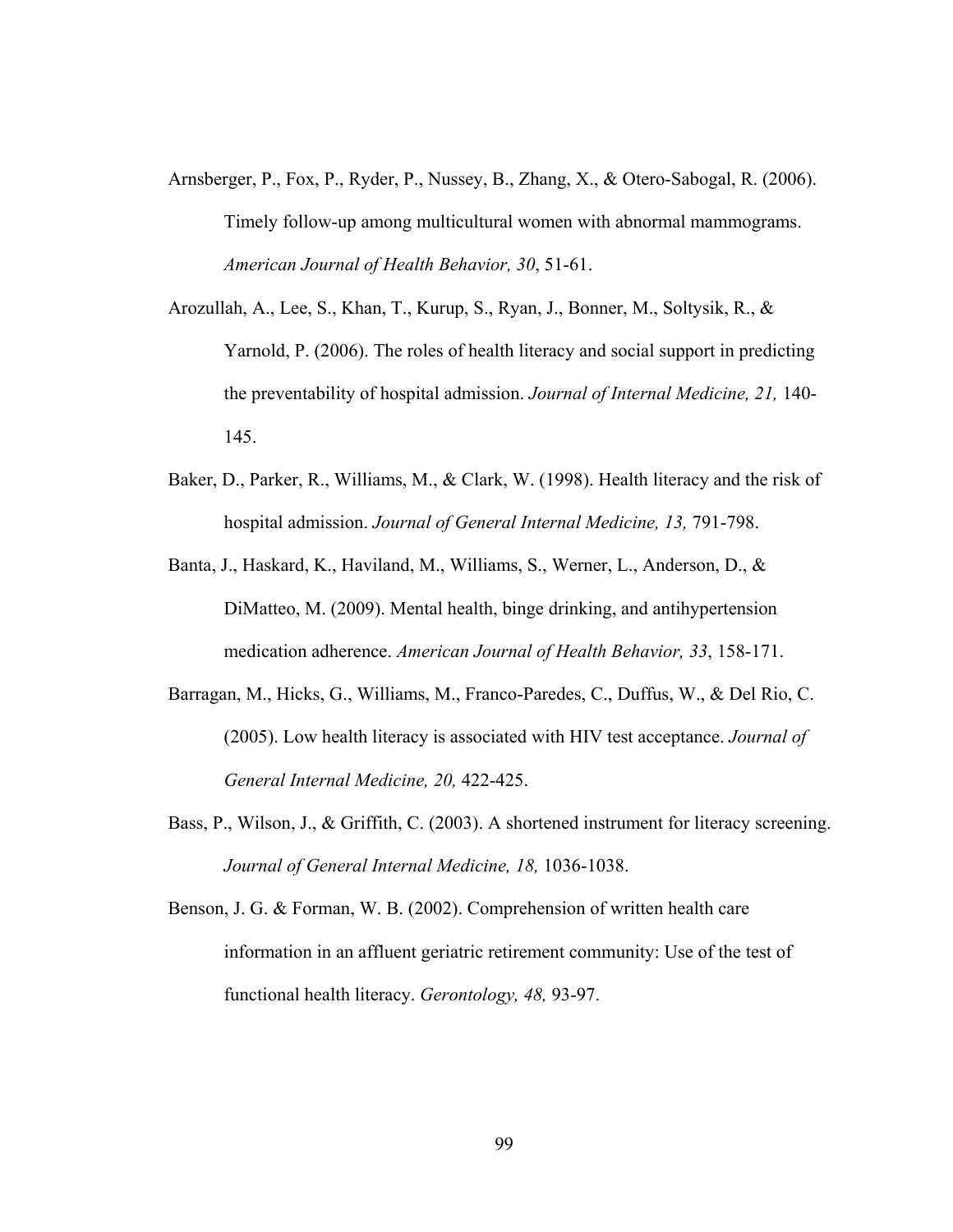Arnsberger, P., Fox, P., Ryder, P., Nussey, B., Zhang, X., & Otero-Sabogal, R. (2006). Timely follow-up among multicultural women with abnormal mammograms. *American Journal of Health Behavior, 30*, 51-61.

Arozullah, A., Lee, S., Khan, T., Kurup, S., Ryan, J., Bonner, M., Soltysik, R., & Yarnold, P. (2006). The roles of health literacy and social support in predicting the preventability of hospital admission. *Journal of Internal Medicine, 21,* 140-145.

Baker, D., Parker, R., Williams, M., & Clark, W. (1998). Health literacy and the risk of hospital admission. *Journal of General Internal Medicine, 13,* 791-798.

Banta, J., Haskard, K., Haviland, M., Williams, S., Werner, L., Anderson, D., & DiMatteo, M. (2009). Mental health, binge drinking, and antihypertension medication adherence. *American Journal of Health Behavior, 33*, 158-171.

Barragan, M., Hicks, G., Williams, M., Franco-Paredes, C., Duffus, W., & Del Rio, C. (2005). Low health literacy is associated with HIV test acceptance. *Journal of General Internal Medicine, 20,* 422-425.

Bass, P., Wilson, J., & Griffith, C. (2003). A shortened instrument for literacy screening. *Journal of General Internal Medicine, 18,* 1036-1038.

Benson, J. G. & Forman, W. B. (2002). Comprehension of written health care information in an affluent geriatric retirement community: Use of the test of functional health literacy. *Gerontology, 48,* 93-97.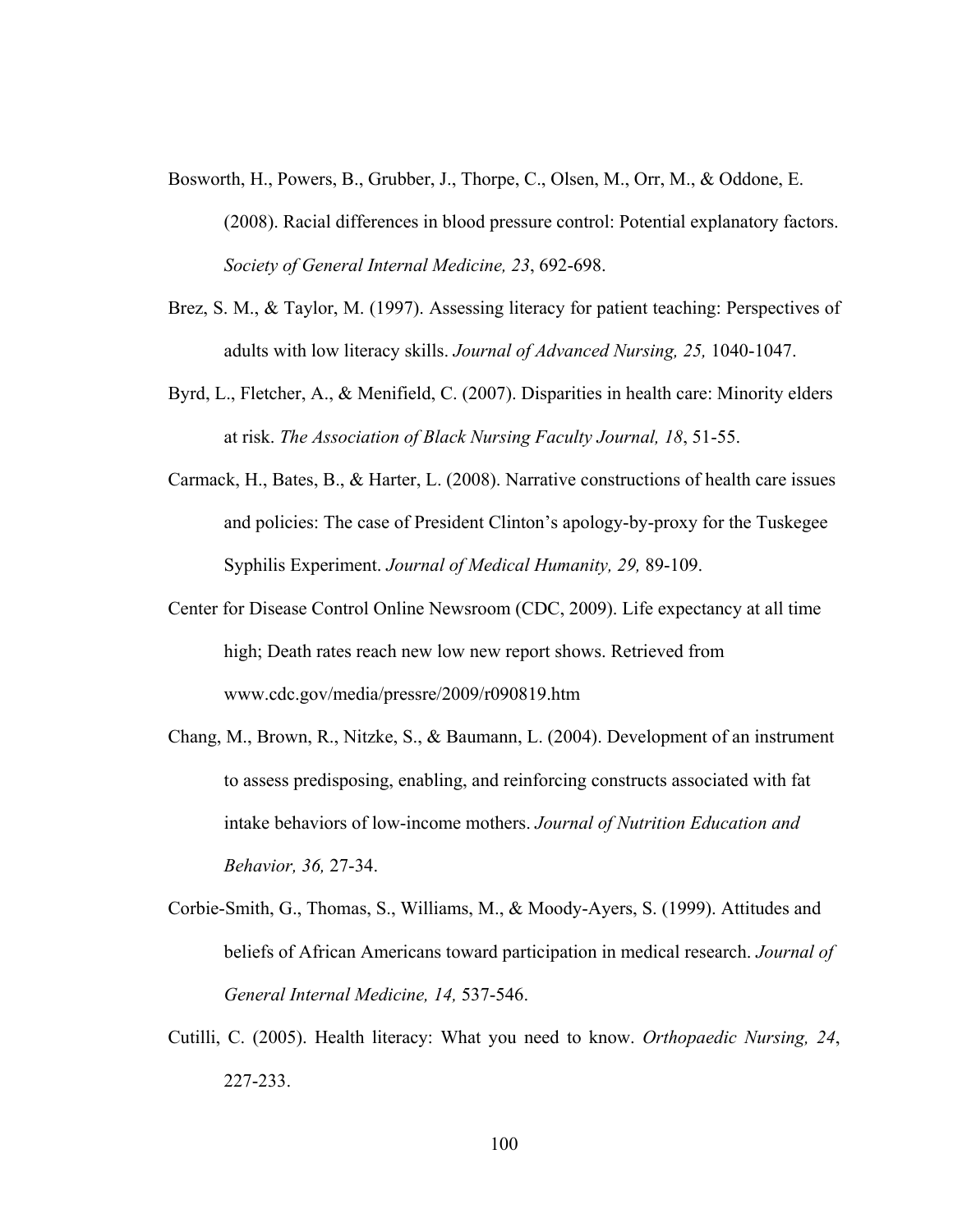Bosworth, H., Powers, B., Grubber, J., Thorpe, C., Olsen, M., Orr, M., & Oddone, E. (2008). Racial differences in blood pressure control: Potential explanatory factors. *Society of General Internal Medicine, 23*, 692-698.

Brez, S. M., & Taylor, M. (1997). Assessing literacy for patient teaching: Perspectives of adults with low literacy skills. *Journal of Advanced Nursing, 25,* 1040-1047.

Byrd, L., Fletcher, A., & Menifield, C. (2007). Disparities in health care: Minority elders at risk. *The Association of Black Nursing Faculty Journal, 18*, 51-55.

Carmack, H., Bates, B., & Harter, L. (2008). Narrative constructions of health care issues and policies: The case of President Clinton's apology-by-proxy for the Tuskegee Syphilis Experiment. *Journal of Medical Humanity, 29,* 89-109.

Center for Disease Control Online Newsroom (CDC, 2009). Life expectancy at all time high; Death rates reach new low new report shows. Retrieved from www.cdc.gov/media/pressre/2009/r090819.htm

Chang, M., Brown, R., Nitzke, S., & Baumann, L. (2004). Development of an instrument to assess predisposing, enabling, and reinforcing constructs associated with fat intake behaviors of low-income mothers. *Journal of Nutrition Education and Behavior, 36,* 27-34.

Corbie-Smith, G., Thomas, S., Williams, M., & Moody-Ayers, S. (1999). Attitudes and beliefs of African Americans toward participation in medical research. *Journal of General Internal Medicine, 14,* 537-546.

Cutilli, C. (2005). Health literacy: What you need to know. *Orthopaedic Nursing, 24*, 227-233.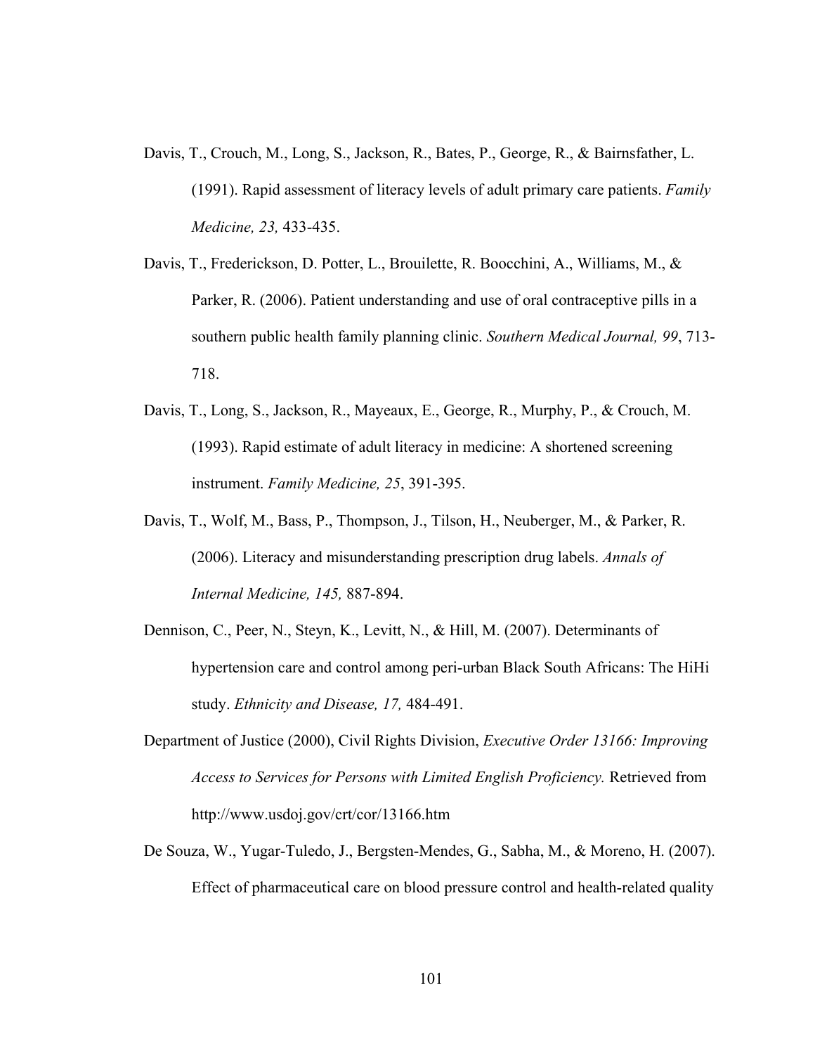Davis, T., Crouch, M., Long, S., Jackson, R., Bates, P., George, R., & Bairnsfather, L. (1991). Rapid assessment of literacy levels of adult primary care patients. *Family Medicine, 23,* 433-435.

Davis, T., Frederickson, D. Potter, L., Brouilette, R. Boocchini, A., Williams, M., & Parker, R. (2006). Patient understanding and use of oral contraceptive pills in a southern public health family planning clinic. *Southern Medical Journal, 99*, 713-718.

Davis, T., Long, S., Jackson, R., Mayeaux, E., George, R., Murphy, P., & Crouch, M. (1993). Rapid estimate of adult literacy in medicine: A shortened screening instrument. *Family Medicine, 25*, 391-395.

Davis, T., Wolf, M., Bass, P., Thompson, J., Tilson, H., Neuberger, M., & Parker, R. (2006). Literacy and misunderstanding prescription drug labels. *Annals of Internal Medicine, 145,* 887-894.

Dennison, C., Peer, N., Steyn, K., Levitt, N., & Hill, M. (2007). Determinants of hypertension care and control among peri-urban Black South Africans: The HiHi study. *Ethnicity and Disease, 17,* 484-491.

Department of Justice (2000), Civil Rights Division, *Executive Order 13166: Improving Access to Services for Persons with Limited English Proficiency.* Retrieved from http://www.usdoj.gov/crt/cor/13166.htm

De Souza, W., Yugar-Tuledo, J., Bergsten-Mendes, G., Sabha, M., & Moreno, H. (2007). Effect of pharmaceutical care on blood pressure control and health-related quality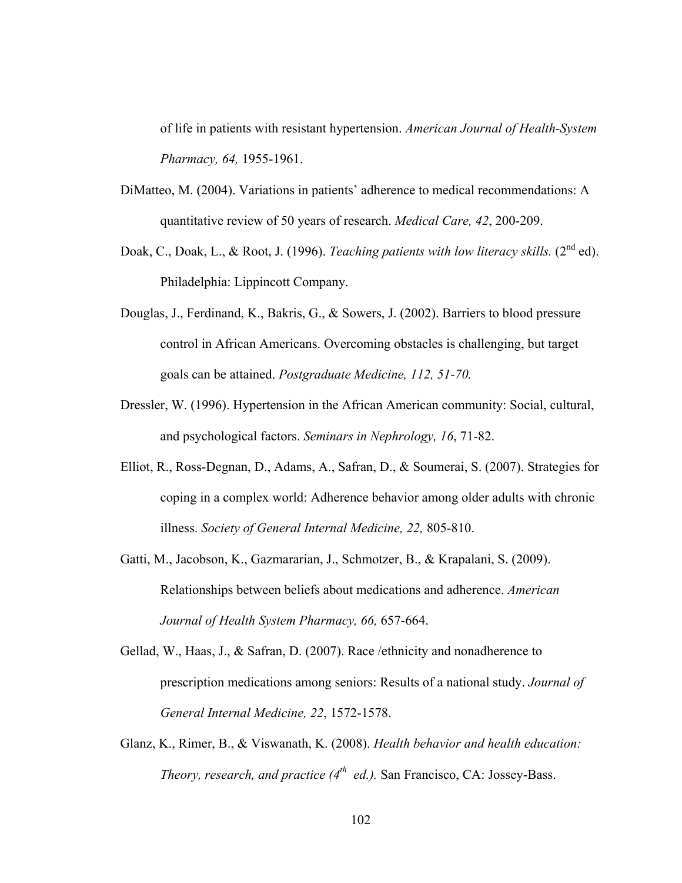of life in patients with resistant hypertension. *American Journal of Health-System Pharmacy, 64,* 1955-1961.

DiMatteo, M. (2004). Variations in patients' adherence to medical recommendations: A quantitative review of 50 years of research. *Medical Care, 42*, 200-209.

Doak, C., Doak, L., & Root, J. (1996). *Teaching patients with low literacy skills.* (2nd ed). Philadelphia: Lippincott Company.

Douglas, J., Ferdinand, K., Bakris, G., & Sowers, J. (2002). Barriers to blood pressure control in African Americans. Overcoming obstacles is challenging, but target goals can be attained. *Postgraduate Medicine, 112, 51-70.*

Dressler, W. (1996). Hypertension in the African American community: Social, cultural, and psychological factors. *Seminars in Nephrology, 16*, 71-82.

Elliot, R., Ross-Degnan, D., Adams, A., Safran, D., & Soumerai, S. (2007). Strategies for coping in a complex world: Adherence behavior among older adults with chronic illness. *Society of General Internal Medicine, 22,* 805-810.

Gatti, M., Jacobson, K., Gazmararian, J., Schmotzer, B., & Krapalani, S. (2009). Relationships between beliefs about medications and adherence. *American Journal of Health System Pharmacy, 66,* 657-664.

Gellad, W., Haas, J., & Safran, D. (2007). Race /ethnicity and nonadherence to prescription medications among seniors: Results of a national study. *Journal of General Internal Medicine, 22*, 1572-1578.

Glanz, K., Rimer, B., & Viswanath, K. (2008). *Health behavior and health education: Theory, research, and practice (4th ed.).* San Francisco, CA: Jossey-Bass.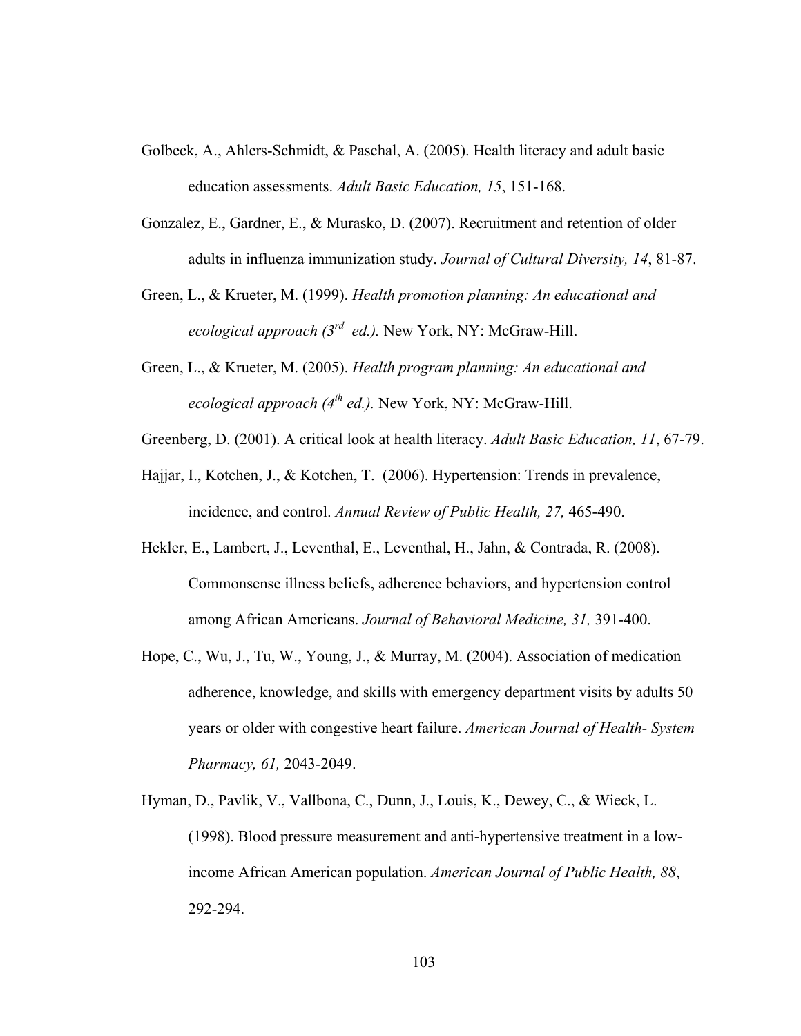Golbeck, A., Ahlers-Schmidt, & Paschal, A. (2005). Health literacy and adult basic education assessments. *Adult Basic Education, 15*, 151-168.

Gonzalez, E., Gardner, E., & Murasko, D. (2007). Recruitment and retention of older adults in influenza immunization study. *Journal of Cultural Diversity, 14*, 81-87.

Green, L., & Krueter, M. (1999). *Health promotion planning: An educational and ecological approach (3rd ed.).* New York, NY: McGraw-Hill.

Green, L., & Krueter, M. (2005). *Health program planning: An educational and ecological approach (4th ed.).* New York, NY: McGraw-Hill.

Greenberg, D. (2001). A critical look at health literacy. *Adult Basic Education, 11*, 67-79.

Hajjar, I., Kotchen, J., & Kotchen, T. (2006). Hypertension: Trends in prevalence, incidence, and control. *Annual Review of Public Health, 27,* 465-490.

Hekler, E., Lambert, J., Leventhal, E., Leventhal, H., Jahn, & Contrada, R. (2008). Commonsense illness beliefs, adherence behaviors, and hypertension control among African Americans. *Journal of Behavioral Medicine, 31,* 391-400.

Hope, C., Wu, J., Tu, W., Young, J., & Murray, M. (2004). Association of medication adherence, knowledge, and skills with emergency department visits by adults 50 years or older with congestive heart failure. *American Journal of Health- System Pharmacy, 61,* 2043-2049.

Hyman, D., Pavlik, V., Vallbona, C., Dunn, J., Louis, K., Dewey, C., & Wieck, L. (1998). Blood pressure measurement and anti-hypertensive treatment in a low-income African American population. *American Journal of Public Health, 88*, 292-294.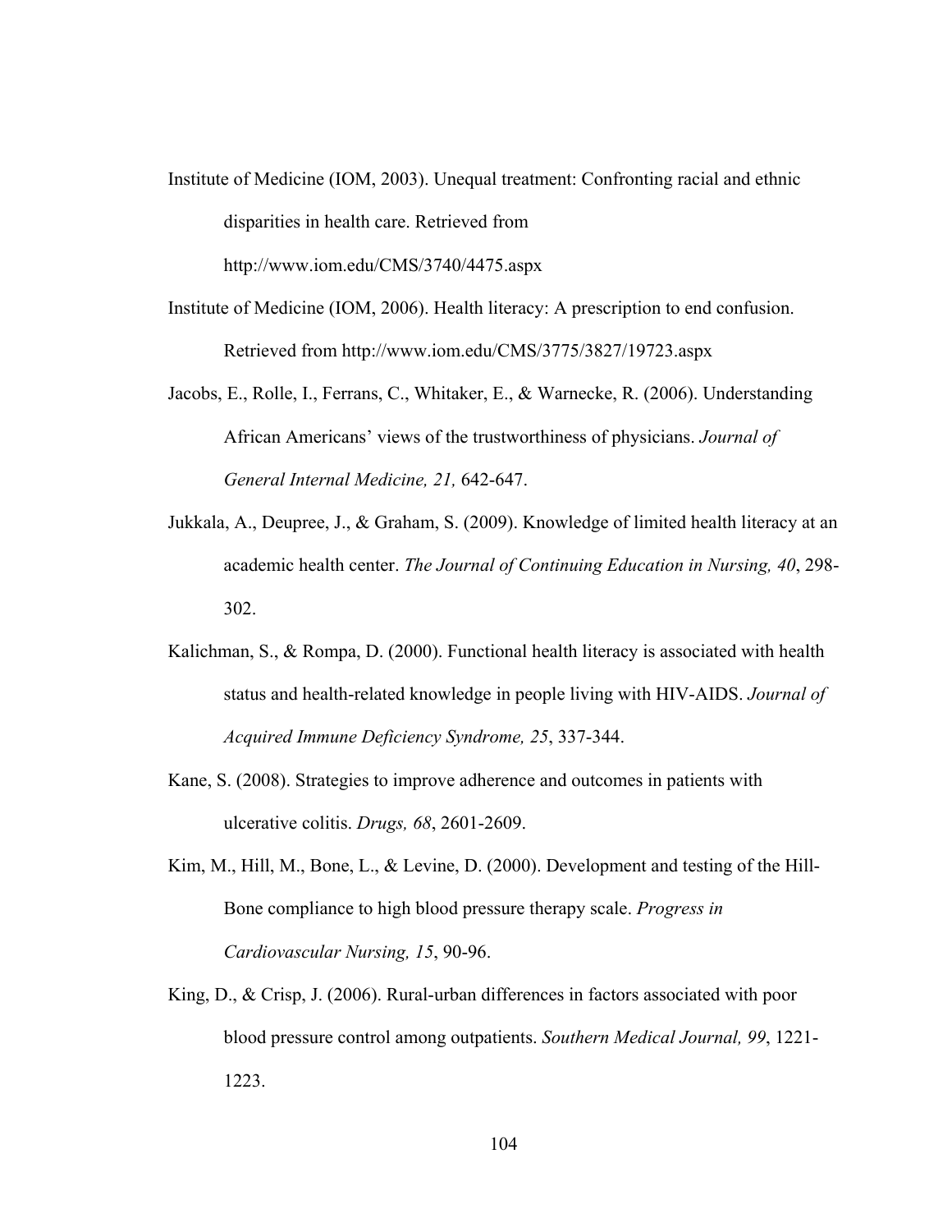Institute of Medicine (IOM, 2003). Unequal treatment: Confronting racial and ethnic disparities in health care. Retrieved from http://www.iom.edu/CMS/3740/4475.aspx

Institute of Medicine (IOM, 2006). Health literacy: A prescription to end confusion. Retrieved from http://www.iom.edu/CMS/3775/3827/19723.aspx

Jacobs, E., Rolle, I., Ferrans, C., Whitaker, E., & Warnecke, R. (2006). Understanding African Americans' views of the trustworthiness of physicians. *Journal of General Internal Medicine, 21,* 642-647.

Jukkala, A., Deupree, J., & Graham, S. (2009). Knowledge of limited health literacy at an academic health center. *The Journal of Continuing Education in Nursing, 40*, 298-302.

Kalichman, S., & Rompa, D. (2000). Functional health literacy is associated with health status and health-related knowledge in people living with HIV-AIDS. *Journal of Acquired Immune Deficiency Syndrome, 25*, 337-344.

Kane, S. (2008). Strategies to improve adherence and outcomes in patients with ulcerative colitis. *Drugs, 68*, 2601-2609.

Kim, M., Hill, M., Bone, L., & Levine, D. (2000). Development and testing of the Hill-Bone compliance to high blood pressure therapy scale. *Progress in Cardiovascular Nursing, 15*, 90-96.

King, D., & Crisp, J. (2006). Rural-urban differences in factors associated with poor blood pressure control among outpatients. *Southern Medical Journal, 99*, 1221-1223.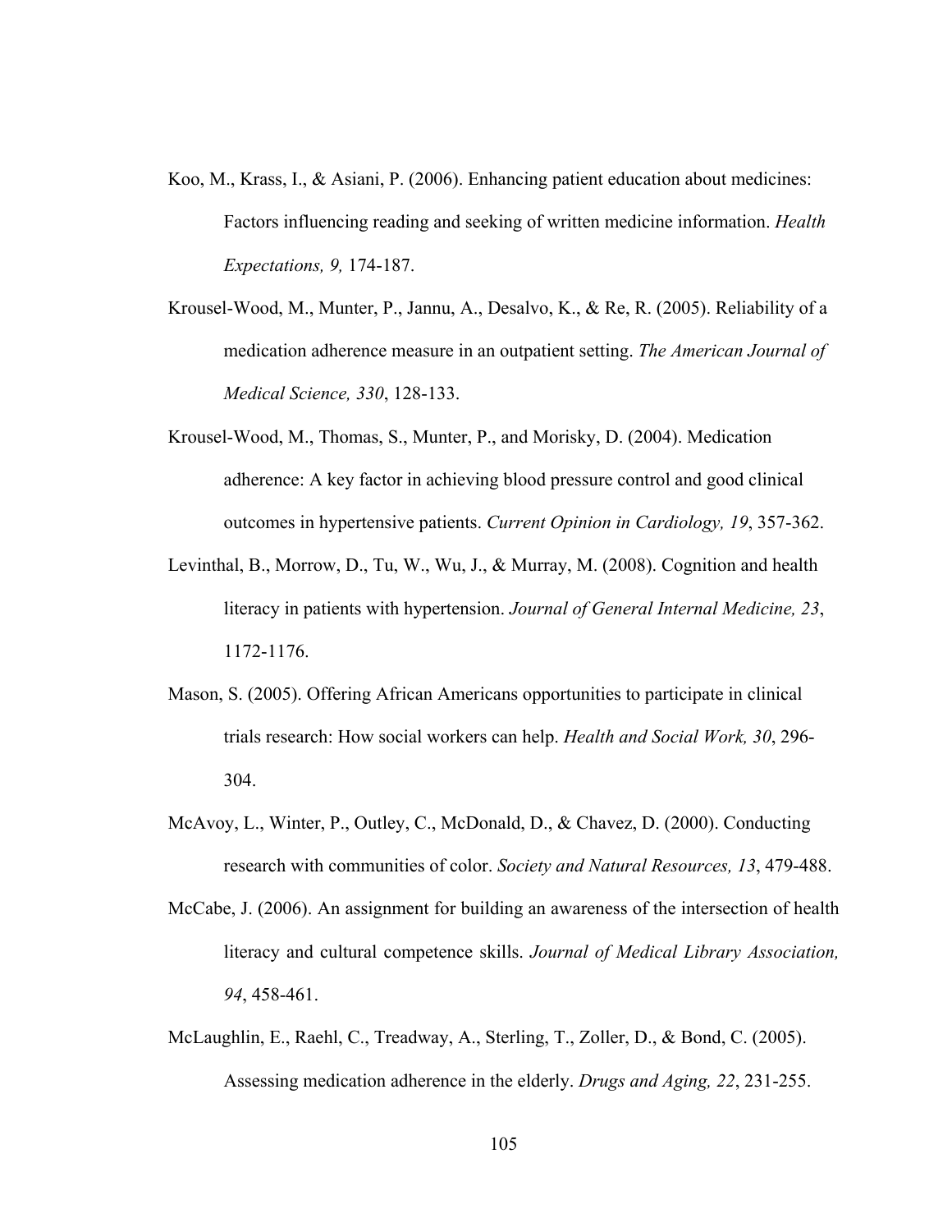Koo, M., Krass, I., & Asiani, P. (2006). Enhancing patient education about medicines: Factors influencing reading and seeking of written medicine information. *Health Expectations, 9,* 174-187.

Krousel-Wood, M., Munter, P., Jannu, A., Desalvo, K., & Re, R. (2005). Reliability of a medication adherence measure in an outpatient setting. *The American Journal of Medical Science, 330*, 128-133.

Krousel-Wood, M., Thomas, S., Munter, P., and Morisky, D. (2004). Medication adherence: A key factor in achieving blood pressure control and good clinical outcomes in hypertensive patients. *Current Opinion in Cardiology, 19*, 357-362.

Levinthal, B., Morrow, D., Tu, W., Wu, J., & Murray, M. (2008). Cognition and health literacy in patients with hypertension. *Journal of General Internal Medicine, 23*, 1172-1176.

Mason, S. (2005). Offering African Americans opportunities to participate in clinical trials research: How social workers can help. *Health and Social Work, 30*, 296-304.

McAvoy, L., Winter, P., Outley, C., McDonald, D., & Chavez, D. (2000). Conducting research with communities of color. *Society and Natural Resources, 13*, 479-488.

McCabe, J. (2006). An assignment for building an awareness of the intersection of health literacy and cultural competence skills. *Journal of Medical Library Association, 94*, 458-461.

McLaughlin, E., Raehl, C., Treadway, A., Sterling, T., Zoller, D., & Bond, C. (2005). Assessing medication adherence in the elderly. *Drugs and Aging, 22*, 231-255.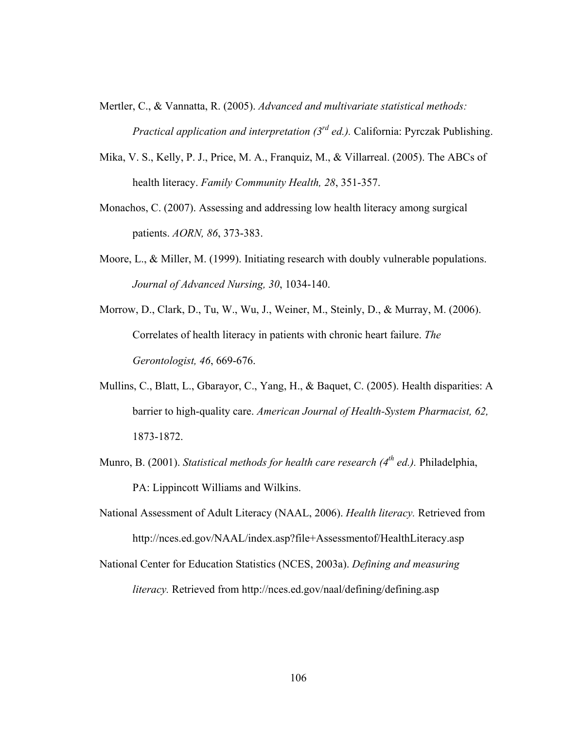Mertler, C., & Vannatta, R. (2005). *Advanced and multivariate statistical methods: Practical application and interpretation (3rd ed.).* California: Pyrczak Publishing.

Mika, V. S., Kelly, P. J., Price, M. A., Franquiz, M., & Villarreal. (2005). The ABCs of health literacy. *Family Community Health, 28*, 351-357.

Monachos, C. (2007). Assessing and addressing low health literacy among surgical patients. *AORN, 86*, 373-383.

Moore, L., & Miller, M. (1999). Initiating research with doubly vulnerable populations. *Journal of Advanced Nursing, 30*, 1034-140.

Morrow, D., Clark, D., Tu, W., Wu, J., Weiner, M., Steinly, D., & Murray, M. (2006). Correlates of health literacy in patients with chronic heart failure. *The Gerontologist, 46*, 669-676.

Mullins, C., Blatt, L., Gbarayor, C., Yang, H., & Baquet, C. (2005). Health disparities: A barrier to high-quality care. *American Journal of Health-System Pharmacist, 62,* 1873-1872.

Munro, B. (2001). *Statistical methods for health care research (4th ed.).* Philadelphia, PA: Lippincott Williams and Wilkins.

National Assessment of Adult Literacy (NAAL, 2006). *Health literacy.* Retrieved from http://nces.ed.gov/NAAL/index.asp?file+Assessmentof/HealthLiteracy.asp

National Center for Education Statistics (NCES, 2003a). *Defining and measuring literacy.* Retrieved from http://nces.ed.gov/naal/defining/defining.asp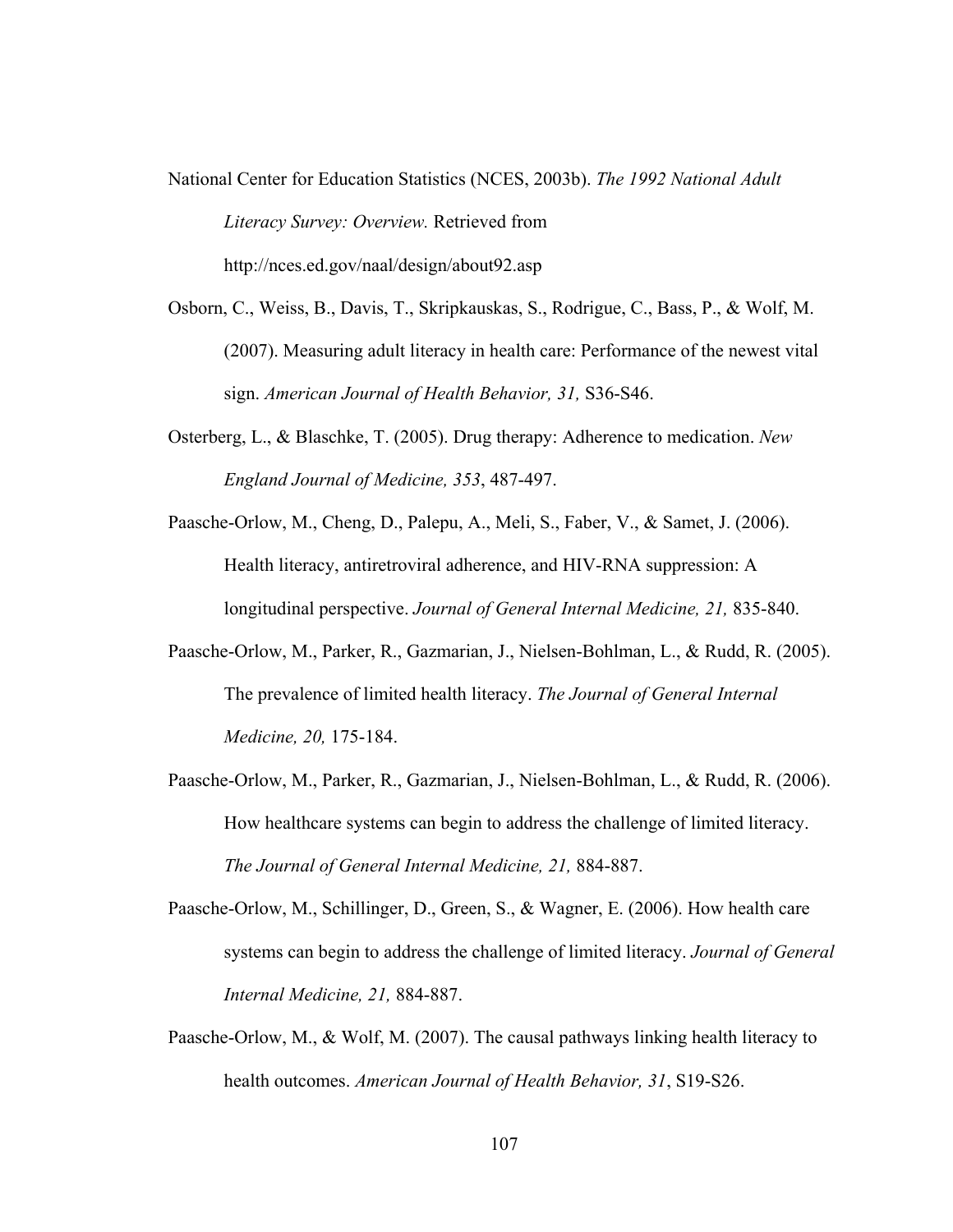National Center for Education Statistics (NCES, 2003b). *The 1992 National Adult Literacy Survey: Overview.* Retrieved from http://nces.ed.gov/naal/design/about92.asp

Osborn, C., Weiss, B., Davis, T., Skripkauskas, S., Rodrigue, C., Bass, P., & Wolf, M. (2007). Measuring adult literacy in health care: Performance of the newest vital sign. *American Journal of Health Behavior, 31,* S36-S46.

Osterberg, L., & Blaschke, T. (2005). Drug therapy: Adherence to medication. *New England Journal of Medicine, 353*, 487-497.

Paasche-Orlow, M., Cheng, D., Palepu, A., Meli, S., Faber, V., & Samet, J. (2006). Health literacy, antiretroviral adherence, and HIV-RNA suppression: A longitudinal perspective. *Journal of General Internal Medicine, 21,* 835-840.

Paasche-Orlow, M., Parker, R., Gazmarian, J., Nielsen-Bohlman, L., & Rudd, R. (2005). The prevalence of limited health literacy. *The Journal of General Internal Medicine, 20,* 175-184.

Paasche-Orlow, M., Parker, R., Gazmarian, J., Nielsen-Bohlman, L., & Rudd, R. (2006). How healthcare systems can begin to address the challenge of limited literacy. *The Journal of General Internal Medicine, 21,* 884-887.

Paasche-Orlow, M., Schillinger, D., Green, S., & Wagner, E. (2006). How health care systems can begin to address the challenge of limited literacy. *Journal of General Internal Medicine, 21,* 884-887.

Paasche-Orlow, M., & Wolf, M. (2007). The causal pathways linking health literacy to health outcomes. *American Journal of Health Behavior, 31*, S19-S26.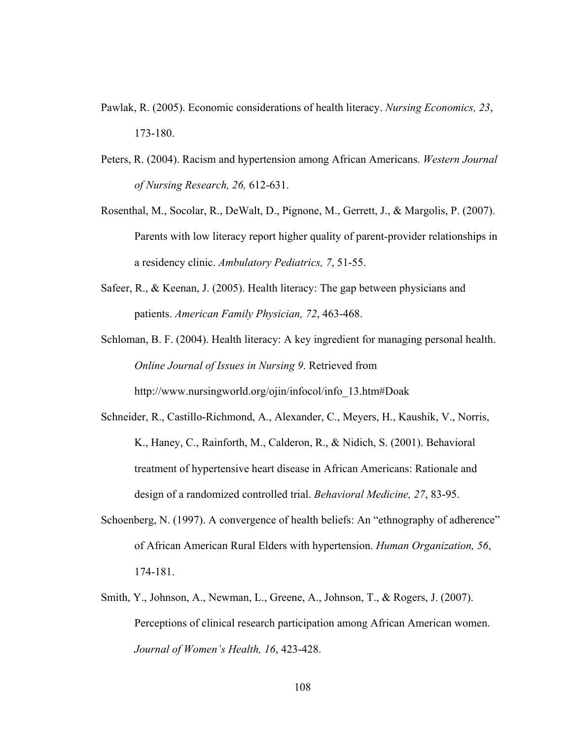Pawlak, R. (2005). Economic considerations of health literacy. *Nursing Economics, 23*, 173-180.

Peters, R. (2004). Racism and hypertension among African Americans. *Western Journal of Nursing Research, 26,* 612-631.

Rosenthal, M., Socolar, R., DeWalt, D., Pignone, M., Gerrett, J., & Margolis, P. (2007). Parents with low literacy report higher quality of parent-provider relationships in a residency clinic. *Ambulatory Pediatrics, 7*, 51-55.

Safeer, R., & Keenan, J. (2005). Health literacy: The gap between physicians and patients. *American Family Physician, 72*, 463-468.

Schloman, B. F. (2004). Health literacy: A key ingredient for managing personal health. *Online Journal of Issues in Nursing 9*. Retrieved from http://www.nursingworld.org/ojin/infocol/info_13.htm#Doak

Schneider, R., Castillo-Richmond, A., Alexander, C., Meyers, H., Kaushik, V., Norris, K., Haney, C., Rainforth, M., Calderon, R., & Nidich, S. (2001). Behavioral treatment of hypertensive heart disease in African Americans: Rationale and design of a randomized controlled trial. *Behavioral Medicine, 27*, 83-95.

Schoenberg, N. (1997). A convergence of health beliefs: An "ethnography of adherence" of African American Rural Elders with hypertension. *Human Organization, 56*, 174-181.

Smith, Y., Johnson, A., Newman, L., Greene, A., Johnson, T., & Rogers, J. (2007). Perceptions of clinical research participation among African American women. *Journal of Women's Health, 16*, 423-428.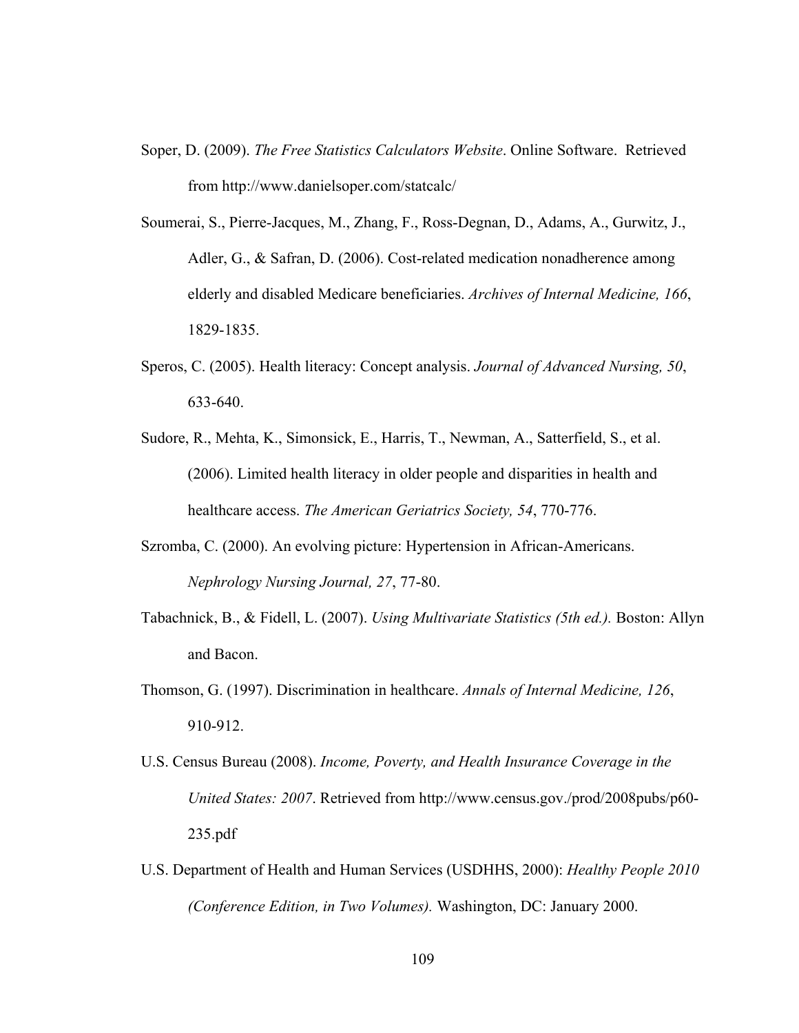Soper, D. (2009). *The Free Statistics Calculators Website*. Online Software. Retrieved from http://www.danielsoper.com/statcalc/

Soumerai, S., Pierre-Jacques, M., Zhang, F., Ross-Degnan, D., Adams, A., Gurwitz, J., Adler, G., & Safran, D. (2006). Cost-related medication nonadherence among elderly and disabled Medicare beneficiaries. *Archives of Internal Medicine, 166*, 1829-1835.

Speros, C. (2005). Health literacy: Concept analysis. *Journal of Advanced Nursing, 50*, 633-640.

Sudore, R., Mehta, K., Simonsick, E., Harris, T., Newman, A., Satterfield, S., et al. (2006). Limited health literacy in older people and disparities in health and healthcare access. *The American Geriatrics Society, 54*, 770-776.

Szromba, C. (2000). An evolving picture: Hypertension in African-Americans. *Nephrology Nursing Journal, 27*, 77-80.

Tabachnick, B., & Fidell, L. (2007). *Using Multivariate Statistics (5th ed.).* Boston: Allyn and Bacon.

Thomson, G. (1997). Discrimination in healthcare. *Annals of Internal Medicine, 126*, 910-912.

U.S. Census Bureau (2008). *Income, Poverty, and Health Insurance Coverage in the United States: 2007*. Retrieved from http://www.census.gov./prod/2008pubs/p60-235.pdf

U.S. Department of Health and Human Services (USDHHS, 2000): *Healthy People 2010 (Conference Edition, in Two Volumes).* Washington, DC: January 2000.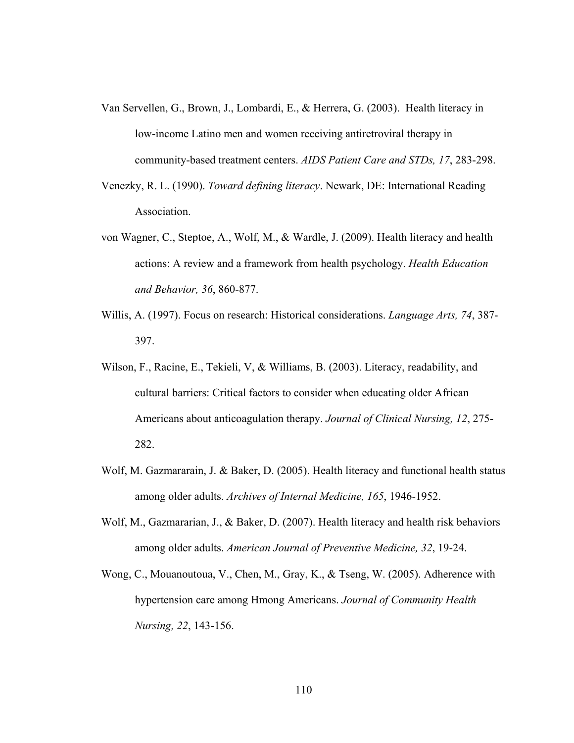Van Servellen, G., Brown, J., Lombardi, E., & Herrera, G. (2003). Health literacy in low-income Latino men and women receiving antiretroviral therapy in community-based treatment centers. *AIDS Patient Care and STDs, 17*, 283-298.

Venezky, R. L. (1990). *Toward defining literacy*. Newark, DE: International Reading Association.

von Wagner, C., Steptoe, A., Wolf, M., & Wardle, J. (2009). Health literacy and health actions: A review and a framework from health psychology. *Health Education and Behavior, 36*, 860-877.

Willis, A. (1997). Focus on research: Historical considerations. *Language Arts, 74*, 387-397.

Wilson, F., Racine, E., Tekieli, V, & Williams, B. (2003). Literacy, readability, and cultural barriers: Critical factors to consider when educating older African Americans about anticoagulation therapy. *Journal of Clinical Nursing, 12*, 275-282.

Wolf, M. Gazmararain, J. & Baker, D. (2005). Health literacy and functional health status among older adults. *Archives of Internal Medicine, 165*, 1946-1952.

Wolf, M., Gazmararian, J., & Baker, D. (2007). Health literacy and health risk behaviors among older adults. *American Journal of Preventive Medicine, 32*, 19-24.

Wong, C., Mouanoutoua, V., Chen, M., Gray, K., & Tseng, W. (2005). Adherence with hypertension care among Hmong Americans. *Journal of Community Health Nursing, 22*, 143-156.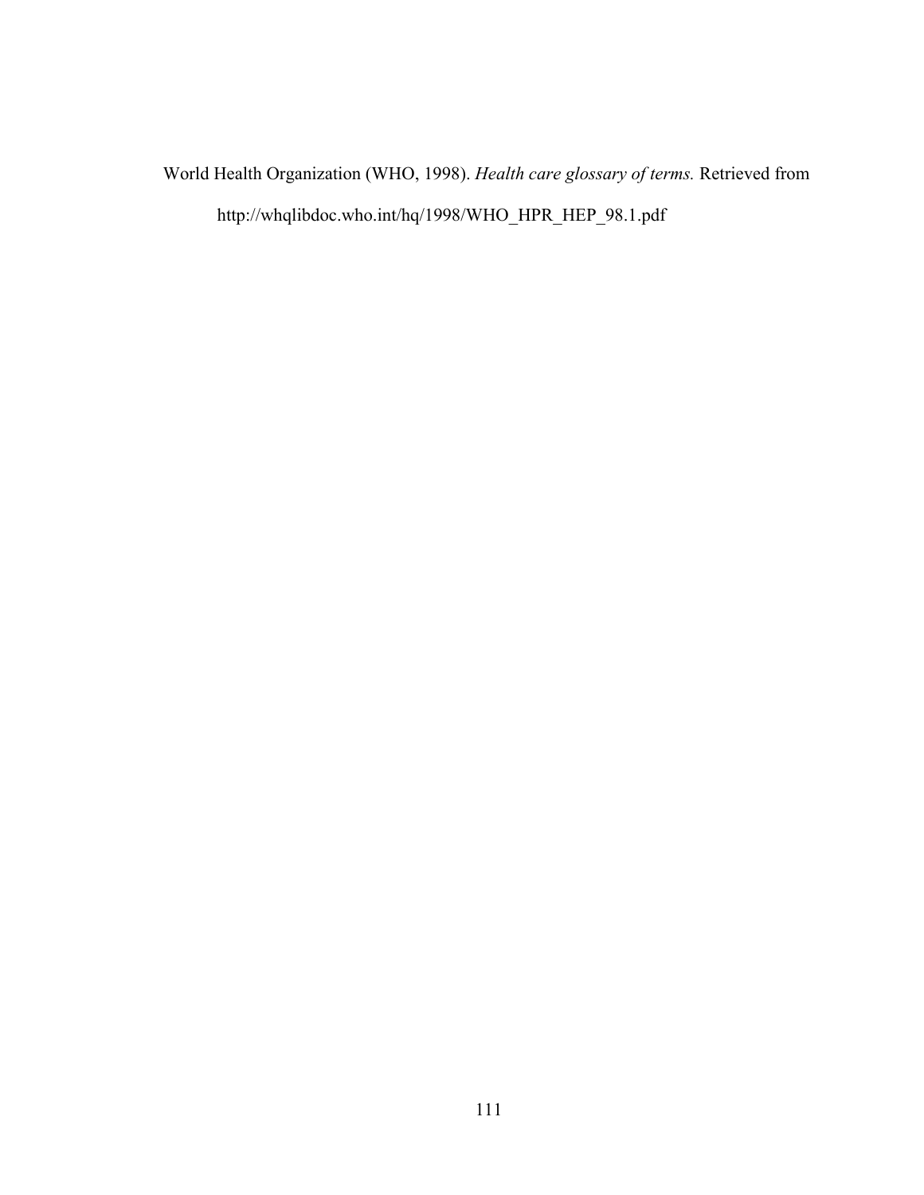World Health Organization (WHO, 1998). *Health care glossary of terms.* Retrieved from http://whqlibdoc.who.int/hq/1998/WHO_HPR_HEP_98.1.pdf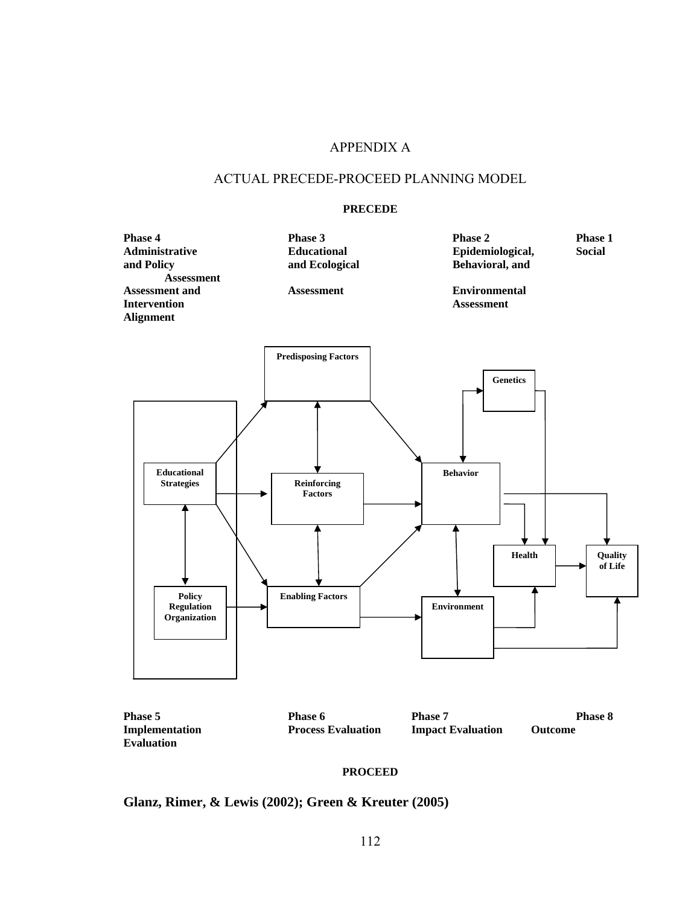# APPENDIX A

## ACTUAL PRECEDE-PROCEED PLANNING MODEL

**PRECEDE**

**Phase 4**
**Administrative and Policy Assessment**
**Assessment and Intervention Alignment**

**Phase 3**
**Educational and Ecological Assessment**

**Phase 2**
**Epidemiological, Behavioral, and Environmental Assessment**

**Phase 1**
**Social**

**Predisposing Factors**

**Genetics**

**Educational Strategies**

**Reinforcing Factors**

**Behavior**

**Health**

**Quality of Life**

**Policy Regulation Organization**

**Enabling Factors**

**Environment**

**Phase 5**
**Implementation Evaluation**

**Phase 6**
**Process Evaluation**

**Phase 7**
**Impact Evaluation**

**Phase 8**
**Outcome**

**PROCEED**

**Glanz, Rimer, & Lewis (2002); Green & Kreuter (2005)**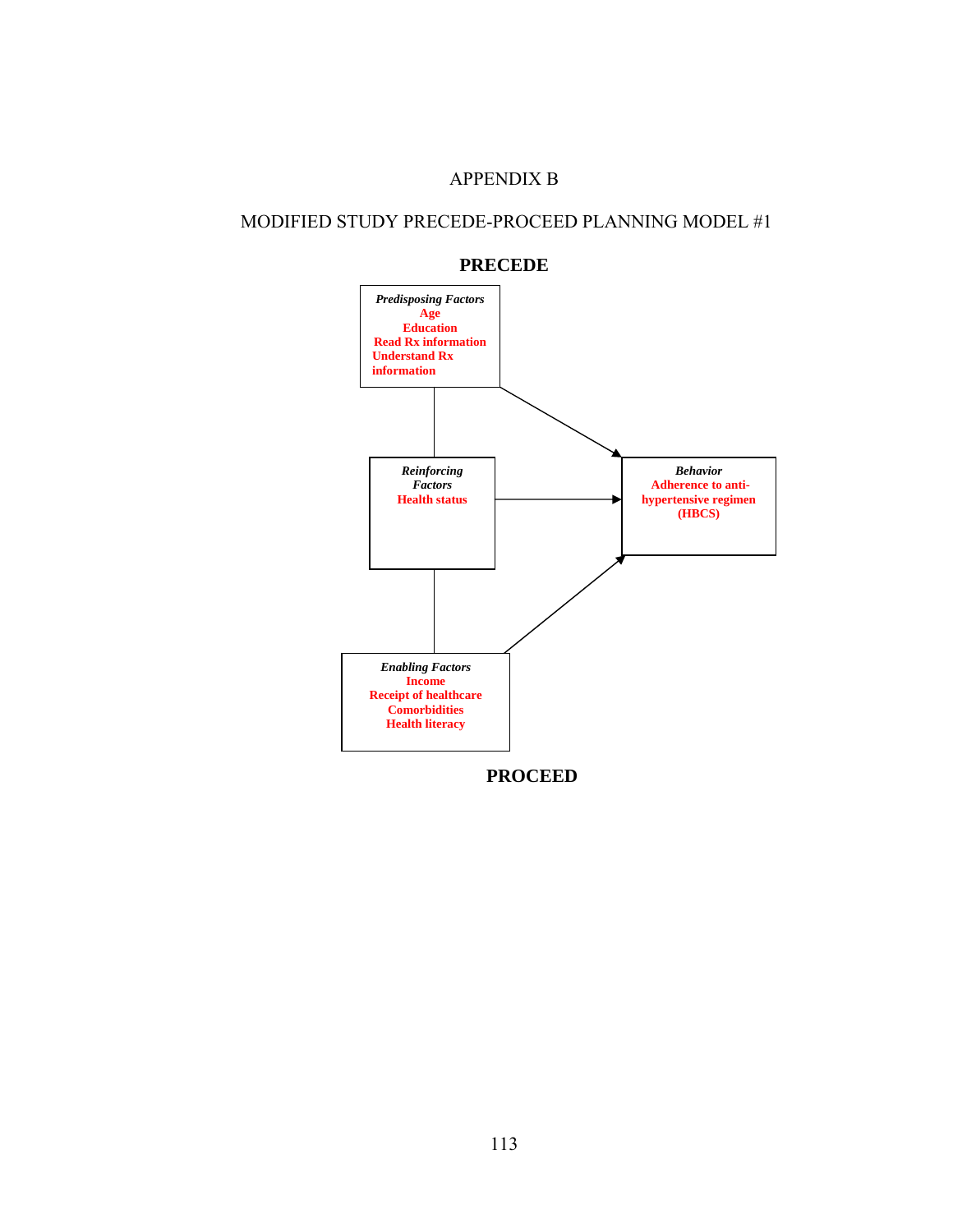# APPENDIX B

## MODIFIED STUDY PRECEDE-PROCEED PLANNING MODEL #1

**PRECEDE**

***Predisposing Factors***
**Age**
**Education**
**Read Rx information**
**Understand Rx information**

***Reinforcing Factors***
**Health status**

***Enabling Factors***
**Income**
**Receipt of healthcare**
**Comorbidities**
**Health literacy**

***Behavior***
**Adherence to anti-hypertensive regimen (HBCS)**

**PROCEED**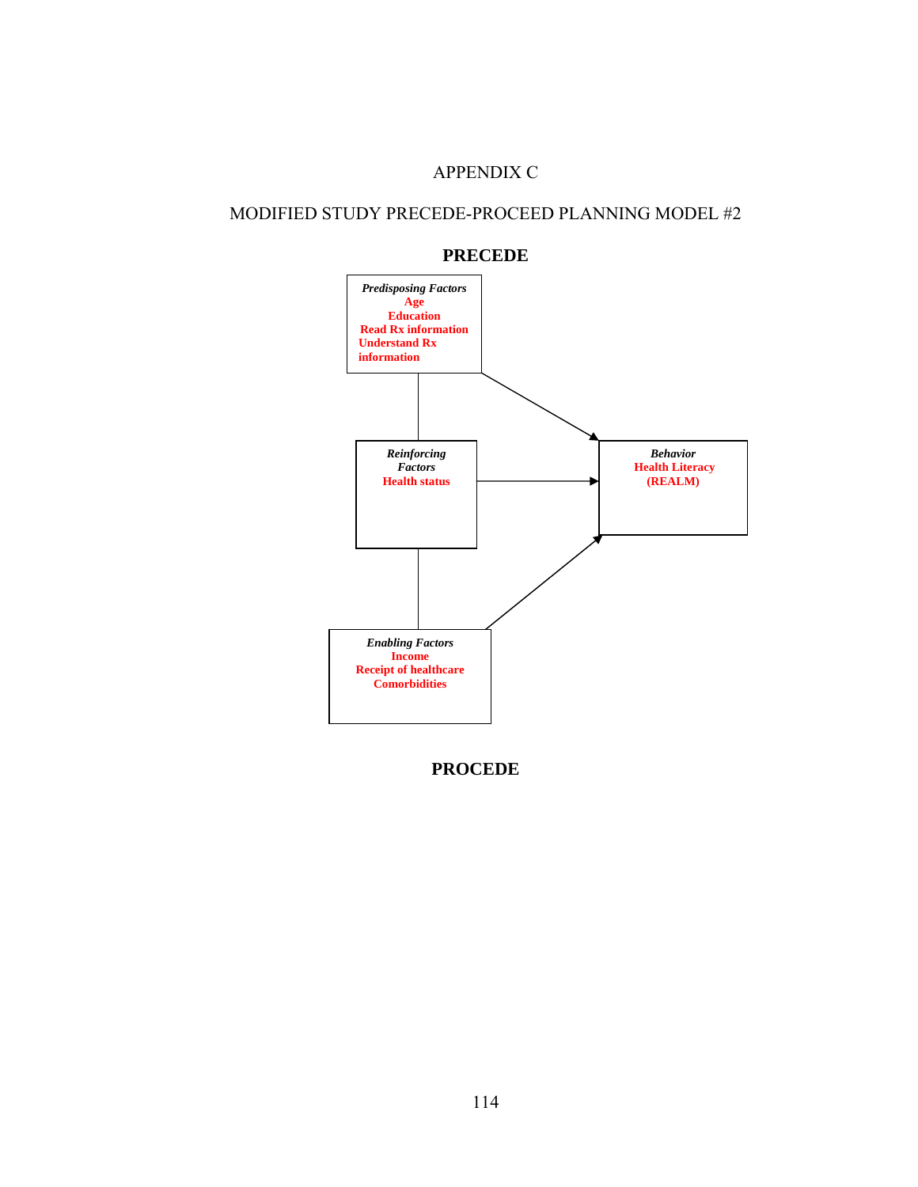# APPENDIX C

## MODIFIED STUDY PRECEDE-PROCEED PLANNING MODEL #2

**PRECEDE**

***Predisposing Factors***
**Age**
**Education**
**Read Rx information**
**Understand Rx information**

***Reinforcing Factors***
**Health status**

***Enabling Factors***
**Income**
**Receipt of healthcare**
**Comorbidities**

***Behavior***
**Health Literacy (REALM)**

**PROCEDE**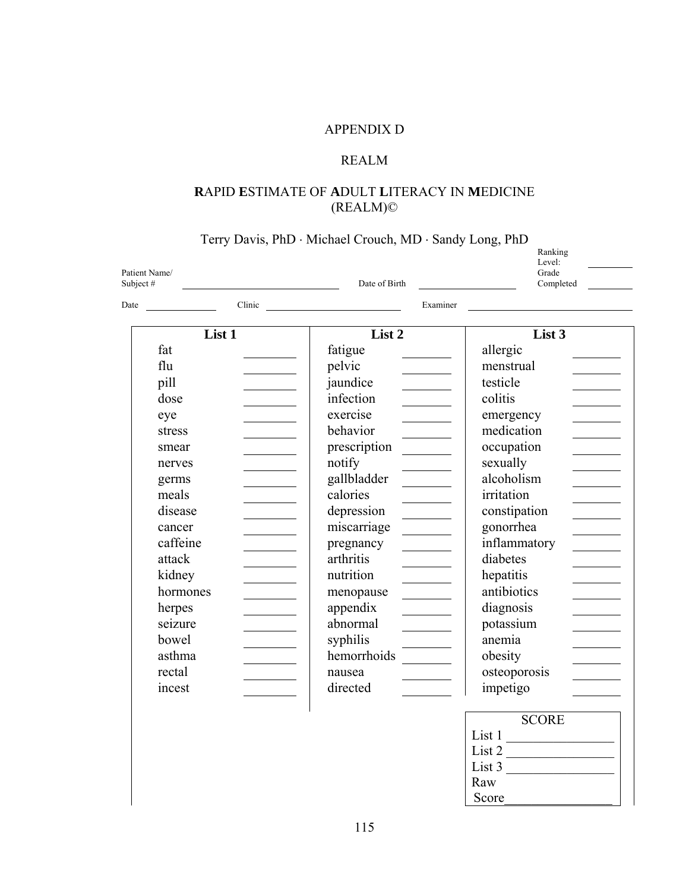# APPENDIX D

## REALM

## **R**APID **E**STIMATE OF **A**DULT **L**ITERACY IN **M**EDICINE (REALM)©

Terry Davis, PhD · Michael Crouch, MD · Sandy Long, PhD

Patient Name/ Subject # ______________ Date of Birth ______________ Ranking Level: Grade Completed ______

Date ______ Clinic ______________ Examiner ______________

| List 1 | | List 2 | | List 3 | |
|---|---|---|---|---|---|
| fat | ____ | fatigue | ____ | allergic | ____ |
| flu | ____ | pelvic | ____ | menstrual | ____ |
| pill | ____ | jaundice | ____ | testicle | ____ |
| dose | ____ | infection | ____ | colitis | ____ |
| eye | ____ | exercise | ____ | emergency | ____ |
| stress | ____ | behavior | ____ | medication | ____ |
| smear | ____ | prescription | ____ | occupation | ____ |
| nerves | ____ | notify | ____ | sexually | ____ |
| germs | ____ | gallbladder | ____ | alcoholism | ____ |
| meals | ____ | calories | ____ | irritation | ____ |
| disease | ____ | depression | ____ | constipation | ____ |
| cancer | ____ | miscarriage | ____ | gonorrhea | ____ |
| caffeine | ____ | pregnancy | ____ | inflammatory | ____ |
| attack | ____ | arthritis | ____ | diabetes | ____ |
| kidney | ____ | nutrition | ____ | hepatitis | ____ |
| hormones | ____ | menopause | ____ | antibiotics | ____ |
| herpes | ____ | appendix | ____ | diagnosis | ____ |
| seizure | ____ | abnormal | ____ | potassium | ____ |
| bowel | ____ | syphilis | ____ | anemia | ____ |
| asthma | ____ | hemorrhoids | ____ | obesity | ____ |
| rectal | ____ | nausea | ____ | osteoporosis | ____ |
| incest | ____ | directed | ____ | impetigo | ____ |

| SCORE | |
|---|---|
| List 1 | ______ |
| List 2 | ______ |
| List 3 | ______ |
| Raw Score | ______ |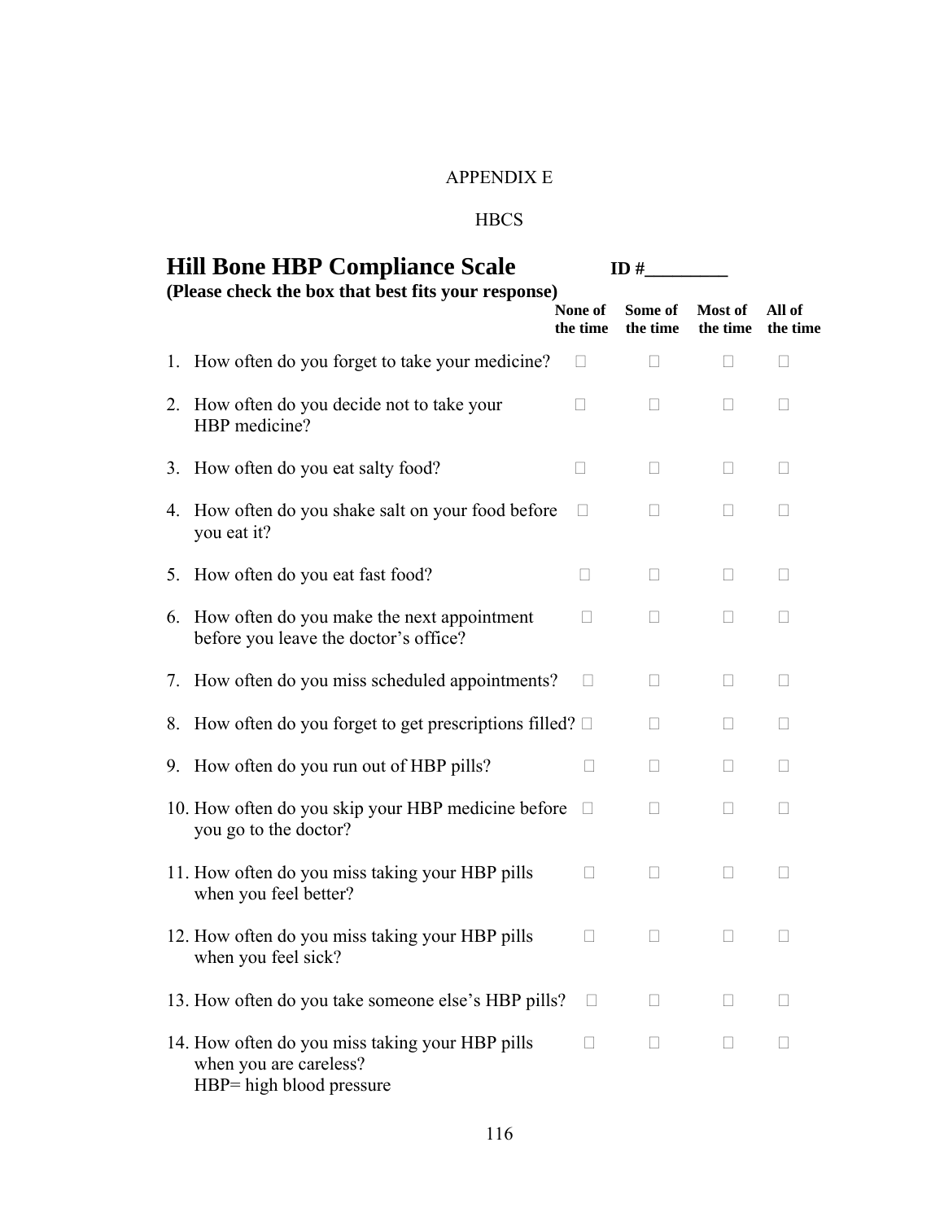APPENDIX E

HBCS

# Hill Bone HBP Compliance Scale

**ID #\_\_\_\_\_\_\_\_\_**

**(Please check the box that best fits your response)**

| | None of the time | Some of the time | Most of the time | All of the time |
|---|---|---|---|---|
| 1. How often do you forget to take your medicine? | ☐ | ☐ | ☐ | ☐ |
| 2. How often do you decide not to take your HBP medicine? | ☐ | ☐ | ☐ | ☐ |
| 3. How often do you eat salty food? | ☐ | ☐ | ☐ | ☐ |
| 4. How often do you shake salt on your food before you eat it? | ☐ | ☐ | ☐ | ☐ |
| 5. How often do you eat fast food? | ☐ | ☐ | ☐ | ☐ |
| 6. How often do you make the next appointment before you leave the doctor's office? | ☐ | ☐ | ☐ | ☐ |
| 7. How often do you miss scheduled appointments? | ☐ | ☐ | ☐ | ☐ |
| 8. How often do you forget to get prescriptions filled? | ☐ | ☐ | ☐ | ☐ |
| 9. How often do you run out of HBP pills? | ☐ | ☐ | ☐ | ☐ |
| 10. How often do you skip your HBP medicine before you go to the doctor? | ☐ | ☐ | ☐ | ☐ |
| 11. How often do you miss taking your HBP pills when you feel better? | ☐ | ☐ | ☐ | ☐ |
| 12. How often do you miss taking your HBP pills when you feel sick? | ☐ | ☐ | ☐ | ☐ |
| 13. How often do you take someone else's HBP pills? | ☐ | ☐ | ☐ | ☐ |
| 14. How often do you miss taking your HBP pills when you are careless? | ☐ | ☐ | ☐ | ☐ |

HBP= high blood pressure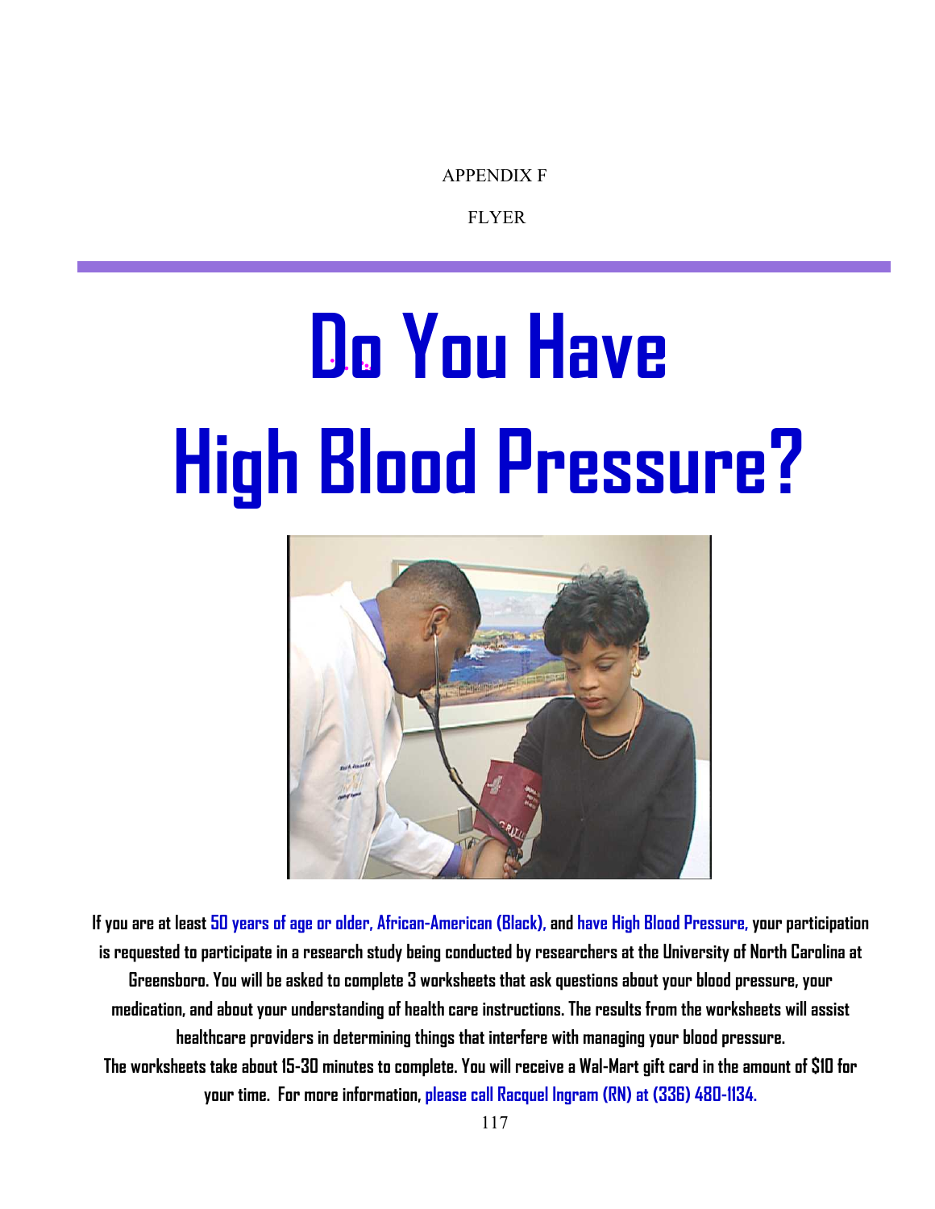APPENDIX F

FLYER

# Do You Have High Blood Pressure?

If you are at least 50 years of age or older, African-American (Black), and have High Blood Pressure, your participation is requested to participate in a research study being conducted by researchers at the University of North Carolina at Greensboro. You will be asked to complete 3 worksheets that ask questions about your blood pressure, your medication, and about your understanding of health care instructions. The results from the worksheets will assist healthcare providers in determining things that interfere with managing your blood pressure.

The worksheets take about 15-30 minutes to complete. You will receive a Wal-Mart gift card in the amount of $10 for your time. For more information, please call Racquel Ingram (RN) at (336) 480-1134.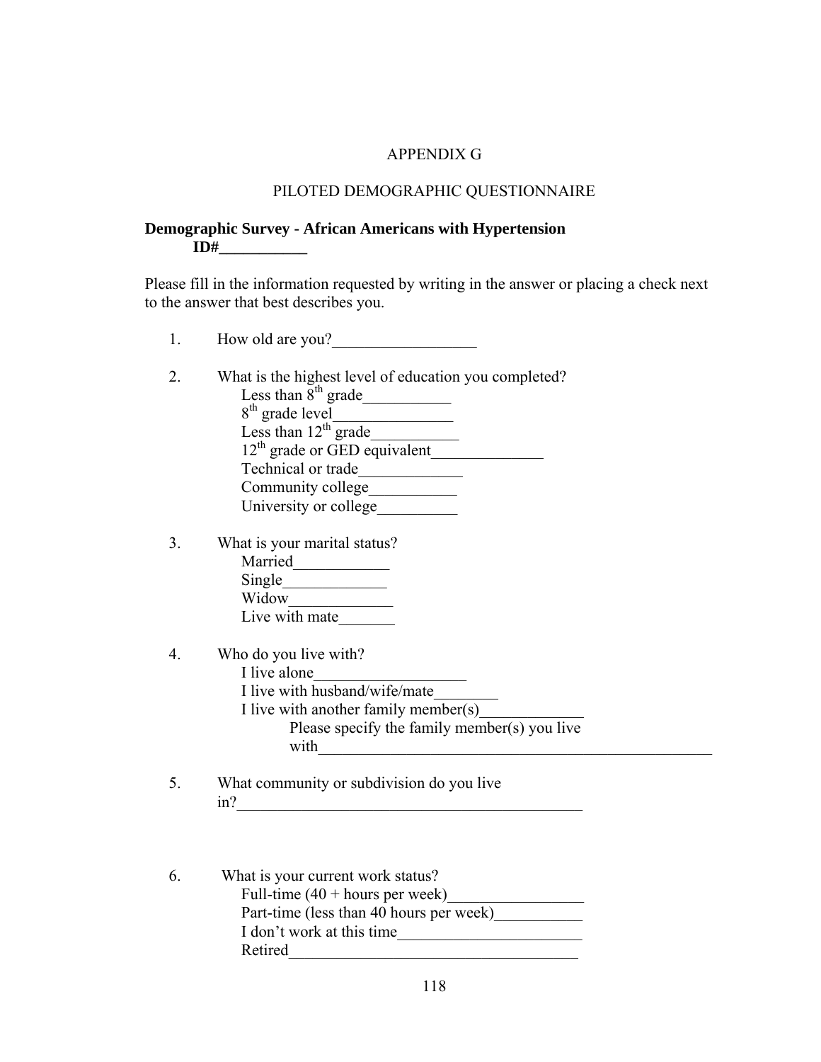APPENDIX G

PILOTED DEMOGRAPHIC QUESTIONNAIRE

**Demographic Survey - African Americans with Hypertension**
**ID#___________**

Please fill in the information requested by writing in the answer or placing a check next to the answer that best describes you.

1. How old are you?__________________

2. What is the highest level of education you completed?
   - Less than 8th grade___________
   - 8th grade level_______________
   - Less than 12th grade___________
   - 12th grade or GED equivalent______________
   - Technical or trade_____________
   - Community college___________
   - University or college__________

3. What is your marital status?
   - Married____________
   - Single_____________
   - Widow_____________
   - Live with mate_______

4. Who do you live with?
   - I live alone___________________
   - I live with husband/wife/mate________
   - I live with another family member(s)_____________
     - Please specify the family member(s) you live with__________________________________________________

5. What community or subdivision do you live in?____________________________________________

6. What is your current work status?
   - Full-time (40 + hours per week)_________________
   - Part-time (less than 40 hours per week)___________
   - I don't work at this time_______________________
   - Retired____________________________________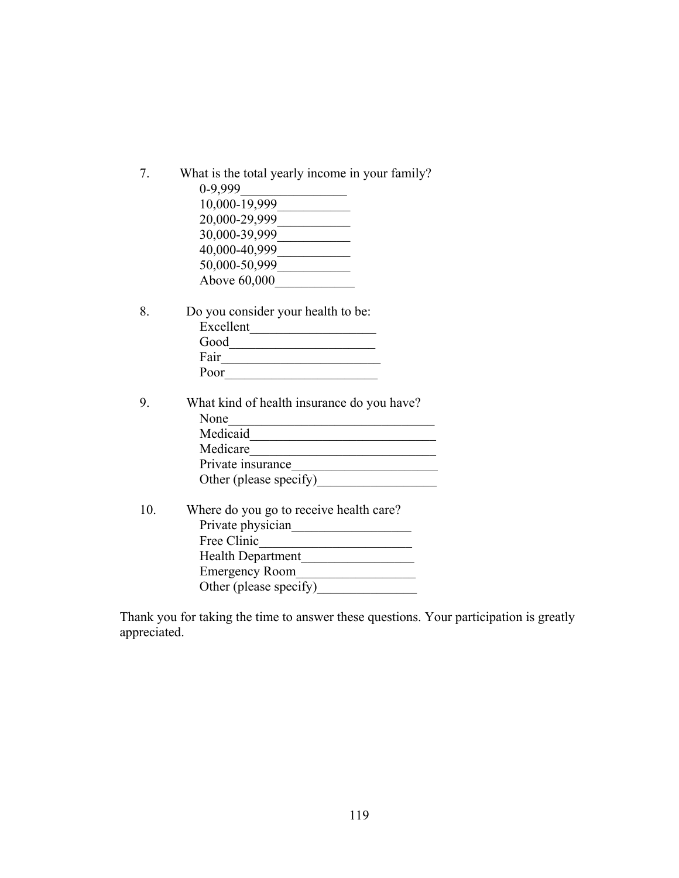7. What is the total yearly income in your family?
   - 0-9,999________________
   - 10,000-19,999___________
   - 20,000-29,999___________
   - 30,000-39,999___________
   - 40,000-40,999___________
   - 50,000-50,999___________
   - Above 60,000____________

8. Do you consider your health to be:
   - Excellent___________________
   - Good______________________
   - Fair________________________
   - Poor_______________________

9. What kind of health insurance do you have?
   - None_______________________________
   - Medicaid____________________________
   - Medicare____________________________
   - Private insurance______________________
   - Other (please specify)__________________

10. Where do you go to receive health care?
    - Private physician__________________
    - Free Clinic_______________________
    - Health Department_________________
    - Emergency Room__________________
    - Other (please specify)_______________

Thank you for taking the time to answer these questions. Your participation is greatly appreciated.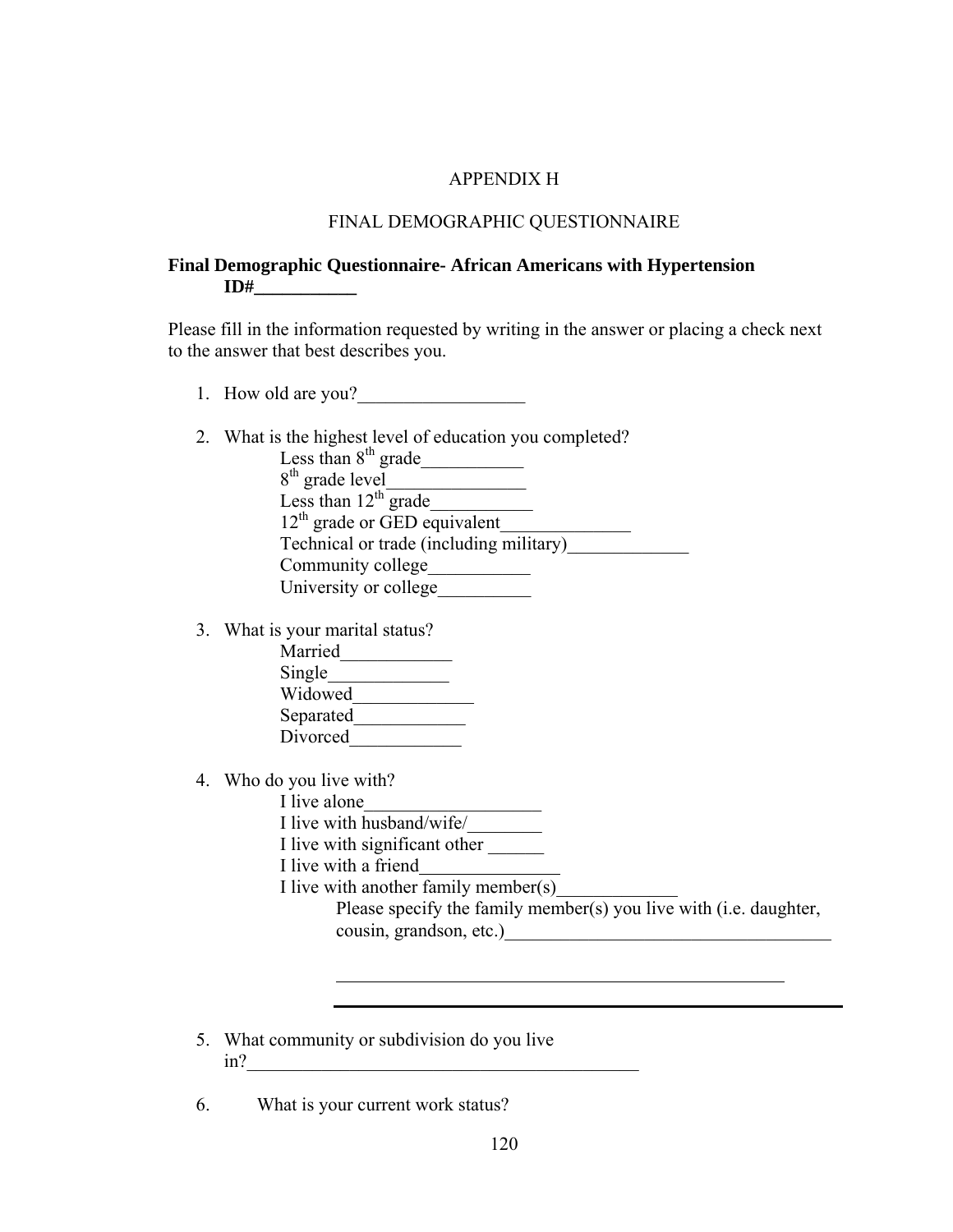# APPENDIX H

## FINAL DEMOGRAPHIC QUESTIONNAIRE

**Final Demographic Questionnaire- African Americans with Hypertension**
**ID#___________**

Please fill in the information requested by writing in the answer or placing a check next to the answer that best describes you.

1. How old are you?__________________

2. What is the highest level of education you completed?
   - Less than 8th grade___________
   - 8th grade level_______________
   - Less than 12th grade___________
   - 12th grade or GED equivalent______________
   - Technical or trade (including military)_____________
   - Community college___________
   - University or college__________

3. What is your marital status?
   - Married____________
   - Single_____________
   - Widowed_____________
   - Separated____________
   - Divorced____________

4. Who do you live with?
   - I live alone___________________
   - I live with husband/wife/________
   - I live with significant other ______
   - I live with a friend_______________
   - I live with another family member(s)_____________
     - Please specify the family member(s) you live with (i.e. daughter, cousin, grandson, etc.)___________________________________

       __________________________________________________

5. What community or subdivision do you live in?___________________________________________

6. What is your current work status?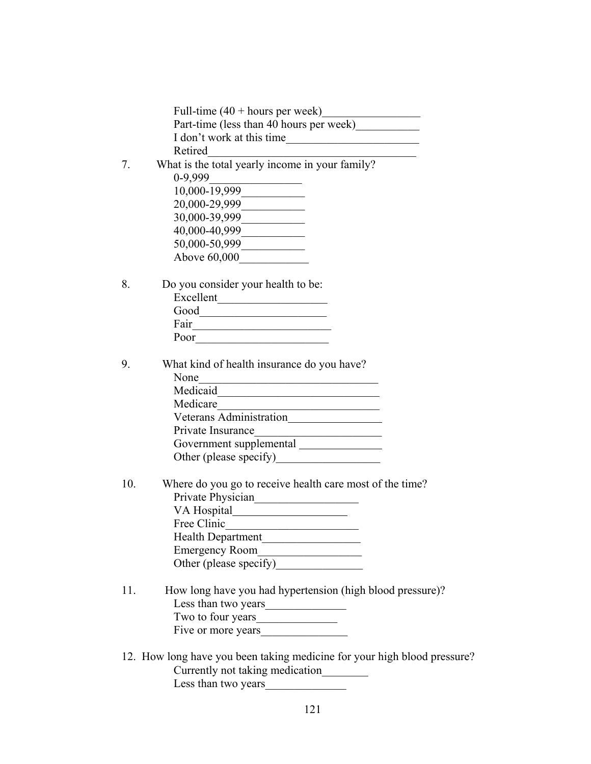Full-time (40 + hours per week)_________________
Part-time (less than 40 hours per week)___________
I don't work at this time_______________________
Retired_____________________________________

7. What is the total yearly income in your family?
   0-9,999________________
   10,000-19,999___________
   20,000-29,999___________
   30,000-39,999___________
   40,000-40,999___________
   50,000-50,999___________
   Above 60,000____________

8. Do you consider your health to be:
   Excellent___________________
   Good______________________
   Fair________________________
   Poor_______________________

9. What kind of health insurance do you have?
   None_______________________________
   Medicaid____________________________
   Medicare____________________________
   Veterans Administration________________
   Private Insurance_____________________
   Government supplemental ______________
   Other (please specify)__________________

10. Where do you go to receive health care most of the time?
    Private Physician__________________
    VA Hospital____________________
    Free Clinic_______________________
    Health Department_________________
    Emergency Room__________________
    Other (please specify)_______________

11. How long have you had hypertension (high blood pressure)?
    Less than two years______________
    Two to four years______________
    Five or more years_______________

12. How long have you been taking medicine for your high blood pressure?
    Currently not taking medication________
    Less than two years______________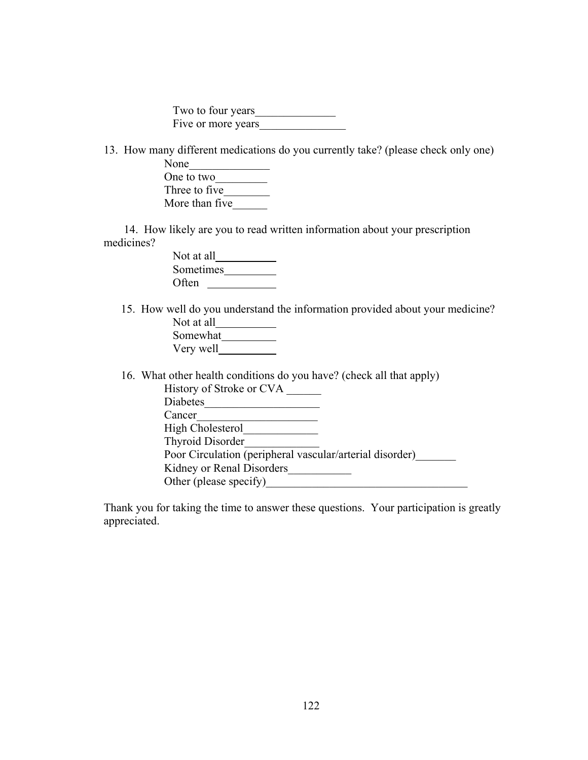Two to four years______________
Five or more years_______________

13. How many different medications do you currently take? (please check only one)

None______________
One to two_________
Three to five________
More than five______

14. How likely are you to read written information about your prescription medicines?

Not at all___________
Sometimes_________
Often ___________

15. How well do you understand the information provided about your medicine?

Not at all__________
Somewhat__________
Very well__________

16. What other health conditions do you have? (check all that apply)

History of Stroke or CVA ______
Diabetes____________________
Cancer_____________________
High Cholesterol_____________
Thyroid Disorder_____________
Poor Circulation (peripheral vascular/arterial disorder)_______
Kidney or Renal Disorders___________
Other (please specify)___________________________________

Thank you for taking the time to answer these questions. Your participation is greatly appreciated.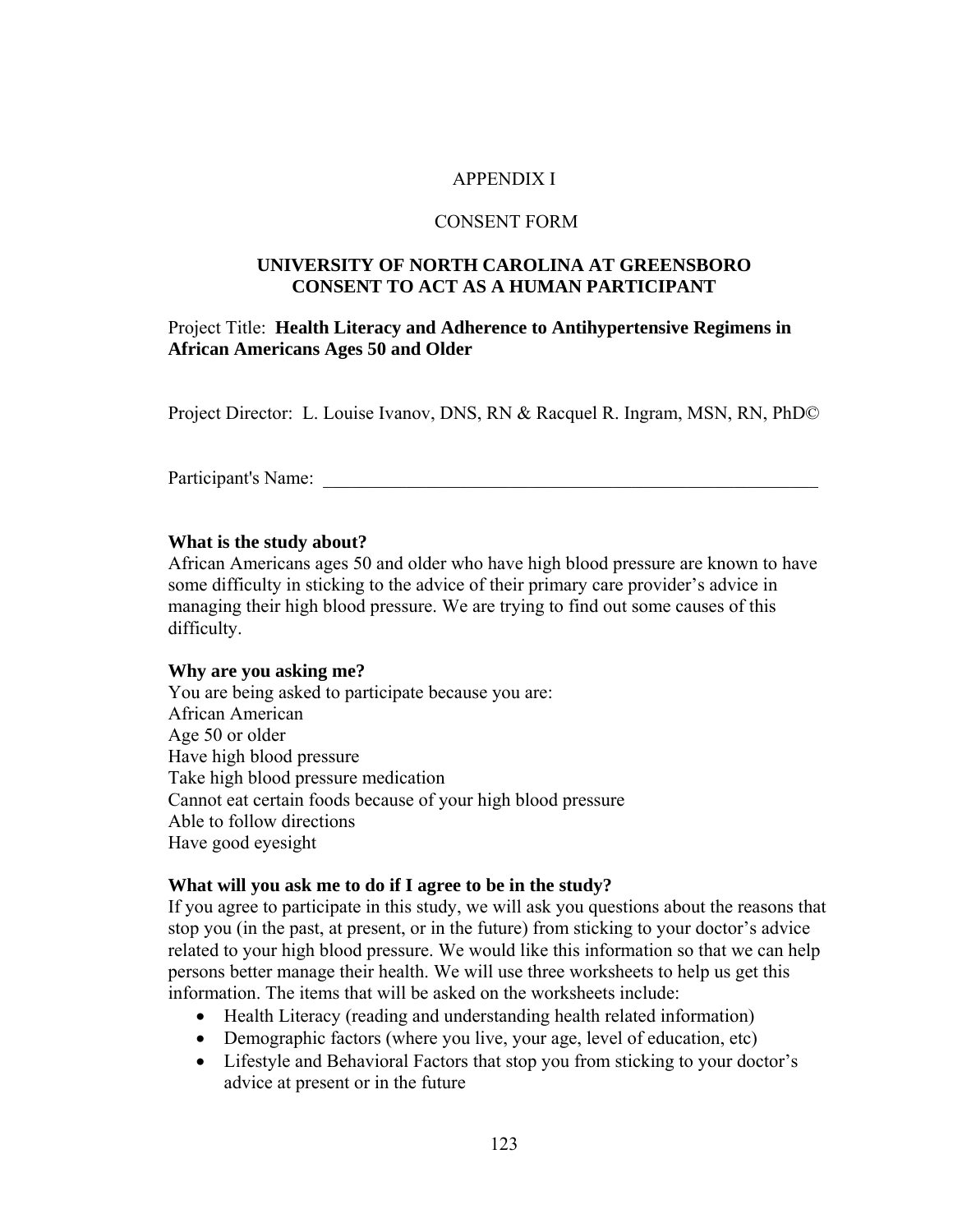APPENDIX I

CONSENT FORM

**UNIVERSITY OF NORTH CAROLINA AT GREENSBORO**
**CONSENT TO ACT AS A HUMAN PARTICIPANT**

Project Title: **Health Literacy and Adherence to Antihypertensive Regimens in African Americans Ages 50 and Older**

Project Director: L. Louise Ivanov, DNS, RN & Racquel R. Ingram, MSN, RN, PhD©

Participant's Name: ______________________________________________________

**What is the study about?**
African Americans ages 50 and older who have high blood pressure are known to have some difficulty in sticking to the advice of their primary care provider's advice in managing their high blood pressure. We are trying to find out some causes of this difficulty.

**Why are you asking me?**
You are being asked to participate because you are:
African American
Age 50 or older
Have high blood pressure
Take high blood pressure medication
Cannot eat certain foods because of your high blood pressure
Able to follow directions
Have good eyesight

**What will you ask me to do if I agree to be in the study?**
If you agree to participate in this study, we will ask you questions about the reasons that stop you (in the past, at present, or in the future) from sticking to your doctor's advice related to your high blood pressure. We would like this information so that we can help persons better manage their health. We will use three worksheets to help us get this information. The items that will be asked on the worksheets include:

- Health Literacy (reading and understanding health related information)
- Demographic factors (where you live, your age, level of education, etc)
- Lifestyle and Behavioral Factors that stop you from sticking to your doctor's advice at present or in the future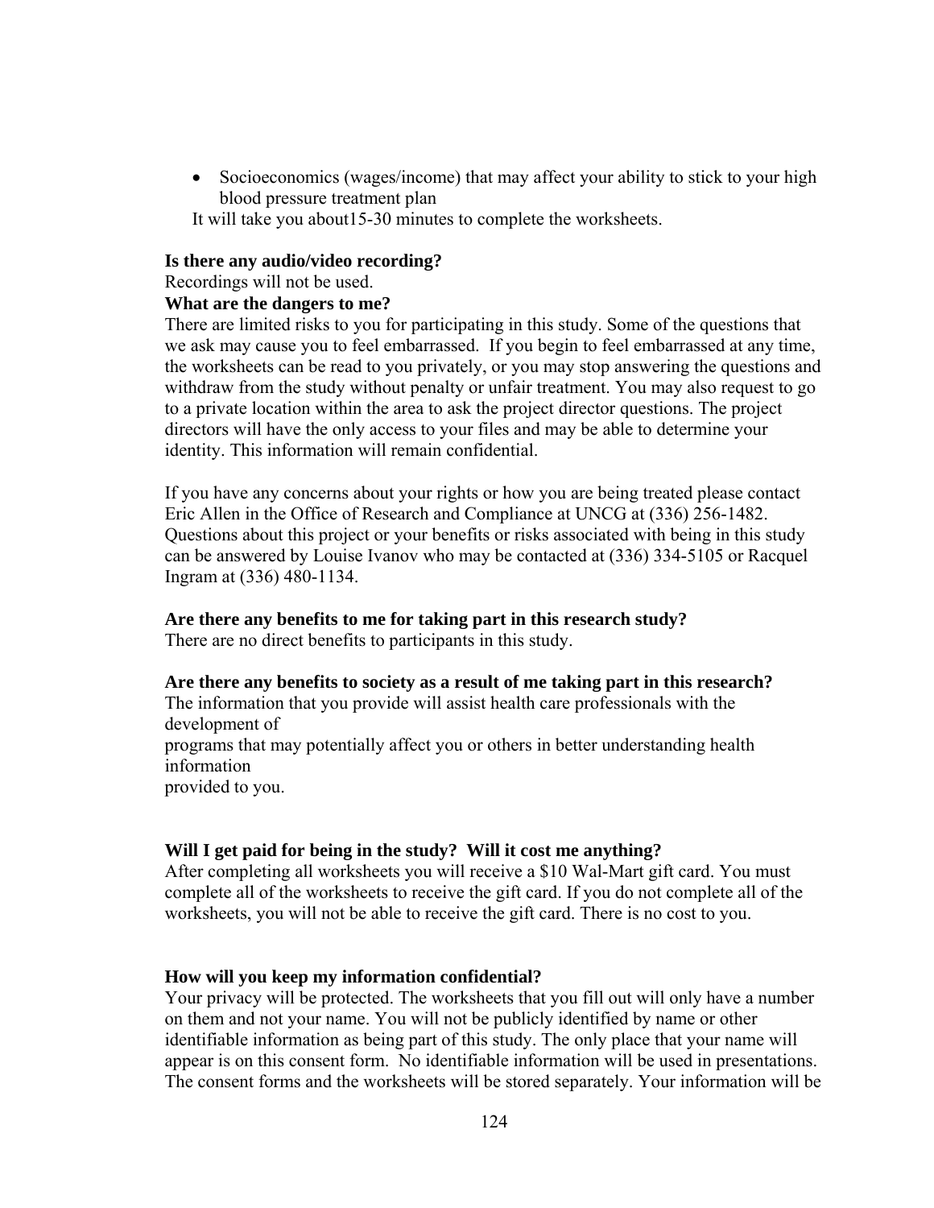- Socioeconomics (wages/income) that may affect your ability to stick to your high blood pressure treatment plan

It will take you about15-30 minutes to complete the worksheets.

**Is there any audio/video recording?**

Recordings will not be used.

**What are the dangers to me?**

There are limited risks to you for participating in this study. Some of the questions that we ask may cause you to feel embarrassed. If you begin to feel embarrassed at any time, the worksheets can be read to you privately, or you may stop answering the questions and withdraw from the study without penalty or unfair treatment. You may also request to go to a private location within the area to ask the project director questions. The project directors will have the only access to your files and may be able to determine your identity. This information will remain confidential.

If you have any concerns about your rights or how you are being treated please contact Eric Allen in the Office of Research and Compliance at UNCG at (336) 256-1482. Questions about this project or your benefits or risks associated with being in this study can be answered by Louise Ivanov who may be contacted at (336) 334-5105 or Racquel Ingram at (336) 480-1134.

**Are there any benefits to me for taking part in this research study?**

There are no direct benefits to participants in this study.

**Are there any benefits to society as a result of me taking part in this research?**

The information that you provide will assist health care professionals with the development of programs that may potentially affect you or others in better understanding health information provided to you.

**Will I get paid for being in the study? Will it cost me anything?**

After completing all worksheets you will receive a $10 Wal-Mart gift card. You must complete all of the worksheets to receive the gift card. If you do not complete all of the worksheets, you will not be able to receive the gift card. There is no cost to you.

**How will you keep my information confidential?**

Your privacy will be protected. The worksheets that you fill out will only have a number on them and not your name. You will not be publicly identified by name or other identifiable information as being part of this study. The only place that your name will appear is on this consent form. No identifiable information will be used in presentations. The consent forms and the worksheets will be stored separately. Your information will be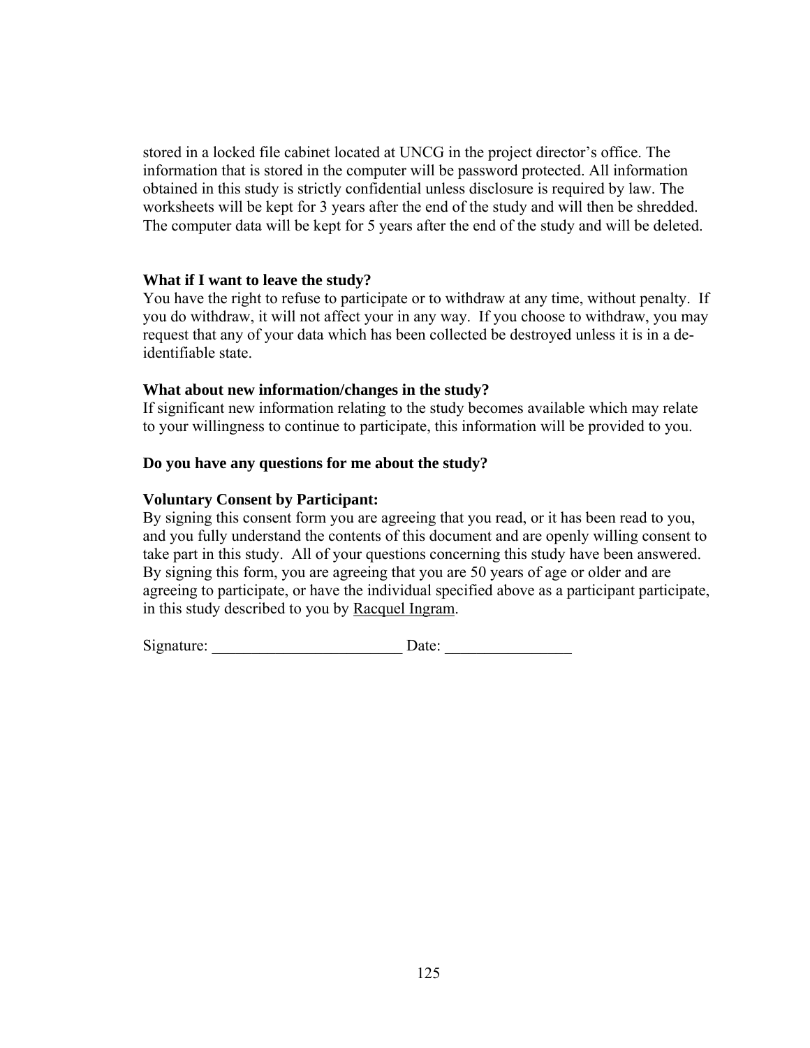stored in a locked file cabinet located at UNCG in the project director's office. The information that is stored in the computer will be password protected. All information obtained in this study is strictly confidential unless disclosure is required by law. The worksheets will be kept for 3 years after the end of the study and will then be shredded. The computer data will be kept for 5 years after the end of the study and will be deleted.

**What if I want to leave the study?**

You have the right to refuse to participate or to withdraw at any time, without penalty. If you do withdraw, it will not affect your in any way. If you choose to withdraw, you may request that any of your data which has been collected be destroyed unless it is in a de-identifiable state.

**What about new information/changes in the study?**

If significant new information relating to the study becomes available which may relate to your willingness to continue to participate, this information will be provided to you.

**Do you have any questions for me about the study?**

**Voluntary Consent by Participant:**

By signing this consent form you are agreeing that you read, or it has been read to you, and you fully understand the contents of this document and are openly willing consent to take part in this study. All of your questions concerning this study have been answered. By signing this form, you are agreeing that you are 50 years of age or older and are agreeing to participate, or have the individual specified above as a participant participate, in this study described to you by <u>Racquel Ingram</u>.

Signature: ________________________ Date: ________________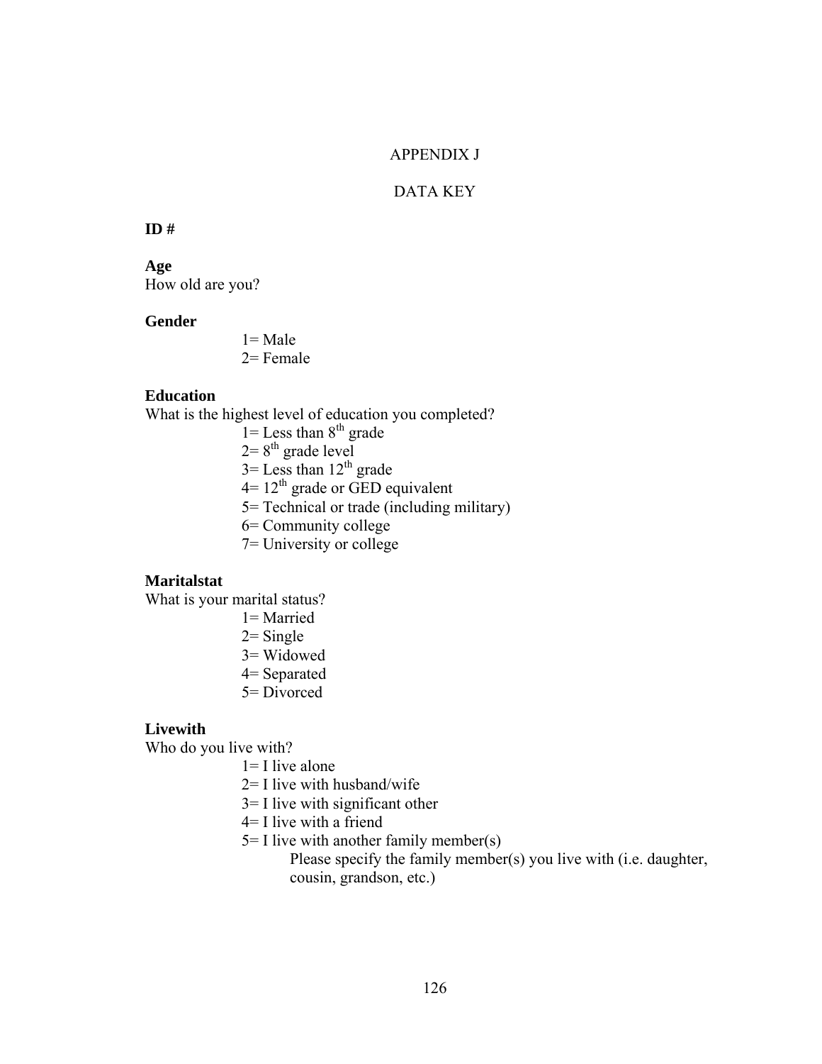# APPENDIX J

## DATA KEY

**ID #**

**Age**

How old are you?

**Gender**

1= Male
2= Female

**Education**

What is the highest level of education you completed?

1= Less than 8th grade
2= 8th grade level
3= Less than 12th grade
4= 12th grade or GED equivalent
5= Technical or trade (including military)
6= Community college
7= University or college

**Maritalstat**

What is your marital status?

1= Married
2= Single
3= Widowed
4= Separated
5= Divorced

**Livewith**

Who do you live with?

1= I live alone
2= I live with husband/wife
3= I live with significant other
4= I live with a friend
5= I live with another family member(s)
Please specify the family member(s) you live with (i.e. daughter, cousin, grandson, etc.)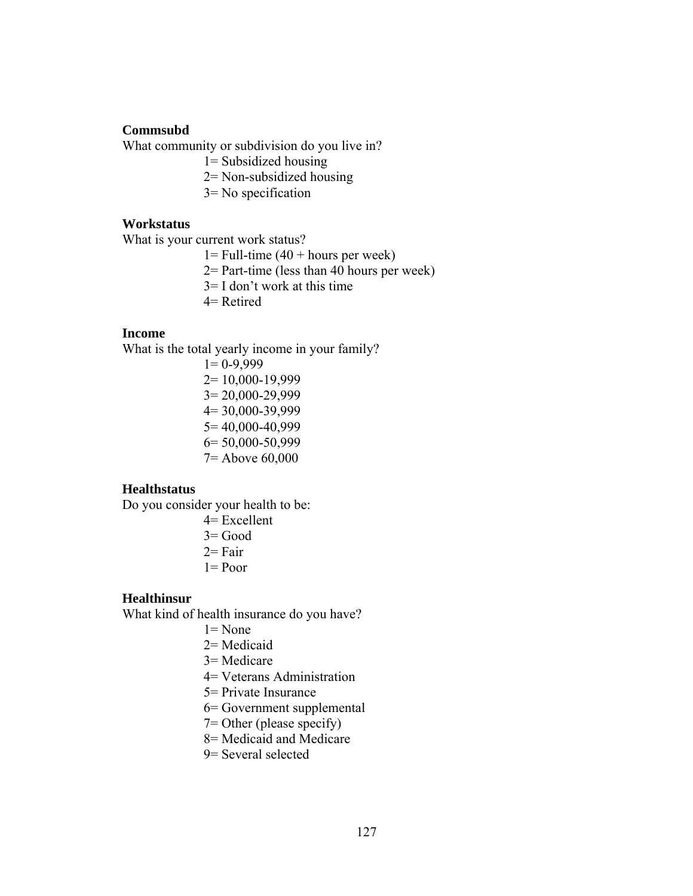**Commsubd**

What community or subdivision do you live in?

1= Subsidized housing
2= Non-subsidized housing
3= No specification

**Workstatus**

What is your current work status?

1= Full-time (40 + hours per week)
2= Part-time (less than 40 hours per week)
3= I don't work at this time
4= Retired

**Income**

What is the total yearly income in your family?

1= 0-9,999
2= 10,000-19,999
3= 20,000-29,999
4= 30,000-39,999
5= 40,000-40,999
6= 50,000-50,999
7= Above 60,000

**Healthstatus**

Do you consider your health to be:

4= Excellent
3= Good
2= Fair
1= Poor

**Healthinsur**

What kind of health insurance do you have?

1= None
2= Medicaid
3= Medicare
4= Veterans Administration
5= Private Insurance
6= Government supplemental
7= Other (please specify)
8= Medicaid and Medicare
9= Several selected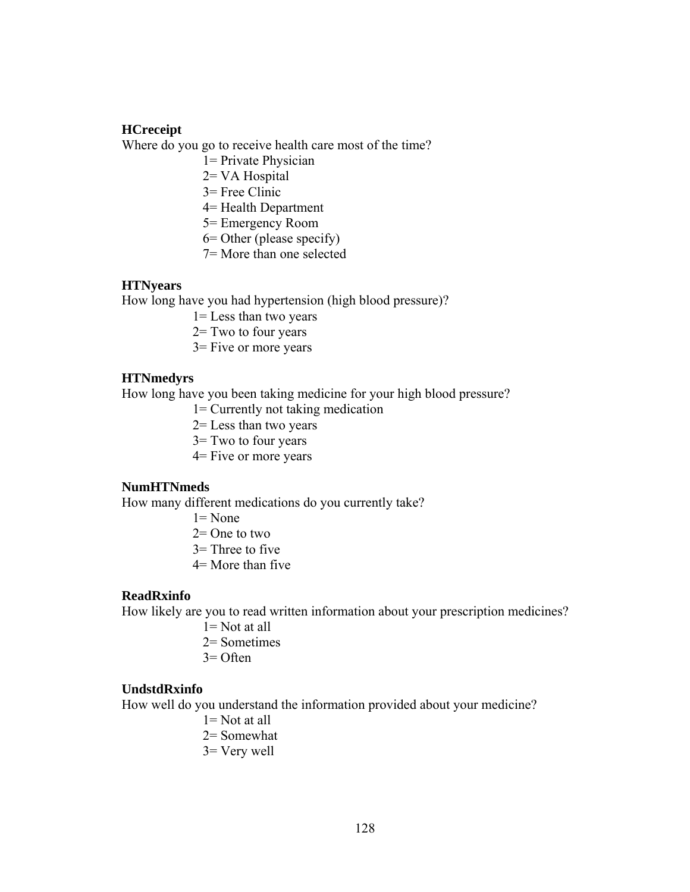**HCreceipt**

Where do you go to receive health care most of the time?

1= Private Physician
2= VA Hospital
3= Free Clinic
4= Health Department
5= Emergency Room
6= Other (please specify)
7= More than one selected

**HTNyears**

How long have you had hypertension (high blood pressure)?

1= Less than two years
2= Two to four years
3= Five or more years

**HTNmedyrs**

How long have you been taking medicine for your high blood pressure?

1= Currently not taking medication
2= Less than two years
3= Two to four years
4= Five or more years

**NumHTNmeds**

How many different medications do you currently take?

1= None
2= One to two
3= Three to five
4= More than five

**ReadRxinfo**

How likely are you to read written information about your prescription medicines?

1= Not at all
2= Sometimes
3= Often

**UndstdRxinfo**

How well do you understand the information provided about your medicine?

1= Not at all
2= Somewhat
3= Very well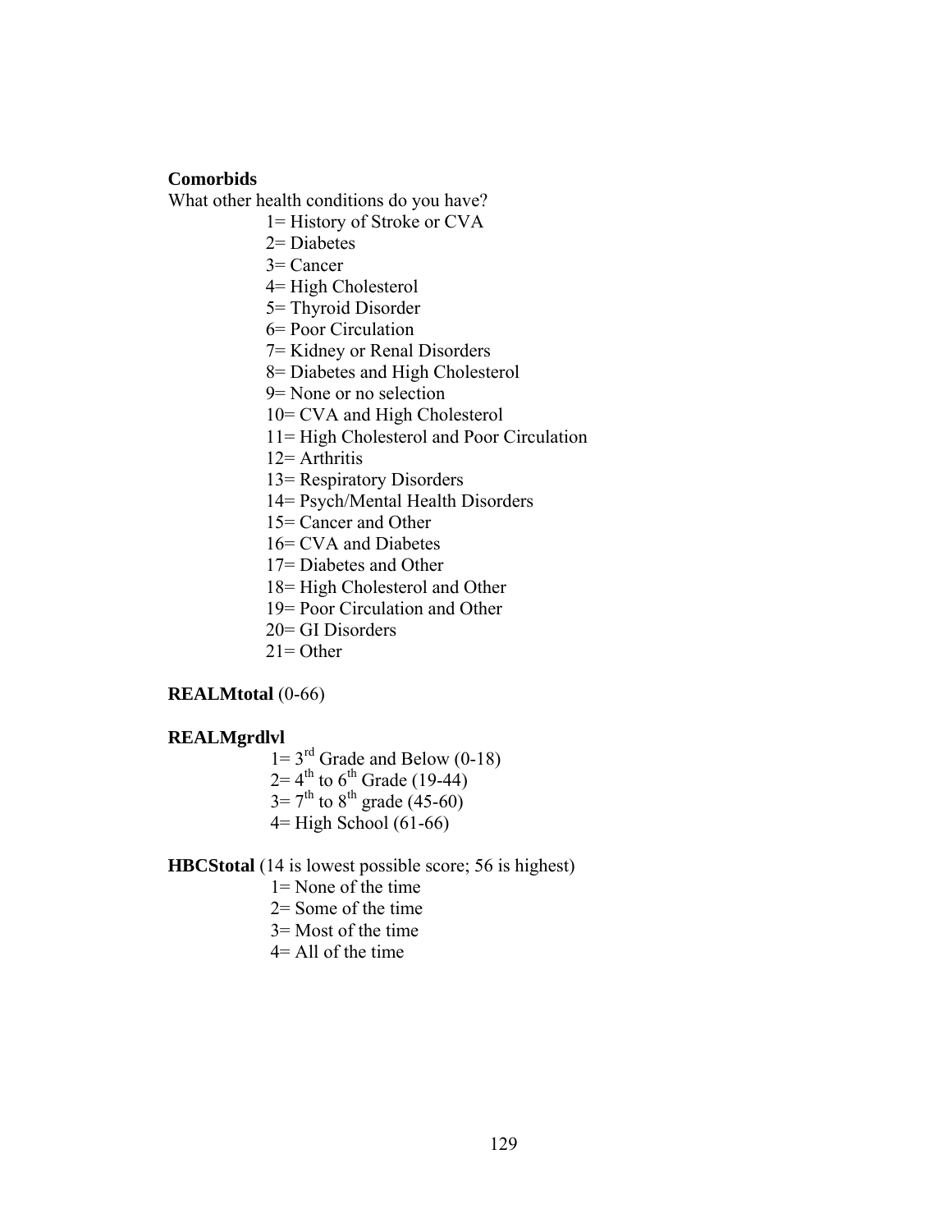**Comorbids**

What other health conditions do you have?

- 1= History of Stroke or CVA
- 2= Diabetes
- 3= Cancer
- 4= High Cholesterol
- 5= Thyroid Disorder
- 6= Poor Circulation
- 7= Kidney or Renal Disorders
- 8= Diabetes and High Cholesterol
- 9= None or no selection
- 10= CVA and High Cholesterol
- 11= High Cholesterol and Poor Circulation
- 12= Arthritis
- 13= Respiratory Disorders
- 14= Psych/Mental Health Disorders
- 15= Cancer and Other
- 16= CVA and Diabetes
- 17= Diabetes and Other
- 18= High Cholesterol and Other
- 19= Poor Circulation and Other
- 20= GI Disorders
- 21= Other

**REALMtotal** (0-66)

**REALMgrdlvl**

- 1= $3^{rd}$ Grade and Below (0-18)
- 2= $4^{th}$ to $6^{th}$ Grade (19-44)
- 3= $7^{th}$ to $8^{th}$ grade (45-60)
- 4= High School (61-66)

**HBCStotal** (14 is lowest possible score; 56 is highest)

- 1= None of the time
- 2= Some of the time
- 3= Most of the time
- 4= All of the time